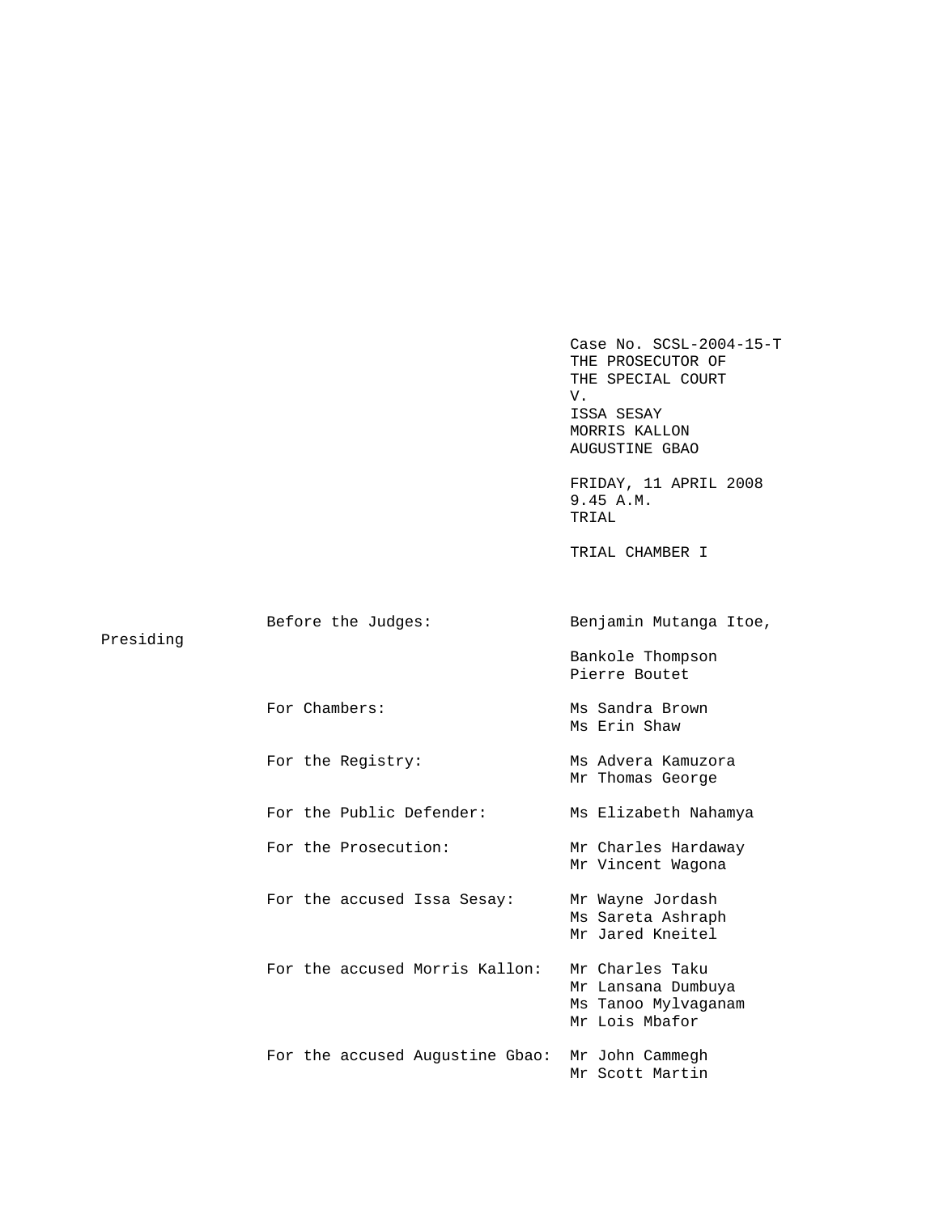Case No. SCSL-2004-15-T
THE PROSECUTOR OF
THE SPECIAL COURT
V.
ISSA SESAY
MORRIS KALLON
AUGUSTINE GBAO

FRIDAY, 11 APRIL 2008
9.45 A.M.
TRIAL

TRIAL CHAMBER I

| | |
|---|---|
| Before the Judges: | Benjamin Mutanga Itoe, Presiding |
| | Bankole Thompson |
| | Pierre Boutet |
| For Chambers: | Ms Sandra Brown |
| | Ms Erin Shaw |
| For the Registry: | Ms Advera Kamuzora |
| | Mr Thomas George |
| For the Public Defender: | Ms Elizabeth Nahamya |
| For the Prosecution: | Mr Charles Hardaway |
| | Mr Vincent Wagona |
| For the accused Issa Sesay: | Mr Wayne Jordash |
| | Ms Sareta Ashraph |
| | Mr Jared Kneitel |
| For the accused Morris Kallon: | Mr Charles Taku |
| | Mr Lansana Dumbuya |
| | Ms Tanoo Mylvaganam |
| | Mr Lois Mbafor |
| For the accused Augustine Gbao: | Mr John Cammegh |
| | Mr Scott Martin |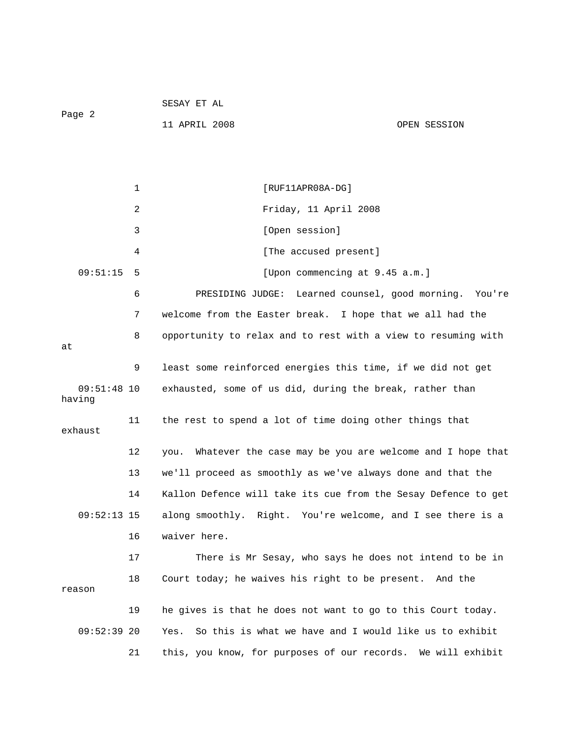[RUF11APR08A-DG]

Friday, 11 April 2008

[Open session]

[The accused present]

[Upon commencing at 9.45 a.m.]

PRESIDING JUDGE: Learned counsel, good morning. You're welcome from the Easter break. I hope that we all had the opportunity to relax and to rest with a view to resuming with at least some reinforced energies this time, if we did not get exhausted, some of us did, during the break, rather than having the rest to spend a lot of time doing other things that exhaust you. Whatever the case may be you are welcome and I hope that we'll proceed as smoothly as we've always done and that the Kallon Defence will take its cue from the Sesay Defence to get along smoothly. Right. You're welcome, and I see there is a waiver here.

There is Mr Sesay, who says he does not intend to be in Court today; he waives his right to be present. And the reason he gives is that he does not want to go to this Court today. Yes. So this is what we have and I would like us to exhibit this, you know, for purposes of our records. We will exhibit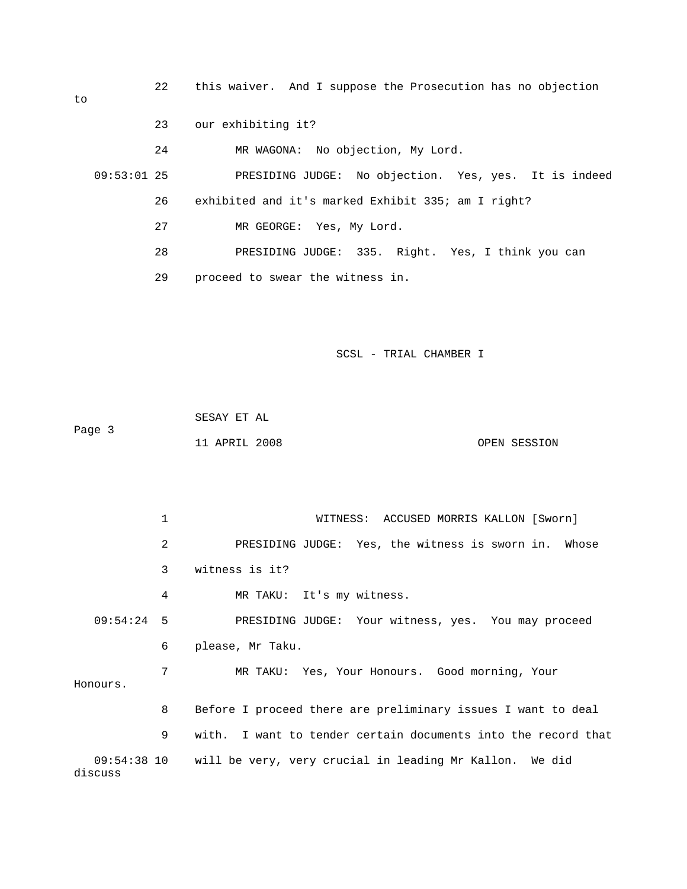22 this waiver. And I suppose the Prosecution has no objection to

23 our exhibiting it?

24 MR WAGONA: No objection, My Lord.

09:53:01 25 PRESIDING JUDGE: No objection. Yes, yes. It is indeed

26 exhibited and it's marked Exhibit 335; am I right?

27 MR GEORGE: Yes, My Lord.

28 PRESIDING JUDGE: 335. Right. Yes, I think you can

29 proceed to swear the witness in.

1 WITNESS: ACCUSED MORRIS KALLON [Sworn]

2 PRESIDING JUDGE: Yes, the witness is sworn in. Whose

3 witness is it?

4 MR TAKU: It's my witness.

09:54:24 5 PRESIDING JUDGE: Your witness, yes. You may proceed

6 please, Mr Taku.

7 MR TAKU: Yes, Your Honours. Good morning, Your Honours.

8 Before I proceed there are preliminary issues I want to deal

9 with. I want to tender certain documents into the record that

09:54:38 10 will be very, very crucial in leading Mr Kallon. We did discuss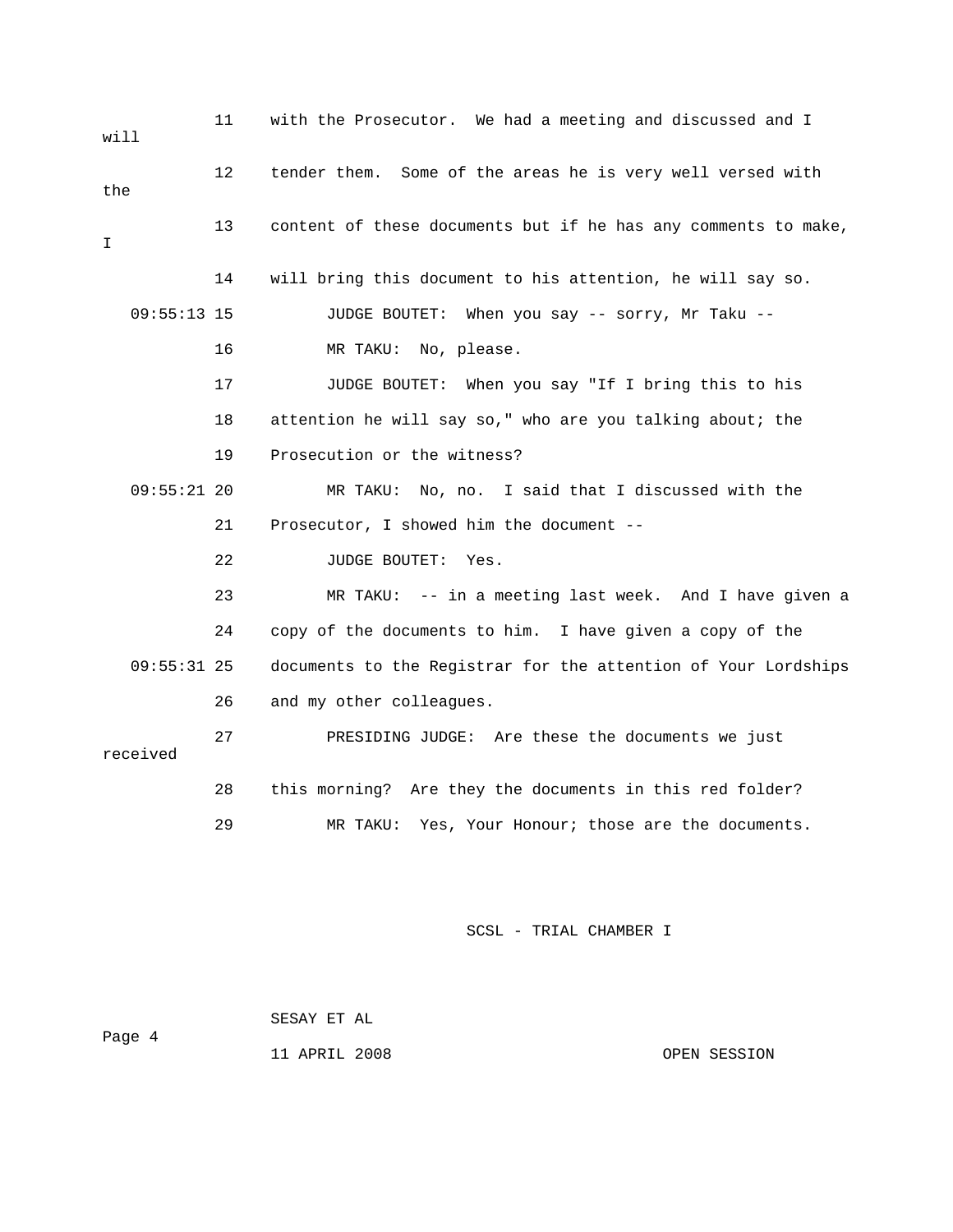11 with the Prosecutor. We had a meeting and discussed and I will

12 tender them. Some of the areas he is very well versed with the

13 content of these documents but if he has any comments to make, I

14 will bring this document to his attention, he will say so.

09:55:13 15 JUDGE BOUTET: When you say -- sorry, Mr Taku --

16 MR TAKU: No, please.

17 JUDGE BOUTET: When you say "If I bring this to his

18 attention he will say so," who are you talking about; the

19 Prosecution or the witness?

09:55:21 20 MR TAKU: No, no. I said that I discussed with the

21 Prosecutor, I showed him the document --

22 JUDGE BOUTET: Yes.

23 MR TAKU: -- in a meeting last week. And I have given a

24 copy of the documents to him. I have given a copy of the

09:55:31 25 documents to the Registrar for the attention of Your Lordships

26 and my other colleagues.

27 PRESIDING JUDGE: Are these the documents we just received

28 this morning? Are they the documents in this red folder?

29 MR TAKU: Yes, Your Honour; those are the documents.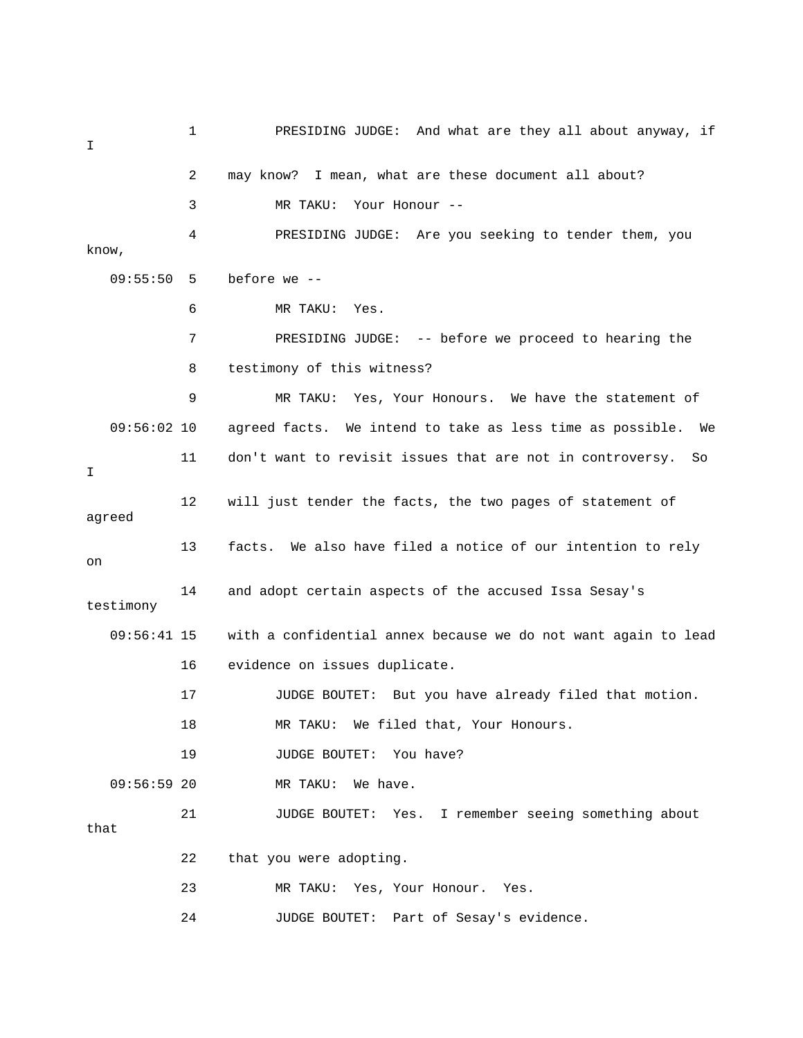1 PRESIDING JUDGE: And what are they all about anyway, if I

2 may know? I mean, what are these document all about?

3 MR TAKU: Your Honour --

4 PRESIDING JUDGE: Are you seeking to tender them, you know,

09:55:50 5 before we --

6 MR TAKU: Yes.

7 PRESIDING JUDGE: -- before we proceed to hearing the

8 testimony of this witness?

9 MR TAKU: Yes, Your Honours. We have the statement of

09:56:02 10 agreed facts. We intend to take as less time as possible. We

11 don't want to revisit issues that are not in controversy. So I

12 will just tender the facts, the two pages of statement of agreed

13 facts. We also have filed a notice of our intention to rely on

14 and adopt certain aspects of the accused Issa Sesay's testimony

09:56:41 15 with a confidential annex because we do not want again to lead

16 evidence on issues duplicate.

17 JUDGE BOUTET: But you have already filed that motion.

18 MR TAKU: We filed that, Your Honours.

19 JUDGE BOUTET: You have?

09:56:59 20 MR TAKU: We have.

21 JUDGE BOUTET: Yes. I remember seeing something about that

22 that you were adopting.

23 MR TAKU: Yes, Your Honour. Yes.

24 JUDGE BOUTET: Part of Sesay's evidence.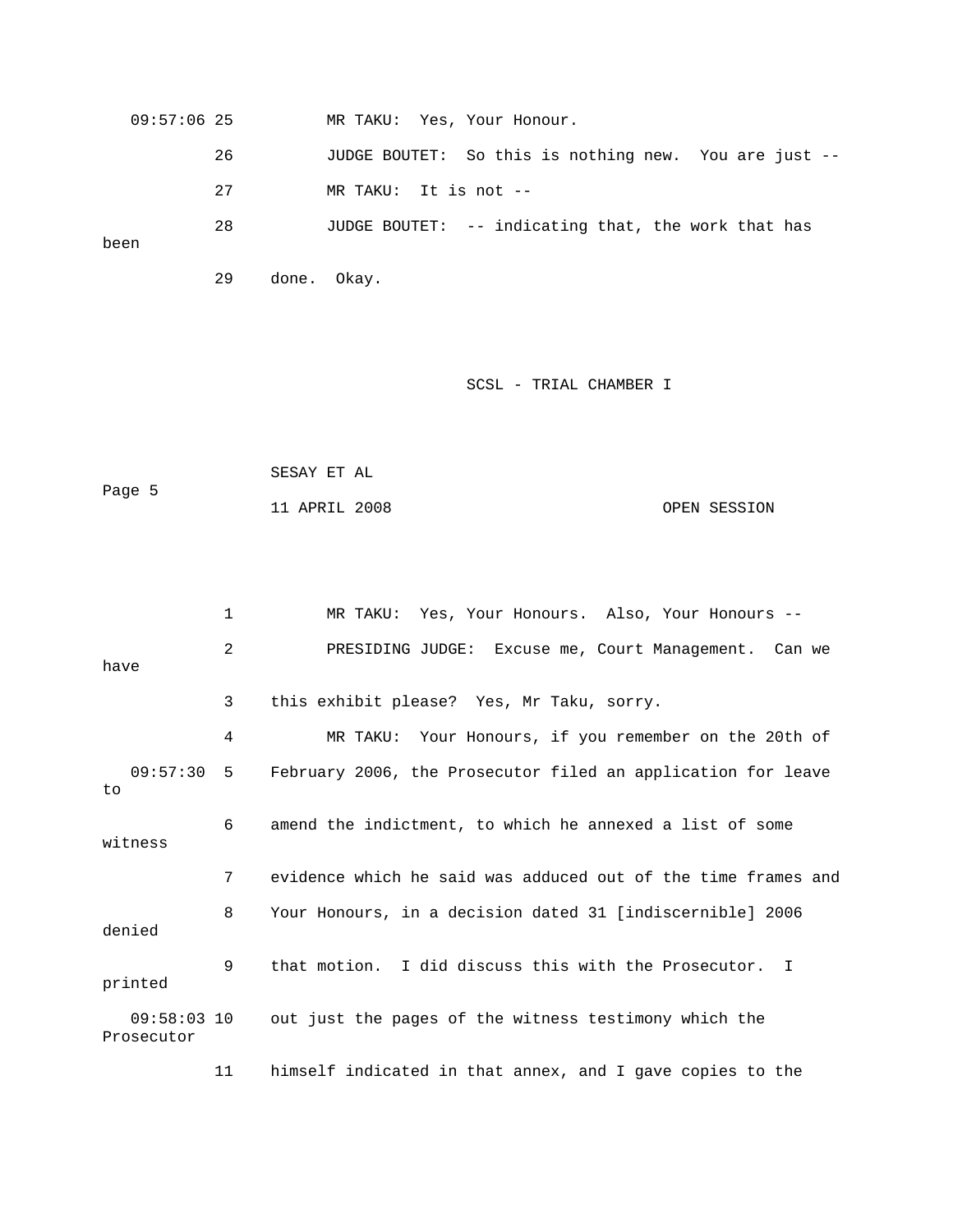09:57:06 25 MR TAKU: Yes, Your Honour.

26 JUDGE BOUTET: So this is nothing new. You are just --

27 MR TAKU: It is not --

28 JUDGE BOUTET: -- indicating that, the work that has been

29 done. Okay.

SCSL - TRIAL CHAMBER I

SESAY ET AL

Page 5

11 APRIL 2008 OPEN SESSION

1 MR TAKU: Yes, Your Honours. Also, Your Honours --

2 PRESIDING JUDGE: Excuse me, Court Management. Can we have

3 this exhibit please? Yes, Mr Taku, sorry.

4 MR TAKU: Your Honours, if you remember on the 20th of

09:57:30 5 February 2006, the Prosecutor filed an application for leave to

6 amend the indictment, to which he annexed a list of some witness

7 evidence which he said was adduced out of the time frames and

8 Your Honours, in a decision dated 31 [indiscernible] 2006 denied

9 that motion. I did discuss this with the Prosecutor. I printed

09:58:03 10 out just the pages of the witness testimony which the Prosecutor

11 himself indicated in that annex, and I gave copies to the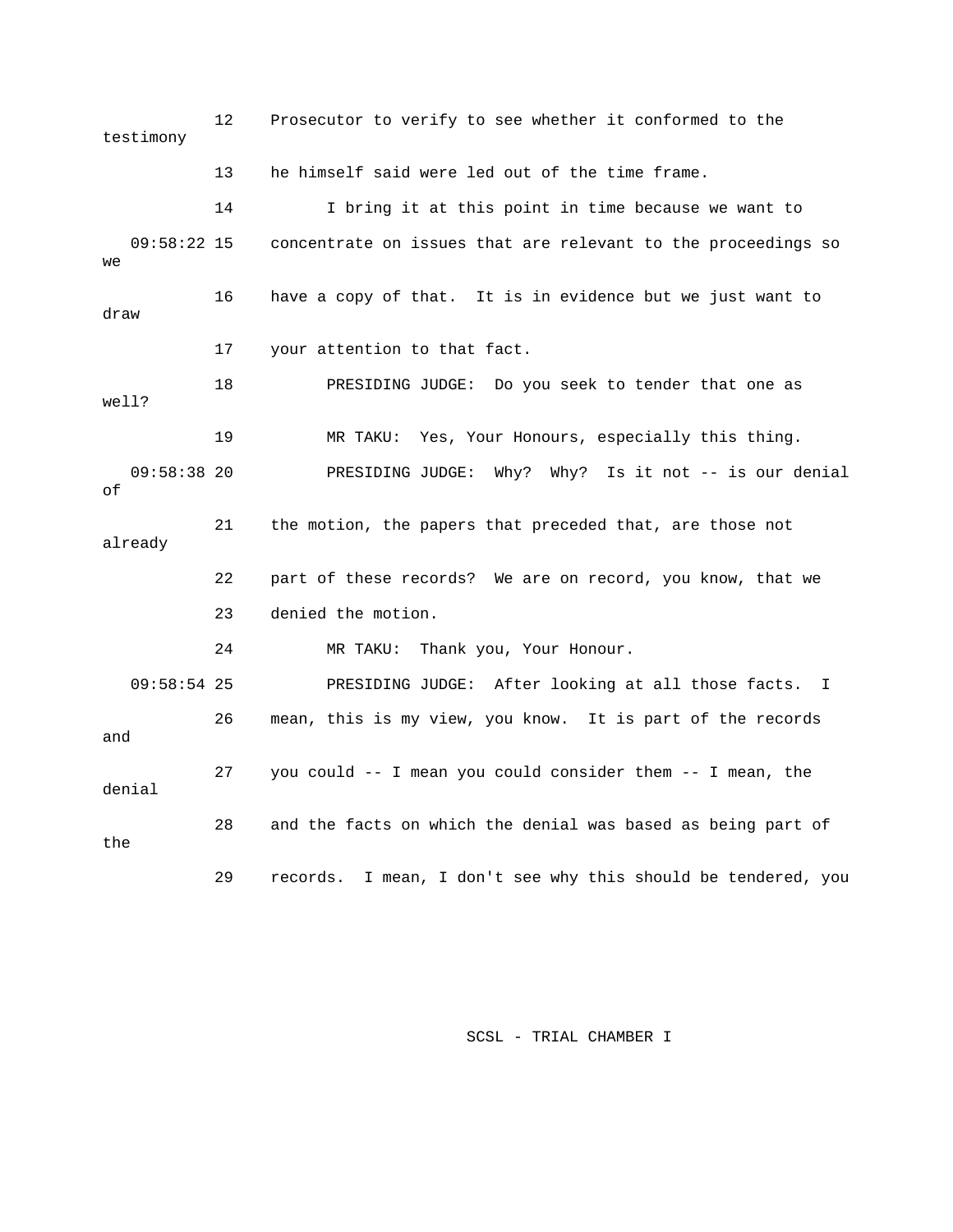12 Prosecutor to verify to see whether it conformed to the testimony

13 he himself said were led out of the time frame.

14 I bring it at this point in time because we want to

09:58:22 15 concentrate on issues that are relevant to the proceedings so we

16 have a copy of that. It is in evidence but we just want to draw

17 your attention to that fact.

18 PRESIDING JUDGE: Do you seek to tender that one as well?

19 MR TAKU: Yes, Your Honours, especially this thing.

09:58:38 20 PRESIDING JUDGE: Why? Why? Is it not -- is our denial of

21 the motion, the papers that preceded that, are those not already

22 part of these records? We are on record, you know, that we

23 denied the motion.

24 MR TAKU: Thank you, Your Honour.

09:58:54 25 PRESIDING JUDGE: After looking at all those facts. I

26 mean, this is my view, you know. It is part of the records and

27 you could -- I mean you could consider them -- I mean, the denial

28 and the facts on which the denial was based as being part of the

29 records. I mean, I don't see why this should be tendered, you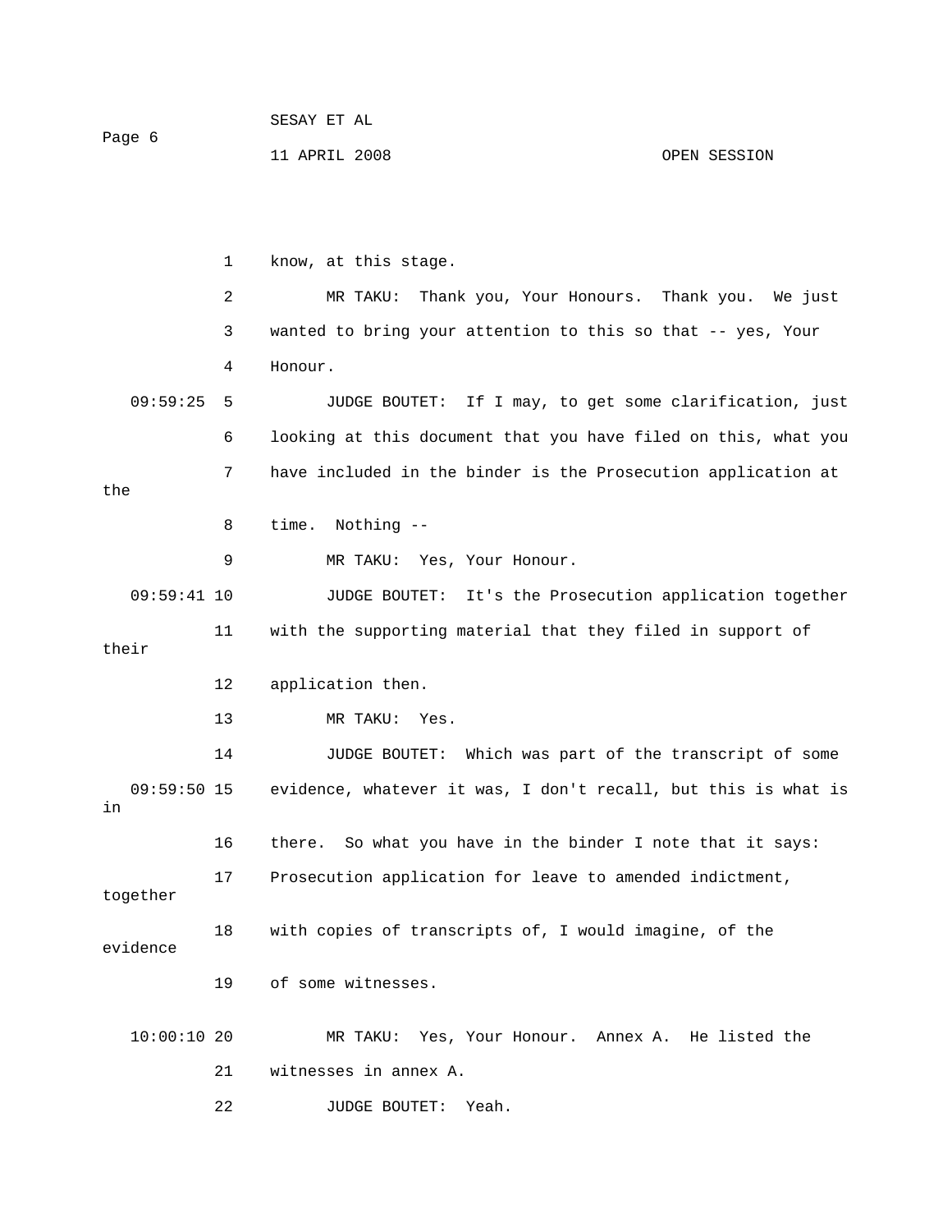know, at this stage.

MR TAKU: Thank you, Your Honours. Thank you. We just wanted to bring your attention to this so that -- yes, Your Honour.

09:59:25 JUDGE BOUTET: If I may, to get some clarification, just looking at this document that you have filed on this, what you have included in the binder is the Prosecution application at the time. Nothing --

MR TAKU: Yes, Your Honour.

09:59:41 JUDGE BOUTET: It's the Prosecution application together with the supporting material that they filed in support of their application then.

MR TAKU: Yes.

JUDGE BOUTET: Which was part of the transcript of some

09:59:50 evidence, whatever it was, I don't recall, but this is what is in there. So what you have in the binder I note that it says: Prosecution application for leave to amended indictment, together with copies of transcripts of, I would imagine, of the evidence of some witnesses.

10:00:10 MR TAKU: Yes, Your Honour. Annex A. He listed the witnesses in annex A.

JUDGE BOUTET: Yeah.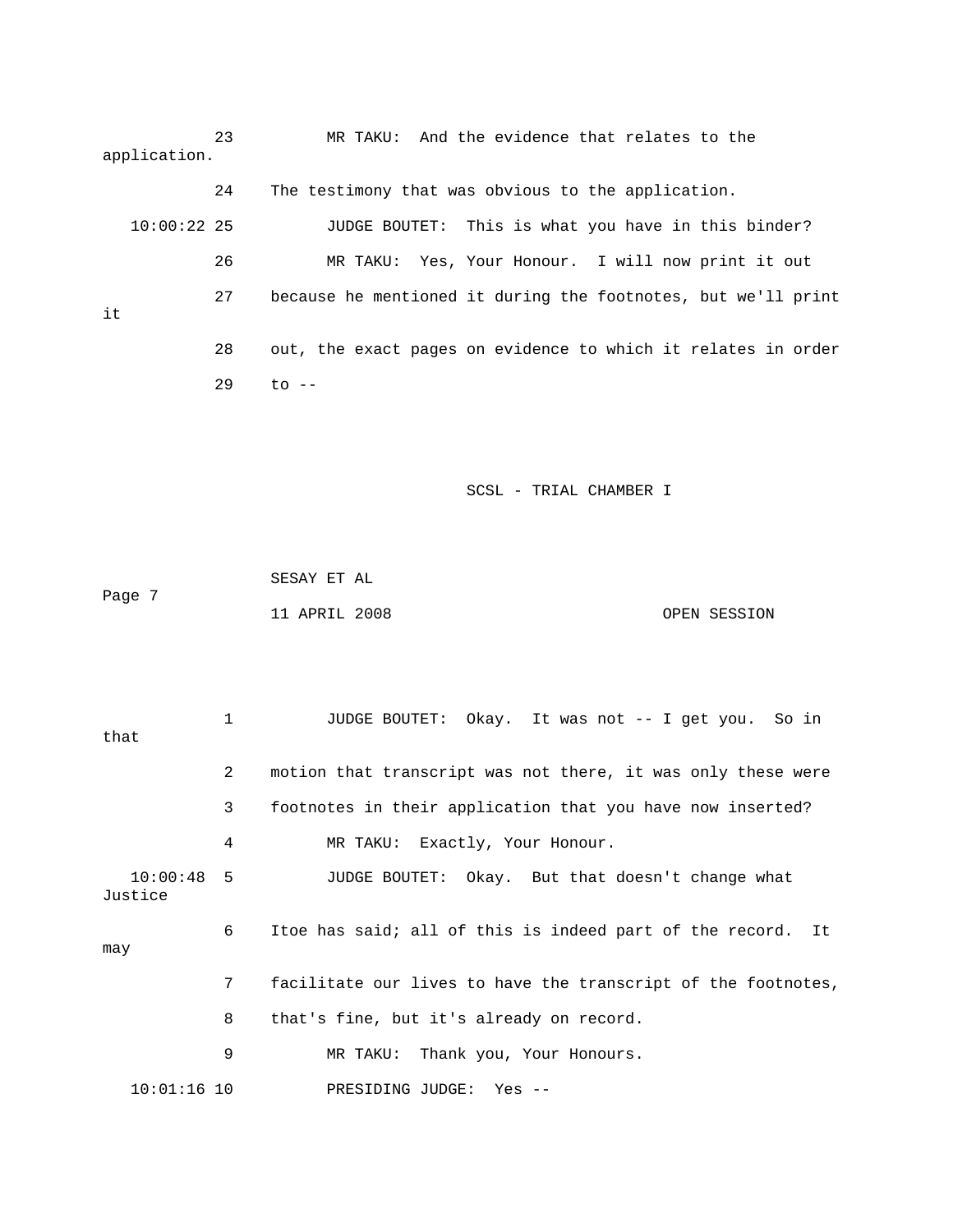23 MR TAKU: And the evidence that relates to the application.

24 The testimony that was obvious to the application.

10:00:22 25 JUDGE BOUTET: This is what you have in this binder?

26 MR TAKU: Yes, Your Honour. I will now print it out

27 because he mentioned it during the footnotes, but we'll print it

28 out, the exact pages on evidence to which it relates in order

29 to --

SCSL - TRIAL CHAMBER I

SESAY ET AL

11 APRIL 2008 OPEN SESSION

1 JUDGE BOUTET: Okay. It was not -- I get you. So in that

2 motion that transcript was not there, it was only these were

3 footnotes in their application that you have now inserted?

4 MR TAKU: Exactly, Your Honour.

10:00:48 5 JUDGE BOUTET: Okay. But that doesn't change what Justice

6 Itoe has said; all of this is indeed part of the record. It may

7 facilitate our lives to have the transcript of the footnotes,

8 that's fine, but it's already on record.

9 MR TAKU: Thank you, Your Honours.

10:01:16 10 PRESIDING JUDGE: Yes --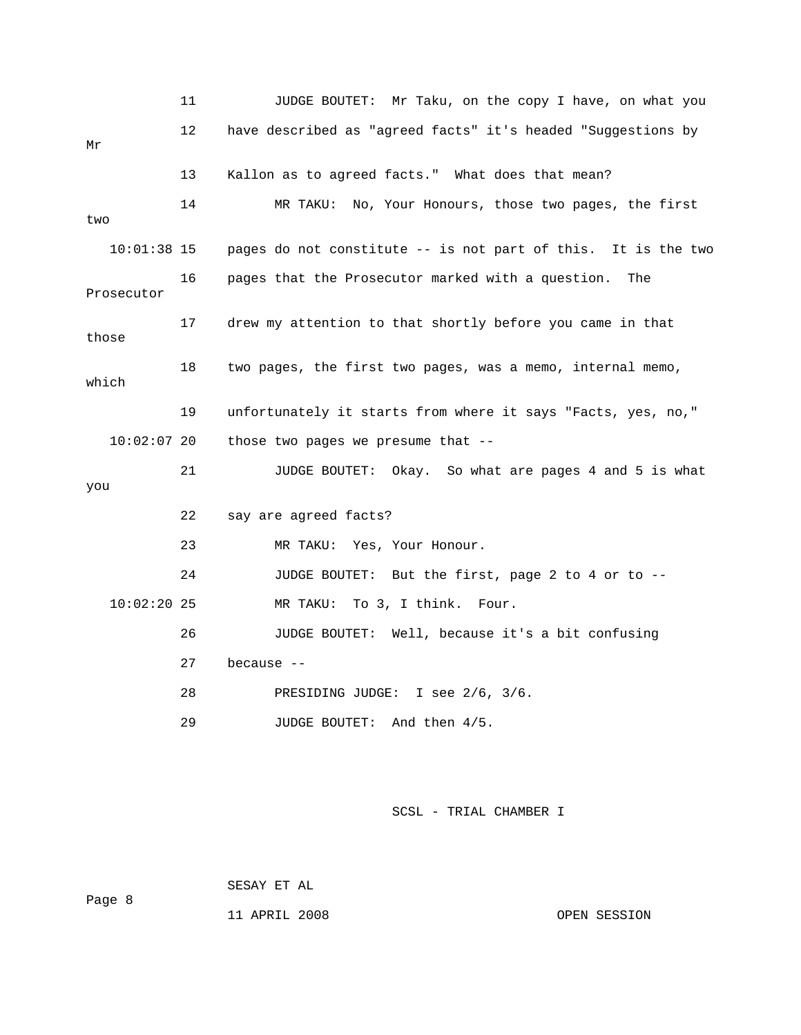11 JUDGE BOUTET: Mr Taku, on the copy I have, on what you

12 have described as "agreed facts" it's headed "Suggestions by Mr

13 Kallon as to agreed facts." What does that mean?

14 MR TAKU: No, Your Honours, those two pages, the first two

10:01:38 15 pages do not constitute -- is not part of this. It is the two

16 pages that the Prosecutor marked with a question. The Prosecutor

17 drew my attention to that shortly before you came in that those

18 two pages, the first two pages, was a memo, internal memo, which

19 unfortunately it starts from where it says "Facts, yes, no,"

10:02:07 20 those two pages we presume that --

21 JUDGE BOUTET: Okay. So what are pages 4 and 5 is what you

22 say are agreed facts?

23 MR TAKU: Yes, Your Honour.

24 JUDGE BOUTET: But the first, page 2 to 4 or to --

10:02:20 25 MR TAKU: To 3, I think. Four.

26 JUDGE BOUTET: Well, because it's a bit confusing

27 because --

28 PRESIDING JUDGE: I see 2/6, 3/6.

29 JUDGE BOUTET: And then 4/5.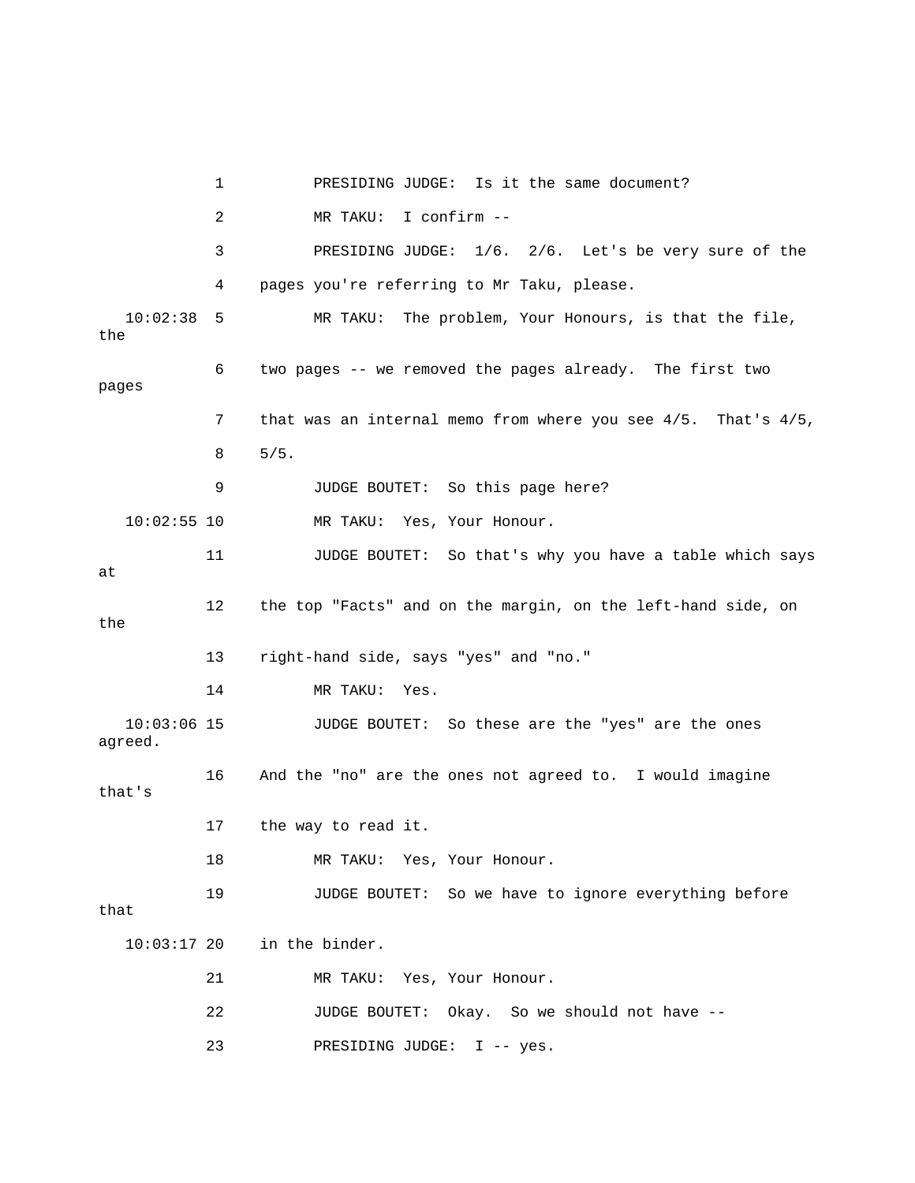1 PRESIDING JUDGE: Is it the same document?

2 MR TAKU: I confirm --

3 PRESIDING JUDGE: 1/6. 2/6. Let's be very sure of the

4 pages you're referring to Mr Taku, please.

10:02:38 5 MR TAKU: The problem, Your Honours, is that the file, the

6 two pages -- we removed the pages already. The first two pages

7 that was an internal memo from where you see 4/5. That's 4/5,

8 5/5.

9 JUDGE BOUTET: So this page here?

10:02:55 10 MR TAKU: Yes, Your Honour.

11 JUDGE BOUTET: So that's why you have a table which says at

12 the top "Facts" and on the margin, on the left-hand side, on the

13 right-hand side, says "yes" and "no."

14 MR TAKU: Yes.

10:03:06 15 JUDGE BOUTET: So these are the "yes" are the ones agreed.

16 And the "no" are the ones not agreed to. I would imagine that's

17 the way to read it.

18 MR TAKU: Yes, Your Honour.

19 JUDGE BOUTET: So we have to ignore everything before that

10:03:17 20 in the binder.

21 MR TAKU: Yes, Your Honour.

22 JUDGE BOUTET: Okay. So we should not have --

23 PRESIDING JUDGE: I -- yes.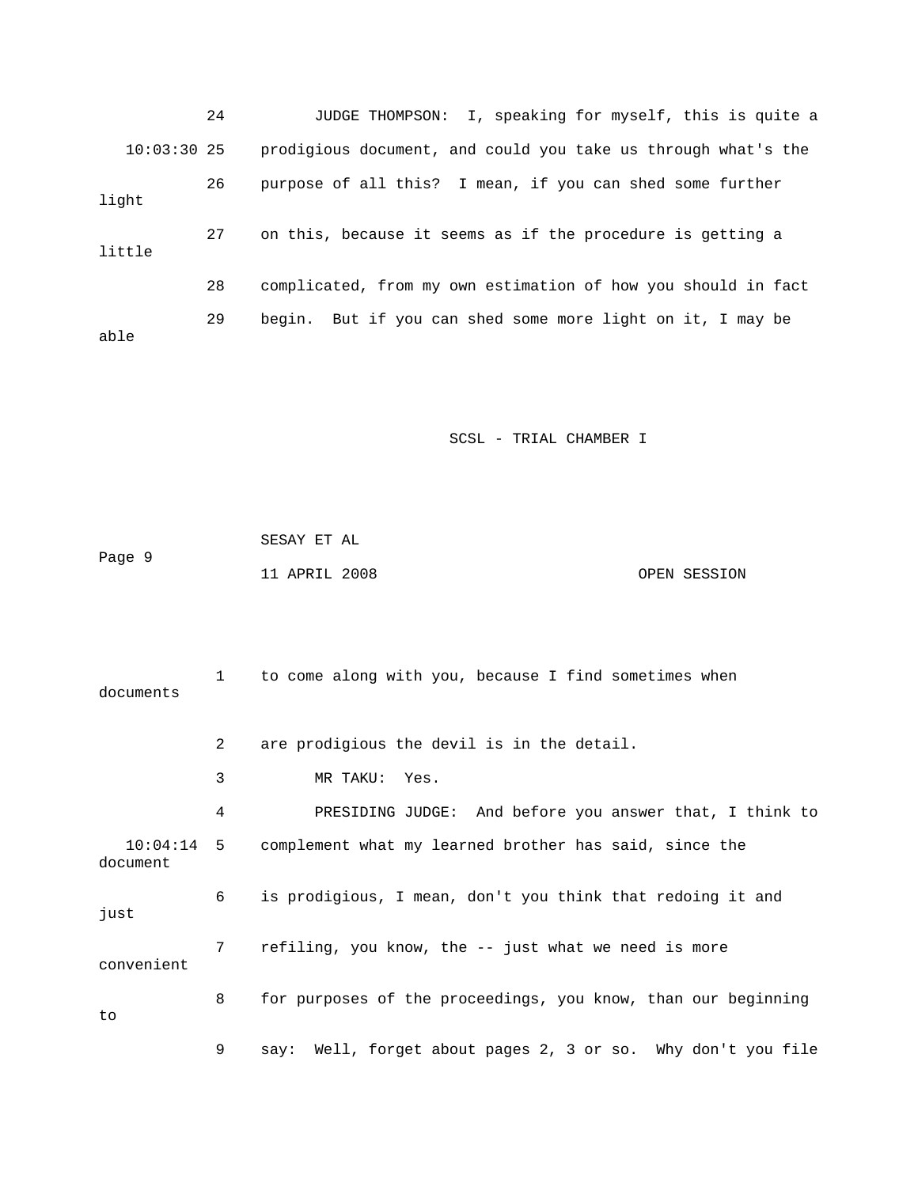24 JUDGE THOMPSON: I, speaking for myself, this is quite a

10:03:30 25 prodigious document, and could you take us through what's the

26 purpose of all this? I mean, if you can shed some further light

27 on this, because it seems as if the procedure is getting a little

28 complicated, from my own estimation of how you should in fact

29 begin. But if you can shed some more light on it, I may be able

1 to come along with you, because I find sometimes when documents

2 are prodigious the devil is in the detail.

3 MR TAKU: Yes.

4 PRESIDING JUDGE: And before you answer that, I think to

10:04:14 5 complement what my learned brother has said, since the document

6 is prodigious, I mean, don't you think that redoing it and just

7 refiling, you know, the -- just what we need is more convenient

8 for purposes of the proceedings, you know, than our beginning to

9 say: Well, forget about pages 2, 3 or so. Why don't you file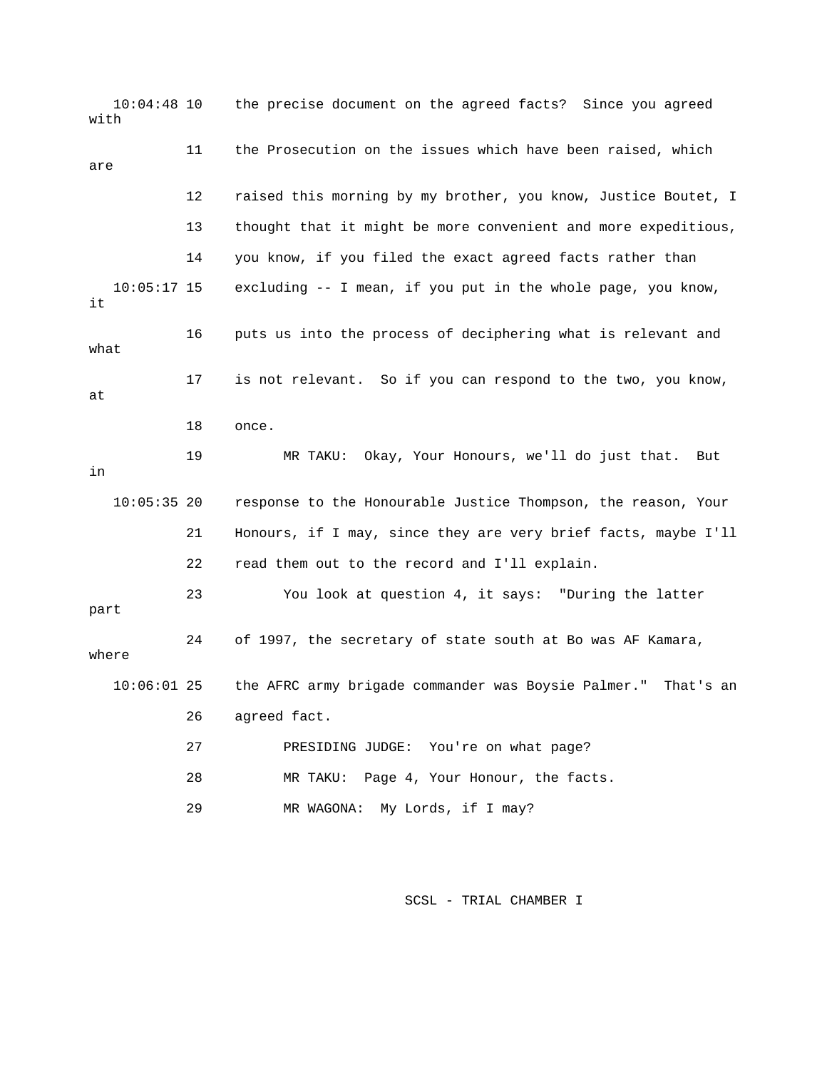10:04:48 10 the precise document on the agreed facts? Since you agreed with

11 the Prosecution on the issues which have been raised, which are

12 raised this morning by my brother, you know, Justice Boutet, I

13 thought that it might be more convenient and more expeditious,

14 you know, if you filed the exact agreed facts rather than

10:05:17 15 excluding -- I mean, if you put in the whole page, you know, it

16 puts us into the process of deciphering what is relevant and what

17 is not relevant. So if you can respond to the two, you know, at

18 once.

19 MR TAKU: Okay, Your Honours, we'll do just that. But in

10:05:35 20 response to the Honourable Justice Thompson, the reason, Your

21 Honours, if I may, since they are very brief facts, maybe I'll

22 read them out to the record and I'll explain.

23 You look at question 4, it says: "During the latter part

24 of 1997, the secretary of state south at Bo was AF Kamara, where

10:06:01 25 the AFRC army brigade commander was Boysie Palmer." That's an

26 agreed fact.

27 PRESIDING JUDGE: You're on what page?

28 MR TAKU: Page 4, Your Honour, the facts.

29 MR WAGONA: My Lords, if I may?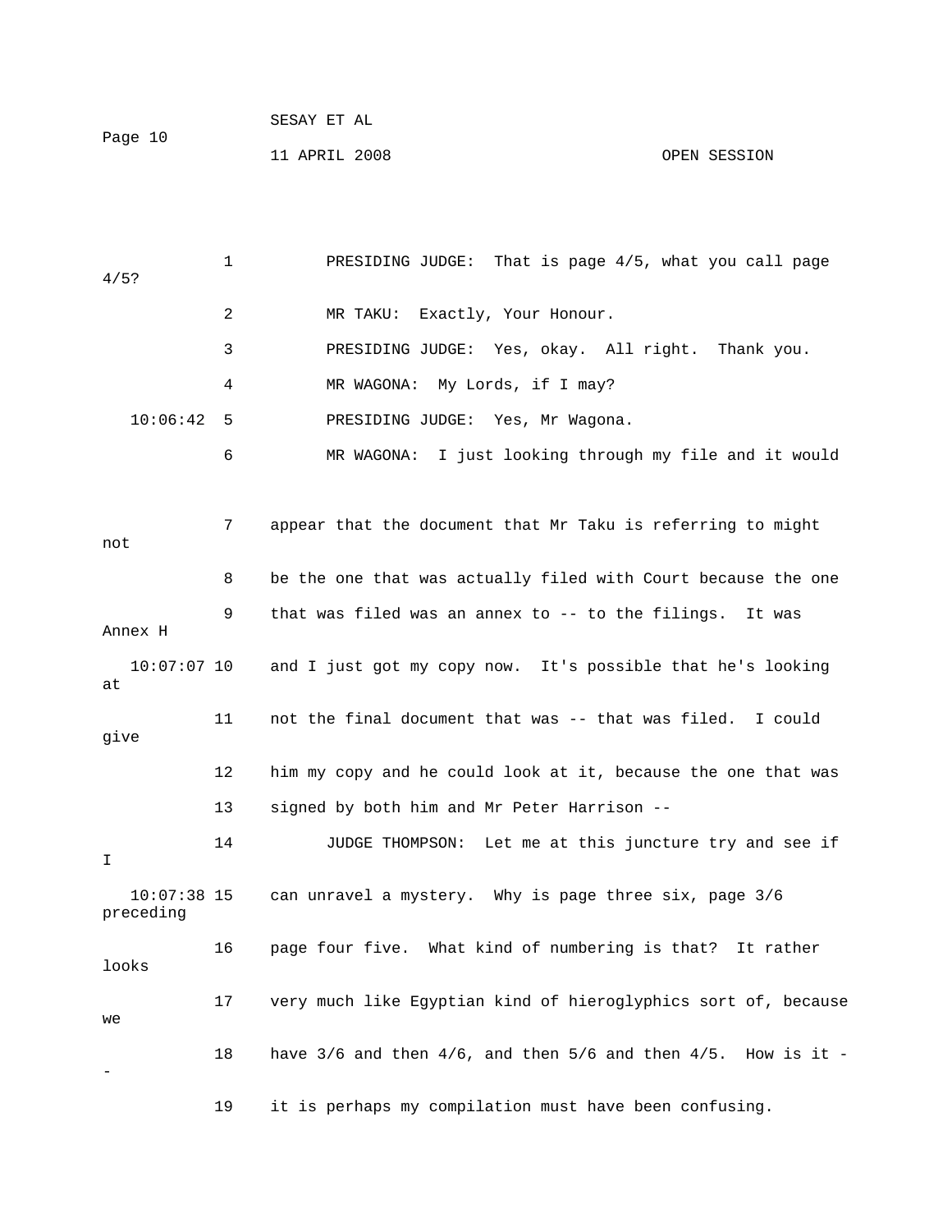1 PRESIDING JUDGE: That is page 4/5, what you call page 4/5?

2 MR TAKU: Exactly, Your Honour.

3 PRESIDING JUDGE: Yes, okay. All right. Thank you.

4 MR WAGONA: My Lords, if I may?

10:06:42 5 PRESIDING JUDGE: Yes, Mr Wagona.

6 MR WAGONA: I just looking through my file and it would

7 appear that the document that Mr Taku is referring to might not

8 be the one that was actually filed with Court because the one

9 that was filed was an annex to -- to the filings. It was Annex H

10:07:07 10 and I just got my copy now. It's possible that he's looking at

11 not the final document that was -- that was filed. I could give

12 him my copy and he could look at it, because the one that was

13 signed by both him and Mr Peter Harrison --

14 JUDGE THOMPSON: Let me at this juncture try and see if I

10:07:38 15 can unravel a mystery. Why is page three six, page 3/6 preceding

16 page four five. What kind of numbering is that? It rather looks

17 very much like Egyptian kind of hieroglyphics sort of, because we

18 have 3/6 and then 4/6, and then 5/6 and then 4/5. How is it --

19 it is perhaps my compilation must have been confusing.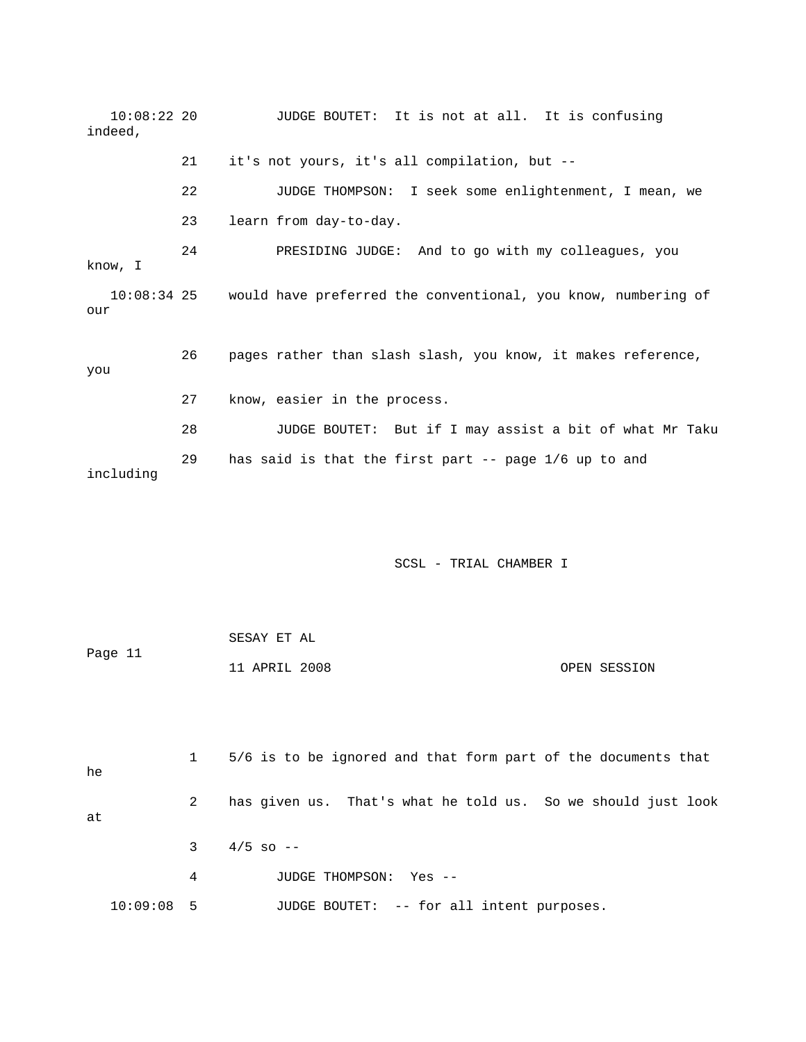10:08:22 20 JUDGE BOUTET: It is not at all. It is confusing indeed,

21 it's not yours, it's all compilation, but --

22 JUDGE THOMPSON: I seek some enlightenment, I mean, we

23 learn from day-to-day.

24 PRESIDING JUDGE: And to go with my colleagues, you know, I

10:08:34 25 would have preferred the conventional, you know, numbering of our

26 pages rather than slash slash, you know, it makes reference, you

27 know, easier in the process.

28 JUDGE BOUTET: But if I may assist a bit of what Mr Taku

29 has said is that the first part -- page 1/6 up to and including

1 5/6 is to be ignored and that form part of the documents that he

2 has given us. That's what he told us. So we should just look at

3 4/5 so --

4 JUDGE THOMPSON: Yes --

10:09:08 5 JUDGE BOUTET: -- for all intent purposes.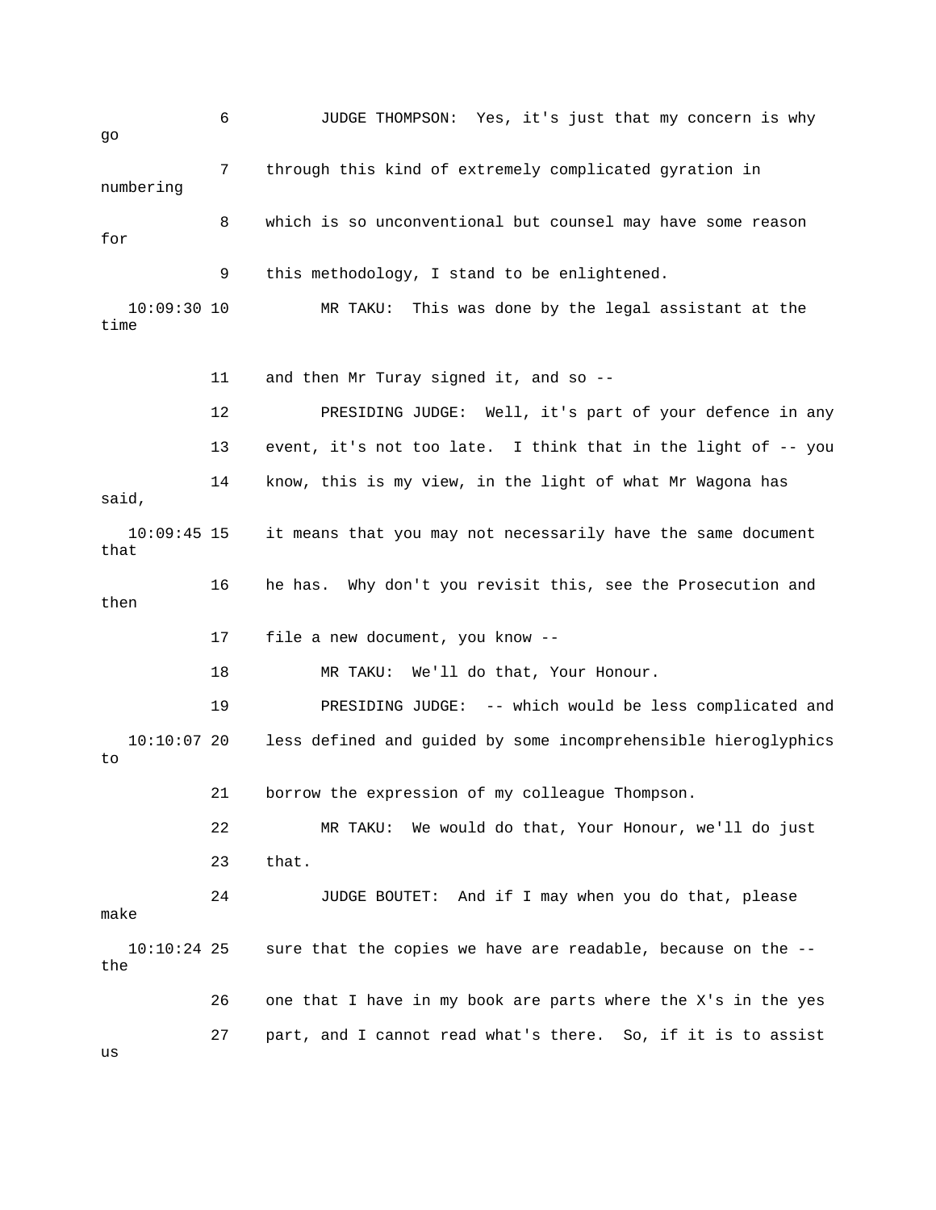6 JUDGE THOMPSON: Yes, it's just that my concern is why go

7 through this kind of extremely complicated gyration in numbering

8 which is so unconventional but counsel may have some reason for

9 this methodology, I stand to be enlightened.

10:09:30 10 MR TAKU: This was done by the legal assistant at the time

11 and then Mr Turay signed it, and so --

12 PRESIDING JUDGE: Well, it's part of your defence in any

13 event, it's not too late. I think that in the light of -- you

14 know, this is my view, in the light of what Mr Wagona has said,

10:09:45 15 it means that you may not necessarily have the same document that

16 he has. Why don't you revisit this, see the Prosecution and then

17 file a new document, you know --

18 MR TAKU: We'll do that, Your Honour.

19 PRESIDING JUDGE: -- which would be less complicated and

10:10:07 20 less defined and guided by some incomprehensible hieroglyphics to

21 borrow the expression of my colleague Thompson.

22 MR TAKU: We would do that, Your Honour, we'll do just

23 that.

24 JUDGE BOUTET: And if I may when you do that, please make

10:10:24 25 sure that the copies we have are readable, because on the -- the

26 one that I have in my book are parts where the X's in the yes

27 part, and I cannot read what's there. So, if it is to assist us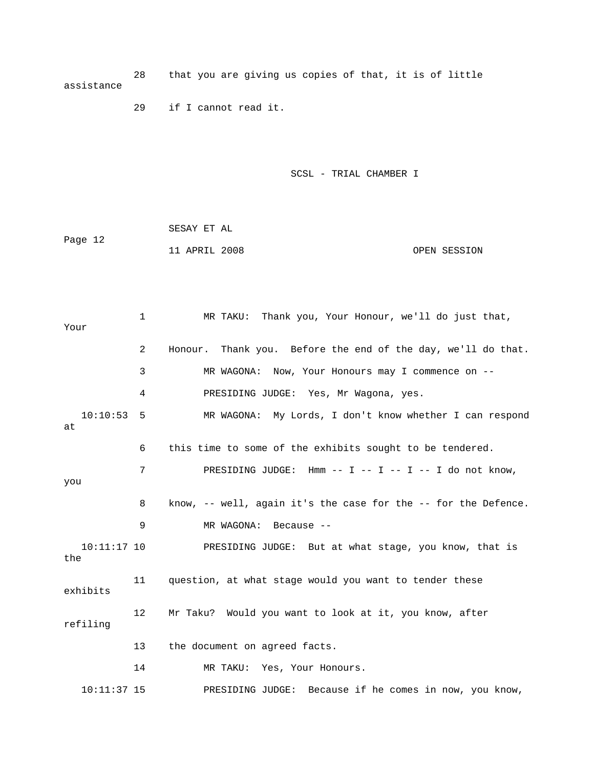28 that you are giving us copies of that, it is of little assistance

29 if I cannot read it.

SCSL - TRIAL CHAMBER I

SESAY ET AL

11 APRIL 2008 OPEN SESSION

1 MR TAKU: Thank you, Your Honour, we'll do just that, Your

2 Honour. Thank you. Before the end of the day, we'll do that.

3 MR WAGONA: Now, Your Honours may I commence on --

4 PRESIDING JUDGE: Yes, Mr Wagona, yes.

10:10:53 5 MR WAGONA: My Lords, I don't know whether I can respond at

6 this time to some of the exhibits sought to be tendered.

7 PRESIDING JUDGE: Hmm -- I -- I -- I -- I do not know, you

8 know, -- well, again it's the case for the -- for the Defence.

9 MR WAGONA: Because --

10:11:17 10 PRESIDING JUDGE: But at what stage, you know, that is the

11 question, at what stage would you want to tender these exhibits

12 Mr Taku? Would you want to look at it, you know, after refiling

13 the document on agreed facts.

14 MR TAKU: Yes, Your Honours.

10:11:37 15 PRESIDING JUDGE: Because if he comes in now, you know,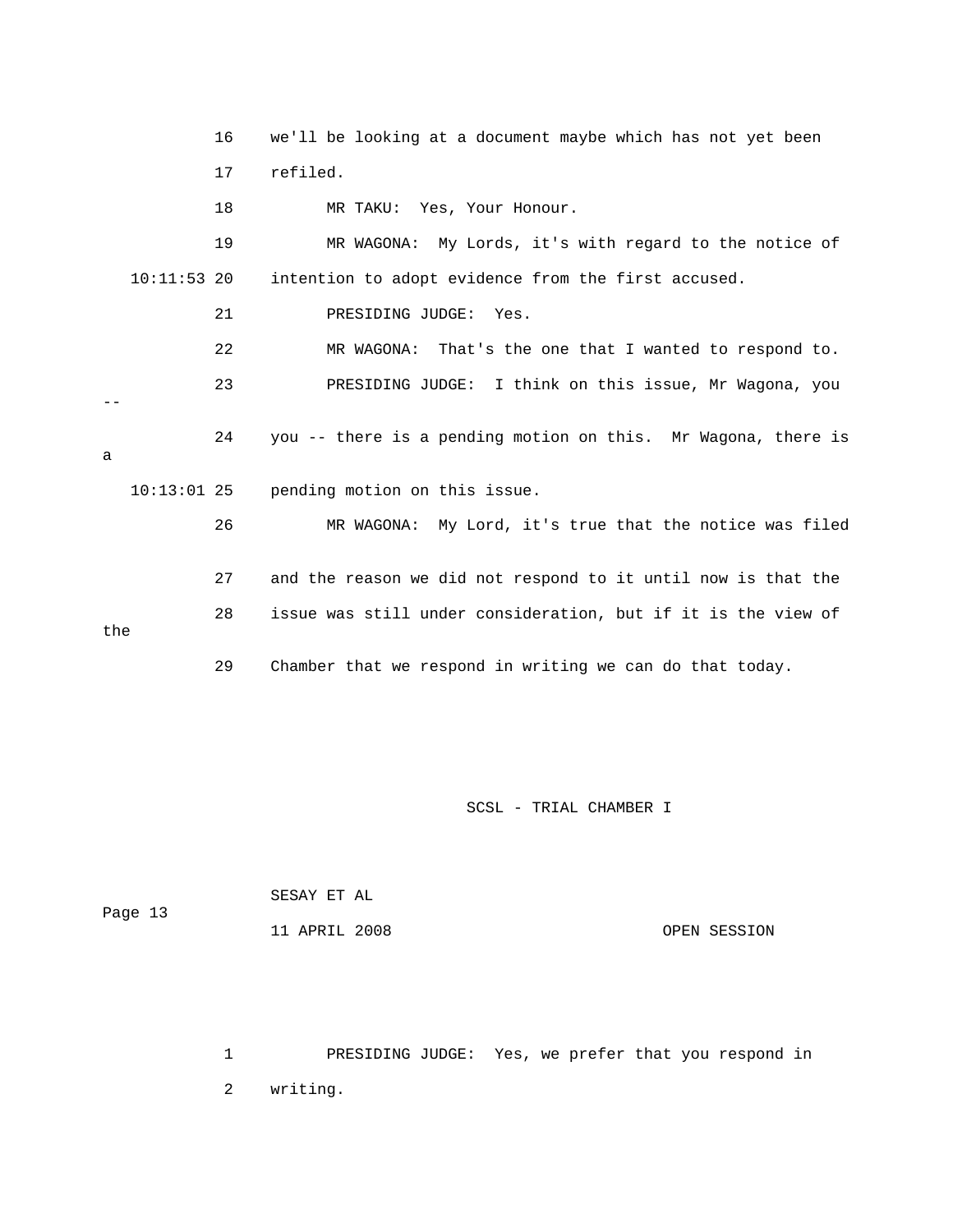16 we'll be looking at a document maybe which has not yet been

17 refiled.

18 MR TAKU: Yes, Your Honour.

19 MR WAGONA: My Lords, it's with regard to the notice of

10:11:53 20 intention to adopt evidence from the first accused.

21 PRESIDING JUDGE: Yes.

22 MR WAGONA: That's the one that I wanted to respond to.

23 PRESIDING JUDGE: I think on this issue, Mr Wagona, you --

24 you -- there is a pending motion on this. Mr Wagona, there is a

10:13:01 25 pending motion on this issue.

26 MR WAGONA: My Lord, it's true that the notice was filed

27 and the reason we did not respond to it until now is that the

28 issue was still under consideration, but if it is the view of the

29 Chamber that we respond in writing we can do that today.

1 PRESIDING JUDGE: Yes, we prefer that you respond in

2 writing.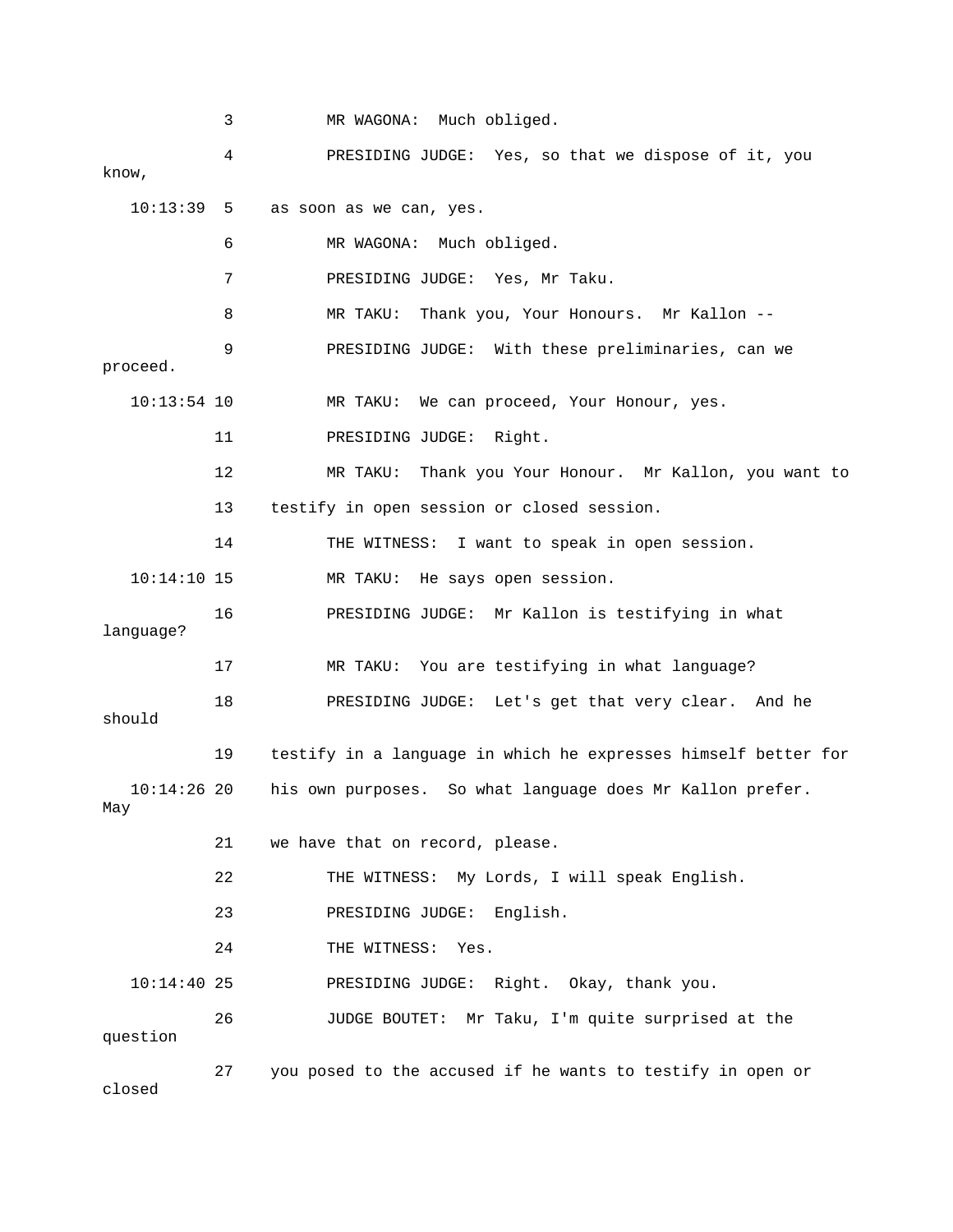3 MR WAGONA: Much obliged.

4 PRESIDING JUDGE: Yes, so that we dispose of it, you know,

10:13:39 5 as soon as we can, yes.

6 MR WAGONA: Much obliged.

7 PRESIDING JUDGE: Yes, Mr Taku.

8 MR TAKU: Thank you, Your Honours. Mr Kallon --

9 PRESIDING JUDGE: With these preliminaries, can we proceed.

10:13:54 10 MR TAKU: We can proceed, Your Honour, yes.

11 PRESIDING JUDGE: Right.

12 MR TAKU: Thank you Your Honour. Mr Kallon, you want to

13 testify in open session or closed session.

14 THE WITNESS: I want to speak in open session.

10:14:10 15 MR TAKU: He says open session.

16 PRESIDING JUDGE: Mr Kallon is testifying in what language?

17 MR TAKU: You are testifying in what language?

18 PRESIDING JUDGE: Let's get that very clear. And he should

19 testify in a language in which he expresses himself better for

10:14:26 20 his own purposes. So what language does Mr Kallon prefer. May

21 we have that on record, please.

22 THE WITNESS: My Lords, I will speak English.

23 PRESIDING JUDGE: English.

24 THE WITNESS: Yes.

10:14:40 25 PRESIDING JUDGE: Right. Okay, thank you.

26 JUDGE BOUTET: Mr Taku, I'm quite surprised at the question

27 you posed to the accused if he wants to testify in open or closed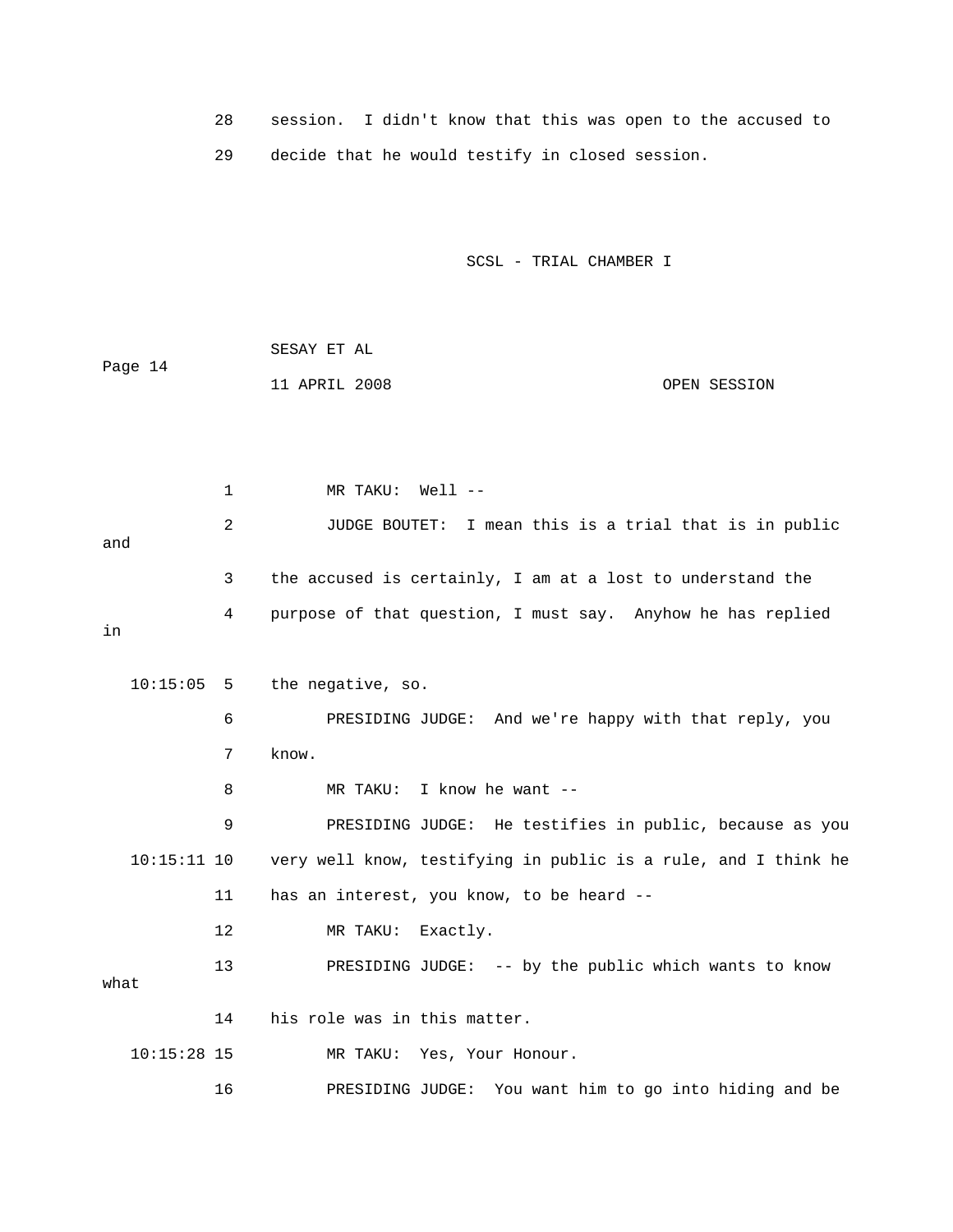28 session. I didn't know that this was open to the accused to

29 decide that he would testify in closed session.

1 MR TAKU: Well --

2 JUDGE BOUTET: I mean this is a trial that is in public and

3 the accused is certainly, I am at a lost to understand the

4 purpose of that question, I must say. Anyhow he has replied in

10:15:05 5 the negative, so.

6 PRESIDING JUDGE: And we're happy with that reply, you

7 know.

8 MR TAKU: I know he want --

9 PRESIDING JUDGE: He testifies in public, because as you

10:15:11 10 very well know, testifying in public is a rule, and I think he

11 has an interest, you know, to be heard --

12 MR TAKU: Exactly.

13 PRESIDING JUDGE: -- by the public which wants to know what

14 his role was in this matter.

10:15:28 15 MR TAKU: Yes, Your Honour.

16 PRESIDING JUDGE: You want him to go into hiding and be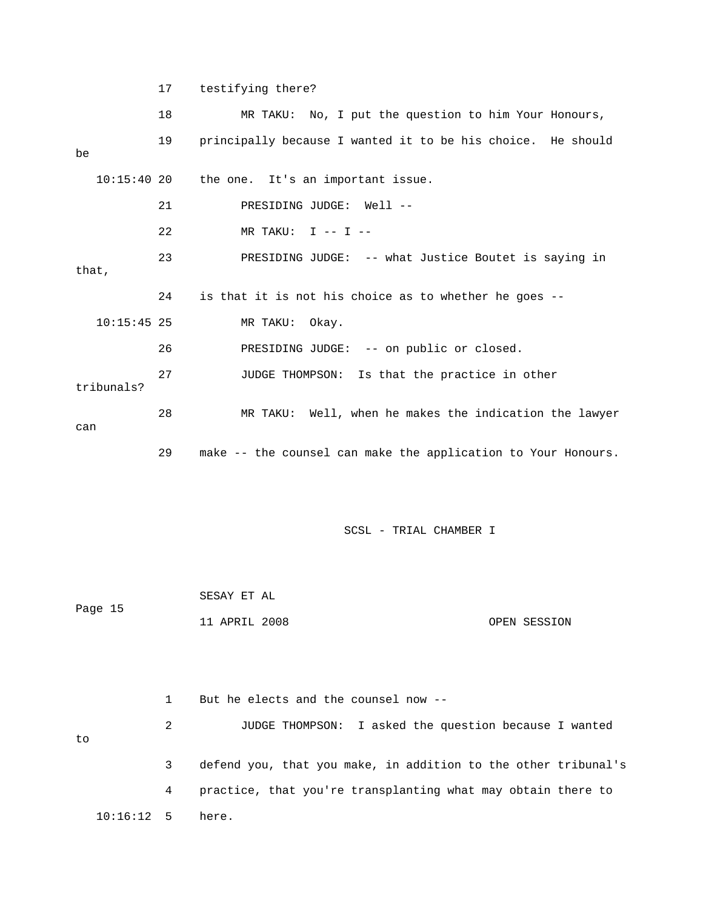17 testifying there?

18 MR TAKU: No, I put the question to him Your Honours,

19 principally because I wanted it to be his choice. He should be

10:15:40 20 the one. It's an important issue.

21 PRESIDING JUDGE: Well --

22 MR TAKU: I -- I --

23 PRESIDING JUDGE: -- what Justice Boutet is saying in that,

24 is that it is not his choice as to whether he goes --

10:15:45 25 MR TAKU: Okay.

26 PRESIDING JUDGE: -- on public or closed.

27 JUDGE THOMPSON: Is that the practice in other tribunals?

28 MR TAKU: Well, when he makes the indication the lawyer can

29 make -- the counsel can make the application to Your Honours.

1 But he elects and the counsel now --

2 JUDGE THOMPSON: I asked the question because I wanted to

3 defend you, that you make, in addition to the other tribunal's

4 practice, that you're transplanting what may obtain there to

10:16:12 5 here.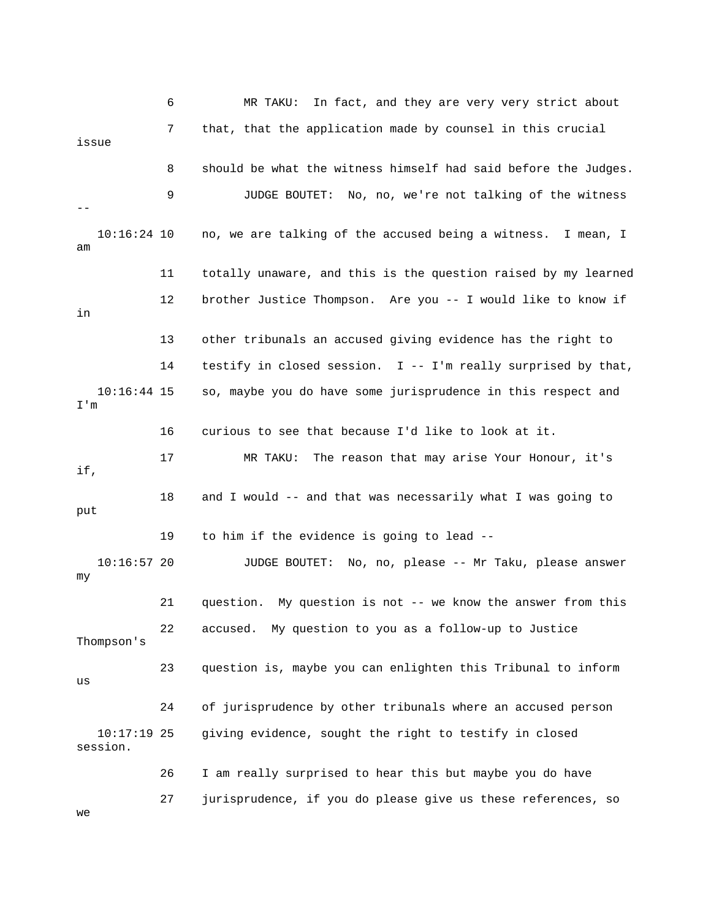6 MR TAKU: In fact, and they are very very strict about

7 that, that the application made by counsel in this crucial issue

8 should be what the witness himself had said before the Judges.

9 JUDGE BOUTET: No, no, we're not talking of the witness --

10:16:24 10 no, we are talking of the accused being a witness. I mean, I am

11 totally unaware, and this is the question raised by my learned

12 brother Justice Thompson. Are you -- I would like to know if in

13 other tribunals an accused giving evidence has the right to

14 testify in closed session. I -- I'm really surprised by that,

10:16:44 15 so, maybe you do have some jurisprudence in this respect and I'm

16 curious to see that because I'd like to look at it.

17 MR TAKU: The reason that may arise Your Honour, it's if,

18 and I would -- and that was necessarily what I was going to put

19 to him if the evidence is going to lead --

10:16:57 20 JUDGE BOUTET: No, no, please -- Mr Taku, please answer my

21 question. My question is not -- we know the answer from this

22 accused. My question to you as a follow-up to Justice Thompson's

23 question is, maybe you can enlighten this Tribunal to inform us

24 of jurisprudence by other tribunals where an accused person

10:17:19 25 giving evidence, sought the right to testify in closed session.

26 I am really surprised to hear this but maybe you do have

27 jurisprudence, if you do please give us these references, so we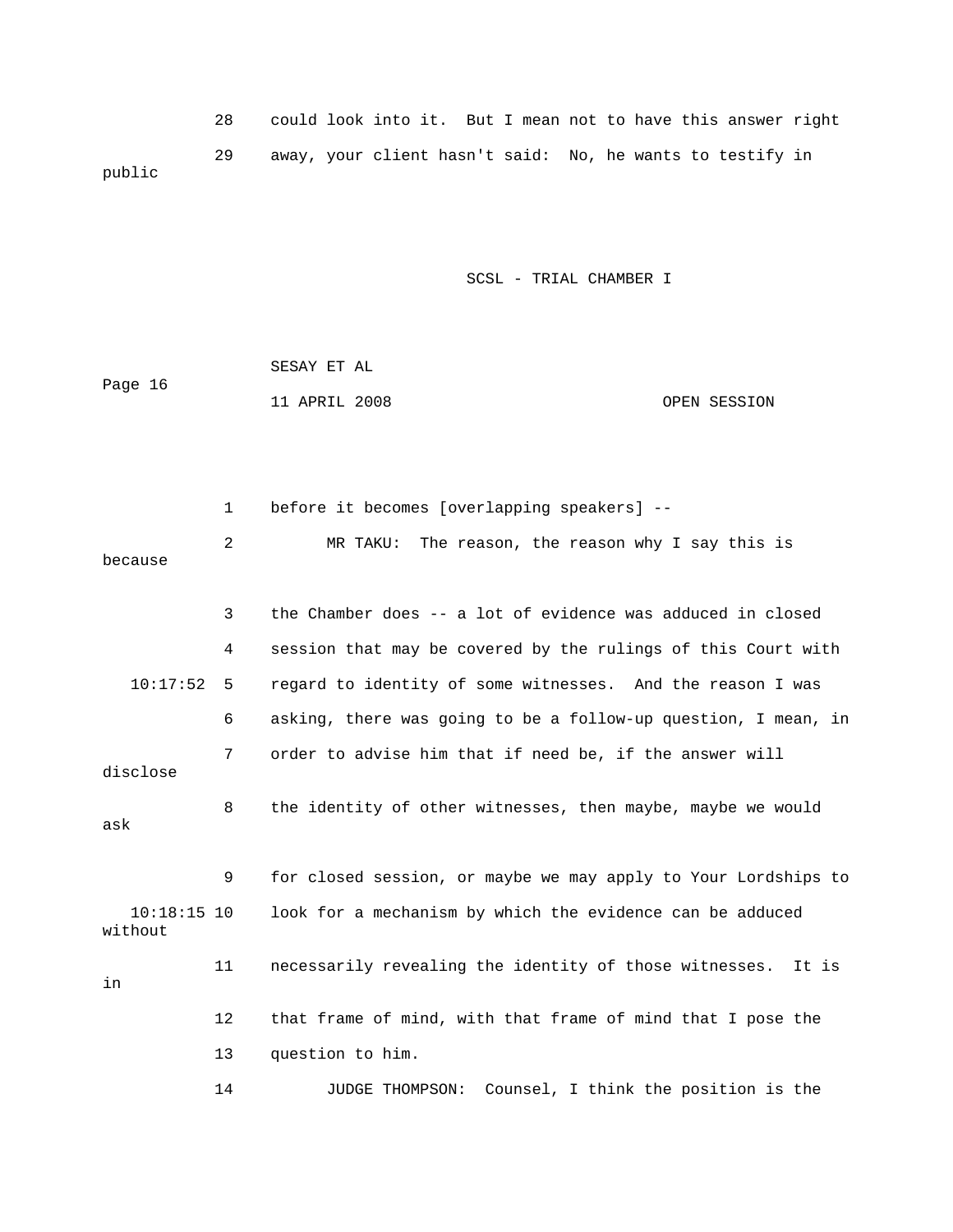28 could look into it. But I mean not to have this answer right

29 away, your client hasn't said: No, he wants to testify in public

SCSL - TRIAL CHAMBER I

1 before it becomes [overlapping speakers] --

2 MR TAKU: The reason, the reason why I say this is because

3 the Chamber does -- a lot of evidence was adduced in closed

4 session that may be covered by the rulings of this Court with

10:17:52 5 regard to identity of some witnesses. And the reason I was

6 asking, there was going to be a follow-up question, I mean, in

7 order to advise him that if need be, if the answer will disclose

8 the identity of other witnesses, then maybe, maybe we would ask

9 for closed session, or maybe we may apply to Your Lordships to

10:18:15 10 look for a mechanism by which the evidence can be adduced without

11 necessarily revealing the identity of those witnesses. It is in

12 that frame of mind, with that frame of mind that I pose the

13 question to him.

14 JUDGE THOMPSON: Counsel, I think the position is the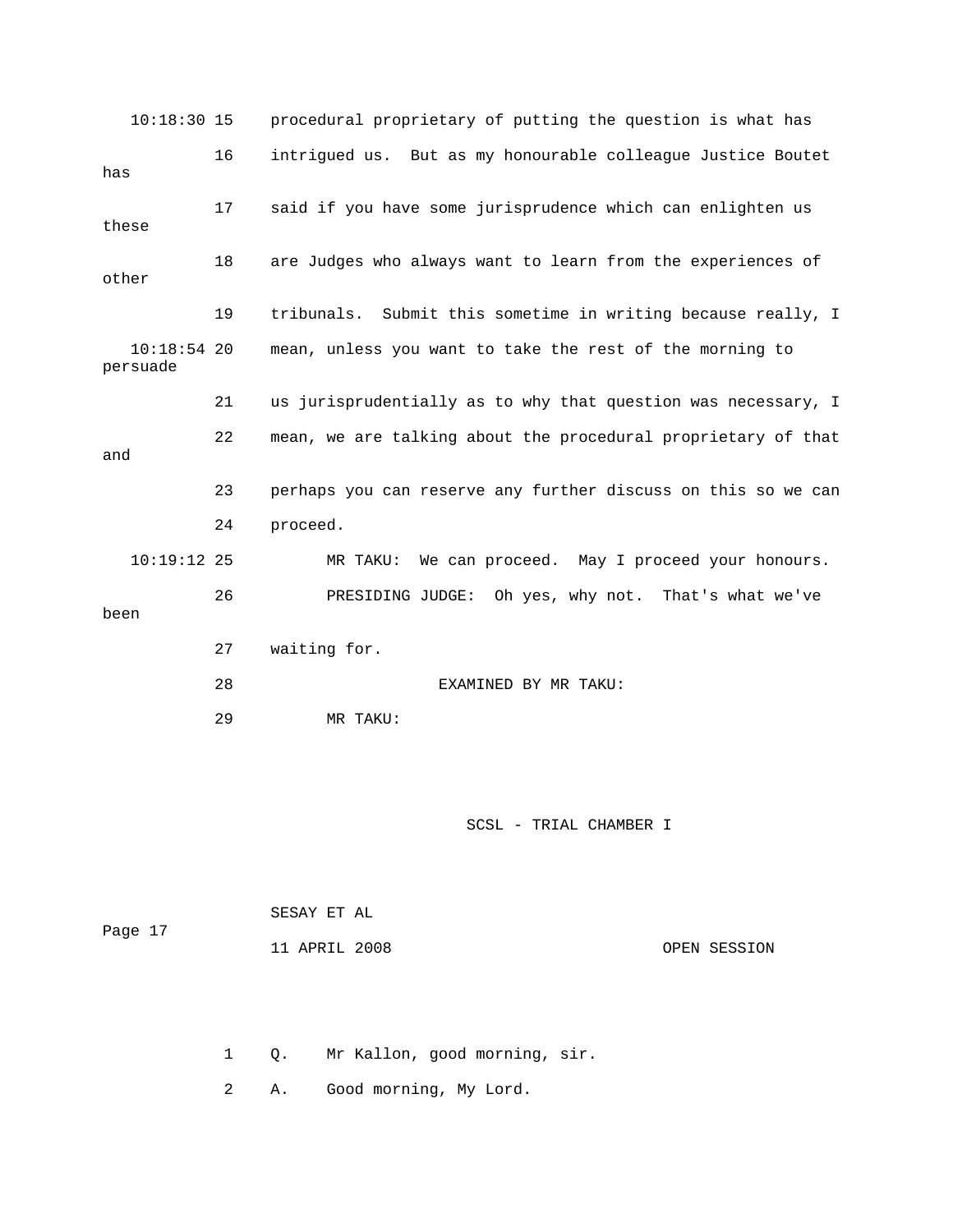10:18:30 15 procedural proprietary of putting the question is what has

16 intrigued us. But as my honourable colleague Justice Boutet has

17 said if you have some jurisprudence which can enlighten us these

18 are Judges who always want to learn from the experiences of other

19 tribunals. Submit this sometime in writing because really, I

10:18:54 20 mean, unless you want to take the rest of the morning to persuade

21 us jurisprudentially as to why that question was necessary, I

22 mean, we are talking about the procedural proprietary of that and

23 perhaps you can reserve any further discuss on this so we can

24 proceed.

10:19:12 25 MR TAKU: We can proceed. May I proceed your honours.

26 PRESIDING JUDGE: Oh yes, why not. That's what we've been

27 waiting for.

28 EXAMINED BY MR TAKU:

29 MR TAKU:

SCSL - TRIAL CHAMBER I

SESAY ET AL

Page 17

11 APRIL 2008 OPEN SESSION

1 Q. Mr Kallon, good morning, sir.

2 A. Good morning, My Lord.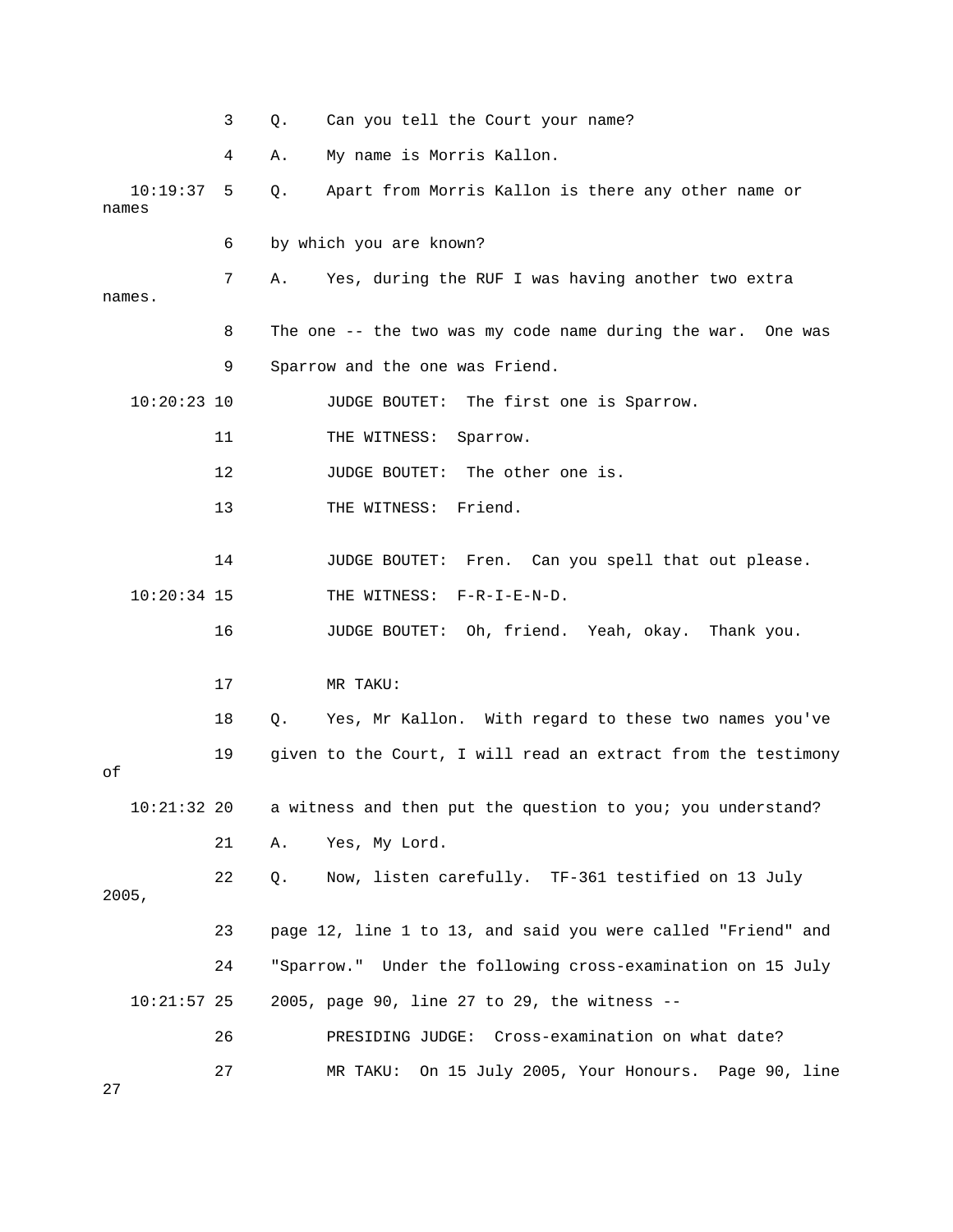3 Q. Can you tell the Court your name?

4 A. My name is Morris Kallon.

10:19:37 5 Q. Apart from Morris Kallon is there any other name or names

6 by which you are known?

7 A. Yes, during the RUF I was having another two extra names.

8 The one -- the two was my code name during the war. One was

9 Sparrow and the one was Friend.

10:20:23 10 JUDGE BOUTET: The first one is Sparrow.

11 THE WITNESS: Sparrow.

12 JUDGE BOUTET: The other one is.

13 THE WITNESS: Friend.

14 JUDGE BOUTET: Fren. Can you spell that out please.

10:20:34 15 THE WITNESS: F-R-I-E-N-D.

16 JUDGE BOUTET: Oh, friend. Yeah, okay. Thank you.

17 MR TAKU:

18 Q. Yes, Mr Kallon. With regard to these two names you've

19 given to the Court, I will read an extract from the testimony of

10:21:32 20 a witness and then put the question to you; you understand?

21 A. Yes, My Lord.

22 Q. Now, listen carefully. TF-361 testified on 13 July 2005,

23 page 12, line 1 to 13, and said you were called "Friend" and

24 "Sparrow." Under the following cross-examination on 15 July

10:21:57 25 2005, page 90, line 27 to 29, the witness --

26 PRESIDING JUDGE: Cross-examination on what date?

27 MR TAKU: On 15 July 2005, Your Honours. Page 90, line 27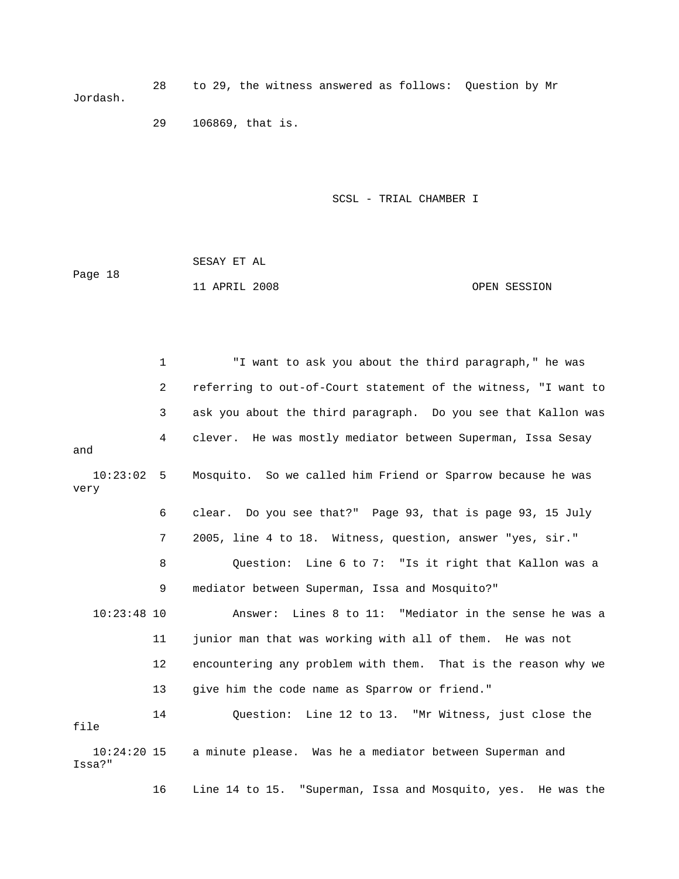28 to 29, the witness answered as follows: Question by Mr Jordash.

29 106869, that is.

1 "I want to ask you about the third paragraph," he was

2 referring to out-of-Court statement of the witness, "I want to

3 ask you about the third paragraph. Do you see that Kallon was

4 clever. He was mostly mediator between Superman, Issa Sesay and

10:23:02 5 Mosquito. So we called him Friend or Sparrow because he was very

6 clear. Do you see that?" Page 93, that is page 93, 15 July

7 2005, line 4 to 18. Witness, question, answer "yes, sir."

8 Question: Line 6 to 7: "Is it right that Kallon was a

9 mediator between Superman, Issa and Mosquito?"

10:23:48 10 Answer: Lines 8 to 11: "Mediator in the sense he was a

11 junior man that was working with all of them. He was not

12 encountering any problem with them. That is the reason why we

13 give him the code name as Sparrow or friend."

14 Question: Line 12 to 13. "Mr Witness, just close the file

10:24:20 15 a minute please. Was he a mediator between Superman and Issa?"

16 Line 14 to 15. "Superman, Issa and Mosquito, yes. He was the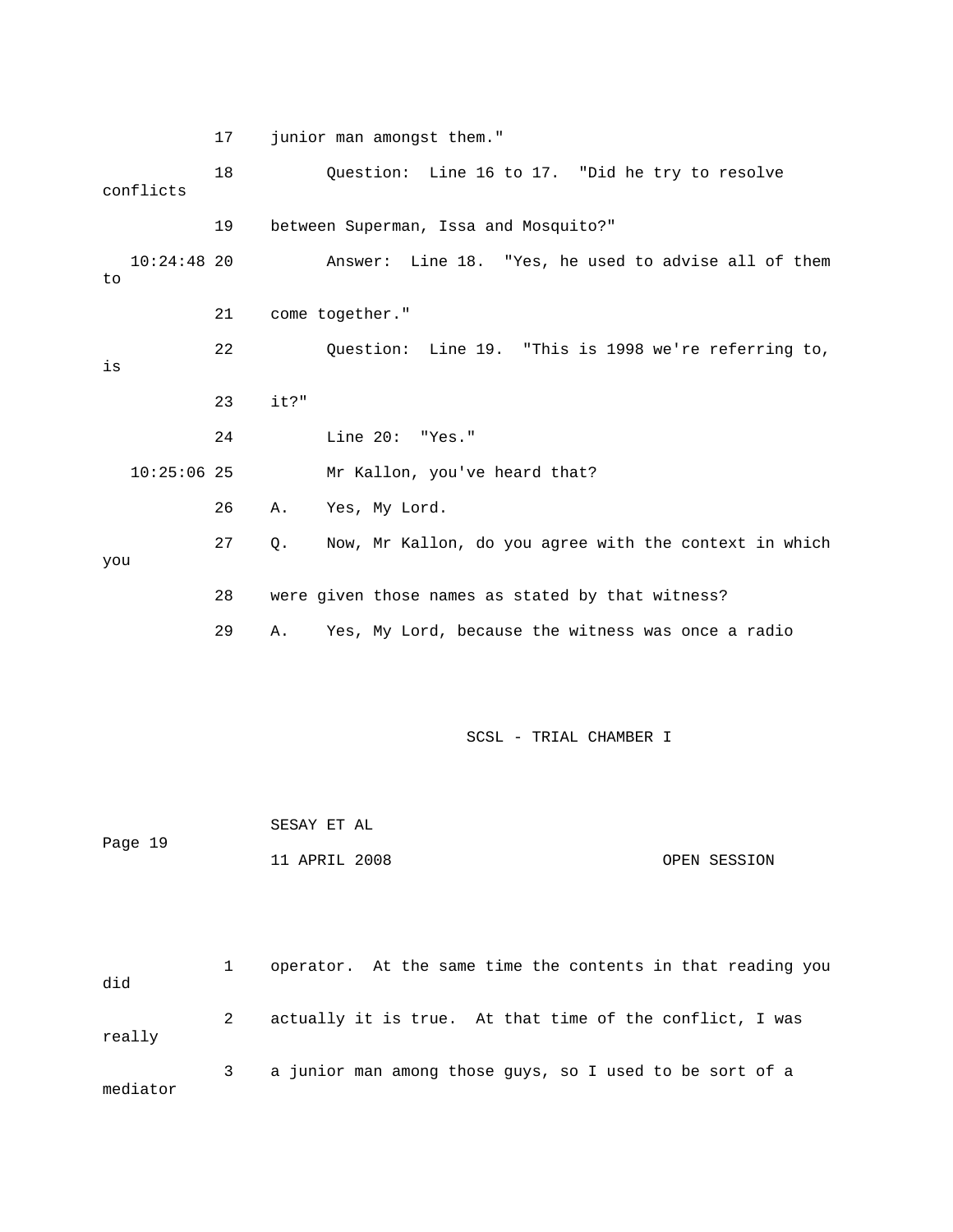17 junior man amongst them."

18 Question: Line 16 to 17. "Did he try to resolve conflicts

19 between Superman, Issa and Mosquito?"

10:24:48 20 Answer: Line 18. "Yes, he used to advise all of them to

21 come together."

22 Question: Line 19. "This is 1998 we're referring to, is

23 it?"

24 Line 20: "Yes."

10:25:06 25 Mr Kallon, you've heard that?

26 A. Yes, My Lord.

27 Q. Now, Mr Kallon, do you agree with the context in which you

28 were given those names as stated by that witness?

29 A. Yes, My Lord, because the witness was once a radio

SCSL - TRIAL CHAMBER I

SESAY ET AL

11 APRIL 2008 OPEN SESSION

1 operator. At the same time the contents in that reading you did

2 actually it is true. At that time of the conflict, I was really

3 a junior man among those guys, so I used to be sort of a mediator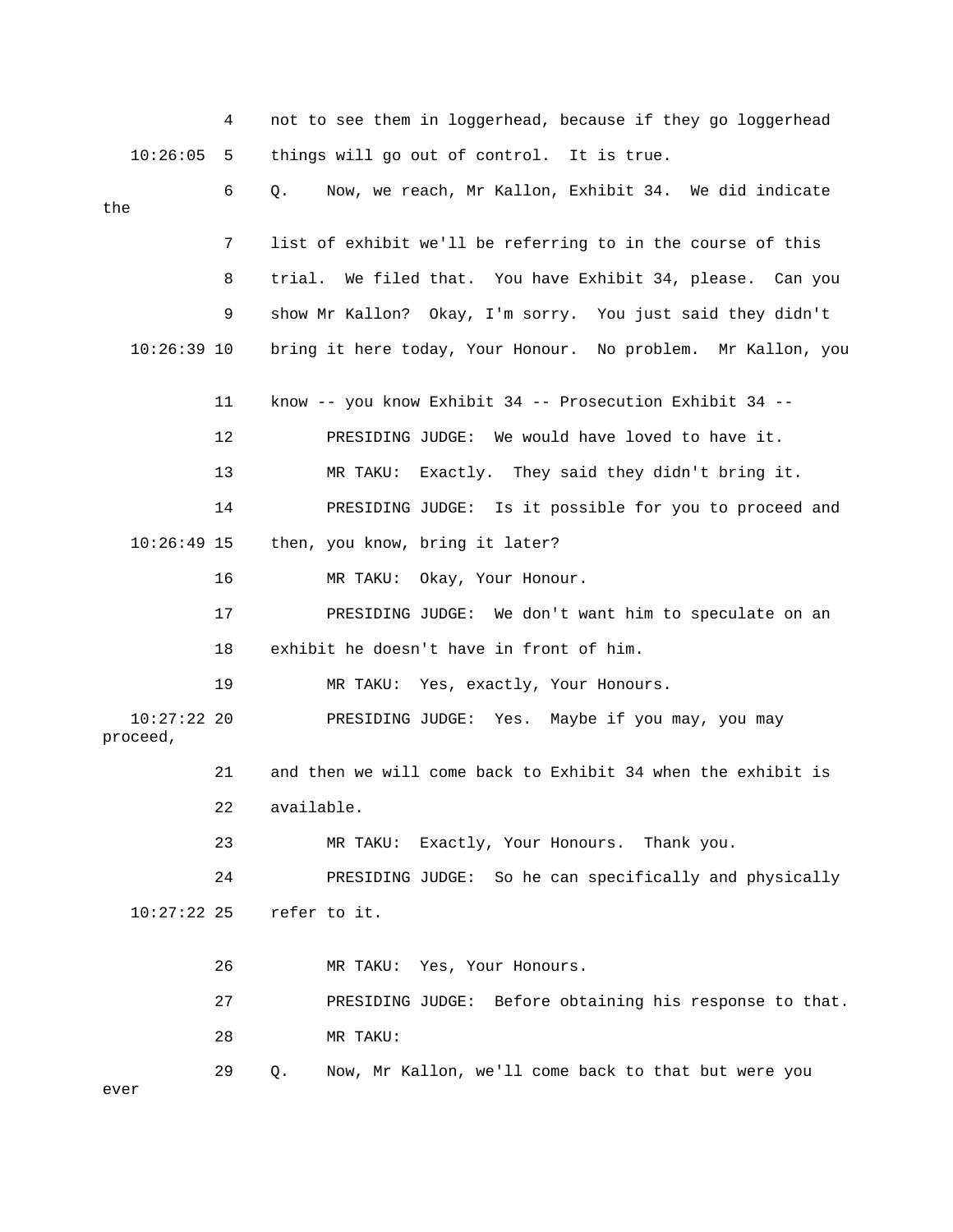4 not to see them in loggerhead, because if they go loggerhead

10:26:05 5 things will go out of control. It is true.

6 Q. Now, we reach, Mr Kallon, Exhibit 34. We did indicate the

7 list of exhibit we'll be referring to in the course of this

8 trial. We filed that. You have Exhibit 34, please. Can you

9 show Mr Kallon? Okay, I'm sorry. You just said they didn't

10:26:39 10 bring it here today, Your Honour. No problem. Mr Kallon, you

11 know -- you know Exhibit 34 -- Prosecution Exhibit 34 --

12 PRESIDING JUDGE: We would have loved to have it.

13 MR TAKU: Exactly. They said they didn't bring it.

14 PRESIDING JUDGE: Is it possible for you to proceed and

10:26:49 15 then, you know, bring it later?

16 MR TAKU: Okay, Your Honour.

17 PRESIDING JUDGE: We don't want him to speculate on an

18 exhibit he doesn't have in front of him.

19 MR TAKU: Yes, exactly, Your Honours.

10:27:22 20 PRESIDING JUDGE: Yes. Maybe if you may, you may proceed,

21 and then we will come back to Exhibit 34 when the exhibit is

22 available.

23 MR TAKU: Exactly, Your Honours. Thank you.

24 PRESIDING JUDGE: So he can specifically and physically

10:27:22 25 refer to it.

26 MR TAKU: Yes, Your Honours.

27 PRESIDING JUDGE: Before obtaining his response to that.

28 MR TAKU:

29 Q. Now, Mr Kallon, we'll come back to that but were you ever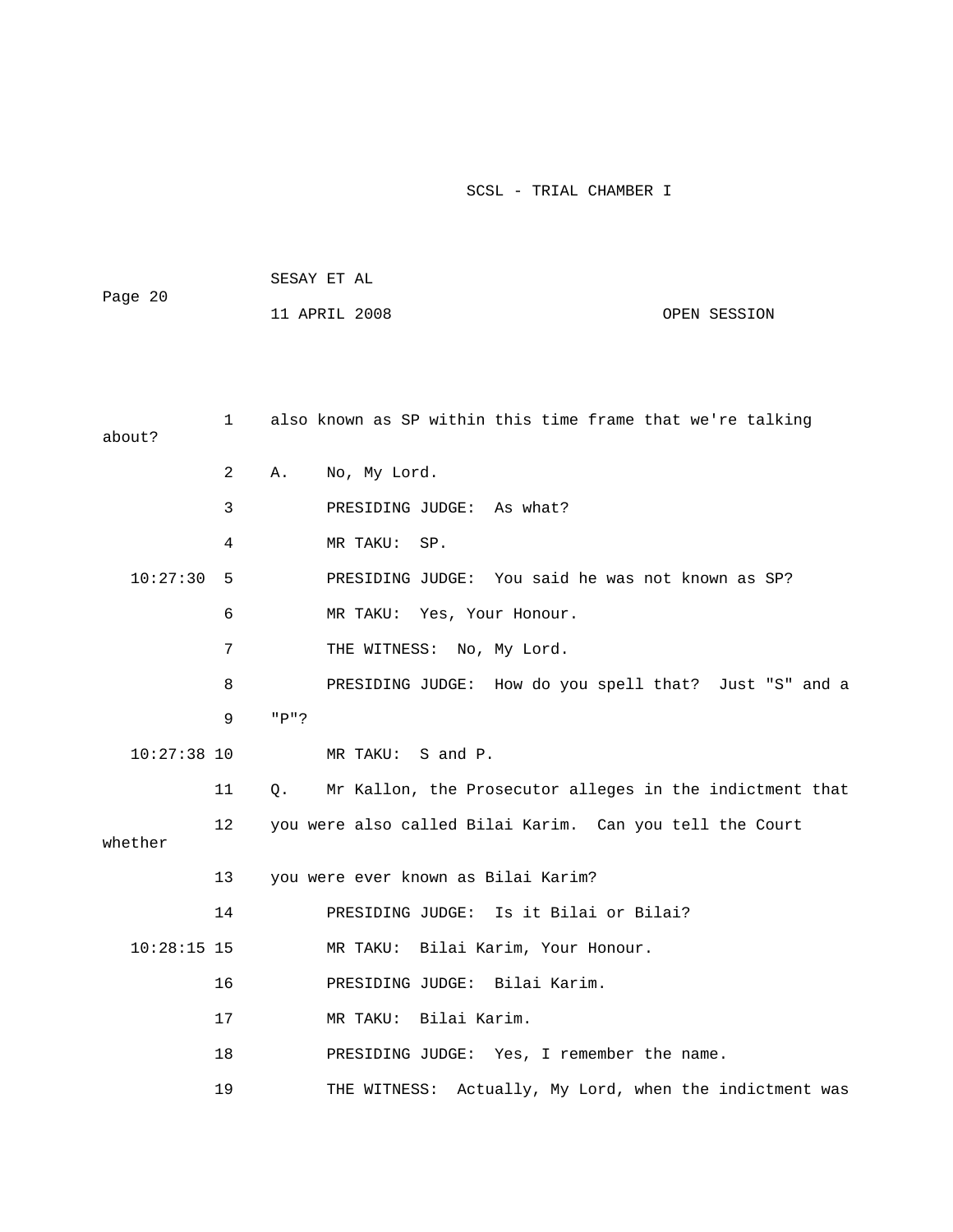1 also known as SP within this time frame that we're talking about?

2 A. No, My Lord.

3 PRESIDING JUDGE: As what?

4 MR TAKU: SP.

10:27:30 5 PRESIDING JUDGE: You said he was not known as SP?

6 MR TAKU: Yes, Your Honour.

7 THE WITNESS: No, My Lord.

8 PRESIDING JUDGE: How do you spell that? Just "S" and a

9 "P"?

10:27:38 10 MR TAKU: S and P.

11 Q. Mr Kallon, the Prosecutor alleges in the indictment that

12 you were also called Bilai Karim. Can you tell the Court whether

13 you were ever known as Bilai Karim?

14 PRESIDING JUDGE: Is it Bilai or Bilai?

10:28:15 15 MR TAKU: Bilai Karim, Your Honour.

16 PRESIDING JUDGE: Bilai Karim.

17 MR TAKU: Bilai Karim.

18 PRESIDING JUDGE: Yes, I remember the name.

19 THE WITNESS: Actually, My Lord, when the indictment was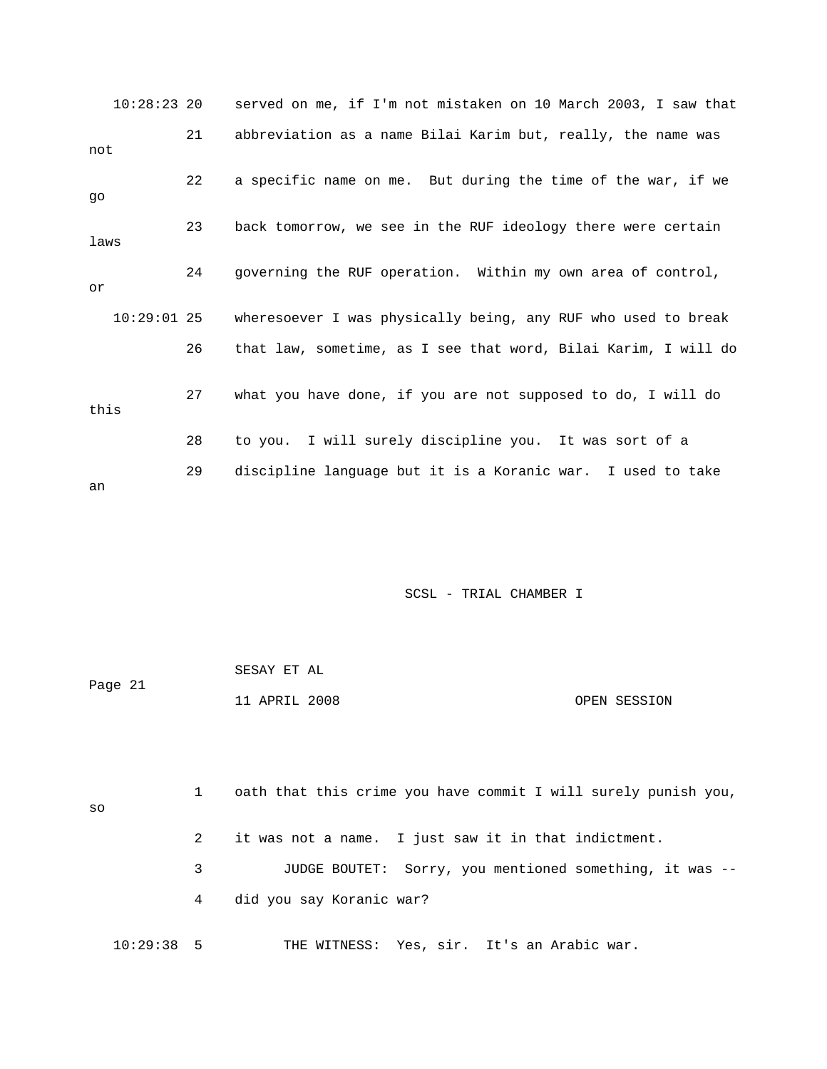10:28:23 20 served on me, if I'm not mistaken on 10 March 2003, I saw that

21 abbreviation as a name Bilai Karim but, really, the name was not

22 a specific name on me. But during the time of the war, if we go

23 back tomorrow, we see in the RUF ideology there were certain laws

24 governing the RUF operation. Within my own area of control, or

10:29:01 25 wheresoever I was physically being, any RUF who used to break

26 that law, sometime, as I see that word, Bilai Karim, I will do

27 what you have done, if you are not supposed to do, I will do this

28 to you. I will surely discipline you. It was sort of a

29 discipline language but it is a Koranic war. I used to take an

SCSL - TRIAL CHAMBER I

SESAY ET AL

11 APRIL 2008 OPEN SESSION

1 oath that this crime you have commit I will surely punish you, so

2 it was not a name. I just saw it in that indictment.

3 JUDGE BOUTET: Sorry, you mentioned something, it was --

4 did you say Koranic war?

10:29:38 5 THE WITNESS: Yes, sir. It's an Arabic war.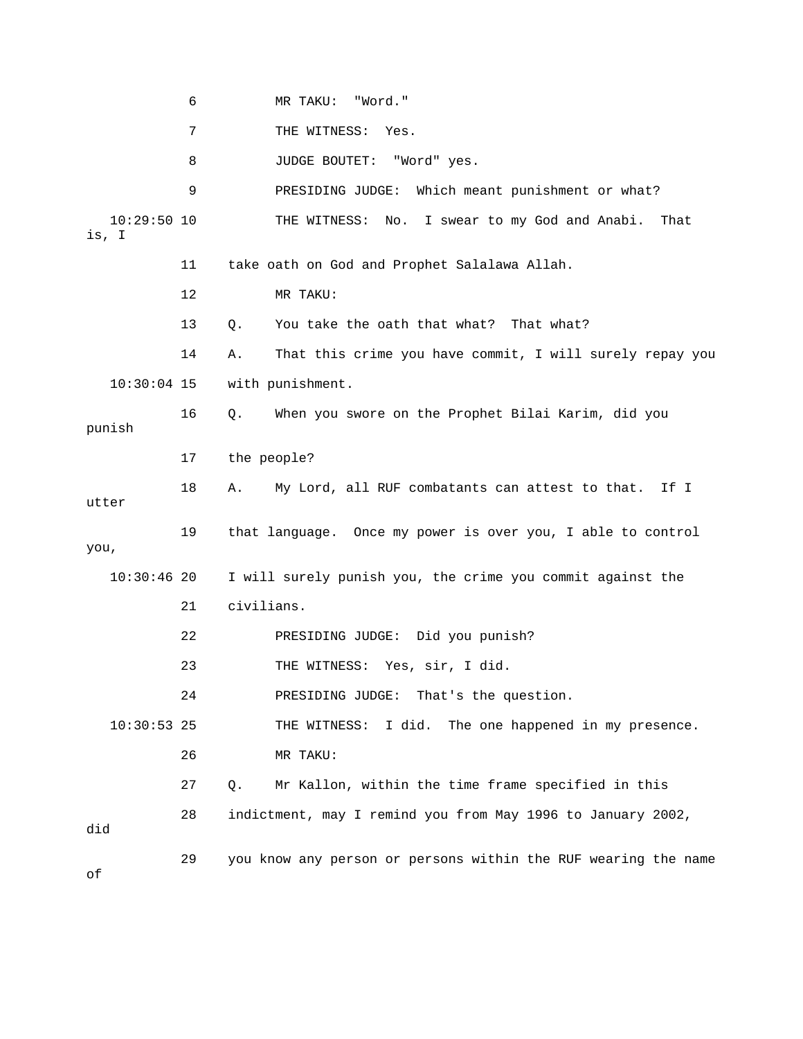6 MR TAKU: "Word."

7 THE WITNESS: Yes.

8 JUDGE BOUTET: "Word" yes.

9 PRESIDING JUDGE: Which meant punishment or what?

10:29:50 10 THE WITNESS: No. I swear to my God and Anabi. That is, I

11 take oath on God and Prophet Salalawa Allah.

12 MR TAKU:

13 Q. You take the oath that what? That what?

14 A. That this crime you have commit, I will surely repay you

10:30:04 15 with punishment.

16 Q. When you swore on the Prophet Bilai Karim, did you punish

17 the people?

18 A. My Lord, all RUF combatants can attest to that. If I utter

19 that language. Once my power is over you, I able to control you,

10:30:46 20 I will surely punish you, the crime you commit against the

21 civilians.

22 PRESIDING JUDGE: Did you punish?

23 THE WITNESS: Yes, sir, I did.

24 PRESIDING JUDGE: That's the question.

10:30:53 25 THE WITNESS: I did. The one happened in my presence.

26 MR TAKU:

27 Q. Mr Kallon, within the time frame specified in this

28 indictment, may I remind you from May 1996 to January 2002, did

29 you know any person or persons within the RUF wearing the name of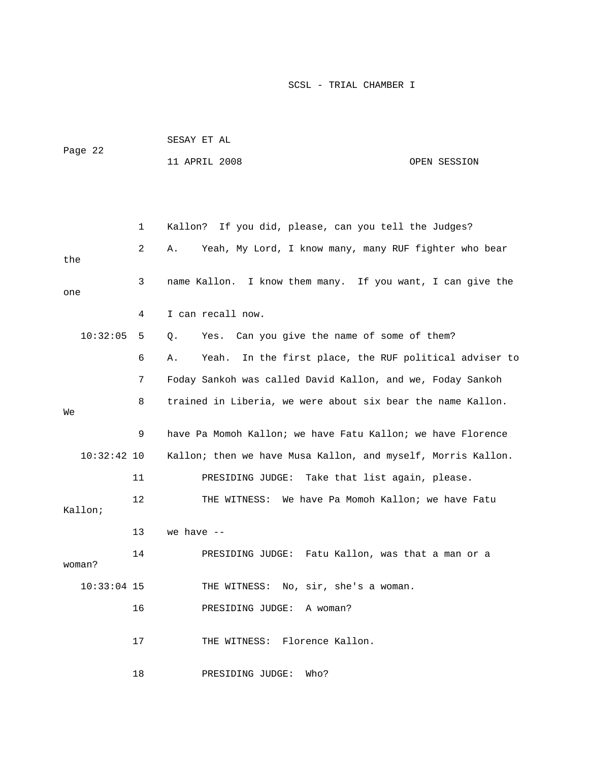1 Kallon? If you did, please, can you tell the Judges?

2 A. Yeah, My Lord, I know many, many RUF fighter who bear the

3 name Kallon. I know them many. If you want, I can give the one

4 I can recall now.

10:32:05 5 Q. Yes. Can you give the name of some of them?

6 A. Yeah. In the first place, the RUF political adviser to

7 Foday Sankoh was called David Kallon, and we, Foday Sankoh

8 trained in Liberia, we were about six bear the name Kallon. We

9 have Pa Momoh Kallon; we have Fatu Kallon; we have Florence

10:32:42 10 Kallon; then we have Musa Kallon, and myself, Morris Kallon.

11 PRESIDING JUDGE: Take that list again, please.

12 THE WITNESS: We have Pa Momoh Kallon; we have Fatu Kallon;

13 we have --

14 PRESIDING JUDGE: Fatu Kallon, was that a man or a woman?

10:33:04 15 THE WITNESS: No, sir, she's a woman.

16 PRESIDING JUDGE: A woman?

17 THE WITNESS: Florence Kallon.

18 PRESIDING JUDGE: Who?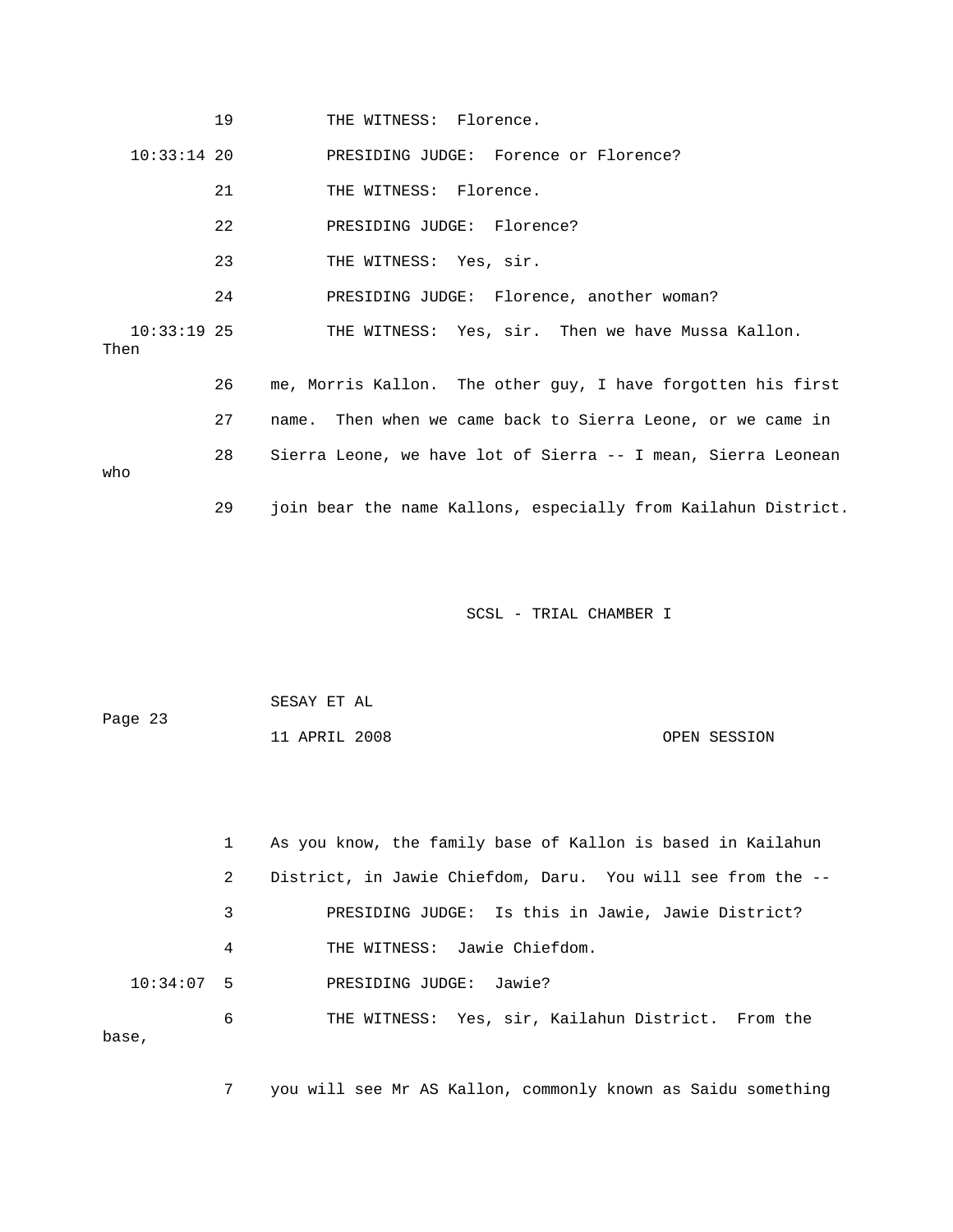19 THE WITNESS: Florence.

10:33:14 20 PRESIDING JUDGE: Forence or Florence?

21 THE WITNESS: Florence.

22 PRESIDING JUDGE: Florence?

23 THE WITNESS: Yes, sir.

24 PRESIDING JUDGE: Florence, another woman?

10:33:19 25 THE WITNESS: Yes, sir. Then we have Mussa Kallon. Then

26 me, Morris Kallon. The other guy, I have forgotten his first

27 name. Then when we came back to Sierra Leone, or we came in

28 Sierra Leone, we have lot of Sierra -- I mean, Sierra Leonean who

29 join bear the name Kallons, especially from Kailahun District.

SCSL - TRIAL CHAMBER I

SESAY ET AL

Page 23

11 APRIL 2008 OPEN SESSION

1 As you know, the family base of Kallon is based in Kailahun

2 District, in Jawie Chiefdom, Daru. You will see from the --

3 PRESIDING JUDGE: Is this in Jawie, Jawie District?

4 THE WITNESS: Jawie Chiefdom.

10:34:07 5 PRESIDING JUDGE: Jawie?

6 THE WITNESS: Yes, sir, Kailahun District. From the base,

7 you will see Mr AS Kallon, commonly known as Saidu something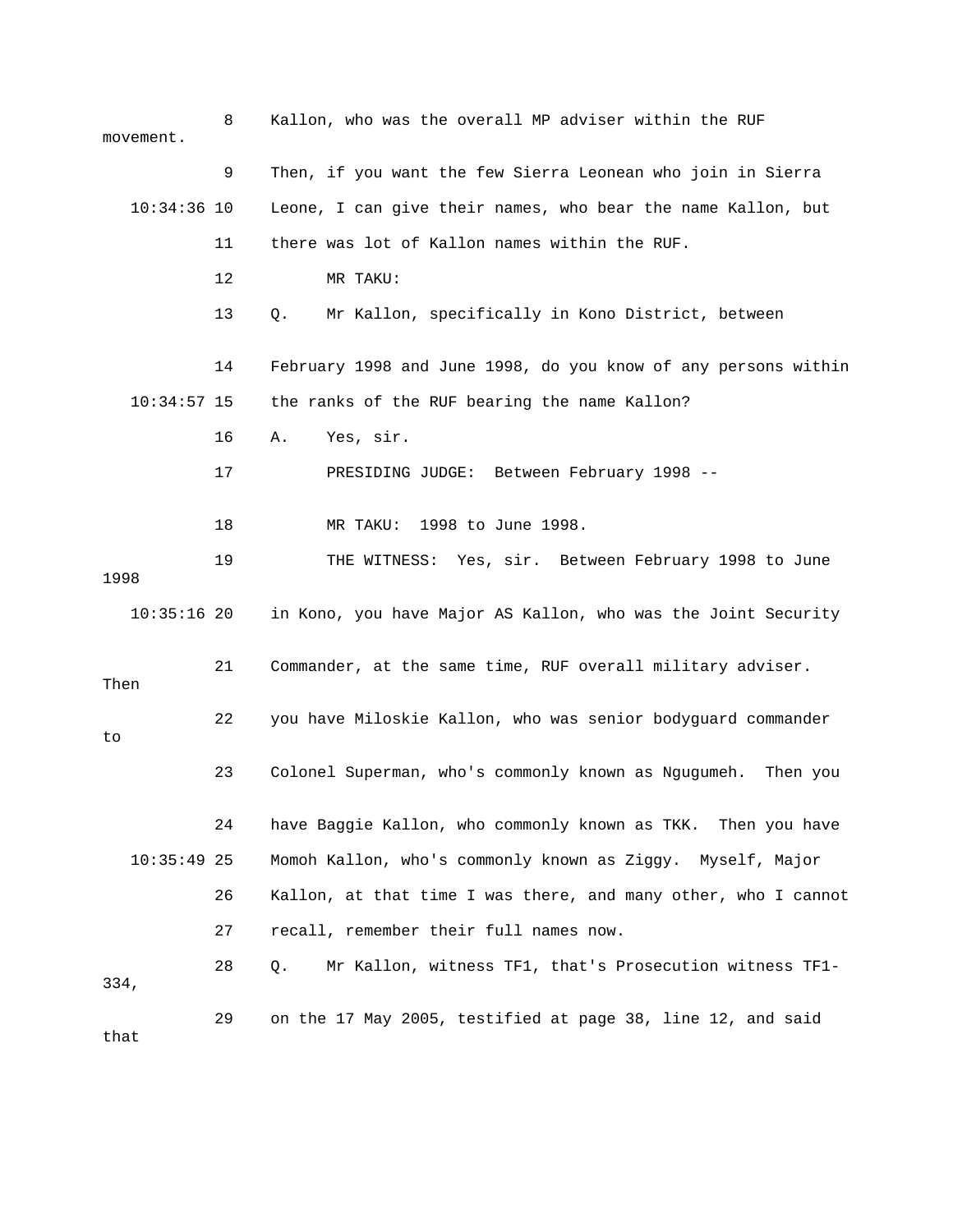8 Kallon, who was the overall MP adviser within the RUF movement.

9 Then, if you want the few Sierra Leonean who join in Sierra

10:34:36 10 Leone, I can give their names, who bear the name Kallon, but

11 there was lot of Kallon names within the RUF.

12 MR TAKU:

13 Q. Mr Kallon, specifically in Kono District, between

14 February 1998 and June 1998, do you know of any persons within

10:34:57 15 the ranks of the RUF bearing the name Kallon?

16 A. Yes, sir.

17 PRESIDING JUDGE: Between February 1998 --

18 MR TAKU: 1998 to June 1998.

19 THE WITNESS: Yes, sir. Between February 1998 to June 1998

10:35:16 20 in Kono, you have Major AS Kallon, who was the Joint Security

21 Commander, at the same time, RUF overall military adviser. Then

22 you have Miloskie Kallon, who was senior bodyguard commander to

23 Colonel Superman, who's commonly known as Ngugumeh. Then you

24 have Baggie Kallon, who commonly known as TKK. Then you have

10:35:49 25 Momoh Kallon, who's commonly known as Ziggy. Myself, Major

26 Kallon, at that time I was there, and many other, who I cannot

27 recall, remember their full names now.

28 Q. Mr Kallon, witness TF1, that's Prosecution witness TF1-334,

29 on the 17 May 2005, testified at page 38, line 12, and said that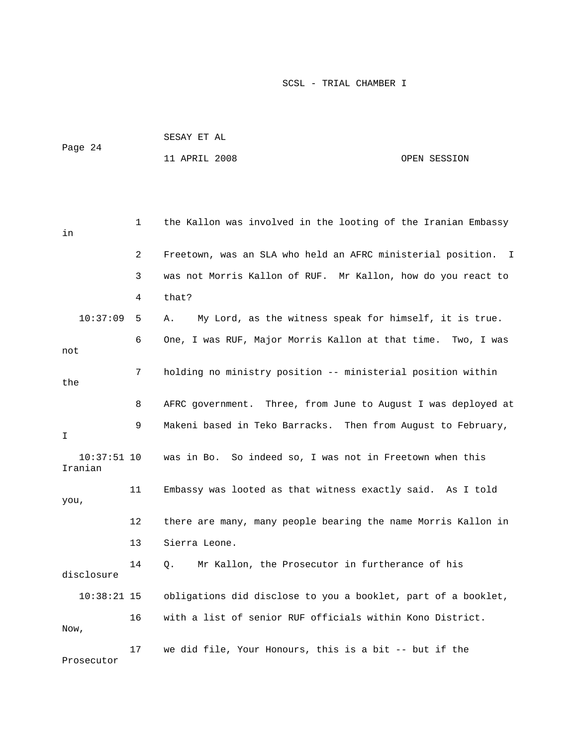1 the Kallon was involved in the looting of the Iranian Embassy in

2 Freetown, was an SLA who held an AFRC ministerial position. I

3 was not Morris Kallon of RUF. Mr Kallon, how do you react to

4 that?

10:37:09 5 A. My Lord, as the witness speak for himself, it is true.

6 One, I was RUF, Major Morris Kallon at that time. Two, I was not

7 holding no ministry position -- ministerial position within the

8 AFRC government. Three, from June to August I was deployed at

9 Makeni based in Teko Barracks. Then from August to February, I

10:37:51 10 was in Bo. So indeed so, I was not in Freetown when this Iranian

11 Embassy was looted as that witness exactly said. As I told you,

12 there are many, many people bearing the name Morris Kallon in

13 Sierra Leone.

14 Q. Mr Kallon, the Prosecutor in furtherance of his disclosure

10:38:21 15 obligations did disclose to you a booklet, part of a booklet,

16 with a list of senior RUF officials within Kono District. Now,

17 we did file, Your Honours, this is a bit -- but if the Prosecutor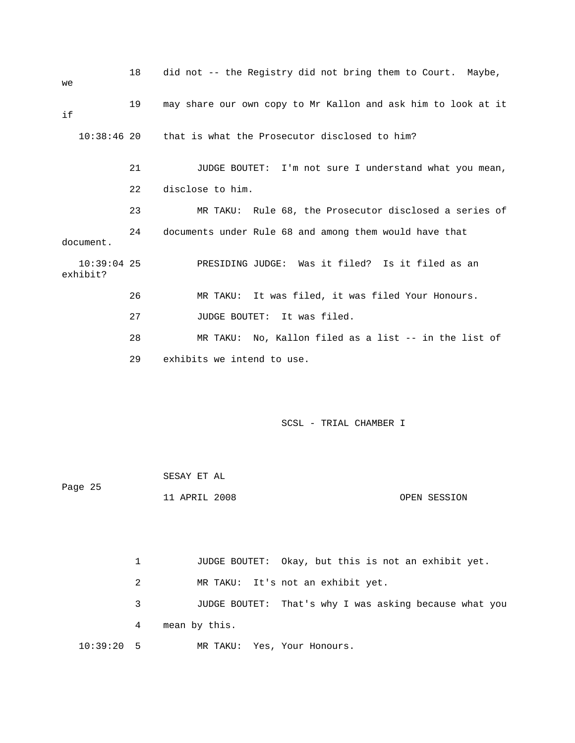18 did not -- the Registry did not bring them to Court. Maybe, we

19 may share our own copy to Mr Kallon and ask him to look at it if

10:38:46 20 that is what the Prosecutor disclosed to him?

21 JUDGE BOUTET: I'm not sure I understand what you mean,

22 disclose to him.

23 MR TAKU: Rule 68, the Prosecutor disclosed a series of

24 documents under Rule 68 and among them would have that document.

10:39:04 25 PRESIDING JUDGE: Was it filed? Is it filed as an exhibit?

26 MR TAKU: It was filed, it was filed Your Honours.

27 JUDGE BOUTET: It was filed.

28 MR TAKU: No, Kallon filed as a list -- in the list of

29 exhibits we intend to use.

1 JUDGE BOUTET: Okay, but this is not an exhibit yet.

2 MR TAKU: It's not an exhibit yet.

3 JUDGE BOUTET: That's why I was asking because what you

4 mean by this.

10:39:20 5 MR TAKU: Yes, Your Honours.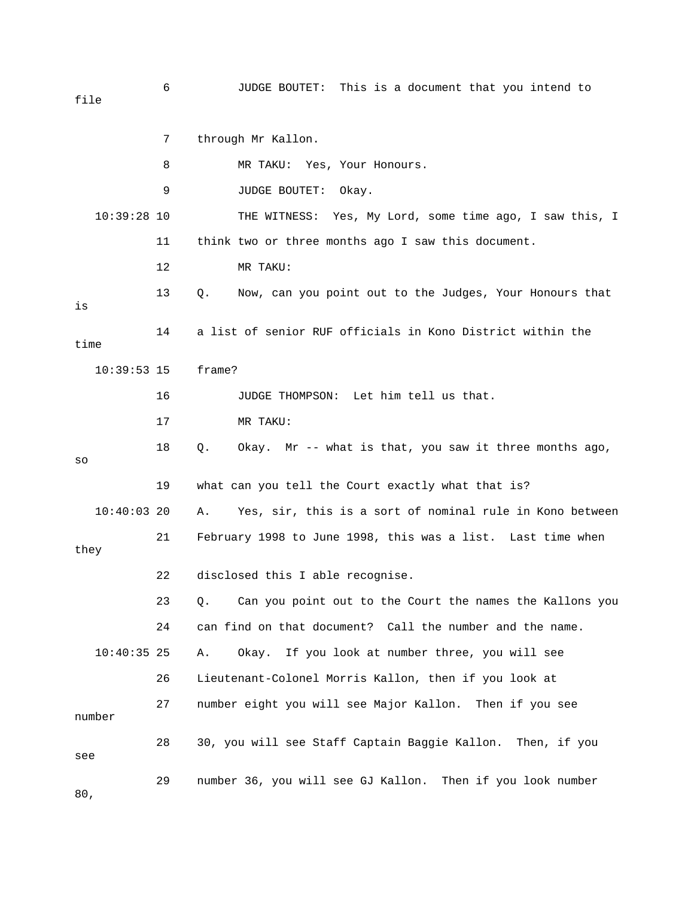6 JUDGE BOUTET: This is a document that you intend to file

7 through Mr Kallon.

8 MR TAKU: Yes, Your Honours.

9 JUDGE BOUTET: Okay.

10:39:28 10 THE WITNESS: Yes, My Lord, some time ago, I saw this, I

11 think two or three months ago I saw this document.

12 MR TAKU:

13 Q. Now, can you point out to the Judges, Your Honours that is

14 a list of senior RUF officials in Kono District within the time

10:39:53 15 frame?

16 JUDGE THOMPSON: Let him tell us that.

17 MR TAKU:

18 Q. Okay. Mr -- what is that, you saw it three months ago, so

19 what can you tell the Court exactly what that is?

10:40:03 20 A. Yes, sir, this is a sort of nominal rule in Kono between

21 February 1998 to June 1998, this was a list. Last time when they

22 disclosed this I able recognise.

23 Q. Can you point out to the Court the names the Kallons you

24 can find on that document? Call the number and the name.

10:40:35 25 A. Okay. If you look at number three, you will see

26 Lieutenant-Colonel Morris Kallon, then if you look at

27 number eight you will see Major Kallon. Then if you see number

28 30, you will see Staff Captain Baggie Kallon. Then, if you see

29 number 36, you will see GJ Kallon. Then if you look number 80,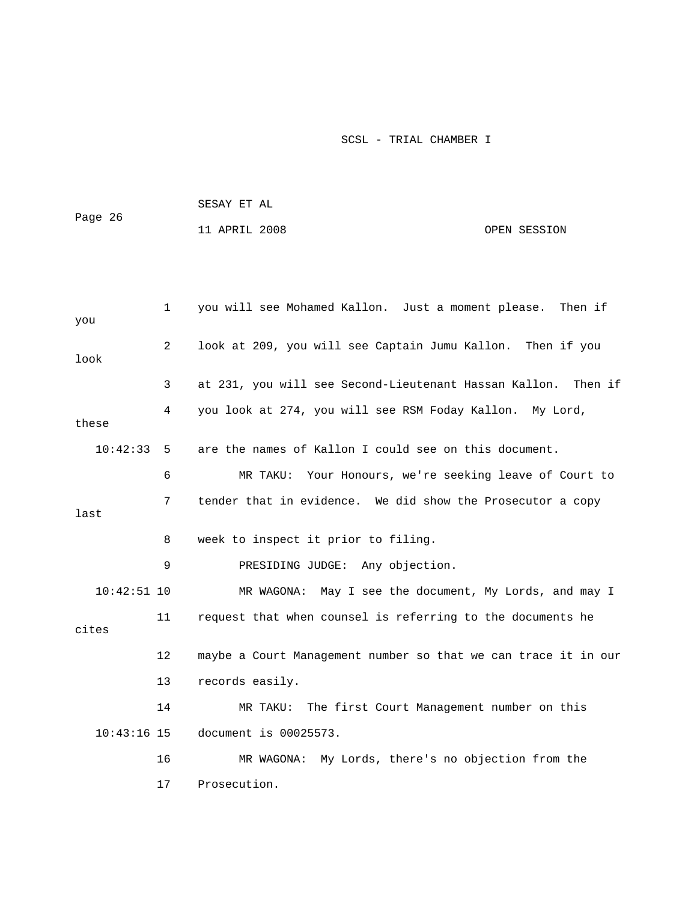1 you will see Mohamed Kallon. Just a moment please. Then if you

2 look at 209, you will see Captain Jumu Kallon. Then if you look

3 at 231, you will see Second-Lieutenant Hassan Kallon. Then if

4 you look at 274, you will see RSM Foday Kallon. My Lord, these

10:42:33 5 are the names of Kallon I could see on this document.

6 MR TAKU: Your Honours, we're seeking leave of Court to

7 tender that in evidence. We did show the Prosecutor a copy last

8 week to inspect it prior to filing.

9 PRESIDING JUDGE: Any objection.

10:42:51 10 MR WAGONA: May I see the document, My Lords, and may I

11 request that when counsel is referring to the documents he cites

12 maybe a Court Management number so that we can trace it in our

13 records easily.

14 MR TAKU: The first Court Management number on this

10:43:16 15 document is 00025573.

16 MR WAGONA: My Lords, there's no objection from the

17 Prosecution.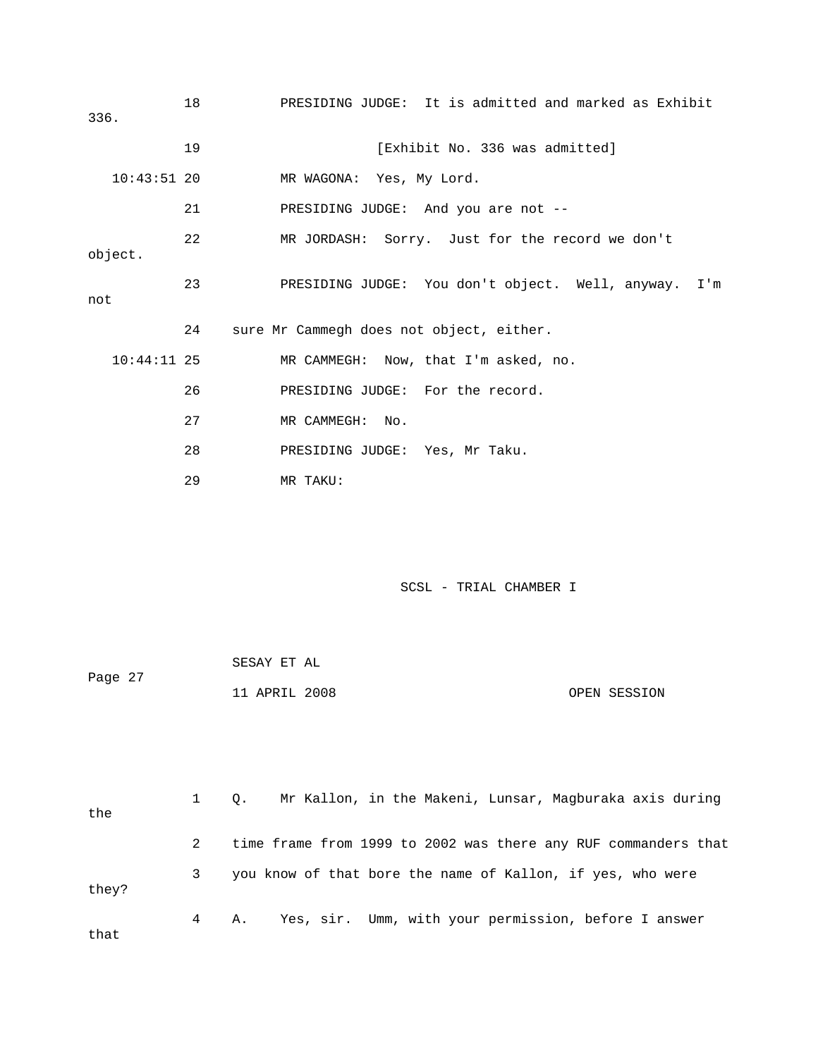18 PRESIDING JUDGE: It is admitted and marked as Exhibit 336.

19 [Exhibit No. 336 was admitted]

10:43:51 20 MR WAGONA: Yes, My Lord.

21 PRESIDING JUDGE: And you are not --

22 MR JORDASH: Sorry. Just for the record we don't object.

23 PRESIDING JUDGE: You don't object. Well, anyway. I'm not

24 sure Mr Cammegh does not object, either.

10:44:11 25 MR CAMMEGH: Now, that I'm asked, no.

26 PRESIDING JUDGE: For the record.

27 MR CAMMEGH: No.

28 PRESIDING JUDGE: Yes, Mr Taku.

29 MR TAKU:

SCSL - TRIAL CHAMBER I

SESAY ET AL

Page 27

11 APRIL 2008 OPEN SESSION

1 Q. Mr Kallon, in the Makeni, Lunsar, Magburaka axis during the

2 time frame from 1999 to 2002 was there any RUF commanders that

3 you know of that bore the name of Kallon, if yes, who were they?

4 A. Yes, sir. Umm, with your permission, before I answer that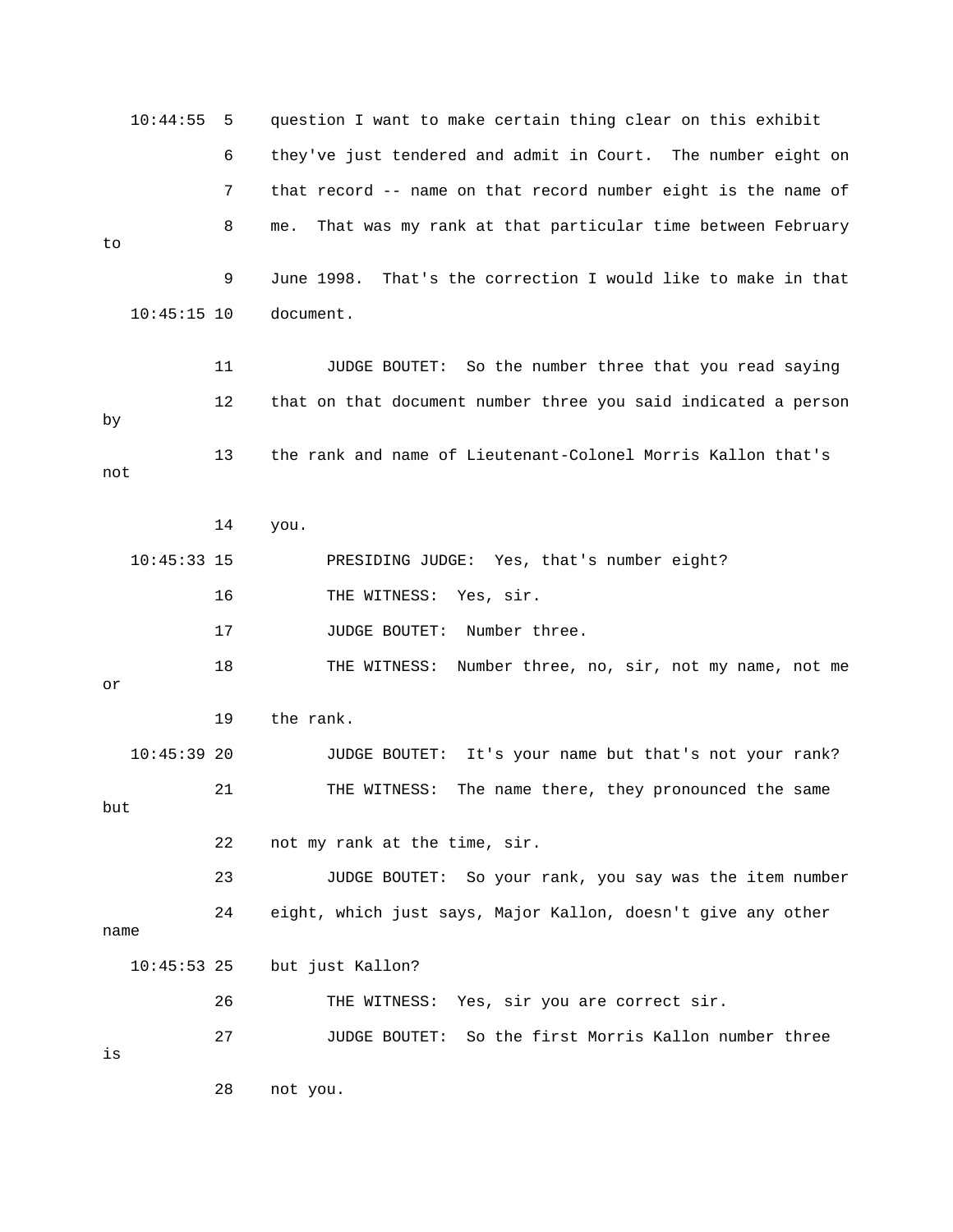10:44:55 5 question I want to make certain thing clear on this exhibit

6 they've just tendered and admit in Court. The number eight on

7 that record -- name on that record number eight is the name of

8 me. That was my rank at that particular time between February to

9 June 1998. That's the correction I would like to make in that

10:45:15 10 document.

11 JUDGE BOUTET: So the number three that you read saying

12 that on that document number three you said indicated a person by

13 the rank and name of Lieutenant-Colonel Morris Kallon that's not

14 you.

10:45:33 15 PRESIDING JUDGE: Yes, that's number eight?

16 THE WITNESS: Yes, sir.

17 JUDGE BOUTET: Number three.

18 THE WITNESS: Number three, no, sir, not my name, not me or

19 the rank.

10:45:39 20 JUDGE BOUTET: It's your name but that's not your rank?

21 THE WITNESS: The name there, they pronounced the same but

22 not my rank at the time, sir.

23 JUDGE BOUTET: So your rank, you say was the item number

24 eight, which just says, Major Kallon, doesn't give any other name

10:45:53 25 but just Kallon?

26 THE WITNESS: Yes, sir you are correct sir.

27 JUDGE BOUTET: So the first Morris Kallon number three is

28 not you.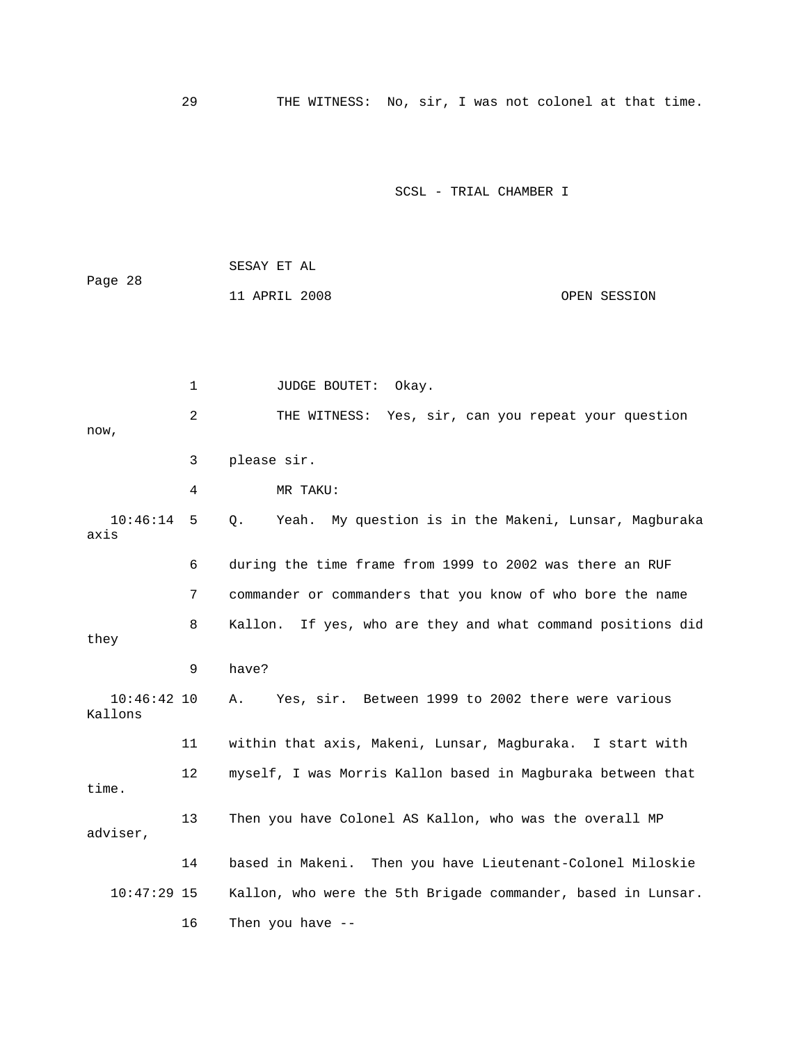29 THE WITNESS: No, sir, I was not colonel at that time.

1 JUDGE BOUTET: Okay.

2 THE WITNESS: Yes, sir, can you repeat your question now,

3 please sir.

4 MR TAKU:

10:46:14 5 Q. Yeah. My question is in the Makeni, Lunsar, Magburaka axis

6 during the time frame from 1999 to 2002 was there an RUF

7 commander or commanders that you know of who bore the name

8 Kallon. If yes, who are they and what command positions did they

9 have?

10:46:42 10 A. Yes, sir. Between 1999 to 2002 there were various Kallons

11 within that axis, Makeni, Lunsar, Magburaka. I start with

12 myself, I was Morris Kallon based in Magburaka between that time.

13 Then you have Colonel AS Kallon, who was the overall MP adviser,

14 based in Makeni. Then you have Lieutenant-Colonel Miloskie

10:47:29 15 Kallon, who were the 5th Brigade commander, based in Lunsar.

16 Then you have --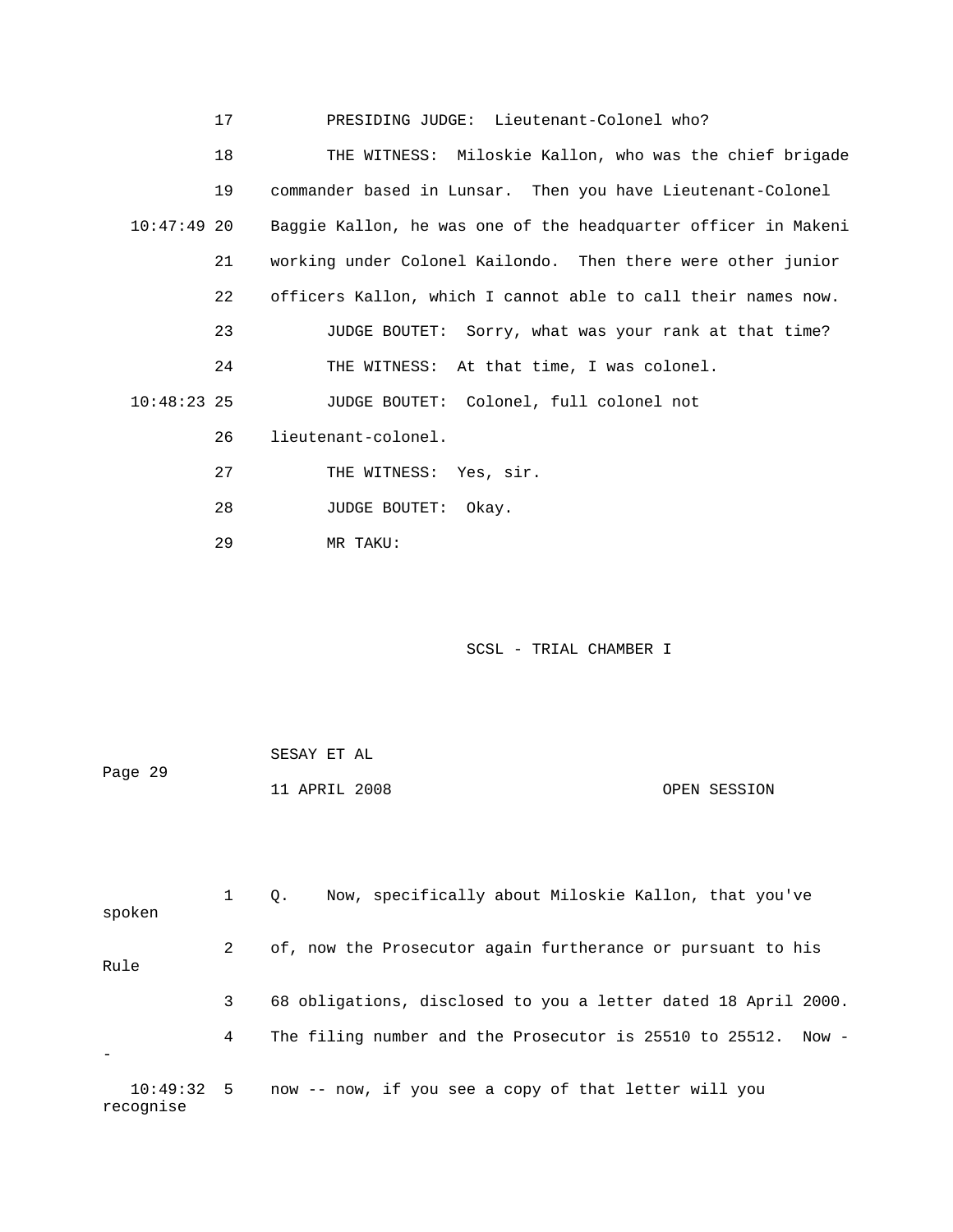17 PRESIDING JUDGE: Lieutenant-Colonel who?

18 THE WITNESS: Miloskie Kallon, who was the chief brigade

19 commander based in Lunsar. Then you have Lieutenant-Colonel

10:47:49 20 Baggie Kallon, he was one of the headquarter officer in Makeni

21 working under Colonel Kailondo. Then there were other junior

22 officers Kallon, which I cannot able to call their names now.

23 JUDGE BOUTET: Sorry, what was your rank at that time?

24 THE WITNESS: At that time, I was colonel.

10:48:23 25 JUDGE BOUTET: Colonel, full colonel not

26 lieutenant-colonel.

27 THE WITNESS: Yes, sir.

28 JUDGE BOUTET: Okay.

29 MR TAKU:

SCSL - TRIAL CHAMBER I

SESAY ET AL

11 APRIL 2008 OPEN SESSION

1 Q. Now, specifically about Miloskie Kallon, that you've spoken

2 of, now the Prosecutor again furtherance or pursuant to his Rule

3 68 obligations, disclosed to you a letter dated 18 April 2000.

4 The filing number and the Prosecutor is 25510 to 25512. Now --

10:49:32 5 now -- now, if you see a copy of that letter will you recognise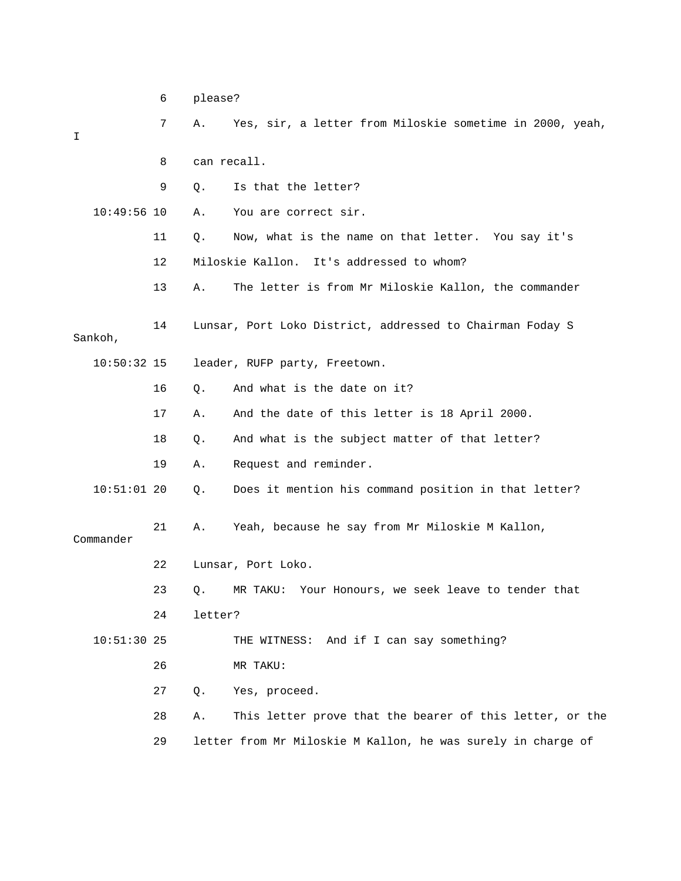6 please?

7 A. Yes, sir, a letter from Miloskie sometime in 2000, yeah, I

8 can recall.

9 Q. Is that the letter?

10:49:56 10 A. You are correct sir.

11 Q. Now, what is the name on that letter. You say it's

12 Miloskie Kallon. It's addressed to whom?

13 A. The letter is from Mr Miloskie Kallon, the commander

14 Lunsar, Port Loko District, addressed to Chairman Foday S Sankoh,

10:50:32 15 leader, RUFP party, Freetown.

16 Q. And what is the date on it?

17 A. And the date of this letter is 18 April 2000.

18 Q. And what is the subject matter of that letter?

19 A. Request and reminder.

10:51:01 20 Q. Does it mention his command position in that letter?

21 A. Yeah, because he say from Mr Miloskie M Kallon, Commander

22 Lunsar, Port Loko.

23 Q. MR TAKU: Your Honours, we seek leave to tender that

24 letter?

10:51:30 25 THE WITNESS: And if I can say something?

26 MR TAKU:

27 Q. Yes, proceed.

28 A. This letter prove that the bearer of this letter, or the

29 letter from Mr Miloskie M Kallon, he was surely in charge of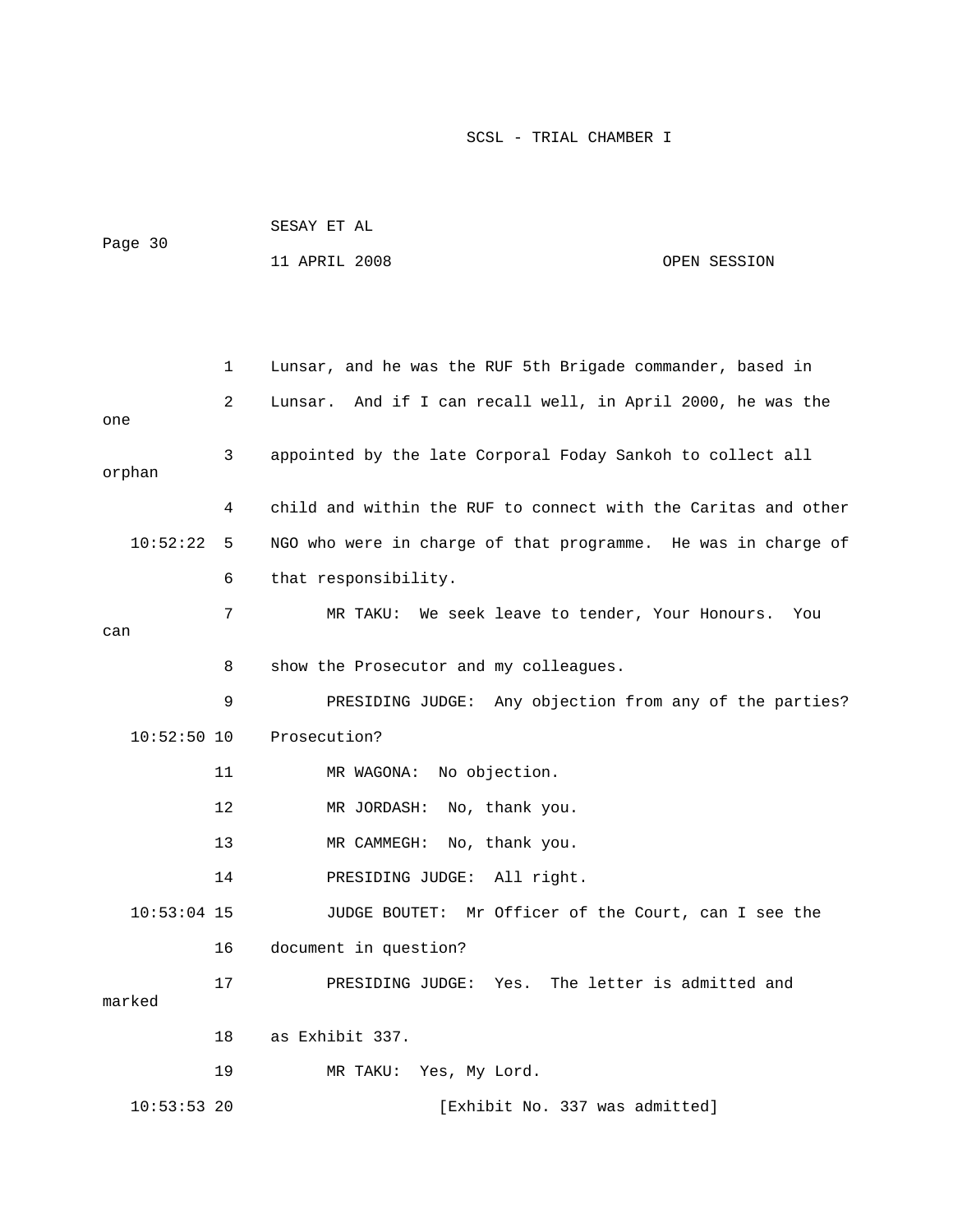Lunsar, and he was the RUF 5th Brigade commander, based in Lunsar. And if I can recall well, in April 2000, he was the one appointed by the late Corporal Foday Sankoh to collect all orphan child and within the RUF to connect with the Caritas and other NGO who were in charge of that programme. He was in charge of that responsibility.

MR TAKU: We seek leave to tender, Your Honours. You can show the Prosecutor and my colleagues.

PRESIDING JUDGE: Any objection from any of the parties? Prosecution?

MR WAGONA: No objection.

MR JORDASH: No, thank you.

MR CAMMEGH: No, thank you.

PRESIDING JUDGE: All right.

JUDGE BOUTET: Mr Officer of the Court, can I see the document in question?

PRESIDING JUDGE: Yes. The letter is admitted and marked as Exhibit 337.

MR TAKU: Yes, My Lord.

[Exhibit No. 337 was admitted]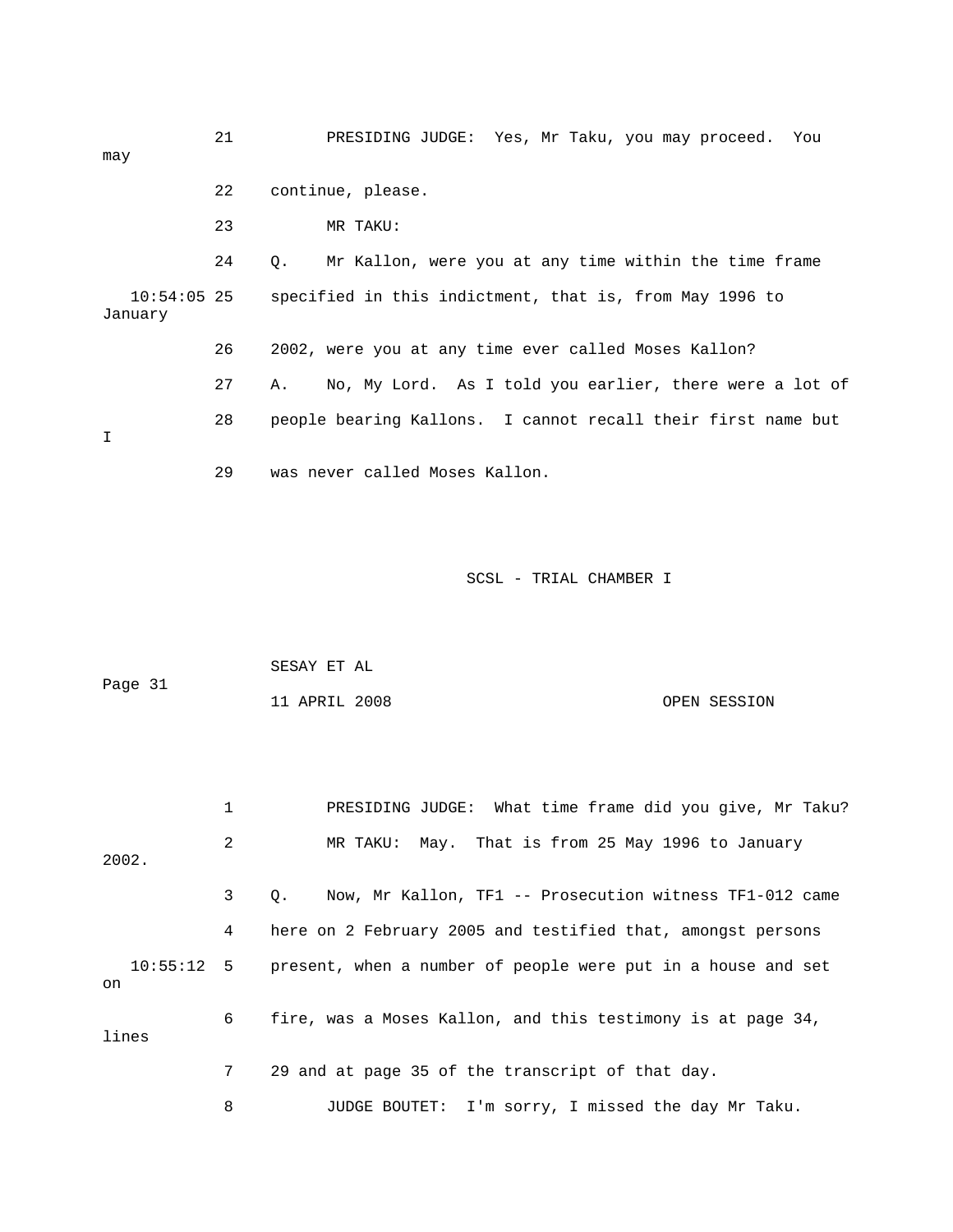21 PRESIDING JUDGE: Yes, Mr Taku, you may proceed. You may

22 continue, please.

23 MR TAKU:

24 Q. Mr Kallon, were you at any time within the time frame

10:54:05 25 specified in this indictment, that is, from May 1996 to January

26 2002, were you at any time ever called Moses Kallon?

27 A. No, My Lord. As I told you earlier, there were a lot of

28 people bearing Kallons. I cannot recall their first name but I

29 was never called Moses Kallon.

1 PRESIDING JUDGE: What time frame did you give, Mr Taku?

2 MR TAKU: May. That is from 25 May 1996 to January 2002.

3 Q. Now, Mr Kallon, TF1 -- Prosecution witness TF1-012 came

4 here on 2 February 2005 and testified that, amongst persons

10:55:12 5 present, when a number of people were put in a house and set on

6 fire, was a Moses Kallon, and this testimony is at page 34, lines

7 29 and at page 35 of the transcript of that day.

8 JUDGE BOUTET: I'm sorry, I missed the day Mr Taku.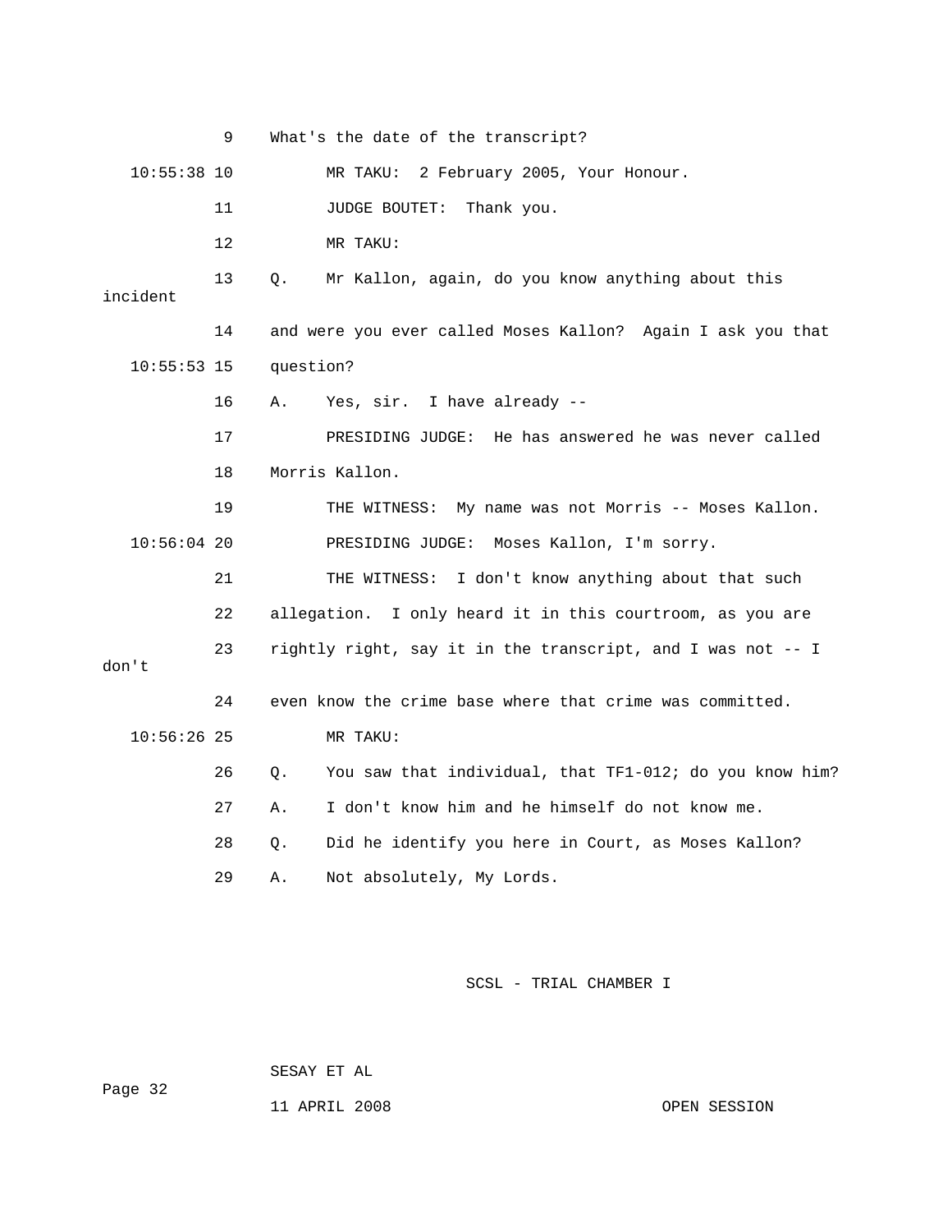9 What's the date of the transcript?

10:55:38 10 MR TAKU: 2 February 2005, Your Honour.

11 JUDGE BOUTET: Thank you.

12 MR TAKU:

13 Q. Mr Kallon, again, do you know anything about this incident

14 and were you ever called Moses Kallon? Again I ask you that

10:55:53 15 question?

16 A. Yes, sir. I have already --

17 PRESIDING JUDGE: He has answered he was never called

18 Morris Kallon.

19 THE WITNESS: My name was not Morris -- Moses Kallon.

10:56:04 20 PRESIDING JUDGE: Moses Kallon, I'm sorry.

21 THE WITNESS: I don't know anything about that such

22 allegation. I only heard it in this courtroom, as you are

23 rightly right, say it in the transcript, and I was not -- I don't

24 even know the crime base where that crime was committed.

10:56:26 25 MR TAKU:

26 Q. You saw that individual, that TF1-012; do you know him?

27 A. I don't know him and he himself do not know me.

28 Q. Did he identify you here in Court, as Moses Kallon?

29 A. Not absolutely, My Lords.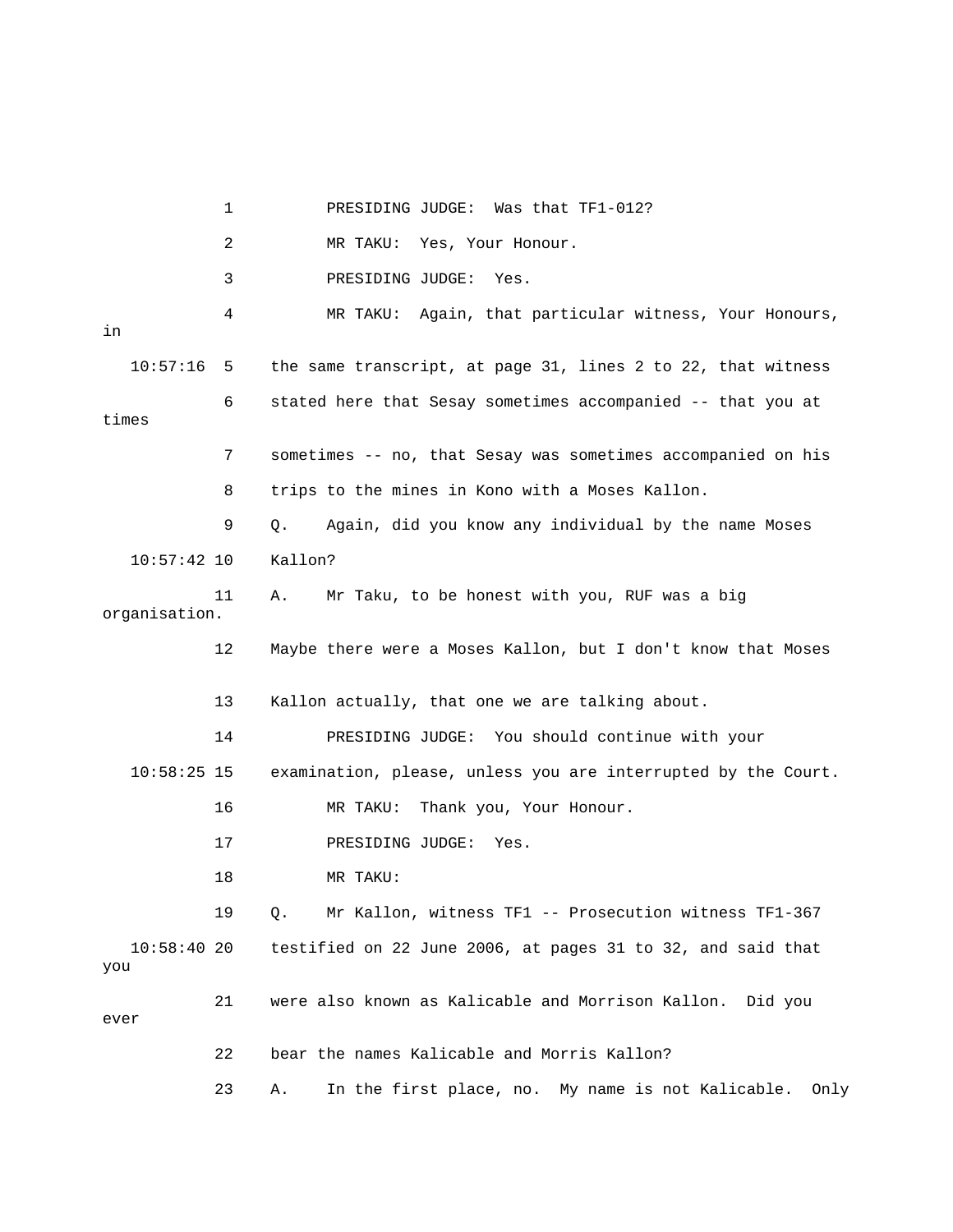1 PRESIDING JUDGE: Was that TF1-012?

2 MR TAKU: Yes, Your Honour.

3 PRESIDING JUDGE: Yes.

4 MR TAKU: Again, that particular witness, Your Honours, in

10:57:16 5 the same transcript, at page 31, lines 2 to 22, that witness

6 stated here that Sesay sometimes accompanied -- that you at times

7 sometimes -- no, that Sesay was sometimes accompanied on his

8 trips to the mines in Kono with a Moses Kallon.

9 Q. Again, did you know any individual by the name Moses

10:57:42 10 Kallon?

11 A. Mr Taku, to be honest with you, RUF was a big organisation.

12 Maybe there were a Moses Kallon, but I don't know that Moses

13 Kallon actually, that one we are talking about.

14 PRESIDING JUDGE: You should continue with your

10:58:25 15 examination, please, unless you are interrupted by the Court.

16 MR TAKU: Thank you, Your Honour.

17 PRESIDING JUDGE: Yes.

18 MR TAKU:

19 Q. Mr Kallon, witness TF1 -- Prosecution witness TF1-367

10:58:40 20 testified on 22 June 2006, at pages 31 to 32, and said that you

21 were also known as Kalicable and Morrison Kallon. Did you ever

22 bear the names Kalicable and Morris Kallon?

23 A. In the first place, no. My name is not Kalicable. Only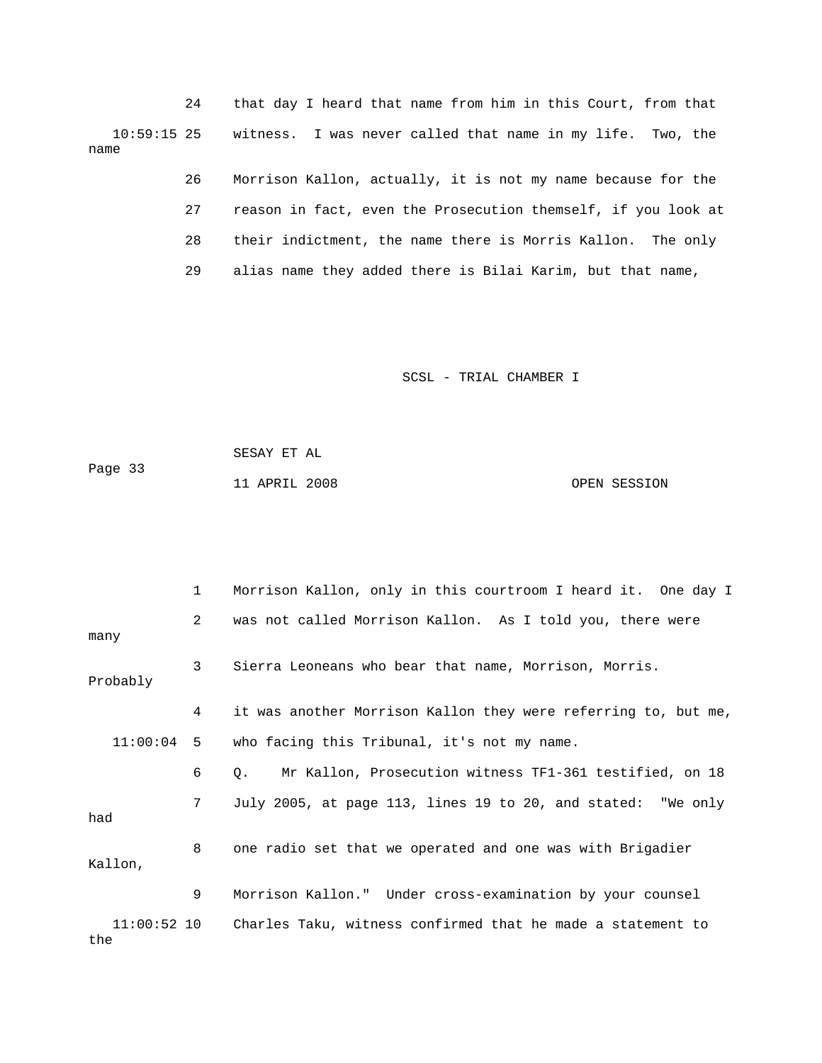24 that day I heard that name from him in this Court, from that

10:59:15 25 witness. I was never called that name in my life. Two, the name

26 Morrison Kallon, actually, it is not my name because for the

27 reason in fact, even the Prosecution themself, if you look at

28 their indictment, the name there is Morris Kallon. The only

29 alias name they added there is Bilai Karim, but that name,

1 Morrison Kallon, only in this courtroom I heard it. One day I

2 was not called Morrison Kallon. As I told you, there were many

3 Sierra Leoneans who bear that name, Morrison, Morris. Probably

4 it was another Morrison Kallon they were referring to, but me,

11:00:04 5 who facing this Tribunal, it's not my name.

6 Q. Mr Kallon, Prosecution witness TF1-361 testified, on 18

7 July 2005, at page 113, lines 19 to 20, and stated: "We only had

8 one radio set that we operated and one was with Brigadier Kallon,

9 Morrison Kallon." Under cross-examination by your counsel

11:00:52 10 Charles Taku, witness confirmed that he made a statement to the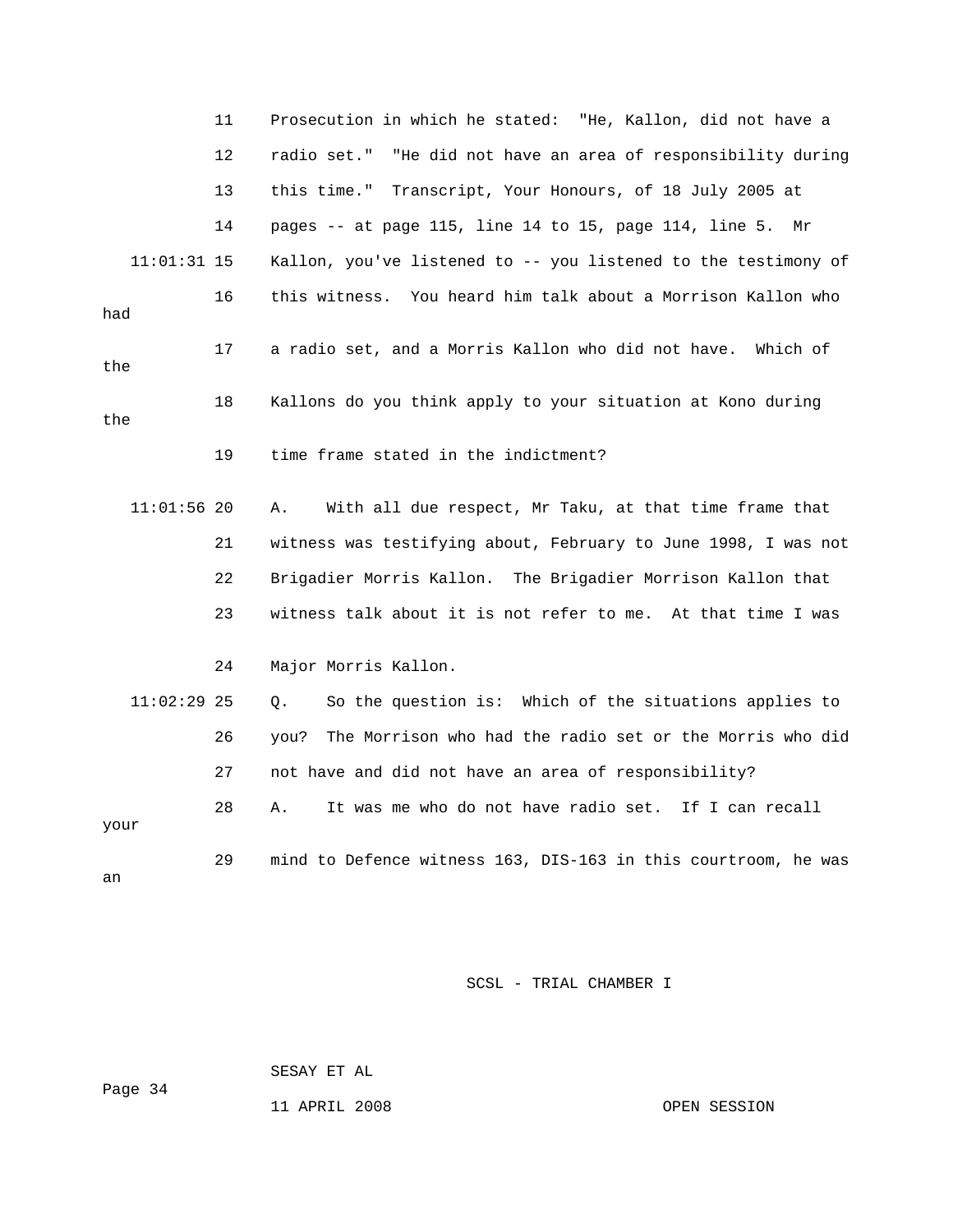11 Prosecution in which he stated: "He, Kallon, did not have a

12 radio set." "He did not have an area of responsibility during

13 this time." Transcript, Your Honours, of 18 July 2005 at

14 pages -- at page 115, line 14 to 15, page 114, line 5. Mr

11:01:31 15 Kallon, you've listened to -- you listened to the testimony of

16 this witness. You heard him talk about a Morrison Kallon who had

17 a radio set, and a Morris Kallon who did not have. Which of the

18 Kallons do you think apply to your situation at Kono during the

19 time frame stated in the indictment?

11:01:56 20 A. With all due respect, Mr Taku, at that time frame that

21 witness was testifying about, February to June 1998, I was not

22 Brigadier Morris Kallon. The Brigadier Morrison Kallon that

23 witness talk about it is not refer to me. At that time I was

24 Major Morris Kallon.

11:02:29 25 Q. So the question is: Which of the situations applies to

26 you? The Morrison who had the radio set or the Morris who did

27 not have and did not have an area of responsibility?

28 A. It was me who do not have radio set. If I can recall your

29 mind to Defence witness 163, DIS-163 in this courtroom, he was an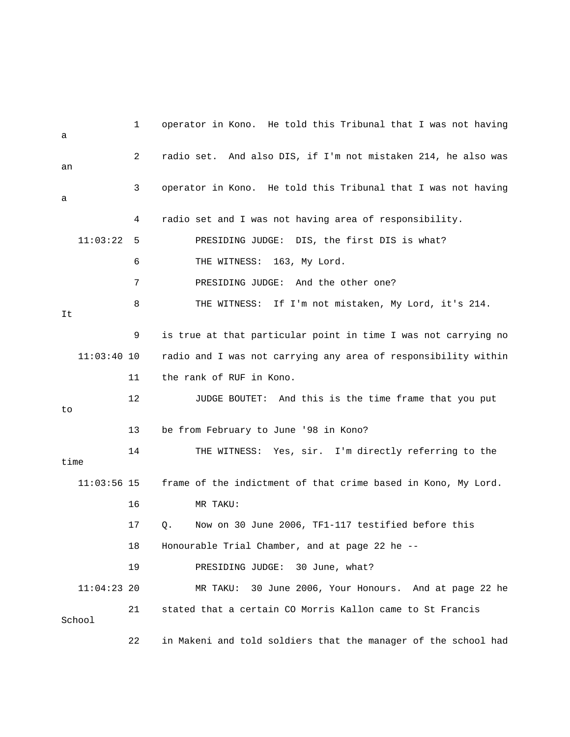1 operator in Kono. He told this Tribunal that I was not having a

2 radio set. And also DIS, if I'm not mistaken 214, he also was an

3 operator in Kono. He told this Tribunal that I was not having a

4 radio set and I was not having area of responsibility.

11:03:22 5 PRESIDING JUDGE: DIS, the first DIS is what?

6 THE WITNESS: 163, My Lord.

7 PRESIDING JUDGE: And the other one?

8 THE WITNESS: If I'm not mistaken, My Lord, it's 214. It

9 is true at that particular point in time I was not carrying no

11:03:40 10 radio and I was not carrying any area of responsibility within

11 the rank of RUF in Kono.

12 JUDGE BOUTET: And this is the time frame that you put to

13 be from February to June '98 in Kono?

14 THE WITNESS: Yes, sir. I'm directly referring to the time

11:03:56 15 frame of the indictment of that crime based in Kono, My Lord.

16 MR TAKU:

17 Q. Now on 30 June 2006, TF1-117 testified before this

18 Honourable Trial Chamber, and at page 22 he --

19 PRESIDING JUDGE: 30 June, what?

11:04:23 20 MR TAKU: 30 June 2006, Your Honours. And at page 22 he

21 stated that a certain CO Morris Kallon came to St Francis School

22 in Makeni and told soldiers that the manager of the school had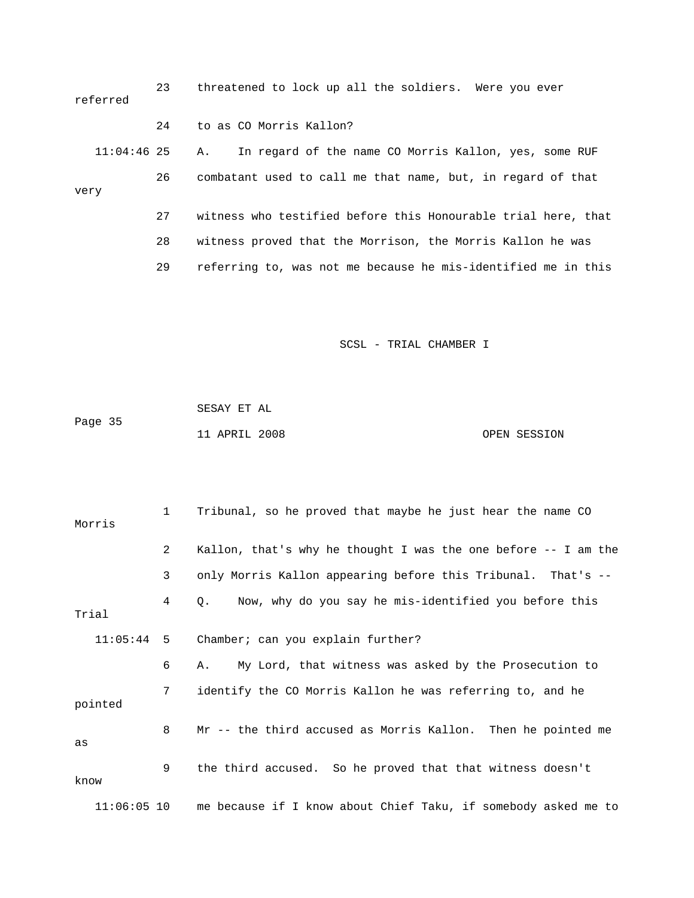23 threatened to lock up all the soldiers. Were you ever referred

24 to as CO Morris Kallon?

11:04:46 25 A. In regard of the name CO Morris Kallon, yes, some RUF

26 combatant used to call me that name, but, in regard of that very

27 witness who testified before this Honourable trial here, that

28 witness proved that the Morrison, the Morris Kallon he was

29 referring to, was not me because he mis-identified me in this

SCSL - TRIAL CHAMBER I

SESAY ET AL

11 APRIL 2008 OPEN SESSION

1 Tribunal, so he proved that maybe he just hear the name CO Morris

2 Kallon, that's why he thought I was the one before -- I am the

3 only Morris Kallon appearing before this Tribunal. That's --

4 Q. Now, why do you say he mis-identified you before this Trial

11:05:44 5 Chamber; can you explain further?

6 A. My Lord, that witness was asked by the Prosecution to

7 identify the CO Morris Kallon he was referring to, and he pointed

8 Mr -- the third accused as Morris Kallon. Then he pointed me as

9 the third accused. So he proved that that witness doesn't know

11:06:05 10 me because if I know about Chief Taku, if somebody asked me to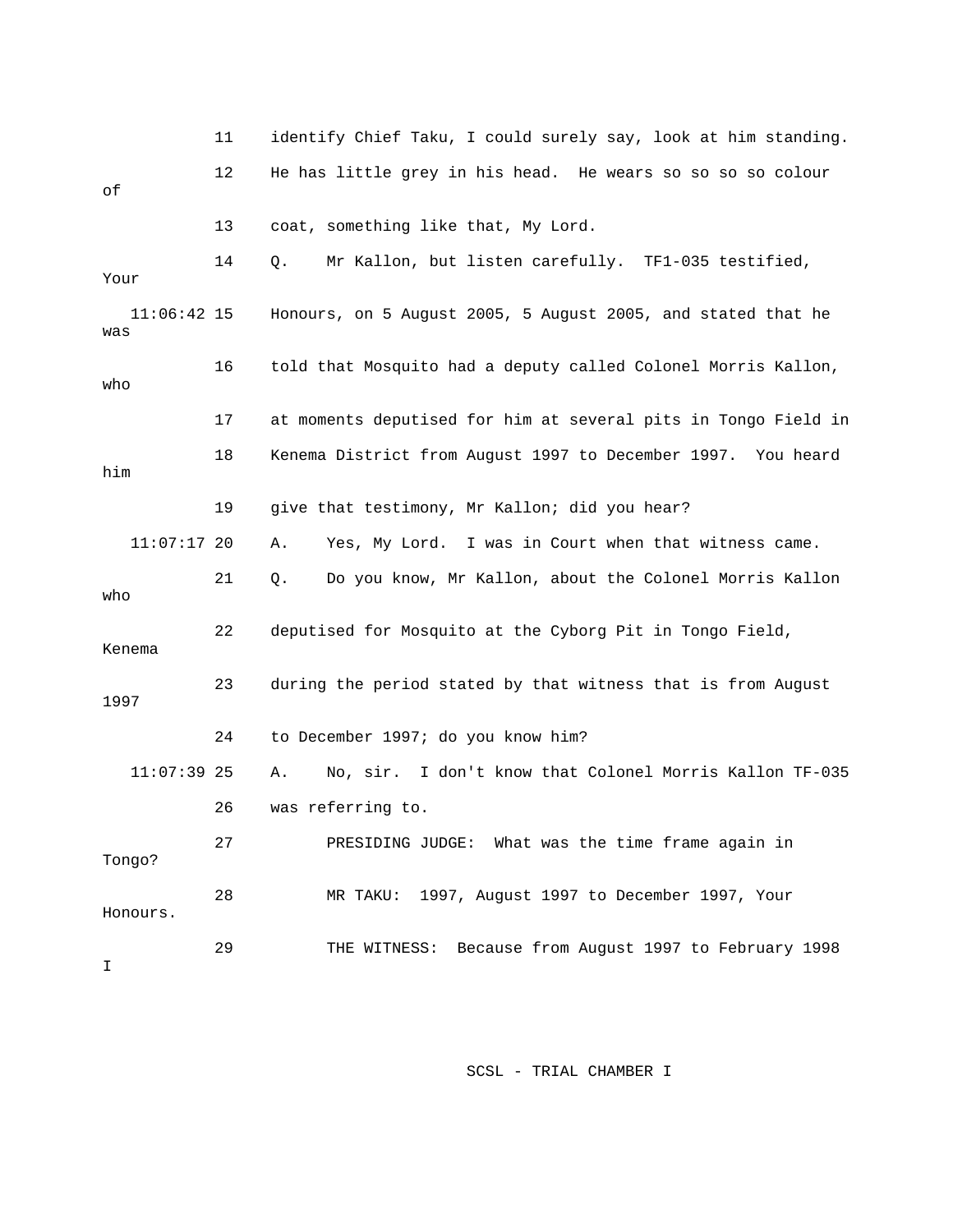11 identify Chief Taku, I could surely say, look at him standing.

12 He has little grey in his head. He wears so so so so colour of

13 coat, something like that, My Lord.

14 Q. Mr Kallon, but listen carefully. TF1-035 testified, Your

11:06:42 15 Honours, on 5 August 2005, 5 August 2005, and stated that he was

16 told that Mosquito had a deputy called Colonel Morris Kallon, who

17 at moments deputised for him at several pits in Tongo Field in

18 Kenema District from August 1997 to December 1997. You heard him

19 give that testimony, Mr Kallon; did you hear?

11:07:17 20 A. Yes, My Lord. I was in Court when that witness came.

21 Q. Do you know, Mr Kallon, about the Colonel Morris Kallon who

22 deputised for Mosquito at the Cyborg Pit in Tongo Field, Kenema

23 during the period stated by that witness that is from August 1997

24 to December 1997; do you know him?

11:07:39 25 A. No, sir. I don't know that Colonel Morris Kallon TF-035

26 was referring to.

27 PRESIDING JUDGE: What was the time frame again in Tongo?

28 MR TAKU: 1997, August 1997 to December 1997, Your Honours.

29 THE WITNESS: Because from August 1997 to February 1998 I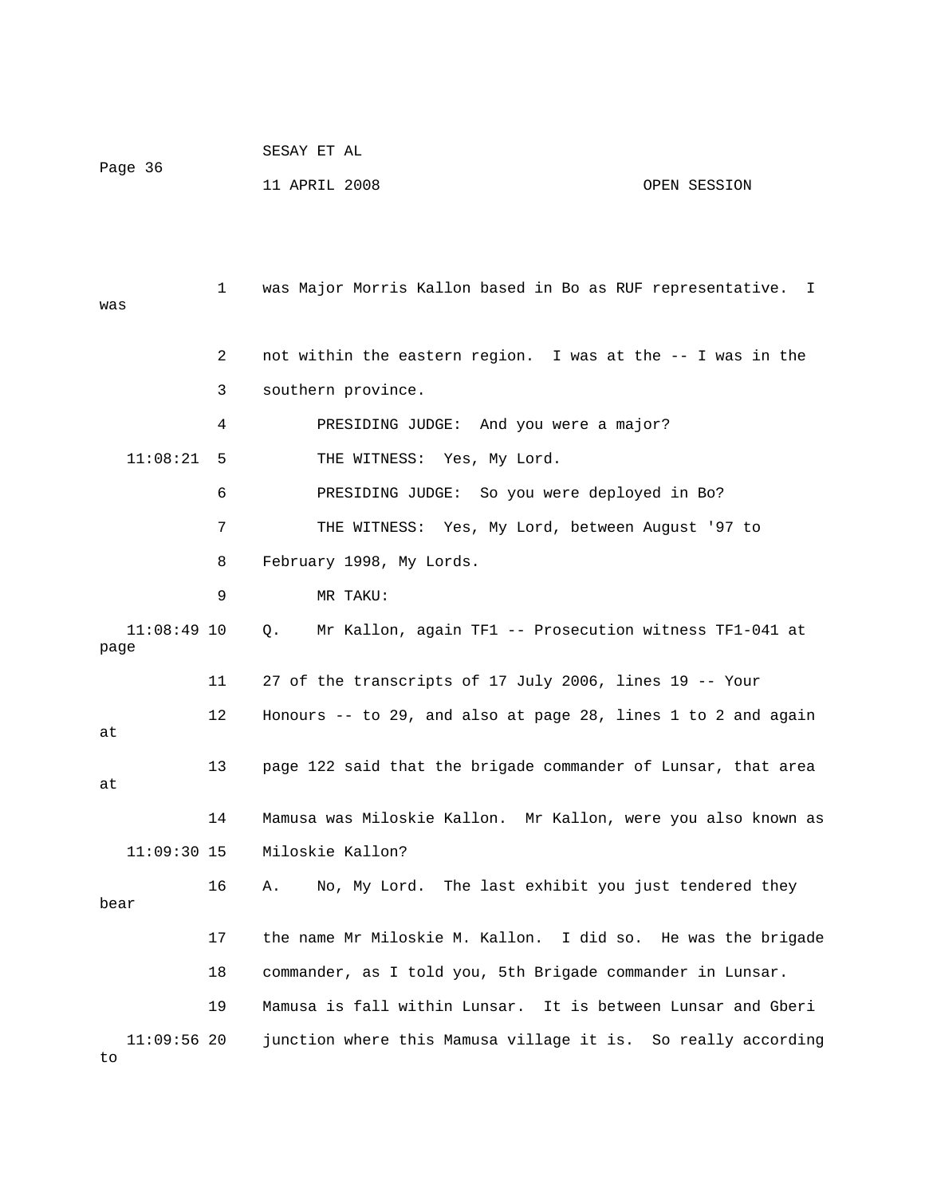1 was Major Morris Kallon based in Bo as RUF representative. I was

2 not within the eastern region. I was at the -- I was in the

3 southern province.

4 PRESIDING JUDGE: And you were a major?

11:08:21 5 THE WITNESS: Yes, My Lord.

6 PRESIDING JUDGE: So you were deployed in Bo?

7 THE WITNESS: Yes, My Lord, between August '97 to

8 February 1998, My Lords.

9 MR TAKU:

11:08:49 10 Q. Mr Kallon, again TF1 -- Prosecution witness TF1-041 at page

11 27 of the transcripts of 17 July 2006, lines 19 -- Your

12 Honours -- to 29, and also at page 28, lines 1 to 2 and again at

13 page 122 said that the brigade commander of Lunsar, that area at

14 Mamusa was Miloskie Kallon. Mr Kallon, were you also known as

11:09:30 15 Miloskie Kallon?

16 A. No, My Lord. The last exhibit you just tendered they bear

17 the name Mr Miloskie M. Kallon. I did so. He was the brigade

18 commander, as I told you, 5th Brigade commander in Lunsar.

19 Mamusa is fall within Lunsar. It is between Lunsar and Gberi

11:09:56 20 junction where this Mamusa village it is. So really according to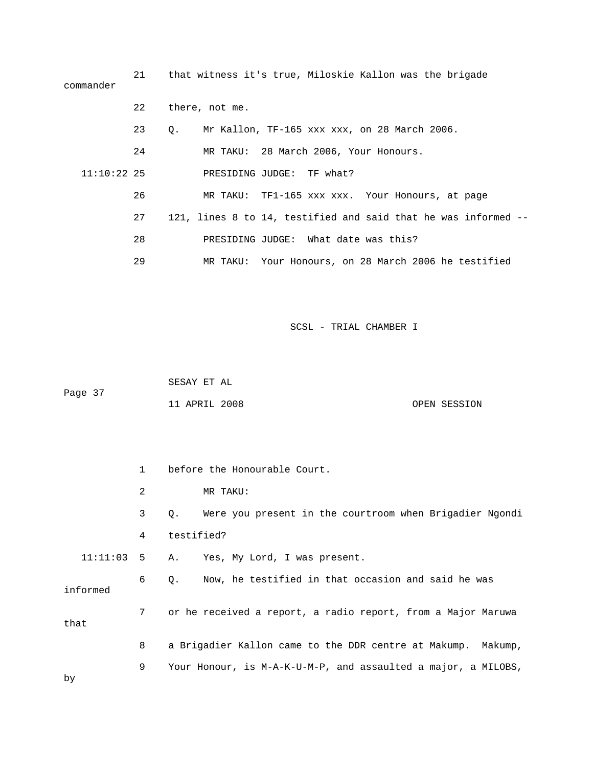21 that witness it's true, Miloskie Kallon was the brigade commander

22 there, not me.

23 Q. Mr Kallon, TF-165 xxx xxx, on 28 March 2006.

24 MR TAKU: 28 March 2006, Your Honours.

11:10:22 25 PRESIDING JUDGE: TF what?

26 MR TAKU: TF1-165 xxx xxx. Your Honours, at page

27 121, lines 8 to 14, testified and said that he was informed --

28 PRESIDING JUDGE: What date was this?

29 MR TAKU: Your Honours, on 28 March 2006 he testified

Page 37

1 before the Honourable Court.

2 MR TAKU:

3 Q. Were you present in the courtroom when Brigadier Ngondi

4 testified?

11:11:03 5 A. Yes, My Lord, I was present.

6 Q. Now, he testified in that occasion and said he was informed

7 or he received a report, a radio report, from a Major Maruwa that

8 a Brigadier Kallon came to the DDR centre at Makump. Makump,

9 Your Honour, is M-A-K-U-M-P, and assaulted a major, a MILOBS, by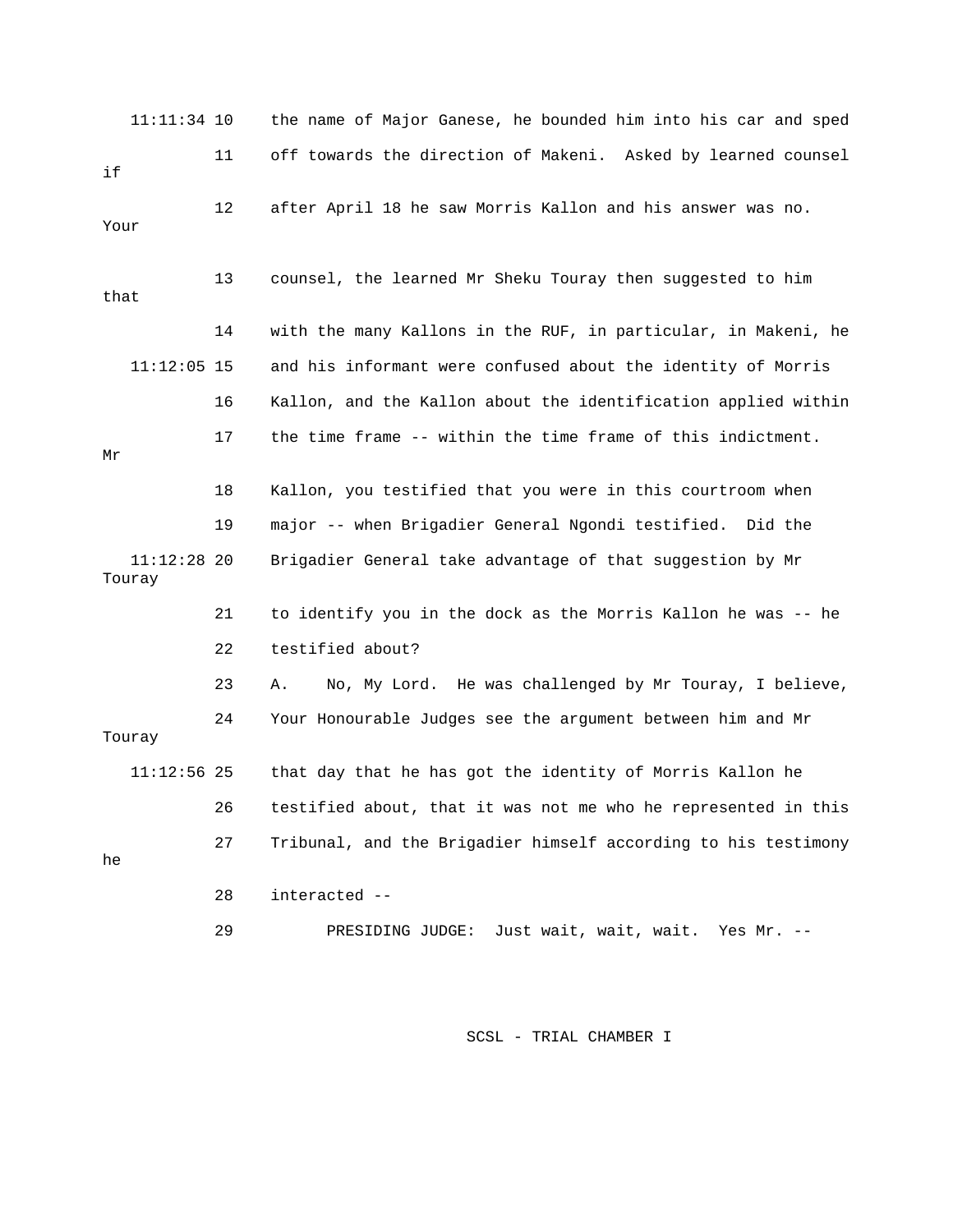11:11:34 10 the name of Major Ganese, he bounded him into his car and sped

11 off towards the direction of Makeni. Asked by learned counsel if

12 after April 18 he saw Morris Kallon and his answer was no. Your

13 counsel, the learned Mr Sheku Touray then suggested to him that

14 with the many Kallons in the RUF, in particular, in Makeni, he

11:12:05 15 and his informant were confused about the identity of Morris

16 Kallon, and the Kallon about the identification applied within

17 the time frame -- within the time frame of this indictment. Mr

18 Kallon, you testified that you were in this courtroom when

19 major -- when Brigadier General Ngondi testified. Did the

11:12:28 20 Brigadier General take advantage of that suggestion by Mr Touray

21 to identify you in the dock as the Morris Kallon he was -- he

22 testified about?

23 A. No, My Lord. He was challenged by Mr Touray, I believe,

24 Your Honourable Judges see the argument between him and Mr Touray

11:12:56 25 that day that he has got the identity of Morris Kallon he

26 testified about, that it was not me who he represented in this

27 Tribunal, and the Brigadier himself according to his testimony he

28 interacted --

29 PRESIDING JUDGE: Just wait, wait, wait. Yes Mr. --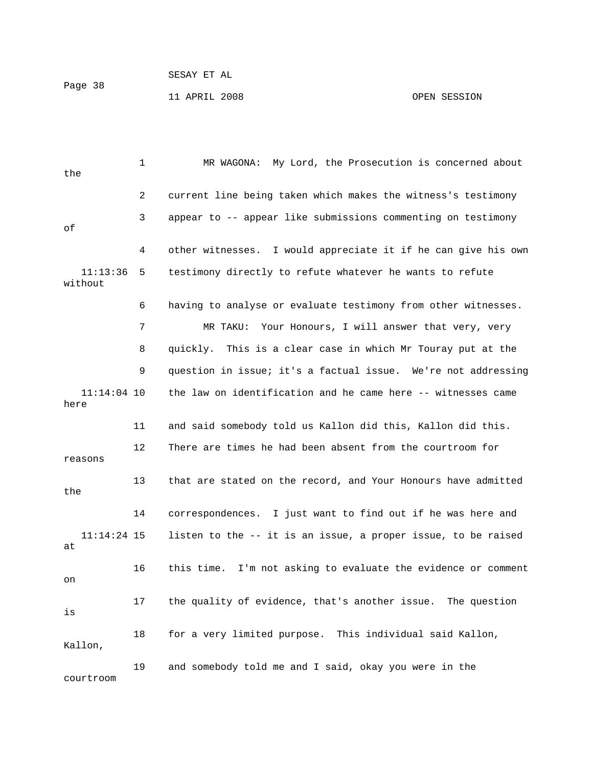MR WAGONA: My Lord, the Prosecution is concerned about the current line being taken which makes the witness's testimony appear to -- appear like submissions commenting on testimony of other witnesses. I would appreciate it if he can give his own testimony directly to refute whatever he wants to refute without having to analyse or evaluate testimony from other witnesses.

MR TAKU: Your Honours, I will answer that very, very quickly. This is a clear case in which Mr Touray put at the question in issue; it's a factual issue. We're not addressing the law on identification and he came here -- witnesses came here and said somebody told us Kallon did this, Kallon did this. There are times he had been absent from the courtroom for reasons that are stated on the record, and Your Honours have admitted the correspondences. I just want to find out if he was here and listen to the -- it is an issue, a proper issue, to be raised at this time. I'm not asking to evaluate the evidence or comment on the quality of evidence, that's another issue. The question is for a very limited purpose. This individual said Kallon, Kallon, and somebody told me and I said, okay you were in the courtroom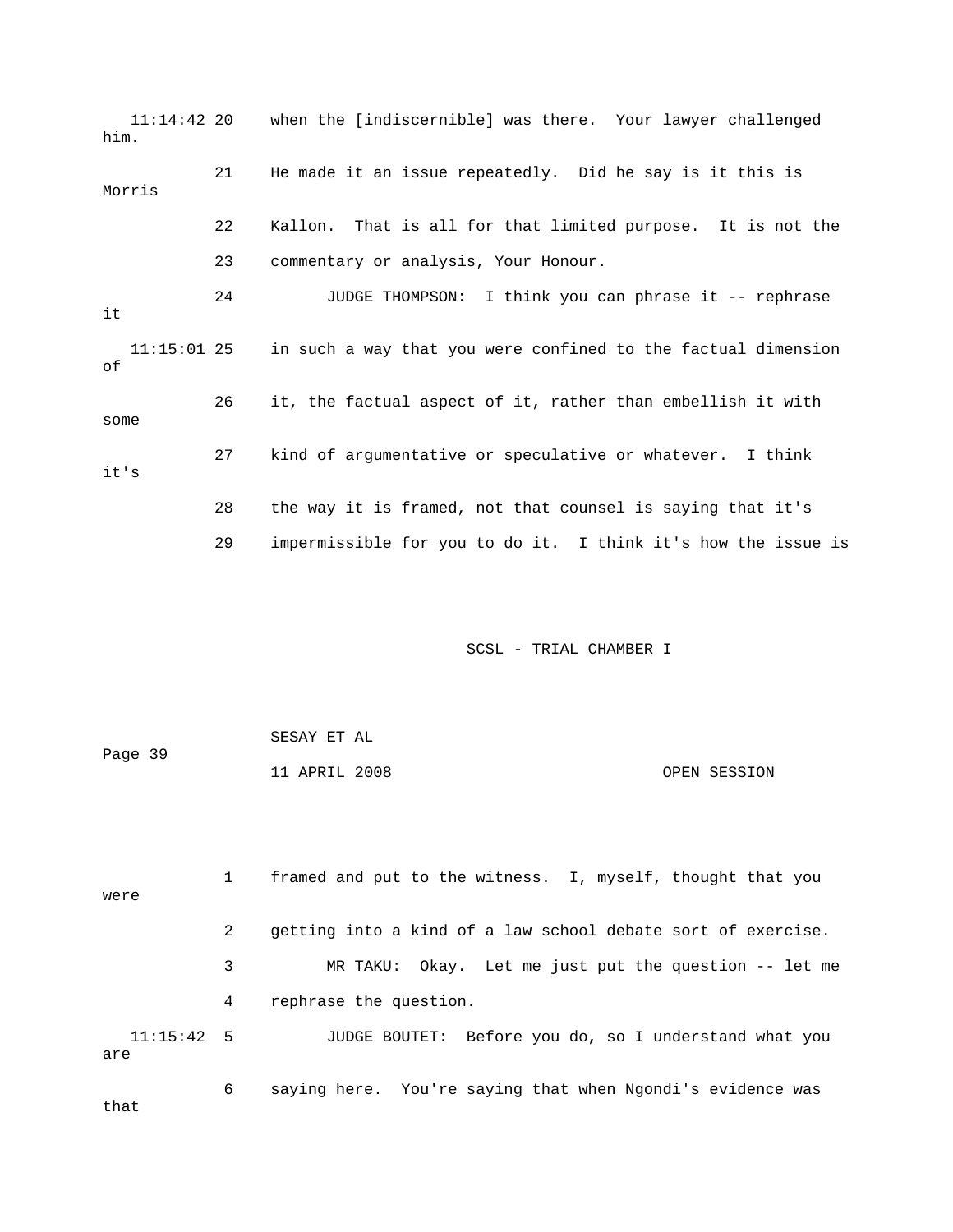11:14:42 20 when the [indiscernible] was there. Your lawyer challenged him.

21 He made it an issue repeatedly. Did he say is it this is Morris

22 Kallon. That is all for that limited purpose. It is not the

23 commentary or analysis, Your Honour.

24 JUDGE THOMPSON: I think you can phrase it -- rephrase it

11:15:01 25 in such a way that you were confined to the factual dimension of

26 it, the factual aspect of it, rather than embellish it with some

27 kind of argumentative or speculative or whatever. I think it's

28 the way it is framed, not that counsel is saying that it's

29 impermissible for you to do it. I think it's how the issue is

1 framed and put to the witness. I, myself, thought that you were

2 getting into a kind of a law school debate sort of exercise.

3 MR TAKU: Okay. Let me just put the question -- let me

4 rephrase the question.

11:15:42 5 JUDGE BOUTET: Before you do, so I understand what you are

6 saying here. You're saying that when Ngondi's evidence was that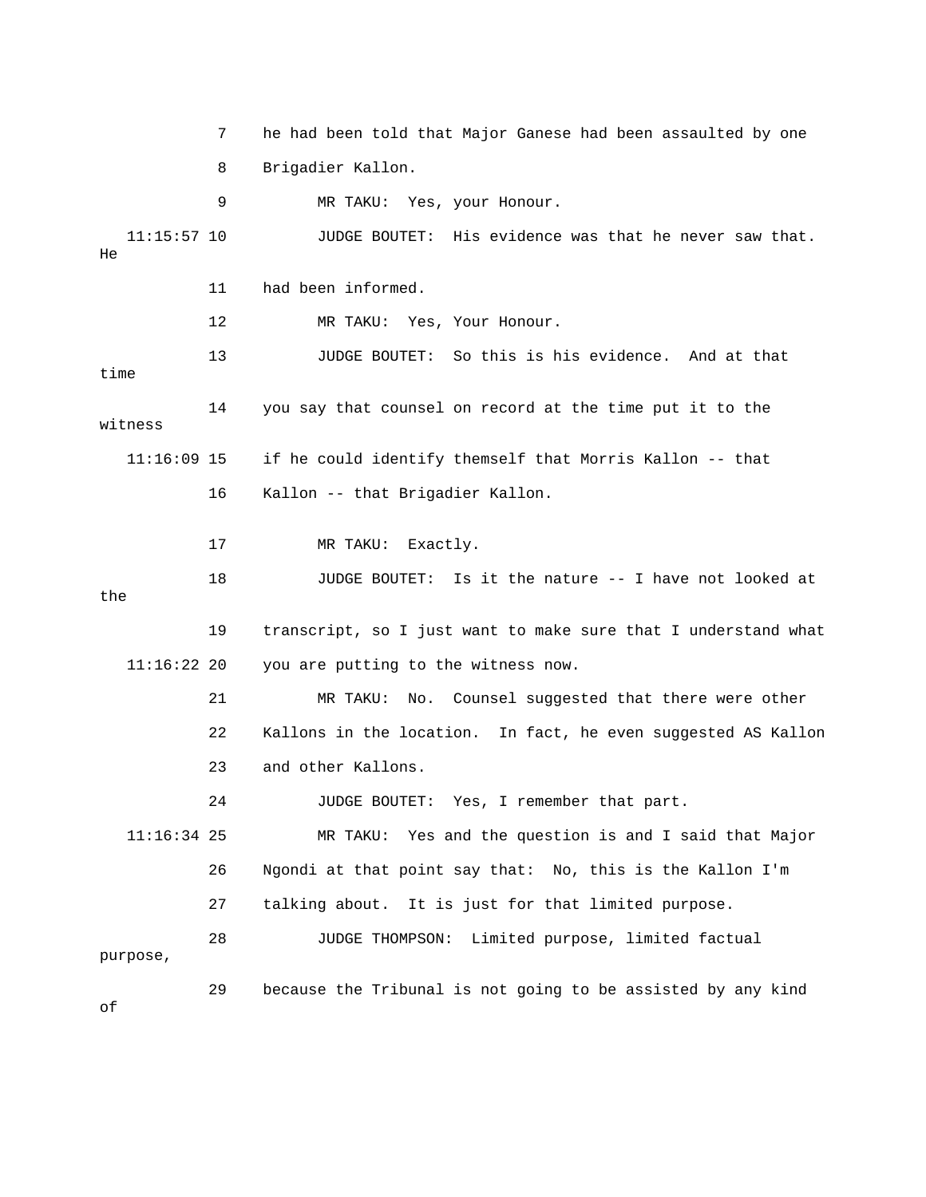7 he had been told that Major Ganese had been assaulted by one

8 Brigadier Kallon.

9 MR TAKU: Yes, your Honour.

11:15:57 10 JUDGE BOUTET: His evidence was that he never saw that. He

11 had been informed.

12 MR TAKU: Yes, Your Honour.

13 JUDGE BOUTET: So this is his evidence. And at that time

14 you say that counsel on record at the time put it to the witness

11:16:09 15 if he could identify themself that Morris Kallon -- that

16 Kallon -- that Brigadier Kallon.

17 MR TAKU: Exactly.

18 JUDGE BOUTET: Is it the nature -- I have not looked at the

19 transcript, so I just want to make sure that I understand what

11:16:22 20 you are putting to the witness now.

21 MR TAKU: No. Counsel suggested that there were other

22 Kallons in the location. In fact, he even suggested AS Kallon

23 and other Kallons.

24 JUDGE BOUTET: Yes, I remember that part.

11:16:34 25 MR TAKU: Yes and the question is and I said that Major

26 Ngondi at that point say that: No, this is the Kallon I'm

27 talking about. It is just for that limited purpose.

28 JUDGE THOMPSON: Limited purpose, limited factual purpose,

29 because the Tribunal is not going to be assisted by any kind of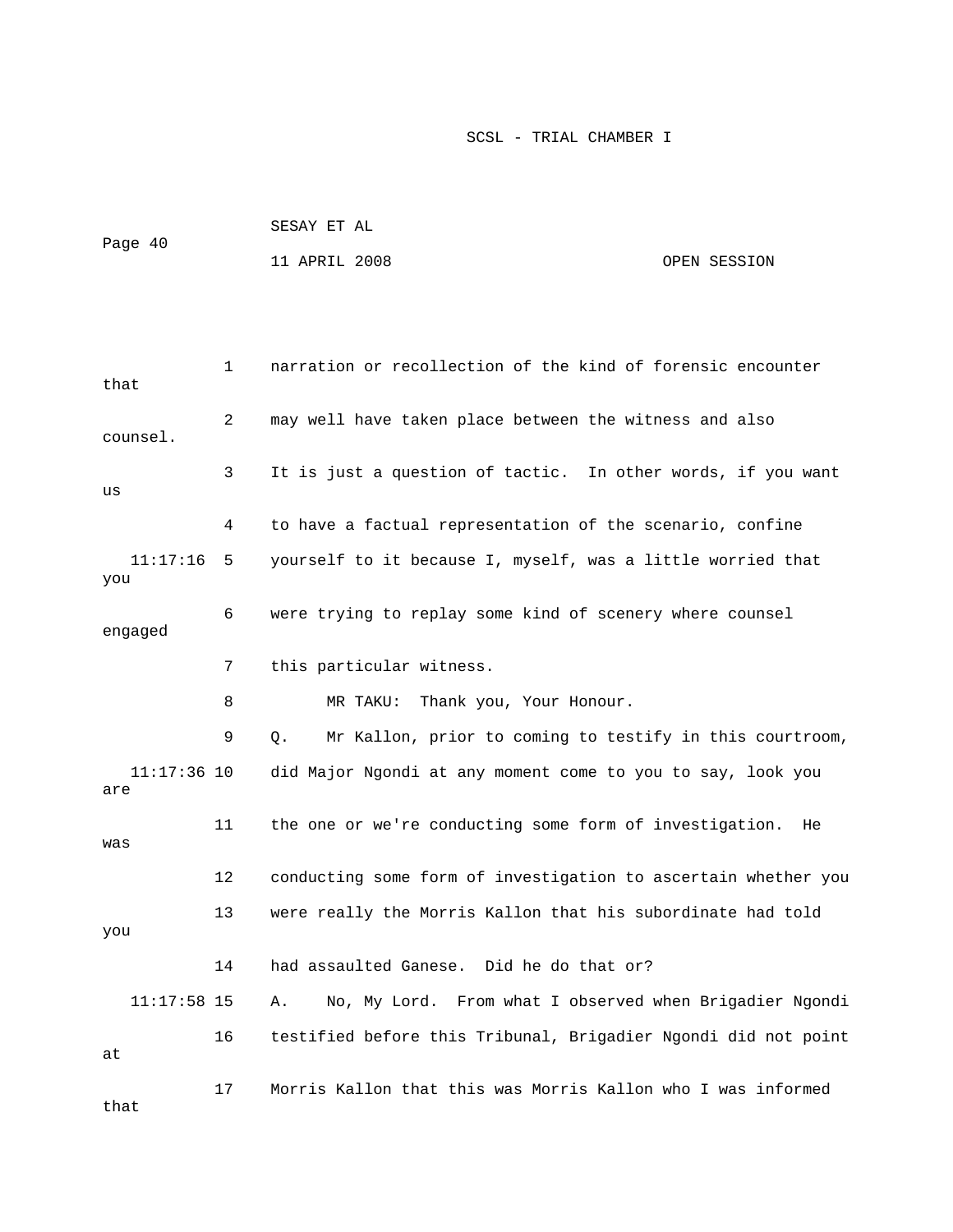narration or recollection of the kind of forensic encounter that may well have taken place between the witness and also counsel. It is just a question of tactic. In other words, if you want us to have a factual representation of the scenario, confine yourself to it because I, myself, was a little worried that you were trying to replay some kind of scenery where counsel engaged this particular witness.

MR TAKU: Thank you, Your Honour.

Q. Mr Kallon, prior to coming to testify in this courtroom, did Major Ngondi at any moment come to you to say, look you are the one or we're conducting some form of investigation. He was conducting some form of investigation to ascertain whether you were really the Morris Kallon that his subordinate had told you had assaulted Ganese. Did he do that or?

A. No, My Lord. From what I observed when Brigadier Ngondi testified before this Tribunal, Brigadier Ngondi did not point at Morris Kallon that this was Morris Kallon who I was informed that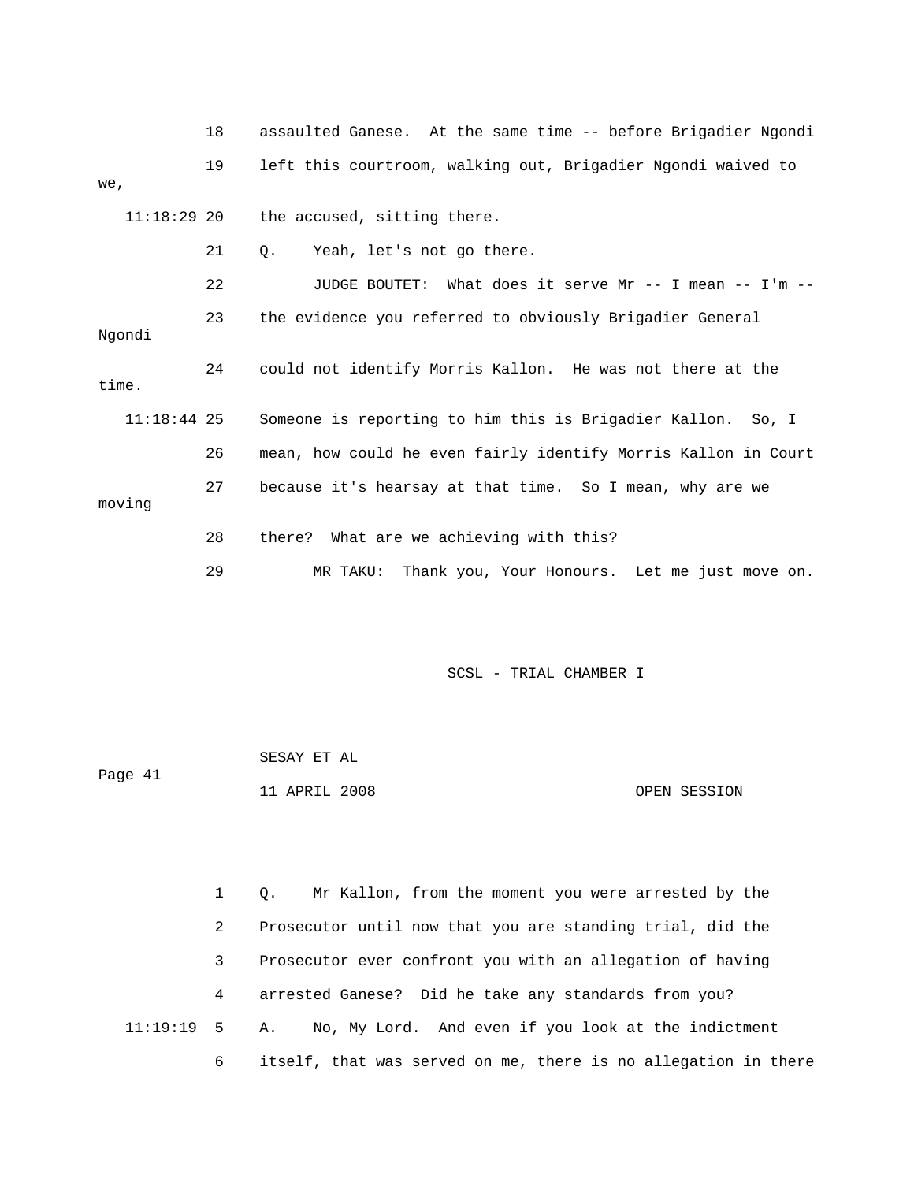18 assaulted Ganese. At the same time -- before Brigadier Ngondi

19 left this courtroom, walking out, Brigadier Ngondi waived to we,

11:18:29 20 the accused, sitting there.

21 Q. Yeah, let's not go there.

22 JUDGE BOUTET: What does it serve Mr -- I mean -- I'm --

23 the evidence you referred to obviously Brigadier General Ngondi

24 could not identify Morris Kallon. He was not there at the time.

11:18:44 25 Someone is reporting to him this is Brigadier Kallon. So, I

26 mean, how could he even fairly identify Morris Kallon in Court

27 because it's hearsay at that time. So I mean, why are we moving

28 there? What are we achieving with this?

29 MR TAKU: Thank you, Your Honours. Let me just move on.

1 Q. Mr Kallon, from the moment you were arrested by the

2 Prosecutor until now that you are standing trial, did the

3 Prosecutor ever confront you with an allegation of having

4 arrested Ganese? Did he take any standards from you?

11:19:19 5 A. No, My Lord. And even if you look at the indictment

6 itself, that was served on me, there is no allegation in there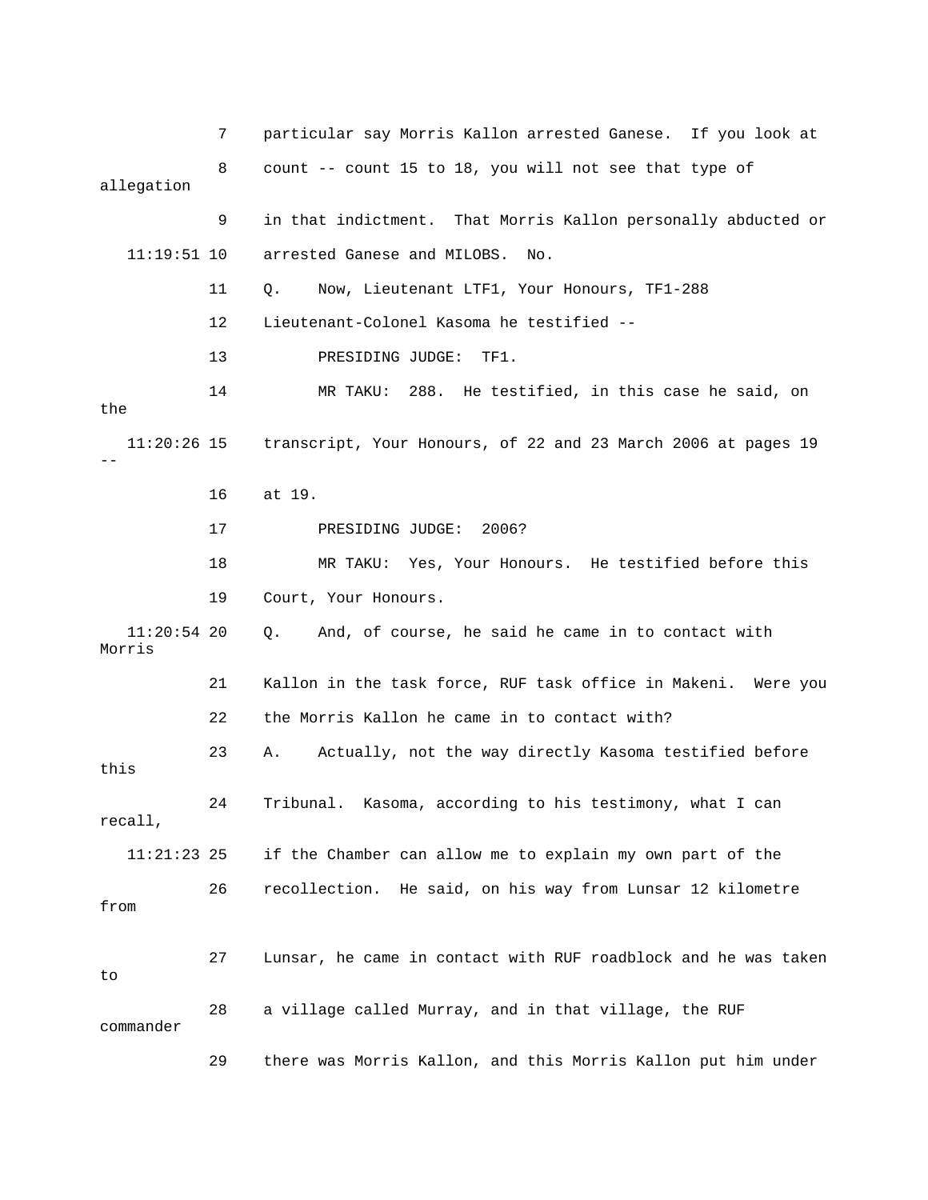7 particular say Morris Kallon arrested Ganese. If you look at

8 count -- count 15 to 18, you will not see that type of allegation

9 in that indictment. That Morris Kallon personally abducted or

11:19:51 10 arrested Ganese and MILOBS. No.

11 Q. Now, Lieutenant LTF1, Your Honours, TF1-288

12 Lieutenant-Colonel Kasoma he testified --

13 PRESIDING JUDGE: TF1.

14 MR TAKU: 288. He testified, in this case he said, on the

11:20:26 15 transcript, Your Honours, of 22 and 23 March 2006 at pages 19 --

16 at 19.

17 PRESIDING JUDGE: 2006?

18 MR TAKU: Yes, Your Honours. He testified before this

19 Court, Your Honours.

11:20:54 20 Q. And, of course, he said he came in to contact with Morris

21 Kallon in the task force, RUF task office in Makeni. Were you

22 the Morris Kallon he came in to contact with?

23 A. Actually, not the way directly Kasoma testified before this

24 Tribunal. Kasoma, according to his testimony, what I can recall,

11:21:23 25 if the Chamber can allow me to explain my own part of the

26 recollection. He said, on his way from Lunsar 12 kilometre from

27 Lunsar, he came in contact with RUF roadblock and he was taken to

28 a village called Murray, and in that village, the RUF commander

29 there was Morris Kallon, and this Morris Kallon put him under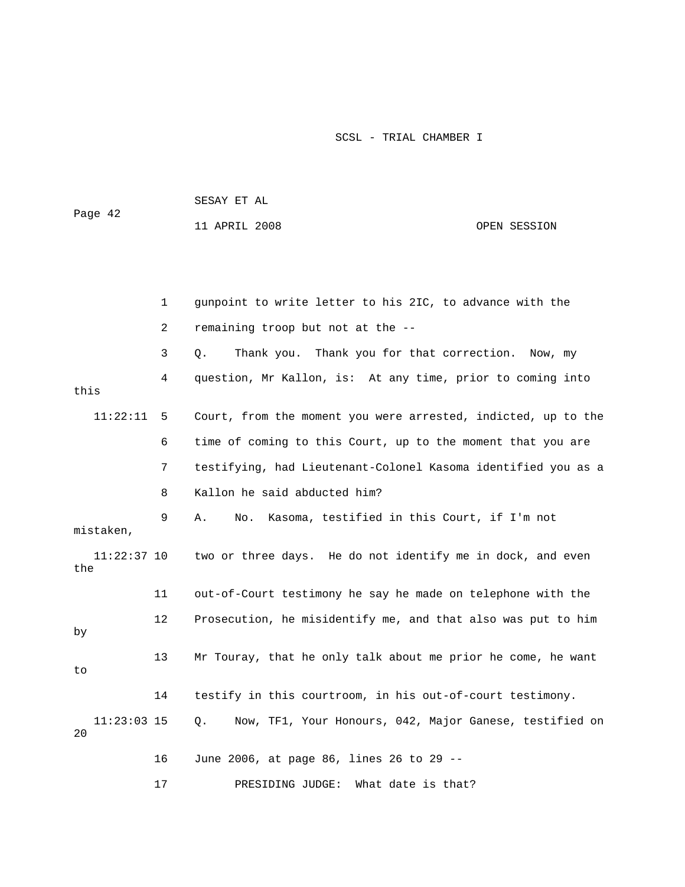1 gunpoint to write letter to his 2IC, to advance with the

2 remaining troop but not at the --

3 Q. Thank you. Thank you for that correction. Now, my

4 question, Mr Kallon, is: At any time, prior to coming into this

11:22:11 5 Court, from the moment you were arrested, indicted, up to the

6 time of coming to this Court, up to the moment that you are

7 testifying, had Lieutenant-Colonel Kasoma identified you as a

8 Kallon he said abducted him?

9 A. No. Kasoma, testified in this Court, if I'm not mistaken,

11:22:37 10 two or three days. He do not identify me in dock, and even the

11 out-of-Court testimony he say he made on telephone with the

12 Prosecution, he misidentify me, and that also was put to him by

13 Mr Touray, that he only talk about me prior he come, he want to

14 testify in this courtroom, in his out-of-court testimony.

11:23:03 15 Q. Now, TF1, Your Honours, 042, Major Ganese, testified on 20

16 June 2006, at page 86, lines 26 to 29 --

17 PRESIDING JUDGE: What date is that?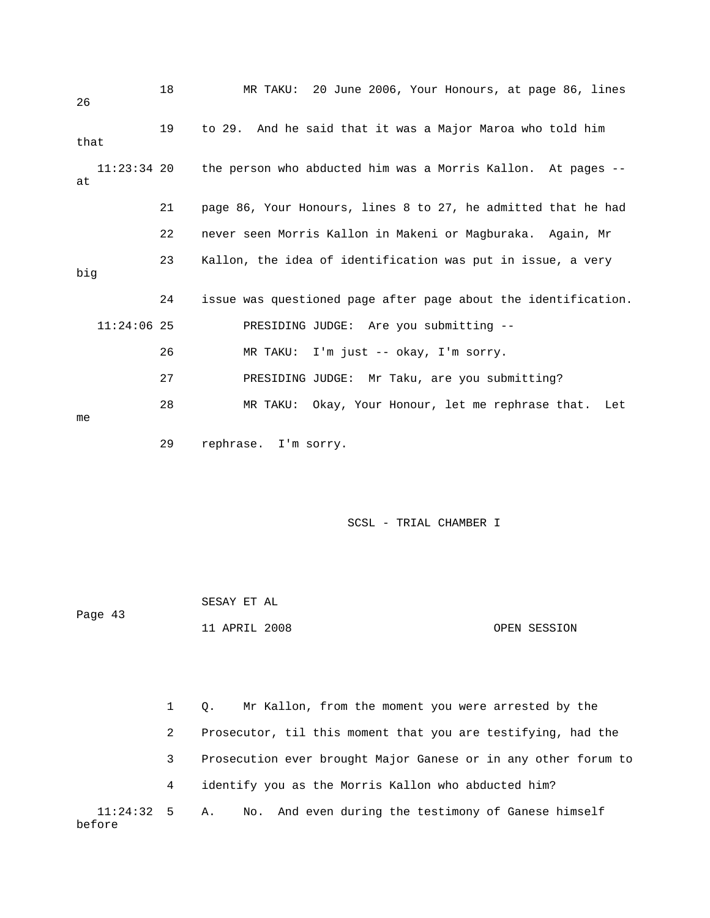18 MR TAKU: 20 June 2006, Your Honours, at page 86, lines 26

19 to 29. And he said that it was a Major Maroa who told him that

11:23:34 20 the person who abducted him was a Morris Kallon. At pages -- at

21 page 86, Your Honours, lines 8 to 27, he admitted that he had

22 never seen Morris Kallon in Makeni or Magburaka. Again, Mr

23 Kallon, the idea of identification was put in issue, a very big

24 issue was questioned page after page about the identification.

11:24:06 25 PRESIDING JUDGE: Are you submitting --

26 MR TAKU: I'm just -- okay, I'm sorry.

27 PRESIDING JUDGE: Mr Taku, are you submitting?

28 MR TAKU: Okay, Your Honour, let me rephrase that. Let me

29 rephrase. I'm sorry.

SCSL - TRIAL CHAMBER I

SESAY ET AL

Page 43

11 APRIL 2008 OPEN SESSION

1 Q. Mr Kallon, from the moment you were arrested by the

2 Prosecutor, til this moment that you are testifying, had the

3 Prosecution ever brought Major Ganese or in any other forum to

4 identify you as the Morris Kallon who abducted him?

11:24:32 5 A. No. And even during the testimony of Ganese himself before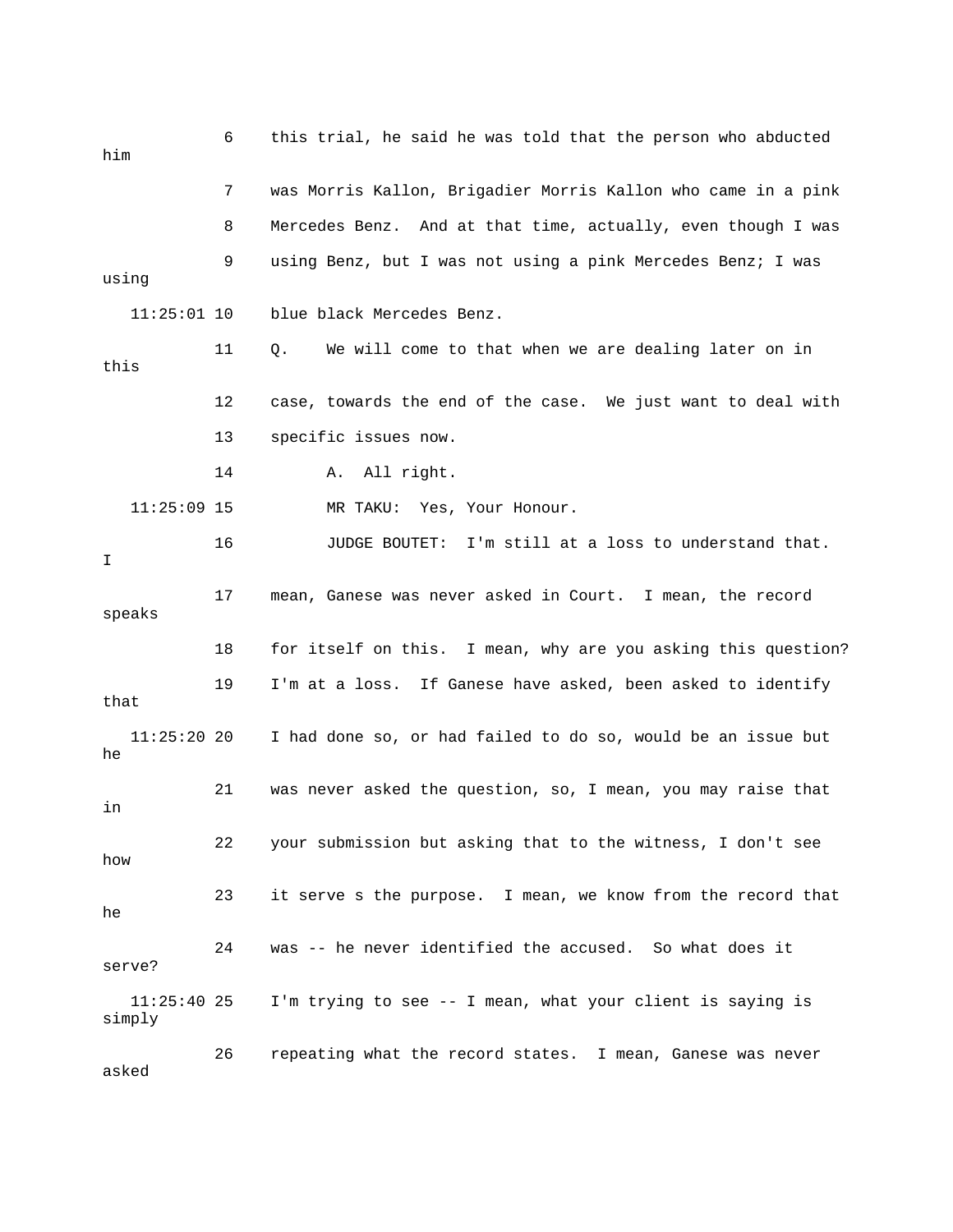6 this trial, he said he was told that the person who abducted him

7 was Morris Kallon, Brigadier Morris Kallon who came in a pink

8 Mercedes Benz. And at that time, actually, even though I was

9 using Benz, but I was not using a pink Mercedes Benz; I was using

11:25:01 10 blue black Mercedes Benz.

11 Q. We will come to that when we are dealing later on in this

12 case, towards the end of the case. We just want to deal with

13 specific issues now.

14 A. All right.

11:25:09 15 MR TAKU: Yes, Your Honour.

16 JUDGE BOUTET: I'm still at a loss to understand that. I

17 mean, Ganese was never asked in Court. I mean, the record speaks

18 for itself on this. I mean, why are you asking this question?

19 I'm at a loss. If Ganese have asked, been asked to identify that

11:25:20 20 I had done so, or had failed to do so, would be an issue but he

21 was never asked the question, so, I mean, you may raise that in

22 your submission but asking that to the witness, I don't see how

23 it serve s the purpose. I mean, we know from the record that he

24 was -- he never identified the accused. So what does it serve?

11:25:40 25 I'm trying to see -- I mean, what your client is saying is simply

26 repeating what the record states. I mean, Ganese was never asked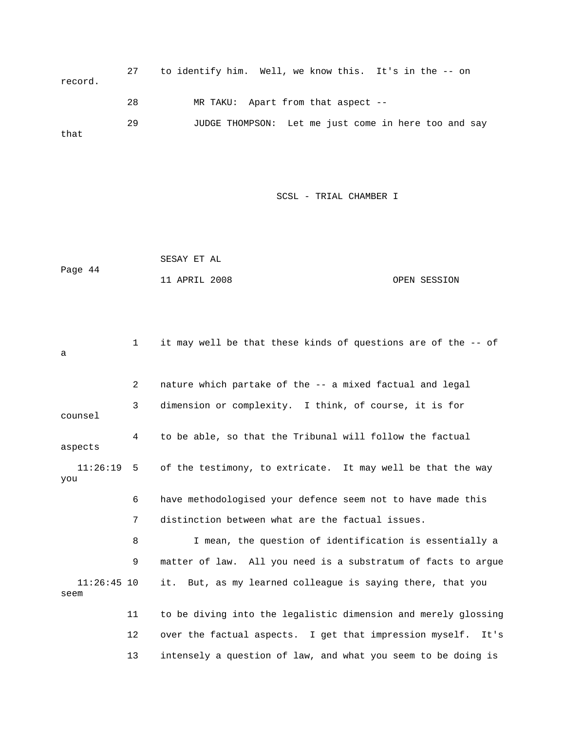27 to identify him. Well, we know this. It's in the -- on record.

28 MR TAKU: Apart from that aspect --

29 JUDGE THOMPSON: Let me just come in here too and say that

1 it may well be that these kinds of questions are of the -- of a

2 nature which partake of the -- a mixed factual and legal

3 dimension or complexity. I think, of course, it is for counsel

4 to be able, so that the Tribunal will follow the factual aspects

11:26:19 5 of the testimony, to extricate. It may well be that the way you

6 have methodologised your defence seem not to have made this

7 distinction between what are the factual issues.

8 I mean, the question of identification is essentially a

9 matter of law. All you need is a substratum of facts to argue

11:26:45 10 it. But, as my learned colleague is saying there, that you seem

11 to be diving into the legalistic dimension and merely glossing

12 over the factual aspects. I get that impression myself. It's

13 intensely a question of law, and what you seem to be doing is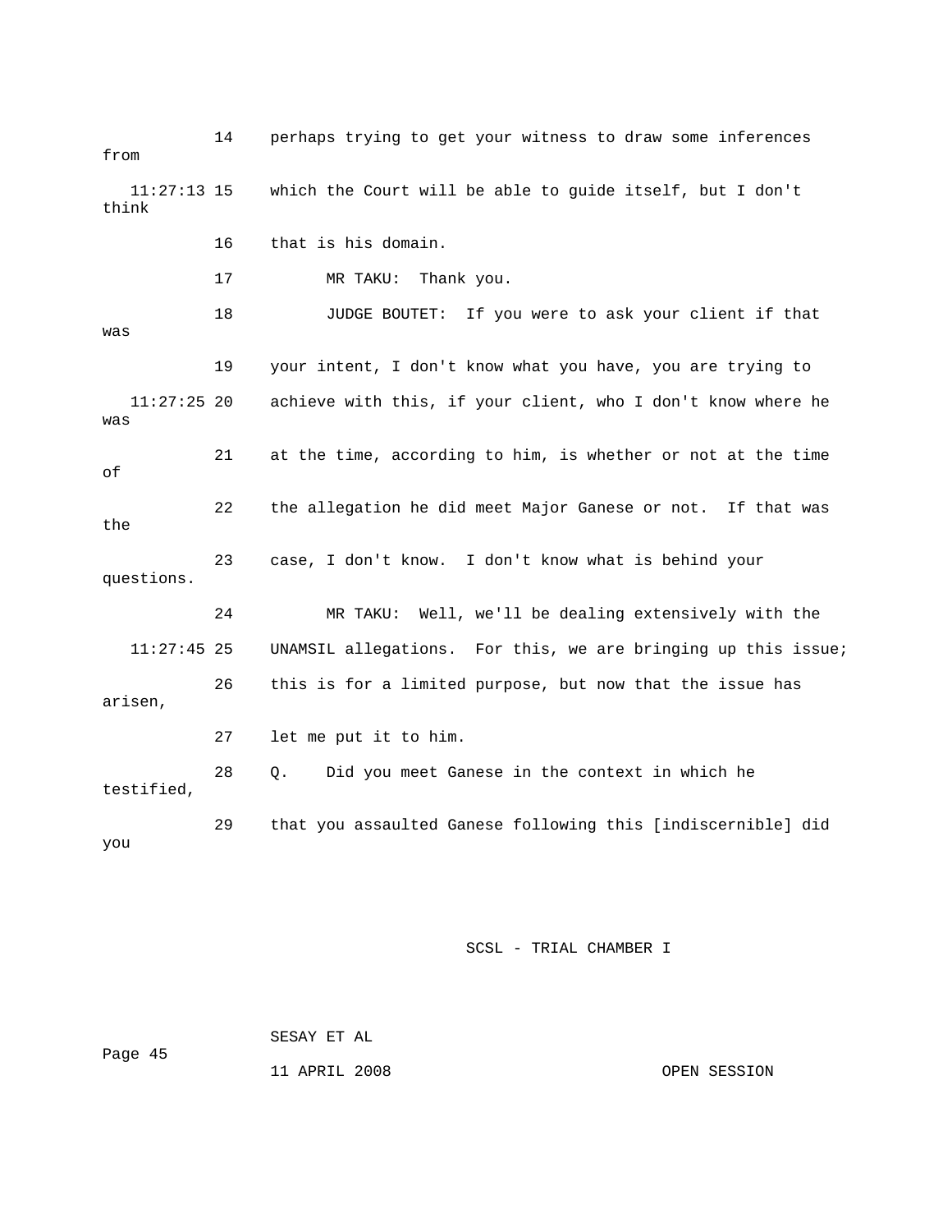14 perhaps trying to get your witness to draw some inferences from

11:27:13 15 which the Court will be able to guide itself, but I don't think

16 that is his domain.

17 MR TAKU: Thank you.

18 JUDGE BOUTET: If you were to ask your client if that was

19 your intent, I don't know what you have, you are trying to

11:27:25 20 achieve with this, if your client, who I don't know where he was

21 at the time, according to him, is whether or not at the time of

22 the allegation he did meet Major Ganese or not. If that was the

23 case, I don't know. I don't know what is behind your questions.

24 MR TAKU: Well, we'll be dealing extensively with the

11:27:45 25 UNAMSIL allegations. For this, we are bringing up this issue;

26 this is for a limited purpose, but now that the issue has arisen,

27 let me put it to him.

28 Q. Did you meet Ganese in the context in which he testified,

29 that you assaulted Ganese following this [indiscernible] did you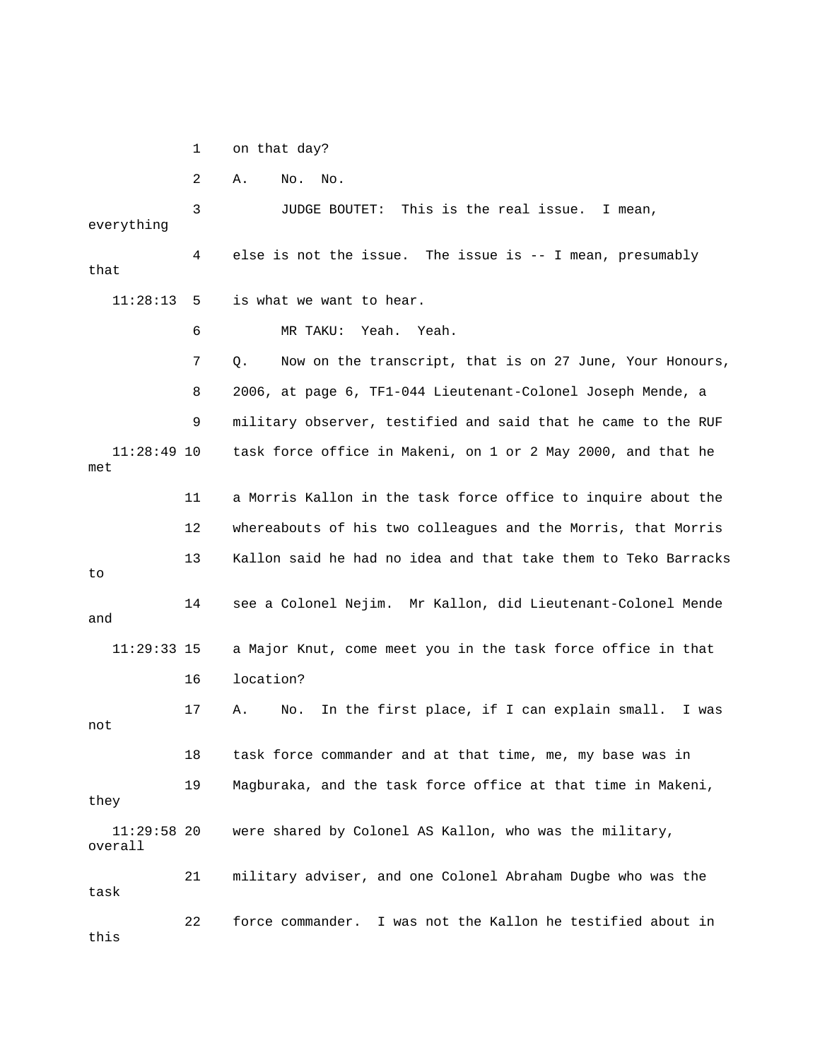1 on that day?

2 A. No. No.

3 JUDGE BOUTET: This is the real issue. I mean, everything

4 else is not the issue. The issue is -- I mean, presumably that

11:28:13 5 is what we want to hear.

6 MR TAKU: Yeah. Yeah.

7 Q. Now on the transcript, that is on 27 June, Your Honours,

8 2006, at page 6, TF1-044 Lieutenant-Colonel Joseph Mende, a

9 military observer, testified and said that he came to the RUF

11:28:49 10 task force office in Makeni, on 1 or 2 May 2000, and that he met

11 a Morris Kallon in the task force office to inquire about the

12 whereabouts of his two colleagues and the Morris, that Morris

13 Kallon said he had no idea and that take them to Teko Barracks to

14 see a Colonel Nejim. Mr Kallon, did Lieutenant-Colonel Mende and

11:29:33 15 a Major Knut, come meet you in the task force office in that

16 location?

17 A. No. In the first place, if I can explain small. I was not

18 task force commander and at that time, me, my base was in

19 Magburaka, and the task force office at that time in Makeni, they

11:29:58 20 were shared by Colonel AS Kallon, who was the military, overall

21 military adviser, and one Colonel Abraham Dugbe who was the task

22 force commander. I was not the Kallon he testified about in this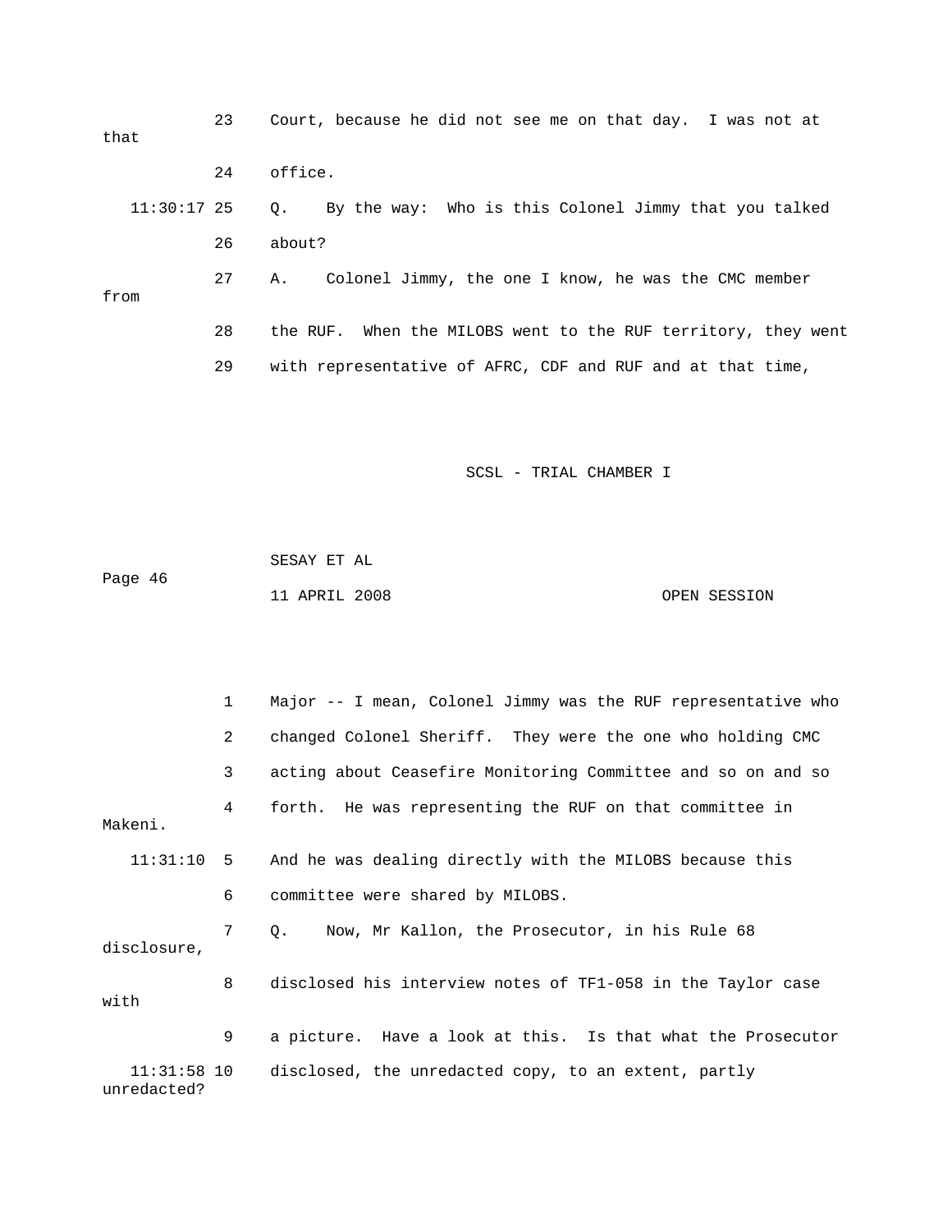23 Court, because he did not see me on that day. I was not at that

24 office.

11:30:17 25 Q. By the way: Who is this Colonel Jimmy that you talked

26 about?

27 A. Colonel Jimmy, the one I know, he was the CMC member from

28 the RUF. When the MILOBS went to the RUF territory, they went

29 with representative of AFRC, CDF and RUF and at that time,

1 Major -- I mean, Colonel Jimmy was the RUF representative who

2 changed Colonel Sheriff. They were the one who holding CMC

3 acting about Ceasefire Monitoring Committee and so on and so

4 forth. He was representing the RUF on that committee in Makeni.

11:31:10 5 And he was dealing directly with the MILOBS because this

6 committee were shared by MILOBS.

7 Q. Now, Mr Kallon, the Prosecutor, in his Rule 68 disclosure,

8 disclosed his interview notes of TF1-058 in the Taylor case with

9 a picture. Have a look at this. Is that what the Prosecutor

11:31:58 10 disclosed, the unredacted copy, to an extent, partly unredacted?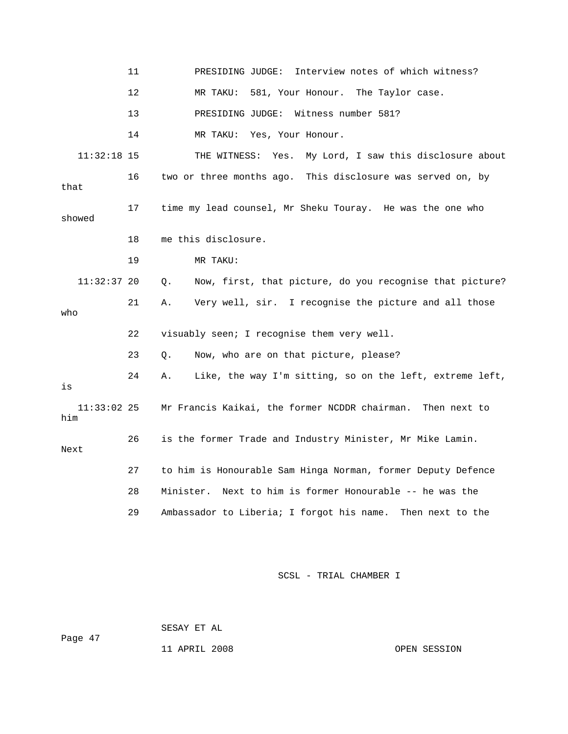11 PRESIDING JUDGE: Interview notes of which witness?

12 MR TAKU: 581, Your Honour. The Taylor case.

13 PRESIDING JUDGE: Witness number 581?

14 MR TAKU: Yes, Your Honour.

11:32:18 15 THE WITNESS: Yes. My Lord, I saw this disclosure about

16 two or three months ago. This disclosure was served on, by that

17 time my lead counsel, Mr Sheku Touray. He was the one who showed

18 me this disclosure.

19 MR TAKU:

11:32:37 20 Q. Now, first, that picture, do you recognise that picture?

21 A. Very well, sir. I recognise the picture and all those who

22 visuably seen; I recognise them very well.

23 Q. Now, who are on that picture, please?

24 A. Like, the way I'm sitting, so on the left, extreme left, is

11:33:02 25 Mr Francis Kaikai, the former NCDDR chairman. Then next to him

26 is the former Trade and Industry Minister, Mr Mike Lamin. Next

27 to him is Honourable Sam Hinga Norman, former Deputy Defence

28 Minister. Next to him is former Honourable -- he was the

29 Ambassador to Liberia; I forgot his name. Then next to the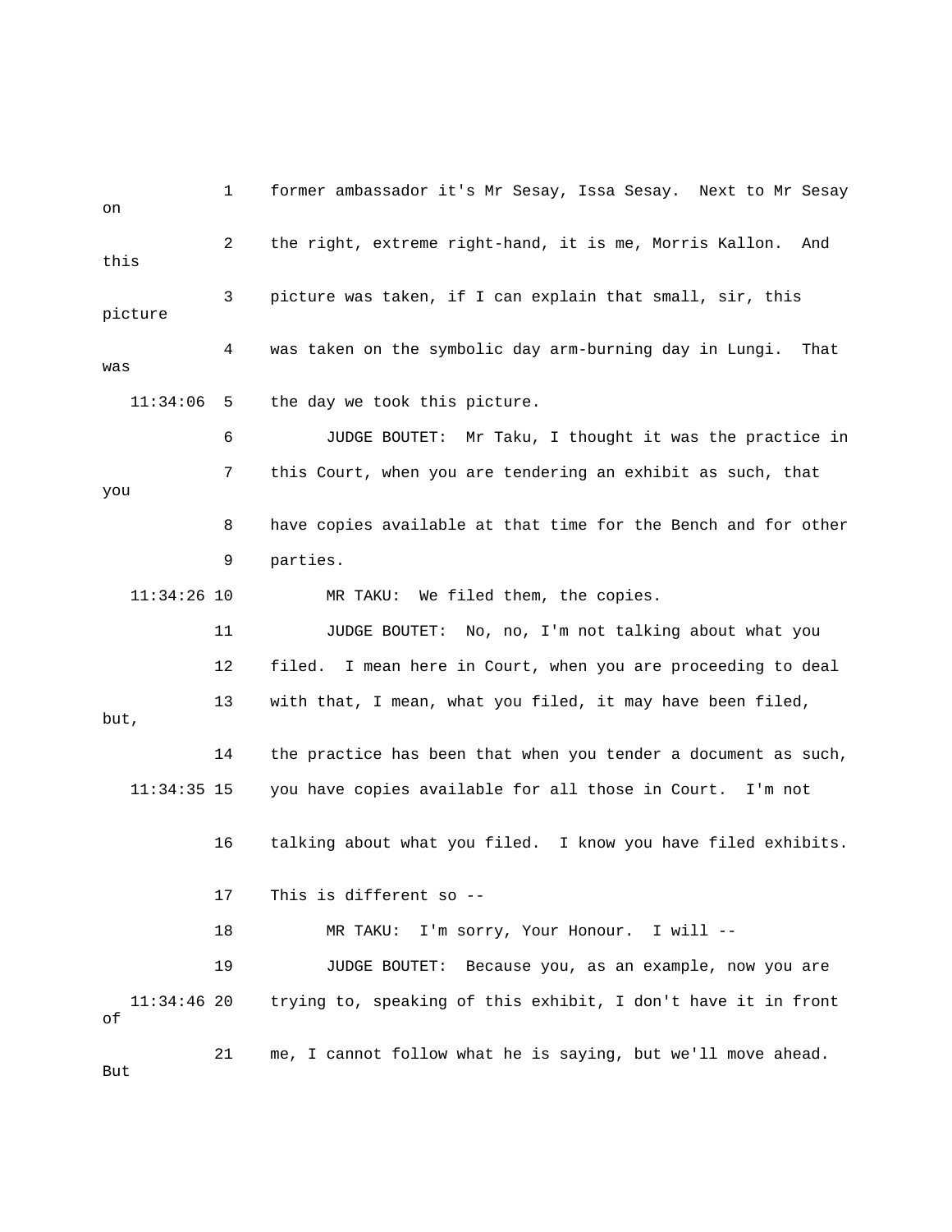1 former ambassador it's Mr Sesay, Issa Sesay. Next to Mr Sesay on

2 the right, extreme right-hand, it is me, Morris Kallon. And this

3 picture was taken, if I can explain that small, sir, this picture

4 was taken on the symbolic day arm-burning day in Lungi. That was

11:34:06 5 the day we took this picture.

6 JUDGE BOUTET: Mr Taku, I thought it was the practice in

7 this Court, when you are tendering an exhibit as such, that you

8 have copies available at that time for the Bench and for other

9 parties.

11:34:26 10 MR TAKU: We filed them, the copies.

11 JUDGE BOUTET: No, no, I'm not talking about what you

12 filed. I mean here in Court, when you are proceeding to deal

13 with that, I mean, what you filed, it may have been filed, but,

14 the practice has been that when you tender a document as such,

11:34:35 15 you have copies available for all those in Court. I'm not

16 talking about what you filed. I know you have filed exhibits.

17 This is different so --

18 MR TAKU: I'm sorry, Your Honour. I will --

19 JUDGE BOUTET: Because you, as an example, now you are

11:34:46 20 trying to, speaking of this exhibit, I don't have it in front of

21 me, I cannot follow what he is saying, but we'll move ahead. But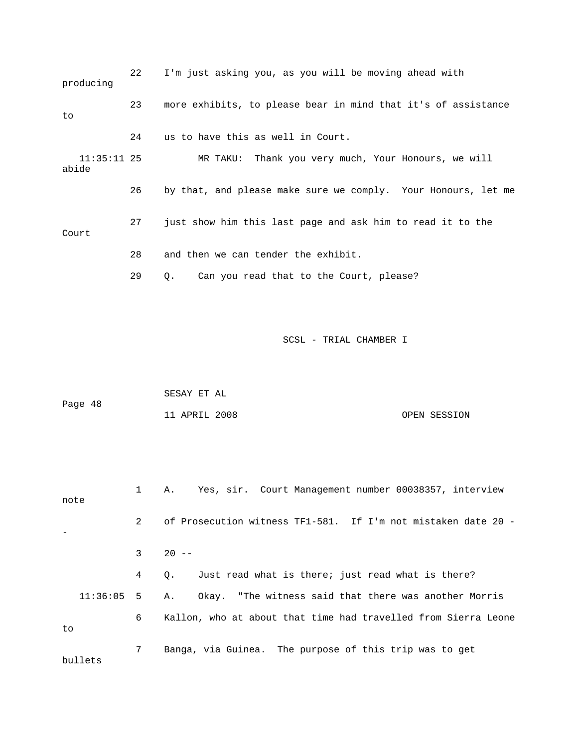22 I'm just asking you, as you will be moving ahead with producing

23 more exhibits, to please bear in mind that it's of assistance to

24 us to have this as well in Court.

11:35:11 25 MR TAKU: Thank you very much, Your Honours, we will abide

26 by that, and please make sure we comply. Your Honours, let me

27 just show him this last page and ask him to read it to the Court

28 and then we can tender the exhibit.

29 Q. Can you read that to the Court, please?

SCSL - TRIAL CHAMBER I

SESAY ET AL

Page 48

11 APRIL 2008 OPEN SESSION

1 A. Yes, sir. Court Management number 00038357, interview note

2 of Prosecution witness TF1-581. If I'm not mistaken date 20 --

3 20 --

4 Q. Just read what is there; just read what is there?

11:36:05 5 A. Okay. "The witness said that there was another Morris

6 Kallon, who at about that time had travelled from Sierra Leone to

7 Banga, via Guinea. The purpose of this trip was to get bullets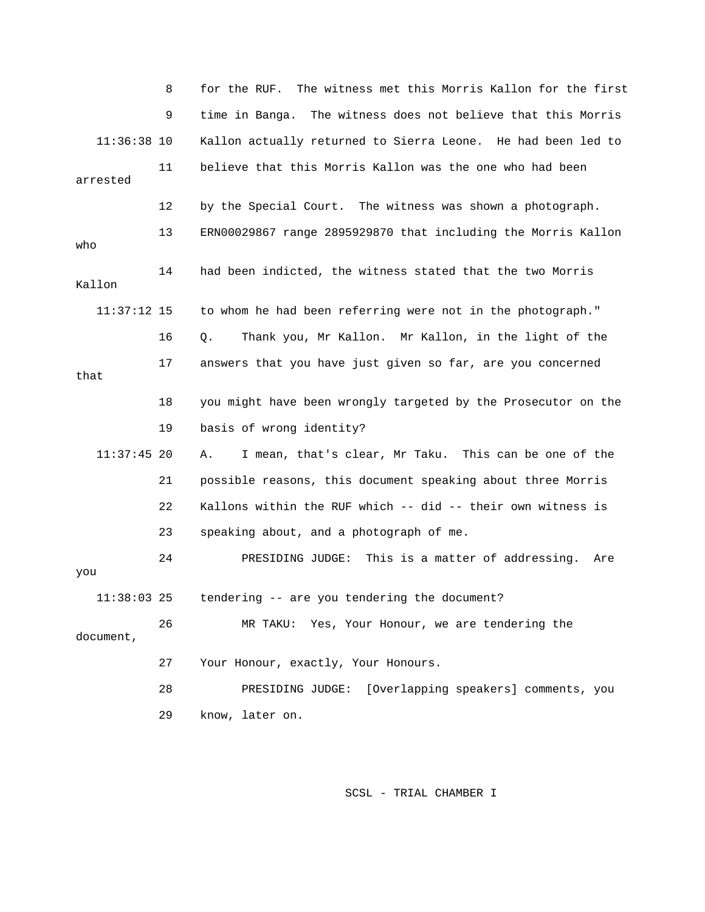8 for the RUF. The witness met this Morris Kallon for the first

9 time in Banga. The witness does not believe that this Morris

11:36:38 10 Kallon actually returned to Sierra Leone. He had been led to

11 believe that this Morris Kallon was the one who had been arrested

12 by the Special Court. The witness was shown a photograph.

13 ERN00029867 range 2895929870 that including the Morris Kallon who

14 had been indicted, the witness stated that the two Morris Kallon

11:37:12 15 to whom he had been referring were not in the photograph."

16 Q. Thank you, Mr Kallon. Mr Kallon, in the light of the

17 answers that you have just given so far, are you concerned that

18 you might have been wrongly targeted by the Prosecutor on the

19 basis of wrong identity?

11:37:45 20 A. I mean, that's clear, Mr Taku. This can be one of the

21 possible reasons, this document speaking about three Morris

22 Kallons within the RUF which -- did -- their own witness is

23 speaking about, and a photograph of me.

24 PRESIDING JUDGE: This is a matter of addressing. Are you

11:38:03 25 tendering -- are you tendering the document?

26 MR TAKU: Yes, Your Honour, we are tendering the document,

27 Your Honour, exactly, Your Honours.

28 PRESIDING JUDGE: [Overlapping speakers] comments, you

29 know, later on.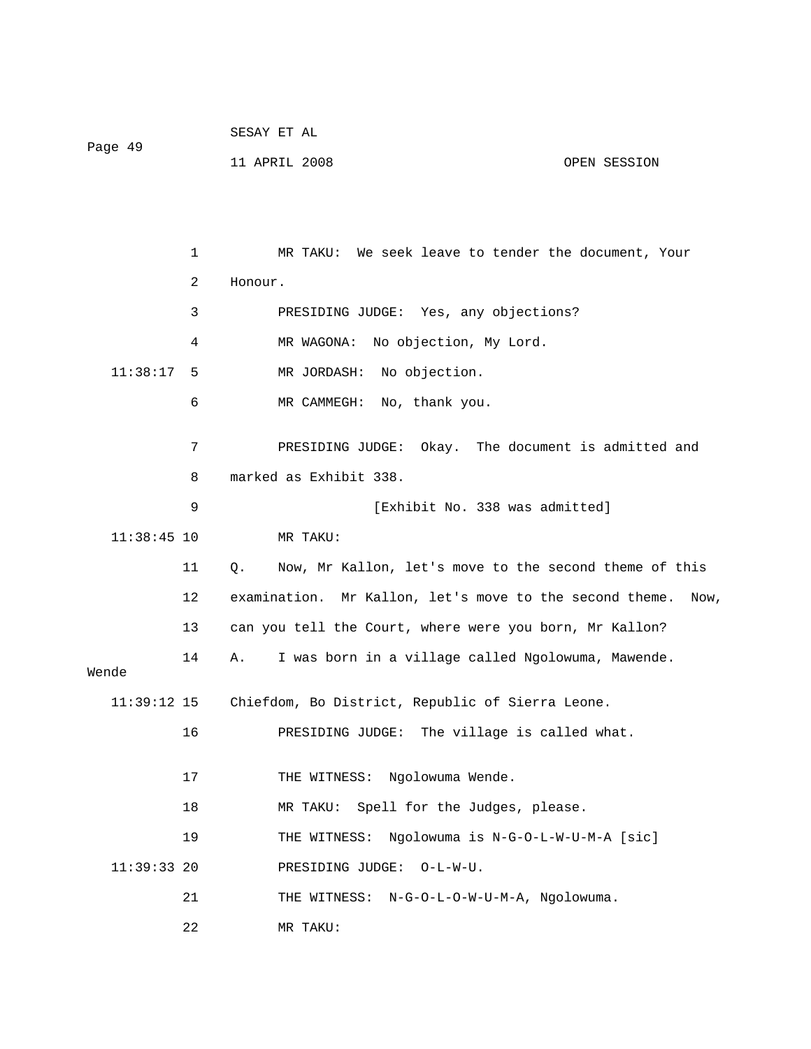MR TAKU: We seek leave to tender the document, Your Honour.

PRESIDING JUDGE: Yes, any objections?

MR WAGONA: No objection, My Lord.

MR JORDASH: No objection.

MR CAMMEGH: No, thank you.

PRESIDING JUDGE: Okay. The document is admitted and marked as Exhibit 338.

[Exhibit No. 338 was admitted]

MR TAKU:

Q. Now, Mr Kallon, let's move to the second theme of this examination. Mr Kallon, let's move to the second theme. Now, can you tell the Court, where were you born, Mr Kallon?

A. I was born in a village called Ngolowuma, Mawende. Wende Chiefdom, Bo District, Republic of Sierra Leone.

PRESIDING JUDGE: The village is called what.

THE WITNESS: Ngolowuma Wende.

MR TAKU: Spell for the Judges, please.

THE WITNESS: Ngolowuma is N-G-O-L-W-U-M-A [sic]

PRESIDING JUDGE: O-L-W-U.

THE WITNESS: N-G-O-L-O-W-U-M-A, Ngolowuma.

MR TAKU: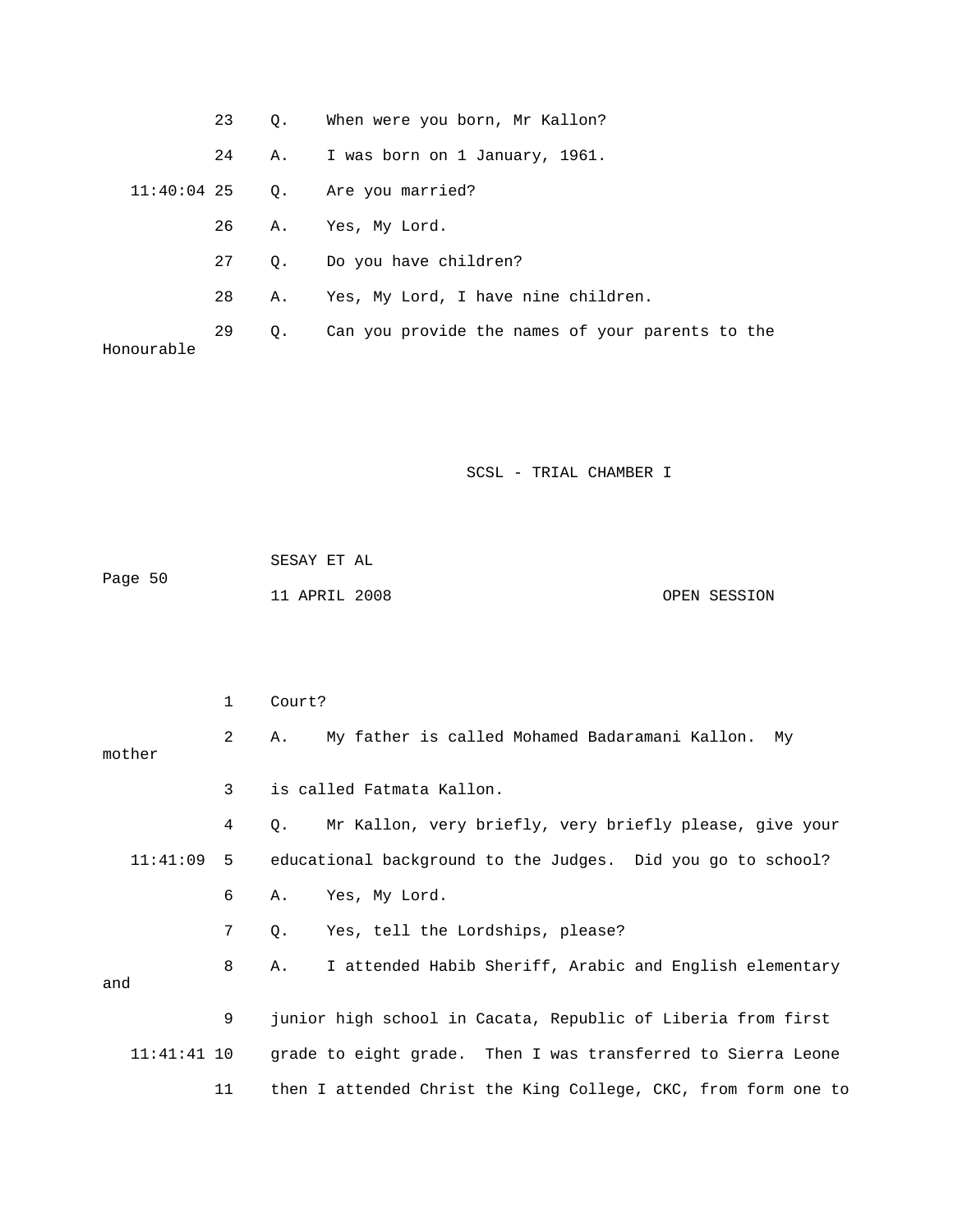23 Q. When were you born, Mr Kallon?

24 A. I was born on 1 January, 1961.

11:40:04 25 Q. Are you married?

26 A. Yes, My Lord.

27 Q. Do you have children?

28 A. Yes, My Lord, I have nine children.

29 Q. Can you provide the names of your parents to the Honourable

1 Court?

2 A. My father is called Mohamed Badaramani Kallon. My mother

3 is called Fatmata Kallon.

4 Q. Mr Kallon, very briefly, very briefly please, give your

11:41:09 5 educational background to the Judges. Did you go to school?

6 A. Yes, My Lord.

7 Q. Yes, tell the Lordships, please?

8 A. I attended Habib Sheriff, Arabic and English elementary and

9 junior high school in Cacata, Republic of Liberia from first

11:41:41 10 grade to eight grade. Then I was transferred to Sierra Leone

11 then I attended Christ the King College, CKC, from form one to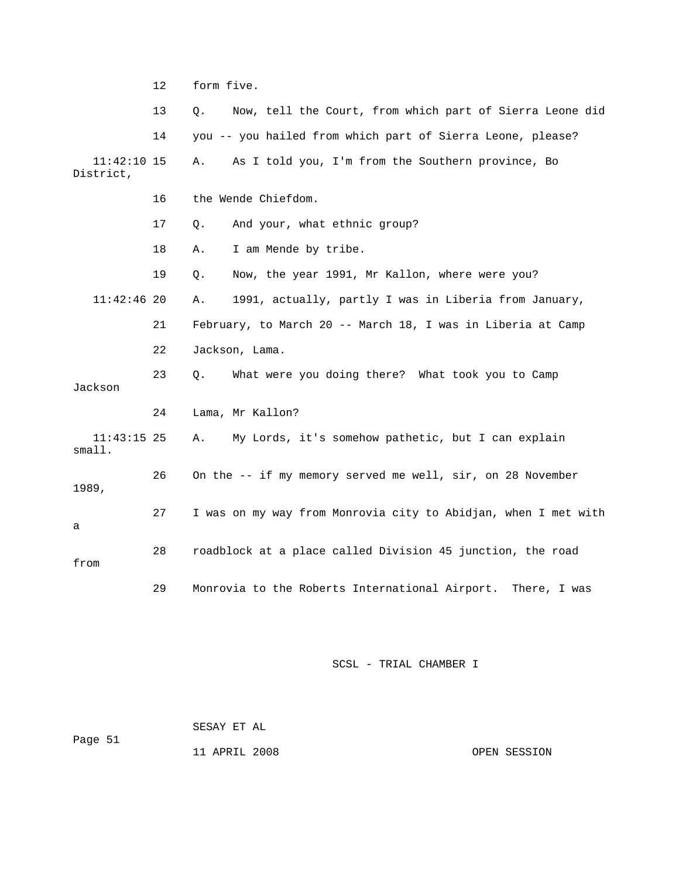12 form five.

13 Q. Now, tell the Court, from which part of Sierra Leone did

14 you -- you hailed from which part of Sierra Leone, please?

11:42:10 15 A. As I told you, I'm from the Southern province, Bo District,

16 the Wende Chiefdom.

17 Q. And your, what ethnic group?

18 A. I am Mende by tribe.

19 Q. Now, the year 1991, Mr Kallon, where were you?

11:42:46 20 A. 1991, actually, partly I was in Liberia from January,

21 February, to March 20 -- March 18, I was in Liberia at Camp

22 Jackson, Lama.

23 Q. What were you doing there? What took you to Camp Jackson

24 Lama, Mr Kallon?

11:43:15 25 A. My Lords, it's somehow pathetic, but I can explain small.

26 On the -- if my memory served me well, sir, on 28 November 1989,

27 I was on my way from Monrovia city to Abidjan, when I met with a

28 roadblock at a place called Division 45 junction, the road from

29 Monrovia to the Roberts International Airport. There, I was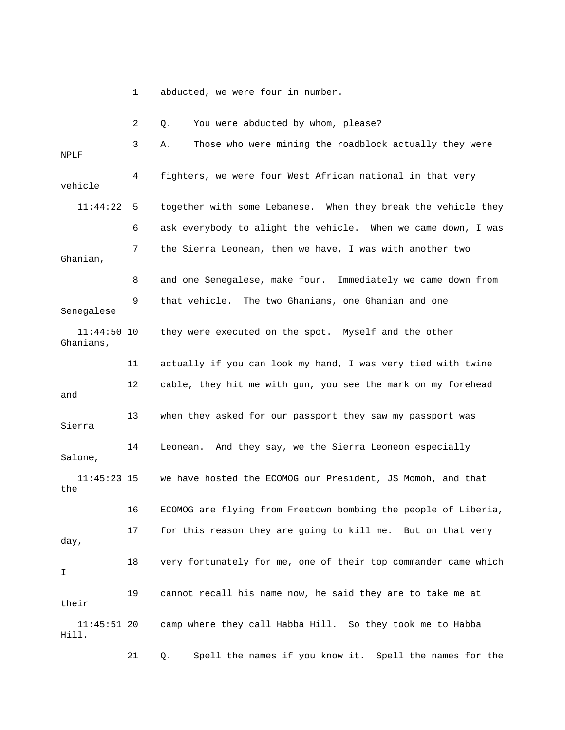1 abducted, we were four in number.

2 Q. You were abducted by whom, please?

3 A. Those who were mining the roadblock actually they were NPLF

4 fighters, we were four West African national in that very vehicle

11:44:22 5 together with some Lebanese. When they break the vehicle they

6 ask everybody to alight the vehicle. When we came down, I was

7 the Sierra Leonean, then we have, I was with another two Ghanian,

8 and one Senegalese, make four. Immediately we came down from

9 that vehicle. The two Ghanians, one Ghanian and one Senegalese

11:44:50 10 they were executed on the spot. Myself and the other Ghanians,

11 actually if you can look my hand, I was very tied with twine

12 cable, they hit me with gun, you see the mark on my forehead and

13 when they asked for our passport they saw my passport was Sierra

14 Leonean. And they say, we the Sierra Leoneon especially Salone,

11:45:23 15 we have hosted the ECOMOG our President, JS Momoh, and that the

16 ECOMOG are flying from Freetown bombing the people of Liberia,

17 for this reason they are going to kill me. But on that very day,

18 very fortunately for me, one of their top commander came which I

19 cannot recall his name now, he said they are to take me at their

11:45:51 20 camp where they call Habba Hill. So they took me to Habba Hill.

21 Q. Spell the names if you know it. Spell the names for the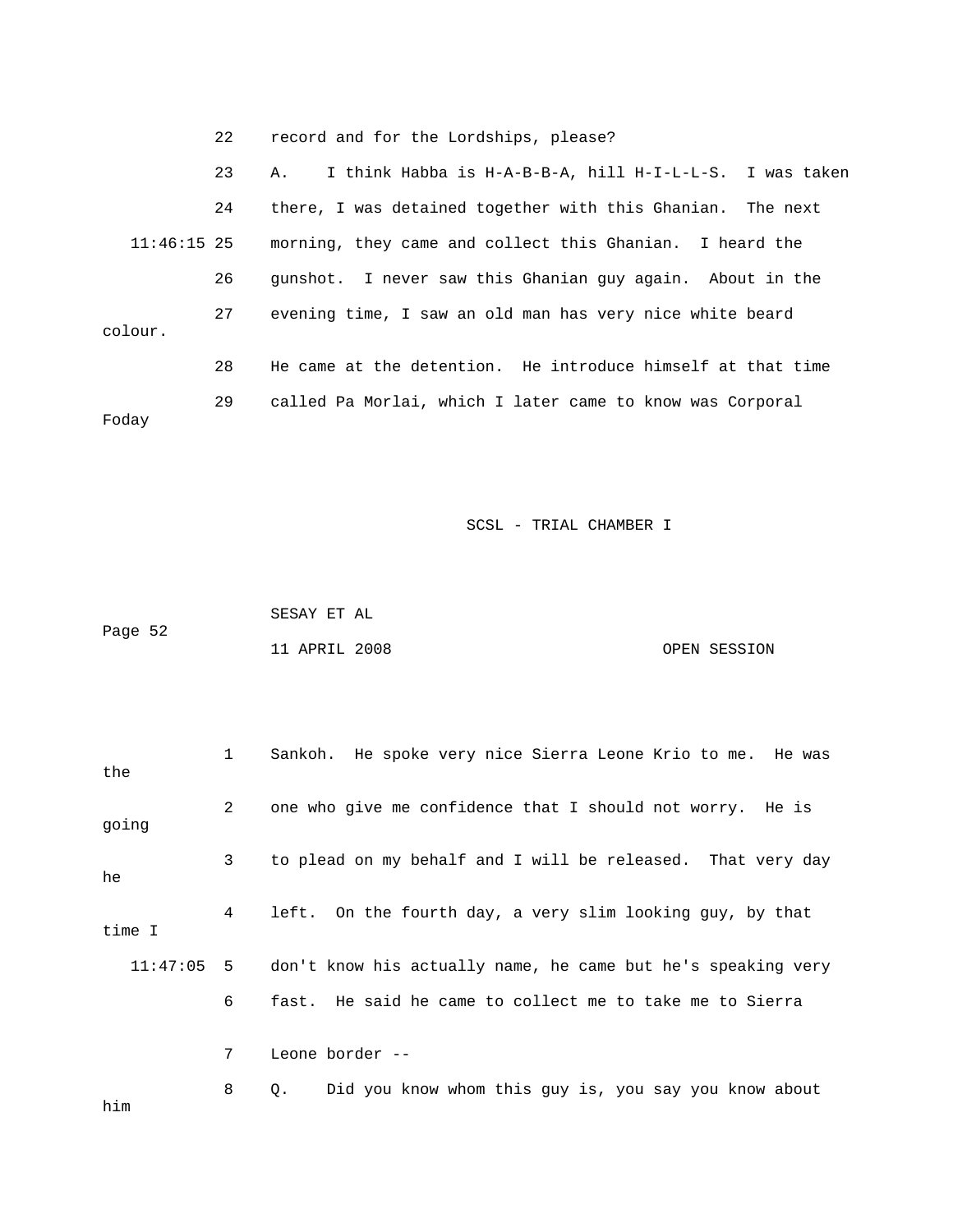22 record and for the Lordships, please?

23 A. I think Habba is H-A-B-B-A, hill H-I-L-L-S. I was taken

24 there, I was detained together with this Ghanian. The next

11:46:15 25 morning, they came and collect this Ghanian. I heard the

26 gunshot. I never saw this Ghanian guy again. About in the

27 evening time, I saw an old man has very nice white beard colour.

28 He came at the detention. He introduce himself at that time

29 called Pa Morlai, which I later came to know was Corporal Foday

1 Sankoh. He spoke very nice Sierra Leone Krio to me. He was the

2 one who give me confidence that I should not worry. He is going

3 to plead on my behalf and I will be released. That very day he

4 left. On the fourth day, a very slim looking guy, by that time I

11:47:05 5 don't know his actually name, he came but he's speaking very

6 fast. He said he came to collect me to take me to Sierra

7 Leone border --

8 Q. Did you know whom this guy is, you say you know about him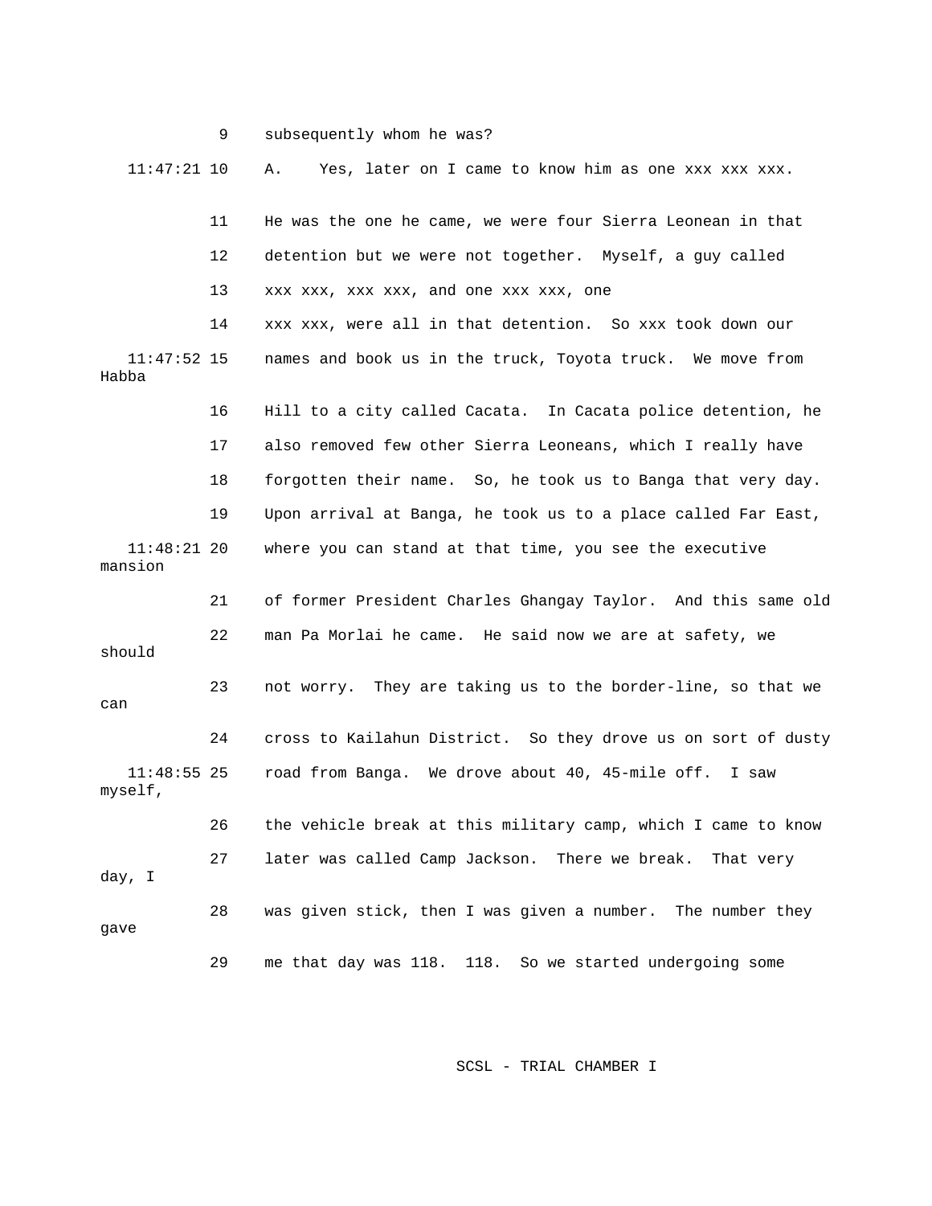9 subsequently whom he was?

11:47:21 10 A. Yes, later on I came to know him as one xxx xxx xxx.

11 He was the one he came, we were four Sierra Leonean in that

12 detention but we were not together. Myself, a guy called

13 xxx xxx, xxx xxx, and one xxx xxx, one

14 xxx xxx, were all in that detention. So xxx took down our

11:47:52 15 names and book us in the truck, Toyota truck. We move from Habba

16 Hill to a city called Cacata. In Cacata police detention, he

17 also removed few other Sierra Leoneans, which I really have

18 forgotten their name. So, he took us to Banga that very day.

19 Upon arrival at Banga, he took us to a place called Far East,

11:48:21 20 where you can stand at that time, you see the executive mansion

21 of former President Charles Ghangay Taylor. And this same old

22 man Pa Morlai he came. He said now we are at safety, we should

23 not worry. They are taking us to the border-line, so that we can

24 cross to Kailahun District. So they drove us on sort of dusty

11:48:55 25 road from Banga. We drove about 40, 45-mile off. I saw myself,

26 the vehicle break at this military camp, which I came to know

27 later was called Camp Jackson. There we break. That very day, I

28 was given stick, then I was given a number. The number they gave

29 me that day was 118. 118. So we started undergoing some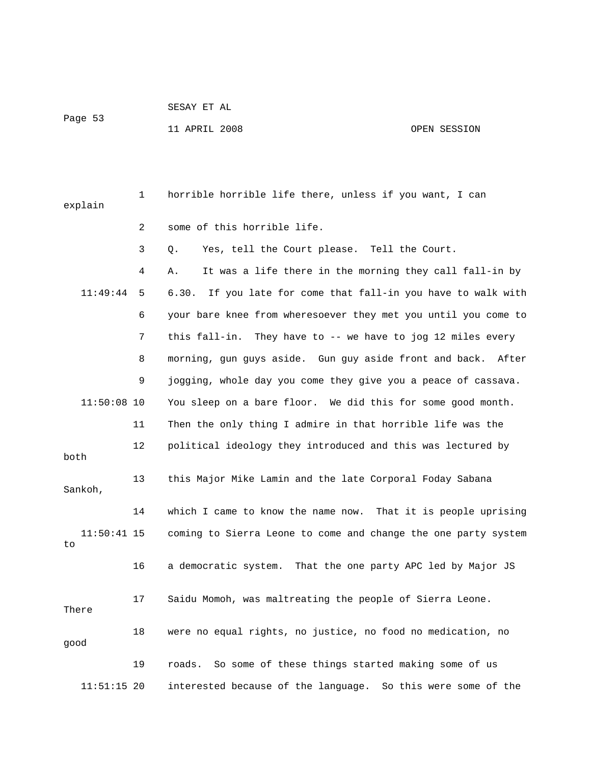horrible horrible life there, unless if you want, I can explain some of this horrible life.

Q. Yes, tell the Court please. Tell the Court.

A. It was a life there in the morning they call fall-in by 6.30. If you late for come that fall-in you have to walk with your bare knee from wheresoever they met you until you come to this fall-in. They have to -- we have to jog 12 miles every morning, gun guys aside. Gun guy aside front and back. After jogging, whole day you come they give you a peace of cassava. You sleep on a bare floor. We did this for some good month. Then the only thing I admire in that horrible life was the political ideology they introduced and this was lectured by both this Major Mike Lamin and the late Corporal Foday Sabana Sankoh, which I came to know the name now. That it is people uprising coming to Sierra Leone to come and change the one party system to a democratic system. That the one party APC led by Major JS Saidu Momoh, was maltreating the people of Sierra Leone. There were no equal rights, no justice, no food no medication, no good roads. So some of these things started making some of us interested because of the language. So this were some of the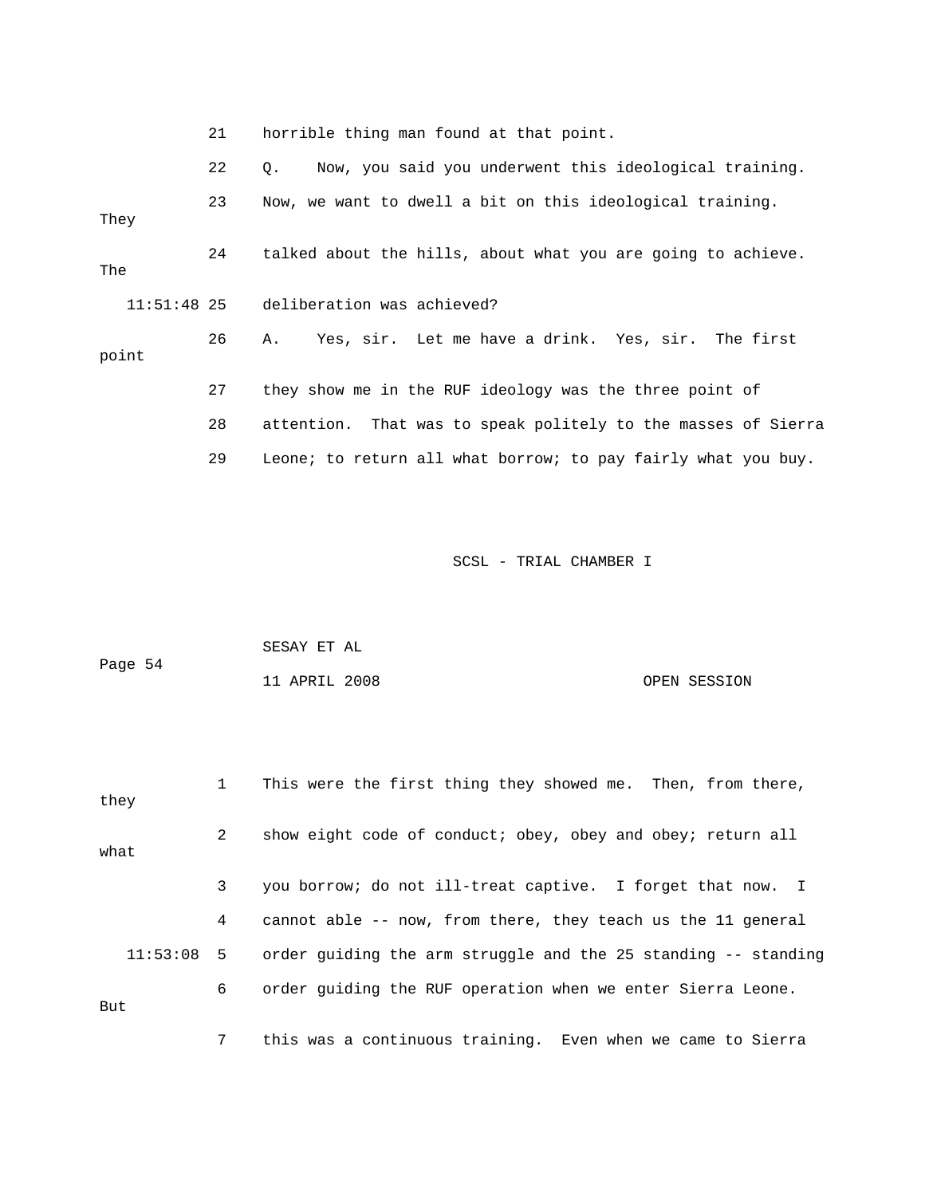21 horrible thing man found at that point.

22 Q. Now, you said you underwent this ideological training.

23 Now, we want to dwell a bit on this ideological training. They

24 talked about the hills, about what you are going to achieve. The

11:51:48 25 deliberation was achieved?

26 A. Yes, sir. Let me have a drink. Yes, sir. The first point

27 they show me in the RUF ideology was the three point of

28 attention. That was to speak politely to the masses of Sierra

29 Leone; to return all what borrow; to pay fairly what you buy.

1 This were the first thing they showed me. Then, from there, they

2 show eight code of conduct; obey, obey and obey; return all what

3 you borrow; do not ill-treat captive. I forget that now. I

4 cannot able -- now, from there, they teach us the 11 general

11:53:08 5 order guiding the arm struggle and the 25 standing -- standing

6 order guiding the RUF operation when we enter Sierra Leone. But

7 this was a continuous training. Even when we came to Sierra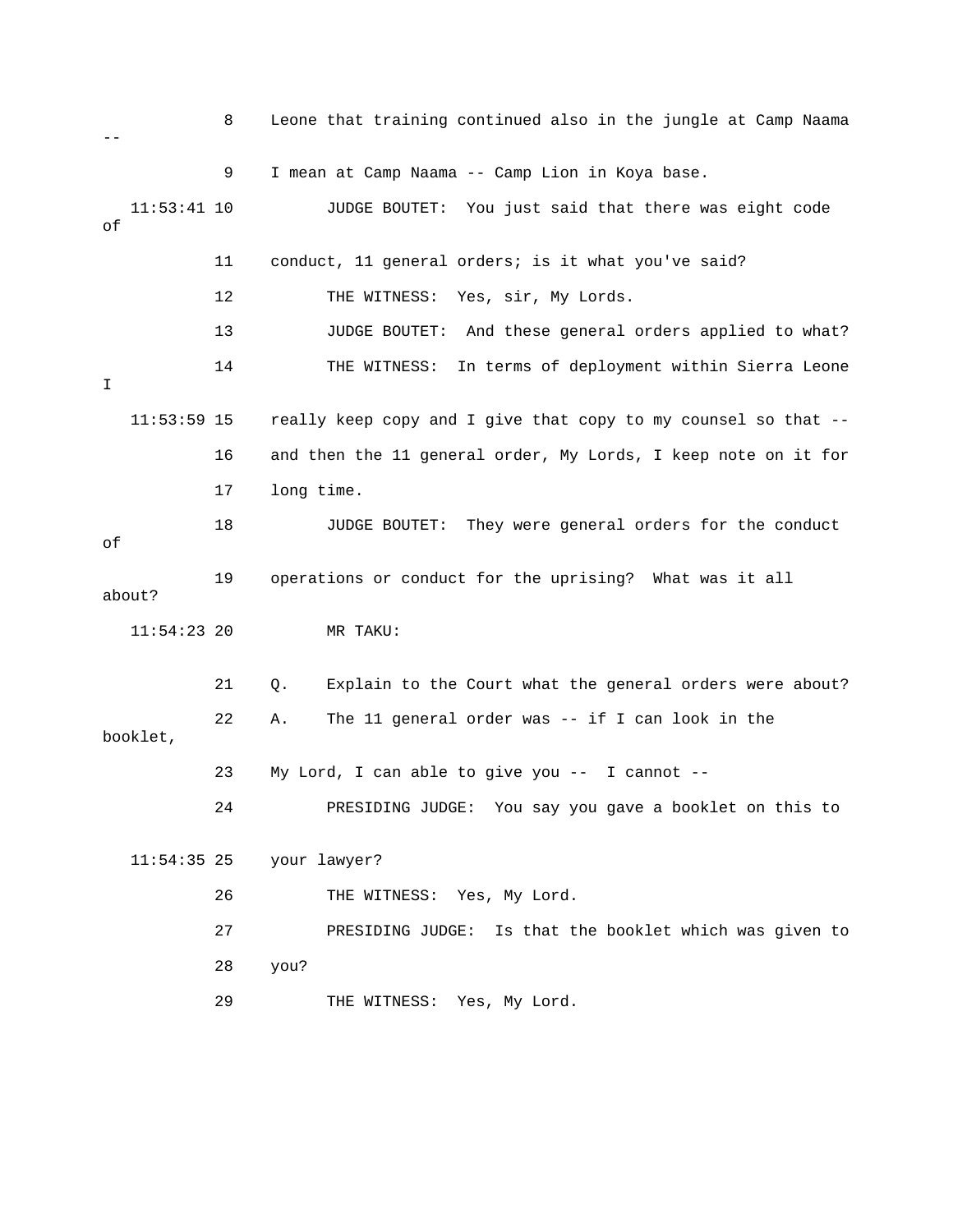8 Leone that training continued also in the jungle at Camp Naama --

9 I mean at Camp Naama -- Camp Lion in Koya base.

11:53:41 10 JUDGE BOUTET: You just said that there was eight code of

11 conduct, 11 general orders; is it what you've said?

12 THE WITNESS: Yes, sir, My Lords.

13 JUDGE BOUTET: And these general orders applied to what?

14 THE WITNESS: In terms of deployment within Sierra Leone I

11:53:59 15 really keep copy and I give that copy to my counsel so that --

16 and then the 11 general order, My Lords, I keep note on it for

17 long time.

18 JUDGE BOUTET: They were general orders for the conduct of

19 operations or conduct for the uprising? What was it all about?

11:54:23 20 MR TAKU:

21 Q. Explain to the Court what the general orders were about?

22 A. The 11 general order was -- if I can look in the booklet,

23 My Lord, I can able to give you -- I cannot --

24 PRESIDING JUDGE: You say you gave a booklet on this to

11:54:35 25 your lawyer?

26 THE WITNESS: Yes, My Lord.

27 PRESIDING JUDGE: Is that the booklet which was given to

28 you?

29 THE WITNESS: Yes, My Lord.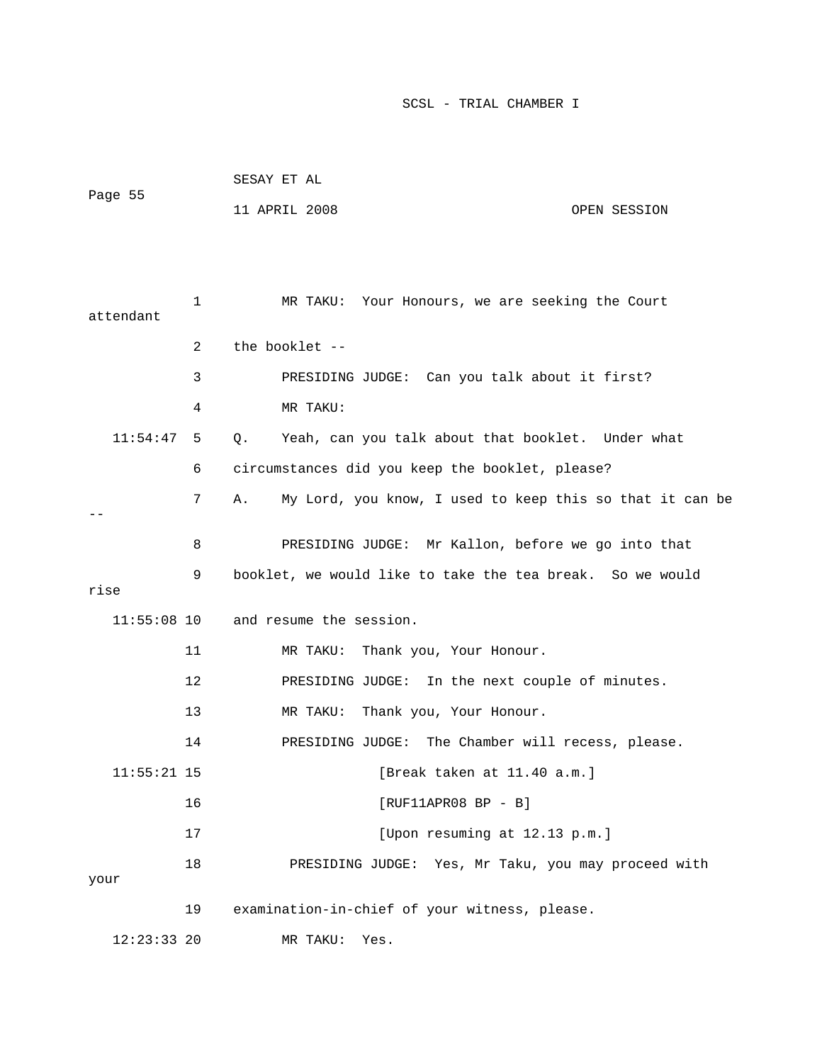1 MR TAKU: Your Honours, we are seeking the Court attendant

2 the booklet --

3 PRESIDING JUDGE: Can you talk about it first?

4 MR TAKU:

11:54:47 5 Q. Yeah, can you talk about that booklet. Under what

6 circumstances did you keep the booklet, please?

7 A. My Lord, you know, I used to keep this so that it can be --

8 PRESIDING JUDGE: Mr Kallon, before we go into that

9 booklet, we would like to take the tea break. So we would rise

11:55:08 10 and resume the session.

11 MR TAKU: Thank you, Your Honour.

12 PRESIDING JUDGE: In the next couple of minutes.

13 MR TAKU: Thank you, Your Honour.

14 PRESIDING JUDGE: The Chamber will recess, please.

11:55:21 15 [Break taken at 11.40 a.m.]

16 [RUF11APR08 BP - B]

17 [Upon resuming at 12.13 p.m.]

18 PRESIDING JUDGE: Yes, Mr Taku, you may proceed with your

19 examination-in-chief of your witness, please.

12:23:33 20 MR TAKU: Yes.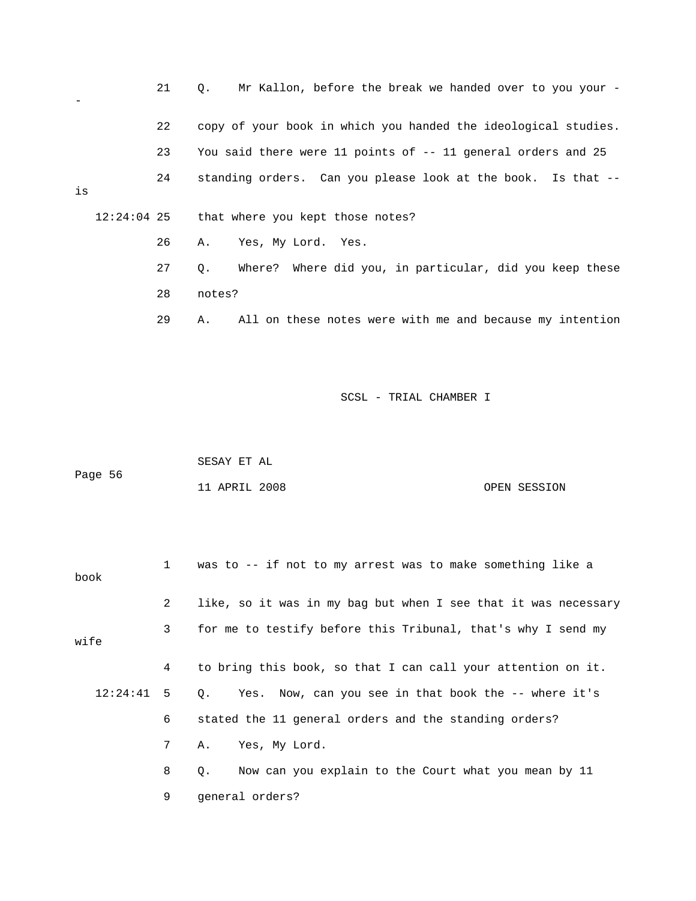21 Q. Mr Kallon, before the break we handed over to you your --

22 copy of your book in which you handed the ideological studies.

23 You said there were 11 points of -- 11 general orders and 25

24 standing orders. Can you please look at the book. Is that -- is

12:24:04 25 that where you kept those notes?

26 A. Yes, My Lord. Yes.

27 Q. Where? Where did you, in particular, did you keep these

28 notes?

29 A. All on these notes were with me and because my intention

1 was to -- if not to my arrest was to make something like a book

2 like, so it was in my bag but when I see that it was necessary

3 for me to testify before this Tribunal, that's why I send my wife

4 to bring this book, so that I can call your attention on it.

12:24:41 5 Q. Yes. Now, can you see in that book the -- where it's

6 stated the 11 general orders and the standing orders?

7 A. Yes, My Lord.

8 Q. Now can you explain to the Court what you mean by 11

9 general orders?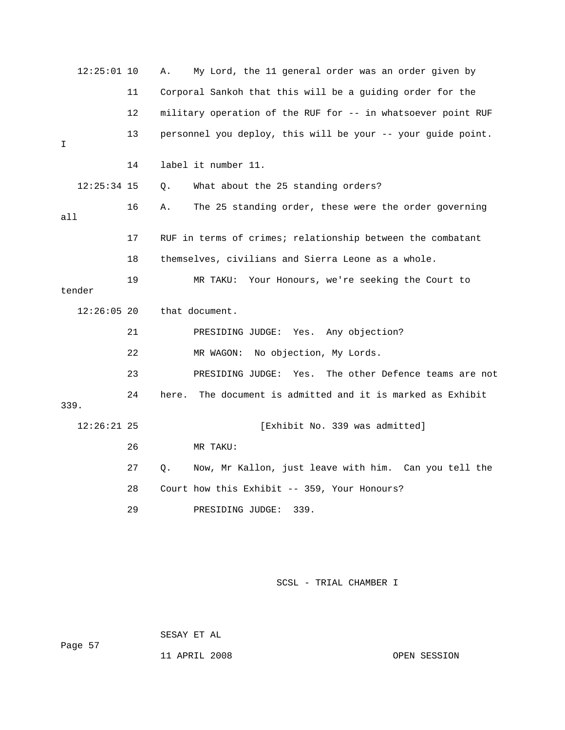12:25:01 10 A. My Lord, the 11 general order was an order given by

11 Corporal Sankoh that this will be a guiding order for the

12 military operation of the RUF for -- in whatsoever point RUF

13 personnel you deploy, this will be your -- your guide point. I

14 label it number 11.

12:25:34 15 Q. What about the 25 standing orders?

16 A. The 25 standing order, these were the order governing all

17 RUF in terms of crimes; relationship between the combatant

18 themselves, civilians and Sierra Leone as a whole.

19 MR TAKU: Your Honours, we're seeking the Court to tender

12:26:05 20 that document.

21 PRESIDING JUDGE: Yes. Any objection?

22 MR WAGON: No objection, My Lords.

23 PRESIDING JUDGE: Yes. The other Defence teams are not

24 here. The document is admitted and it is marked as Exhibit 339.

12:26:21 25 [Exhibit No. 339 was admitted]

26 MR TAKU:

27 Q. Now, Mr Kallon, just leave with him. Can you tell the

28 Court how this Exhibit -- 359, Your Honours?

29 PRESIDING JUDGE: 339.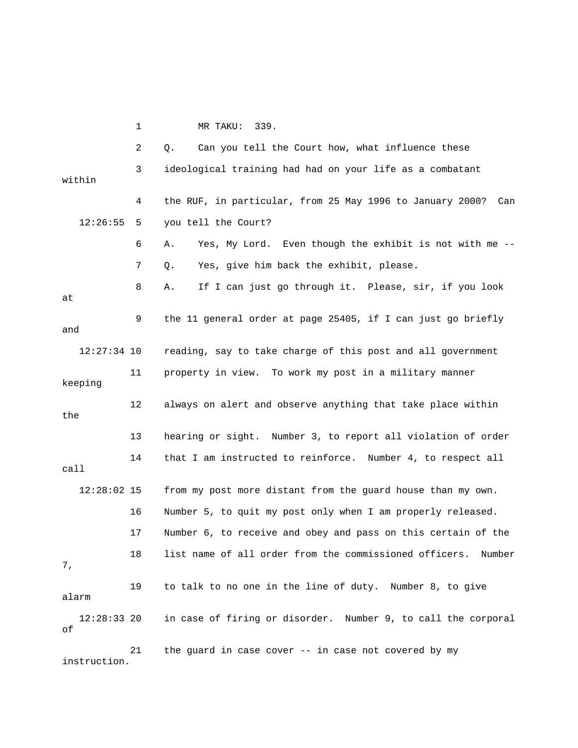1 MR TAKU: 339.

2 Q. Can you tell the Court how, what influence these

3 ideological training had had on your life as a combatant within

4 the RUF, in particular, from 25 May 1996 to January 2000? Can

12:26:55 5 you tell the Court?

6 A. Yes, My Lord. Even though the exhibit is not with me --

7 Q. Yes, give him back the exhibit, please.

8 A. If I can just go through it. Please, sir, if you look at

9 the 11 general order at page 25405, if I can just go briefly and

12:27:34 10 reading, say to take charge of this post and all government

11 property in view. To work my post in a military manner keeping

12 always on alert and observe anything that take place within the

13 hearing or sight. Number 3, to report all violation of order

14 that I am instructed to reinforce. Number 4, to respect all call

12:28:02 15 from my post more distant from the guard house than my own.

16 Number 5, to quit my post only when I am properly released.

17 Number 6, to receive and obey and pass on this certain of the

18 list name of all order from the commissioned officers. Number 7,

19 to talk to no one in the line of duty. Number 8, to give alarm

12:28:33 20 in case of firing or disorder. Number 9, to call the corporal of

21 the guard in case cover -- in case not covered by my instruction.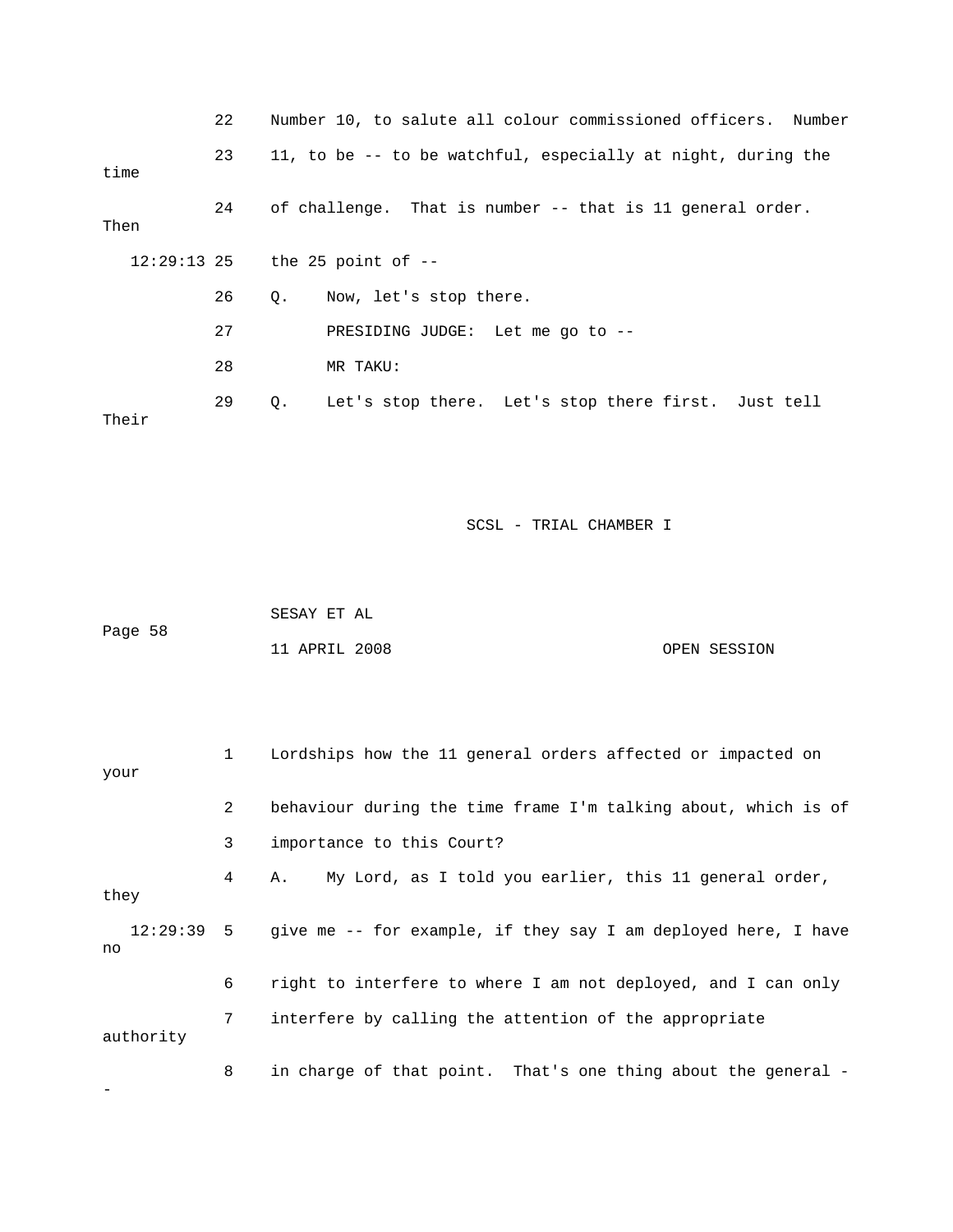22 Number 10, to salute all colour commissioned officers. Number

23 11, to be -- to be watchful, especially at night, during the time

24 of challenge. That is number -- that is 11 general order. Then

12:29:13 25 the 25 point of --

26 Q. Now, let's stop there.

27 PRESIDING JUDGE: Let me go to --

28 MR TAKU:

29 Q. Let's stop there. Let's stop there first. Just tell Their

SCSL - TRIAL CHAMBER I

SESAY ET AL

Page 58

11 APRIL 2008 OPEN SESSION

1 Lordships how the 11 general orders affected or impacted on your

2 behaviour during the time frame I'm talking about, which is of

3 importance to this Court?

4 A. My Lord, as I told you earlier, this 11 general order, they

12:29:39 5 give me -- for example, if they say I am deployed here, I have no

6 right to interfere to where I am not deployed, and I can only

7 interfere by calling the attention of the appropriate authority

8 in charge of that point. That's one thing about the general --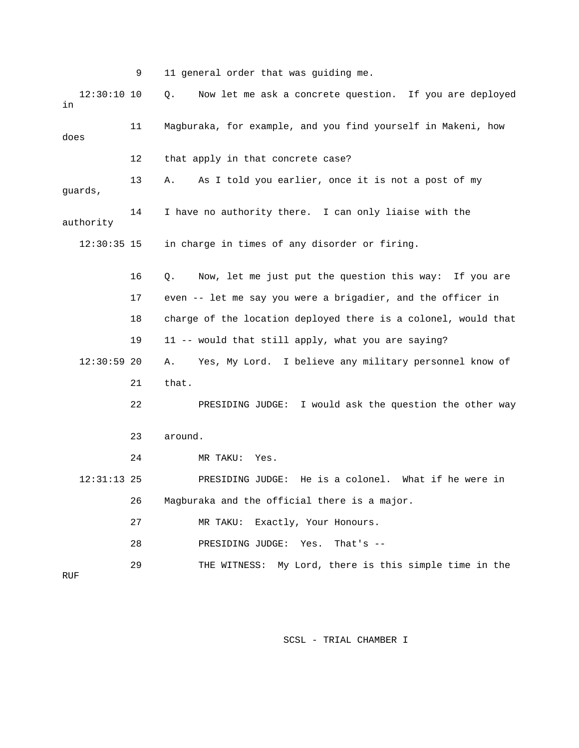9 11 general order that was guiding me.

12:30:10 10 Q. Now let me ask a concrete question. If you are deployed in

11 Magburaka, for example, and you find yourself in Makeni, how does

12 that apply in that concrete case?

13 A. As I told you earlier, once it is not a post of my guards,

14 I have no authority there. I can only liaise with the authority

12:30:35 15 in charge in times of any disorder or firing.

16 Q. Now, let me just put the question this way: If you are

17 even -- let me say you were a brigadier, and the officer in

18 charge of the location deployed there is a colonel, would that

19 11 -- would that still apply, what you are saying?

12:30:59 20 A. Yes, My Lord. I believe any military personnel know of

21 that.

22 PRESIDING JUDGE: I would ask the question the other way

23 around.

24 MR TAKU: Yes.

12:31:13 25 PRESIDING JUDGE: He is a colonel. What if he were in

26 Magburaka and the official there is a major.

27 MR TAKU: Exactly, Your Honours.

28 PRESIDING JUDGE: Yes. That's --

29 THE WITNESS: My Lord, there is this simple time in the RUF

SCSL - TRIAL CHAMBER I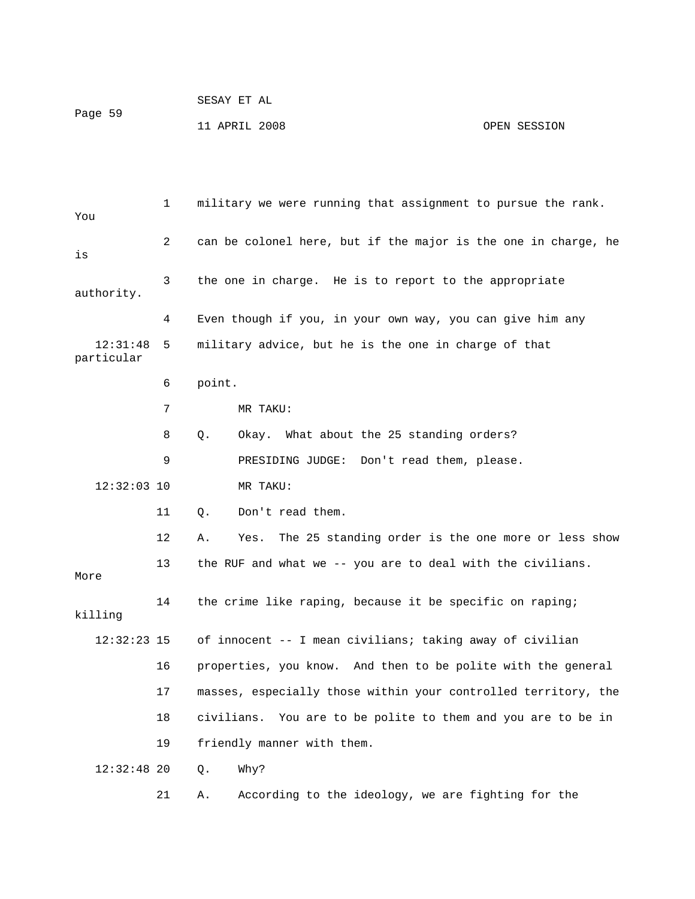military we were running that assignment to pursue the rank. You can be colonel here, but if the major is the one in charge, he is the one in charge. He is to report to the appropriate authority. Even though if you, in your own way, you can give him any military advice, but he is the one in charge of that particular point.

MR TAKU:

Q. Okay. What about the 25 standing orders?

PRESIDING JUDGE: Don't read them, please.

MR TAKU:

Q. Don't read them.

A. Yes. The 25 standing order is the one more or less show the RUF and what we -- you are to deal with the civilians. More the crime like raping, because it be specific on raping; killing of innocent -- I mean civilians; taking away of civilian properties, you know. And then to be polite with the general masses, especially those within your controlled territory, the civilians. You are to be polite to them and you are to be in friendly manner with them.

Q. Why?

A. According to the ideology, we are fighting for the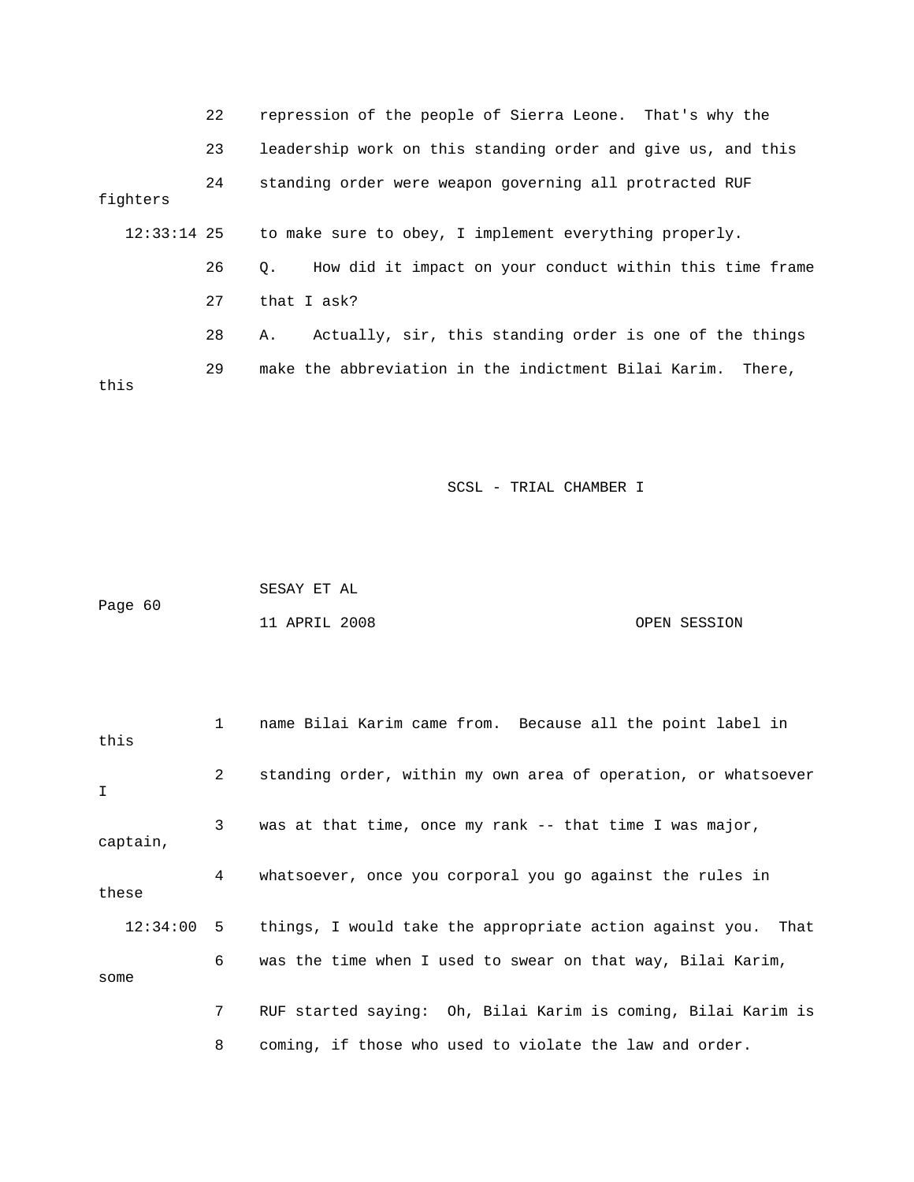22 repression of the people of Sierra Leone. That's why the

23 leadership work on this standing order and give us, and this

24 standing order were weapon governing all protracted RUF fighters

12:33:14 25 to make sure to obey, I implement everything properly.

26 Q. How did it impact on your conduct within this time frame

27 that I ask?

28 A. Actually, sir, this standing order is one of the things

29 make the abbreviation in the indictment Bilai Karim. There, this

SCSL - TRIAL CHAMBER I

SESAY ET AL

Page 60

11 APRIL 2008 OPEN SESSION

1 name Bilai Karim came from. Because all the point label in this

2 standing order, within my own area of operation, or whatsoever I

3 was at that time, once my rank -- that time I was major, captain,

4 whatsoever, once you corporal you go against the rules in these

12:34:00 5 things, I would take the appropriate action against you. That

6 was the time when I used to swear on that way, Bilai Karim, some

7 RUF started saying: Oh, Bilai Karim is coming, Bilai Karim is

8 coming, if those who used to violate the law and order.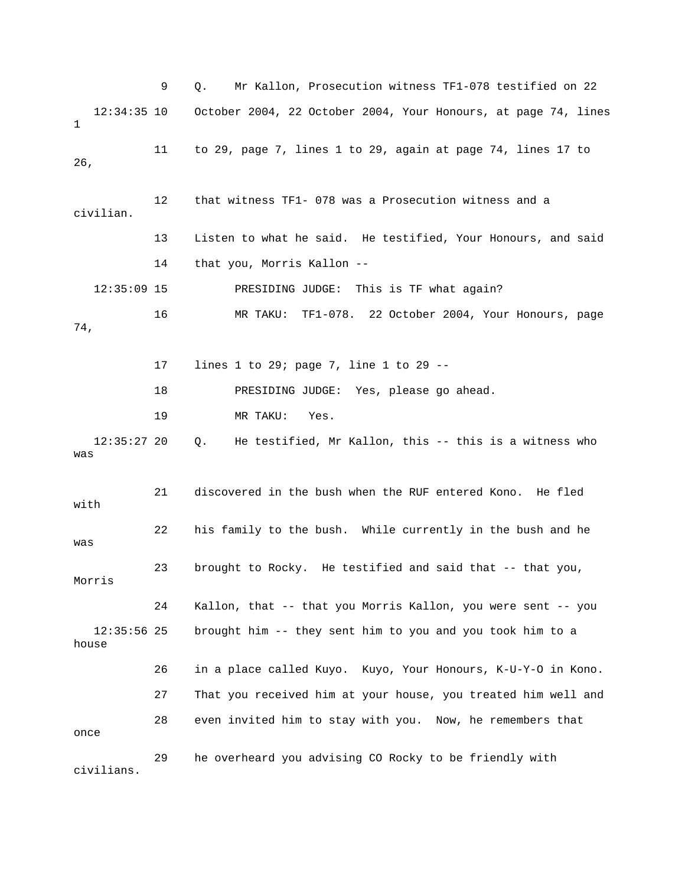9 Q. Mr Kallon, Prosecution witness TF1-078 testified on 22

12:34:35 10 October 2004, 22 October 2004, Your Honours, at page 74, lines 1

11 to 29, page 7, lines 1 to 29, again at page 74, lines 17 to 26,

12 that witness TF1- 078 was a Prosecution witness and a civilian.

13 Listen to what he said. He testified, Your Honours, and said

14 that you, Morris Kallon --

12:35:09 15 PRESIDING JUDGE: This is TF what again?

16 MR TAKU: TF1-078. 22 October 2004, Your Honours, page 74,

17 lines 1 to 29; page 7, line 1 to 29 --

18 PRESIDING JUDGE: Yes, please go ahead.

19 MR TAKU: Yes.

12:35:27 20 Q. He testified, Mr Kallon, this -- this is a witness who was

21 discovered in the bush when the RUF entered Kono. He fled with

22 his family to the bush. While currently in the bush and he was

23 brought to Rocky. He testified and said that -- that you, Morris

24 Kallon, that -- that you Morris Kallon, you were sent -- you

12:35:56 25 brought him -- they sent him to you and you took him to a house

26 in a place called Kuyo. Kuyo, Your Honours, K-U-Y-O in Kono.

27 That you received him at your house, you treated him well and

28 even invited him to stay with you. Now, he remembers that once

29 he overheard you advising CO Rocky to be friendly with civilians.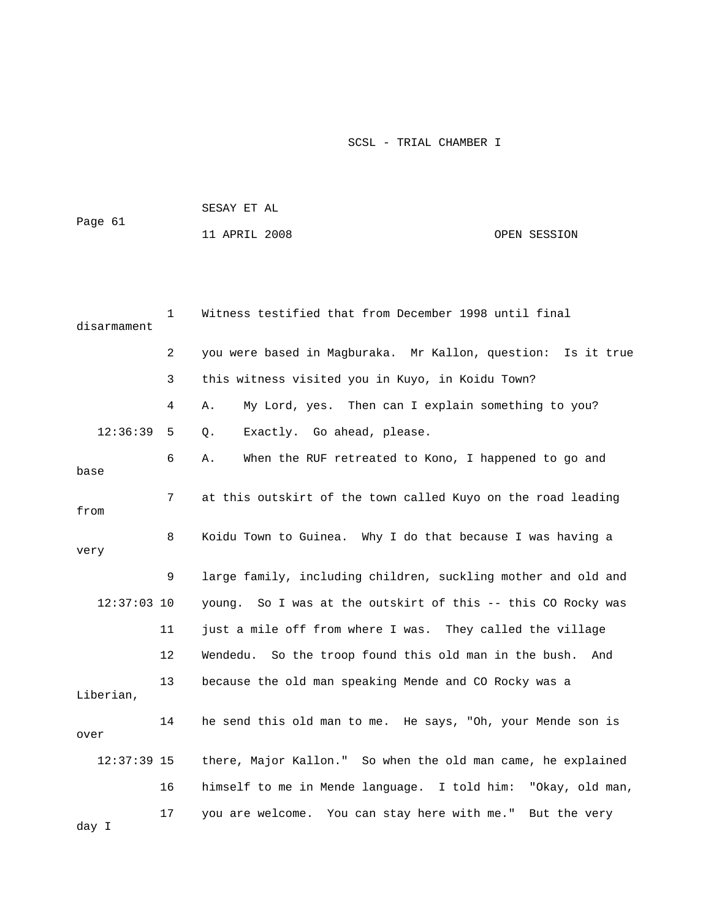1 Witness testified that from December 1998 until final disarmament

2 you were based in Magburaka. Mr Kallon, question: Is it true

3 this witness visited you in Kuyo, in Koidu Town?

4 A. My Lord, yes. Then can I explain something to you?

12:36:39 5 Q. Exactly. Go ahead, please.

6 A. When the RUF retreated to Kono, I happened to go and base

7 at this outskirt of the town called Kuyo on the road leading from

8 Koidu Town to Guinea. Why I do that because I was having a very

9 large family, including children, suckling mother and old and

12:37:03 10 young. So I was at the outskirt of this -- this CO Rocky was

11 just a mile off from where I was. They called the village

12 Wendedu. So the troop found this old man in the bush. And

13 because the old man speaking Mende and CO Rocky was a Liberian,

14 he send this old man to me. He says, "Oh, your Mende son is over

12:37:39 15 there, Major Kallon." So when the old man came, he explained

16 himself to me in Mende language. I told him: "Okay, old man,

17 you are welcome. You can stay here with me." But the very day I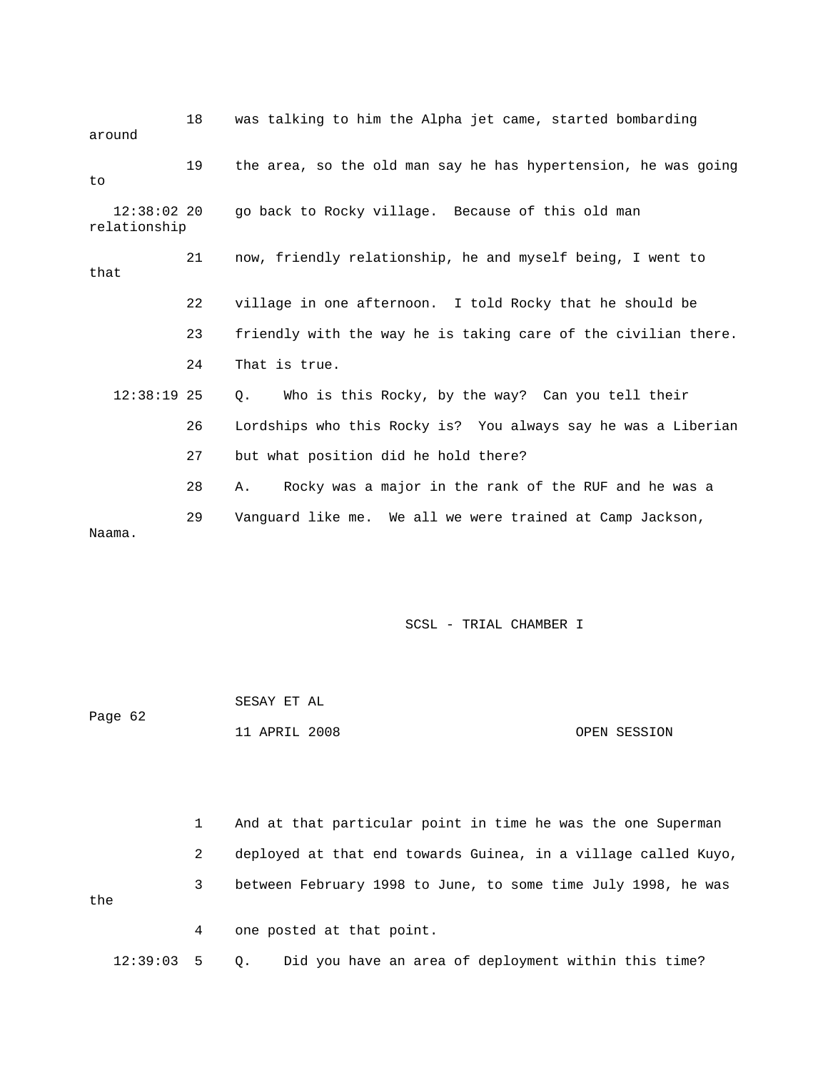18 was talking to him the Alpha jet came, started bombarding around

19 the area, so the old man say he has hypertension, he was going to

12:38:02 20 go back to Rocky village. Because of this old man relationship

21 now, friendly relationship, he and myself being, I went to that

22 village in one afternoon. I told Rocky that he should be

23 friendly with the way he is taking care of the civilian there.

24 That is true.

12:38:19 25 Q. Who is this Rocky, by the way? Can you tell their

26 Lordships who this Rocky is? You always say he was a Liberian

27 but what position did he hold there?

28 A. Rocky was a major in the rank of the RUF and he was a

29 Vanguard like me. We all we were trained at Camp Jackson, Naama.

1 And at that particular point in time he was the one Superman

2 deployed at that end towards Guinea, in a village called Kuyo,

3 between February 1998 to June, to some time July 1998, he was the

4 one posted at that point.

12:39:03 5 Q. Did you have an area of deployment within this time?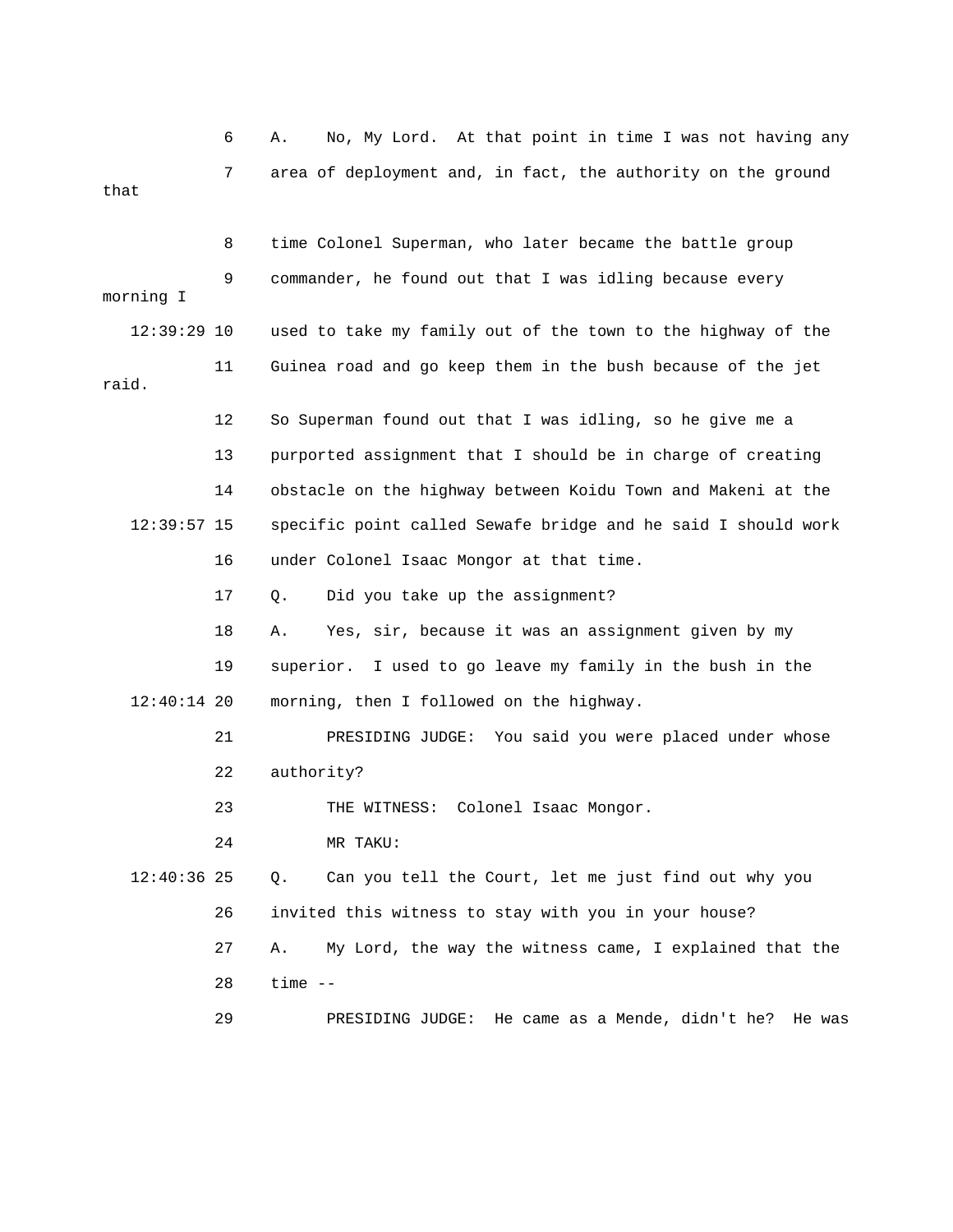6 A. No, My Lord. At that point in time I was not having any

7 area of deployment and, in fact, the authority on the ground that

8 time Colonel Superman, who later became the battle group

9 commander, he found out that I was idling because every morning I

12:39:29 10 used to take my family out of the town to the highway of the

11 Guinea road and go keep them in the bush because of the jet raid.

12 So Superman found out that I was idling, so he give me a

13 purported assignment that I should be in charge of creating

14 obstacle on the highway between Koidu Town and Makeni at the

12:39:57 15 specific point called Sewafe bridge and he said I should work

16 under Colonel Isaac Mongor at that time.

17 Q. Did you take up the assignment?

18 A. Yes, sir, because it was an assignment given by my

19 superior. I used to go leave my family in the bush in the

12:40:14 20 morning, then I followed on the highway.

21 PRESIDING JUDGE: You said you were placed under whose

22 authority?

23 THE WITNESS: Colonel Isaac Mongor.

24 MR TAKU:

12:40:36 25 Q. Can you tell the Court, let me just find out why you

26 invited this witness to stay with you in your house?

27 A. My Lord, the way the witness came, I explained that the

28 time --

29 PRESIDING JUDGE: He came as a Mende, didn't he? He was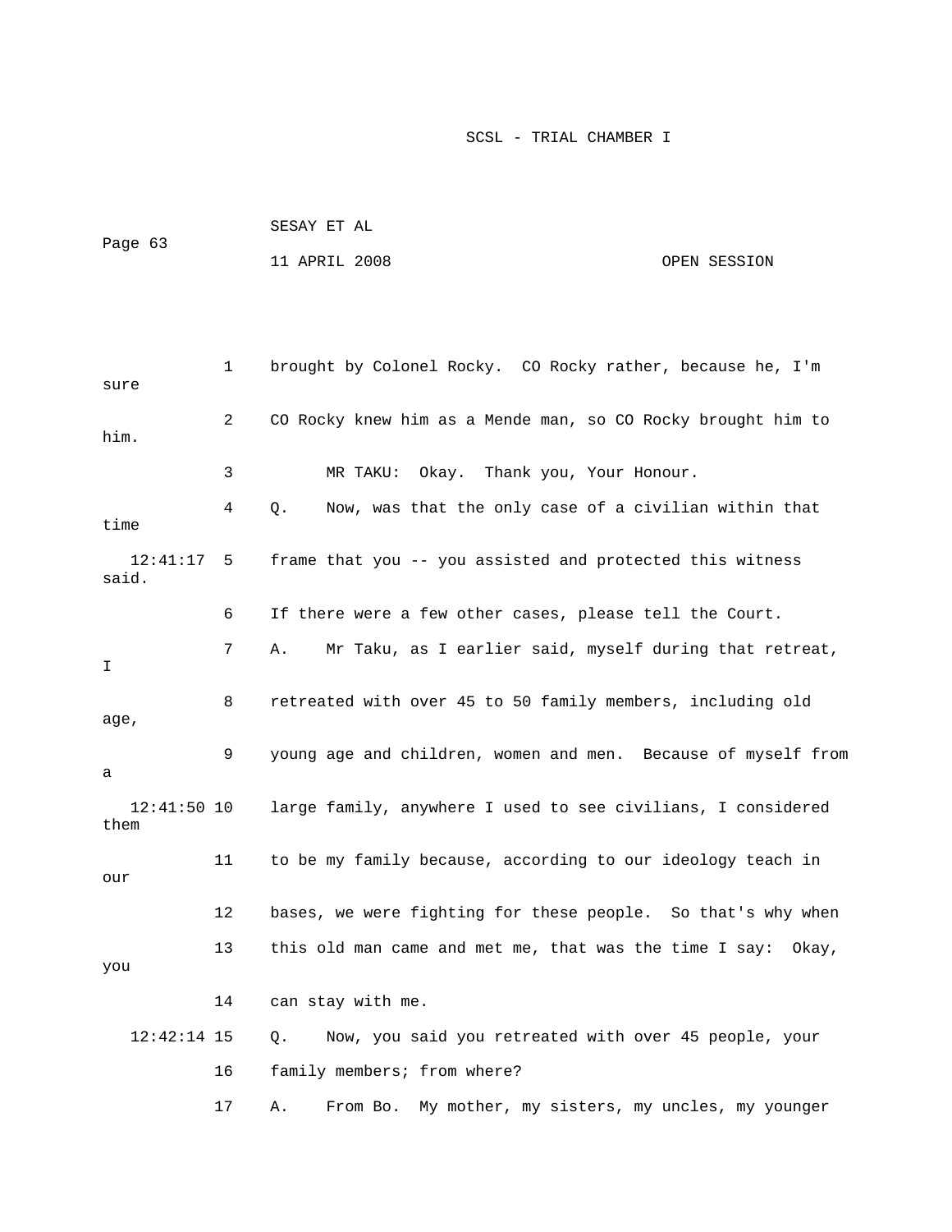1 brought by Colonel Rocky. CO Rocky rather, because he, I'm sure

2 CO Rocky knew him as a Mende man, so CO Rocky brought him to him.

3 MR TAKU: Okay. Thank you, Your Honour.

4 Q. Now, was that the only case of a civilian within that time

12:41:17 5 frame that you -- you assisted and protected this witness said.

6 If there were a few other cases, please tell the Court.

7 A. Mr Taku, as I earlier said, myself during that retreat, I

8 retreated with over 45 to 50 family members, including old age,

9 young age and children, women and men. Because of myself from a

12:41:50 10 large family, anywhere I used to see civilians, I considered them

11 to be my family because, according to our ideology teach in our

12 bases, we were fighting for these people. So that's why when

13 this old man came and met me, that was the time I say: Okay, you

14 can stay with me.

12:42:14 15 Q. Now, you said you retreated with over 45 people, your

16 family members; from where?

17 A. From Bo. My mother, my sisters, my uncles, my younger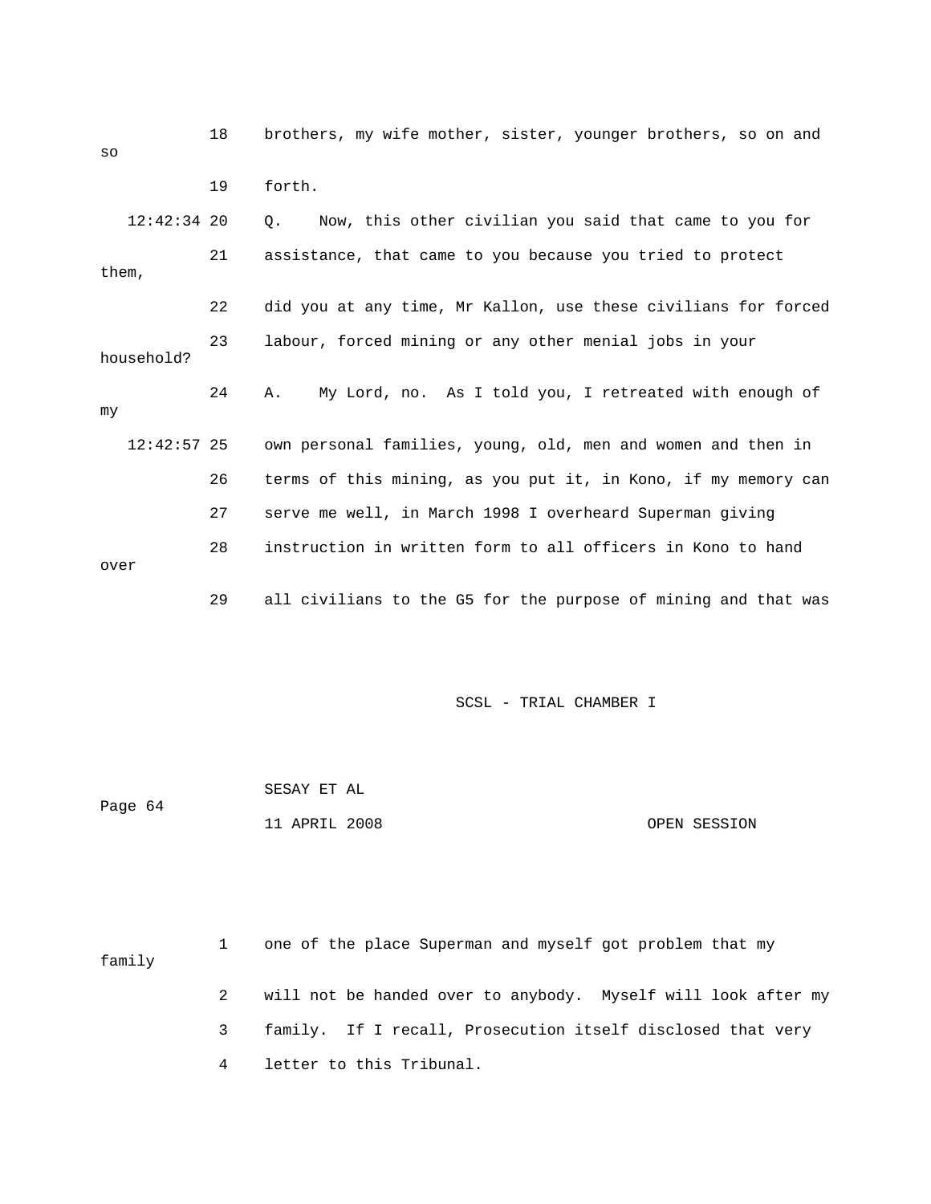18 brothers, my wife mother, sister, younger brothers, so on and so

19 forth.

12:42:34 20 Q. Now, this other civilian you said that came to you for

21 assistance, that came to you because you tried to protect them,

22 did you at any time, Mr Kallon, use these civilians for forced

23 labour, forced mining or any other menial jobs in your household?

24 A. My Lord, no. As I told you, I retreated with enough of my

12:42:57 25 own personal families, young, old, men and women and then in

26 terms of this mining, as you put it, in Kono, if my memory can

27 serve me well, in March 1998 I overheard Superman giving

28 instruction in written form to all officers in Kono to hand over

29 all civilians to the G5 for the purpose of mining and that was

1 one of the place Superman and myself got problem that my family

2 will not be handed over to anybody. Myself will look after my

3 family. If I recall, Prosecution itself disclosed that very

4 letter to this Tribunal.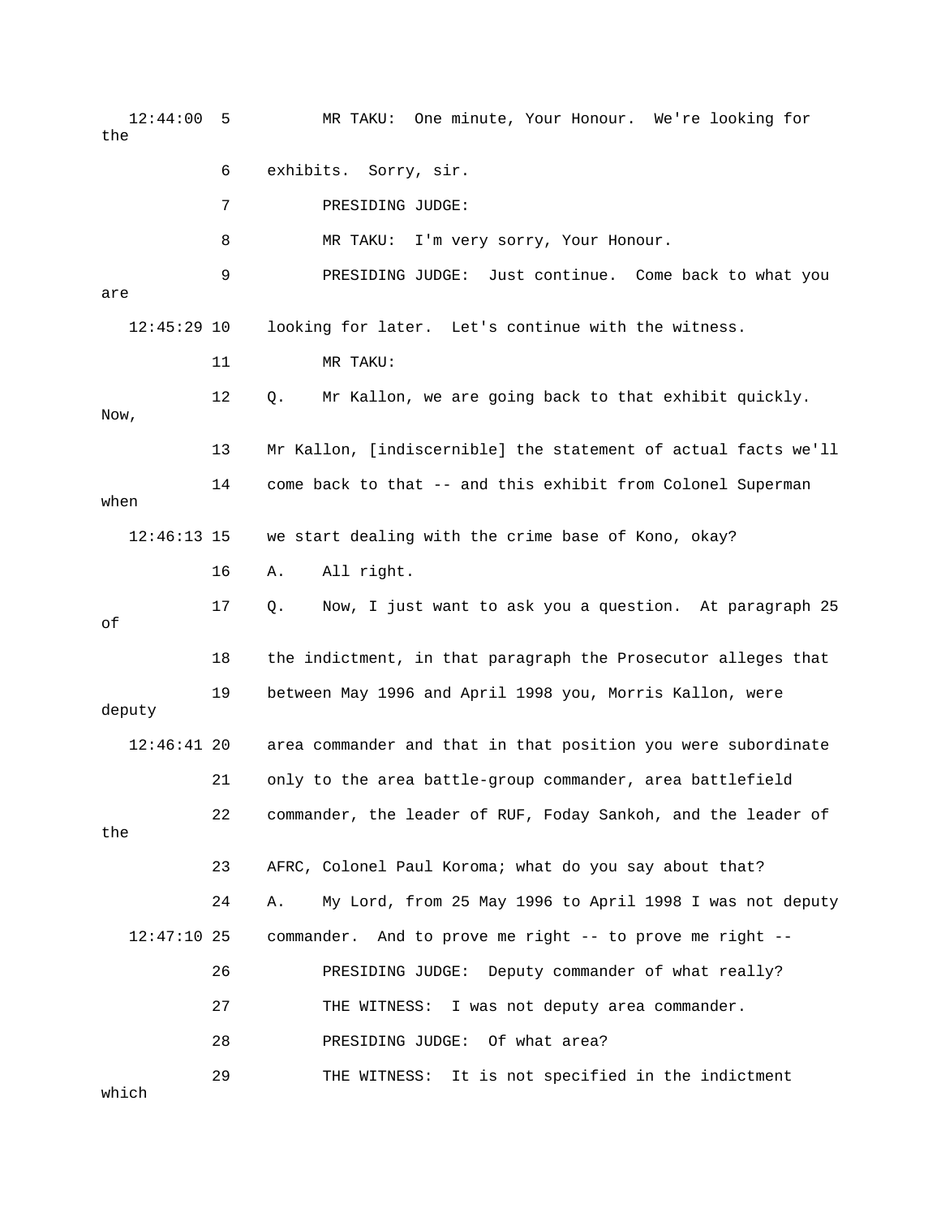12:44:00 5 MR TAKU: One minute, Your Honour. We're looking for the

6 exhibits. Sorry, sir.

7 PRESIDING JUDGE:

8 MR TAKU: I'm very sorry, Your Honour.

9 PRESIDING JUDGE: Just continue. Come back to what you are

12:45:29 10 looking for later. Let's continue with the witness.

11 MR TAKU:

12 Q. Mr Kallon, we are going back to that exhibit quickly. Now,

13 Mr Kallon, [indiscernible] the statement of actual facts we'll

14 come back to that -- and this exhibit from Colonel Superman when

12:46:13 15 we start dealing with the crime base of Kono, okay?

16 A. All right.

17 Q. Now, I just want to ask you a question. At paragraph 25 of

18 the indictment, in that paragraph the Prosecutor alleges that

19 between May 1996 and April 1998 you, Morris Kallon, were deputy

12:46:41 20 area commander and that in that position you were subordinate

21 only to the area battle-group commander, area battlefield

22 commander, the leader of RUF, Foday Sankoh, and the leader of the

23 AFRC, Colonel Paul Koroma; what do you say about that?

24 A. My Lord, from 25 May 1996 to April 1998 I was not deputy

12:47:10 25 commander. And to prove me right -- to prove me right --

26 PRESIDING JUDGE: Deputy commander of what really?

27 THE WITNESS: I was not deputy area commander.

28 PRESIDING JUDGE: Of what area?

29 THE WITNESS: It is not specified in the indictment which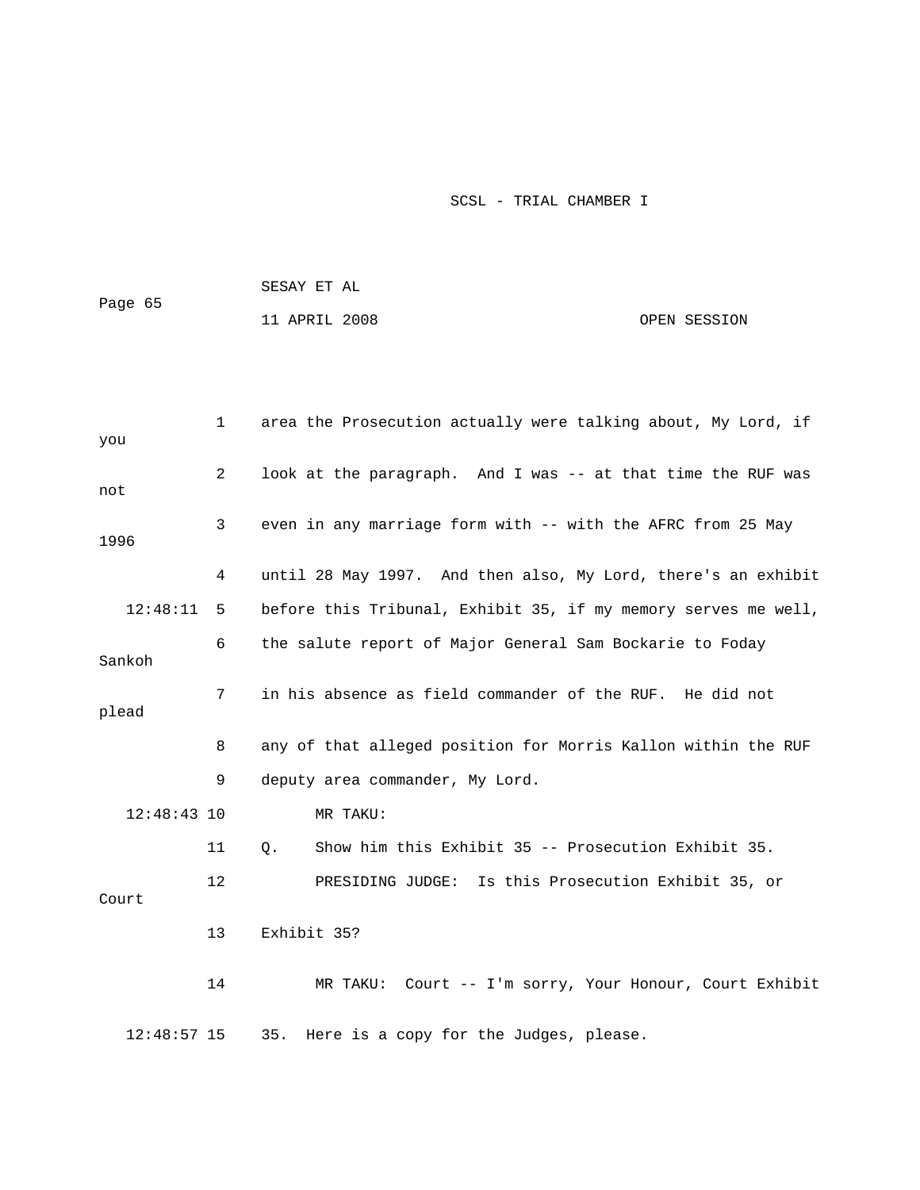area the Prosecution actually were talking about, My Lord, if you look at the paragraph. And I was -- at that time the RUF was not even in any marriage form with -- with the AFRC from 25 May 1996 until 28 May 1997. And then also, My Lord, there's an exhibit before this Tribunal, Exhibit 35, if my memory serves me well, the salute report of Major General Sam Bockarie to Foday Sankoh in his absence as field commander of the RUF. He did not plead any of that alleged position for Morris Kallon within the RUF deputy area commander, My Lord.

MR TAKU:

Q. Show him this Exhibit 35 -- Prosecution Exhibit 35.

PRESIDING JUDGE: Is this Prosecution Exhibit 35, or Court Exhibit 35?

MR TAKU: Court -- I'm sorry, Your Honour, Court Exhibit 35. Here is a copy for the Judges, please.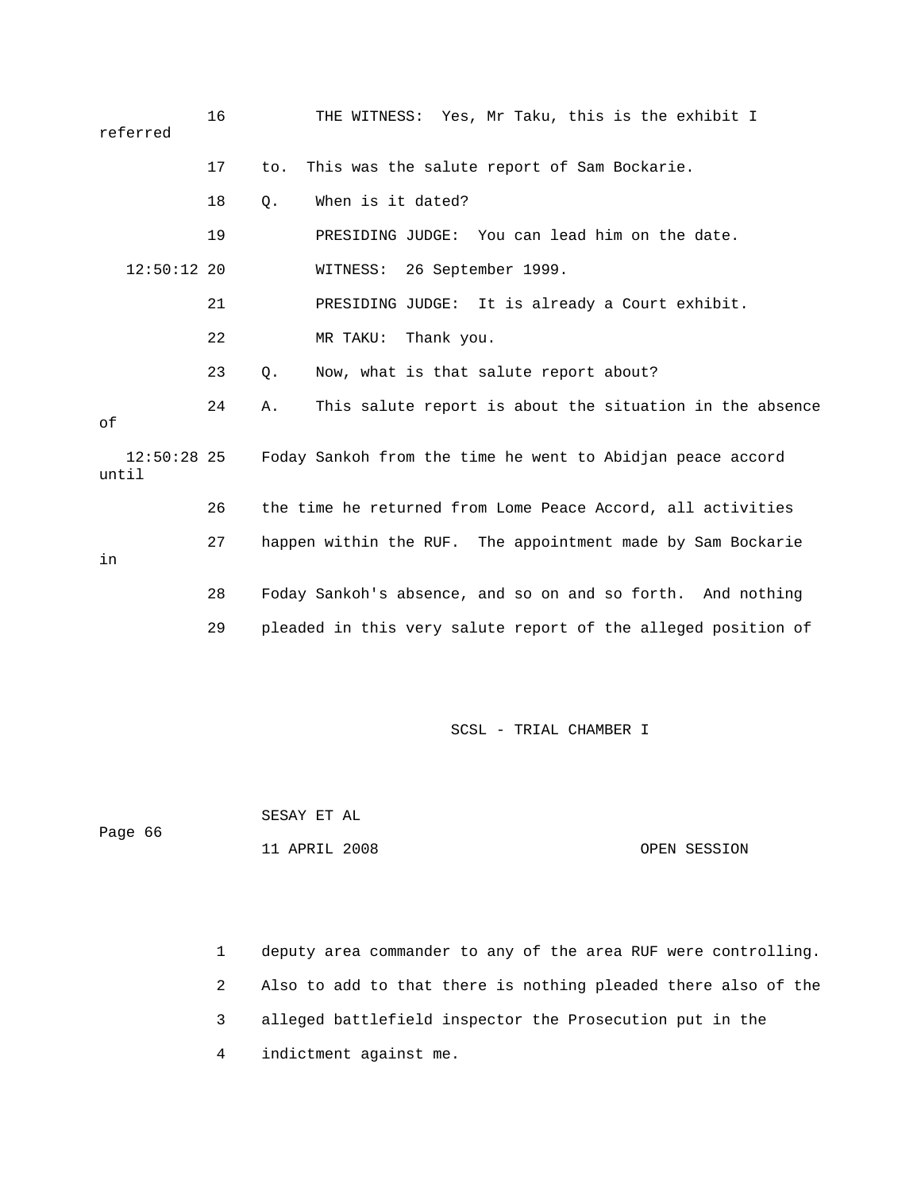THE WITNESS: Yes, Mr Taku, this is the exhibit I referred to. This was the salute report of Sam Bockarie.

Q. When is it dated?

PRESIDING JUDGE: You can lead him on the date.

WITNESS: 26 September 1999.

PRESIDING JUDGE: It is already a Court exhibit.

MR TAKU: Thank you.

Q. Now, what is that salute report about?

A. This salute report is about the situation in the absence of Foday Sankoh from the time he went to Abidjan peace accord until the time he returned from Lome Peace Accord, all activities happen within the RUF. The appointment made by Sam Bockarie in Foday Sankoh's absence, and so on and so forth. And nothing pleaded in this very salute report of the alleged position of deputy area commander to any of the area RUF were controlling. Also to add to that there is nothing pleaded there also of the alleged battlefield inspector the Prosecution put in the indictment against me.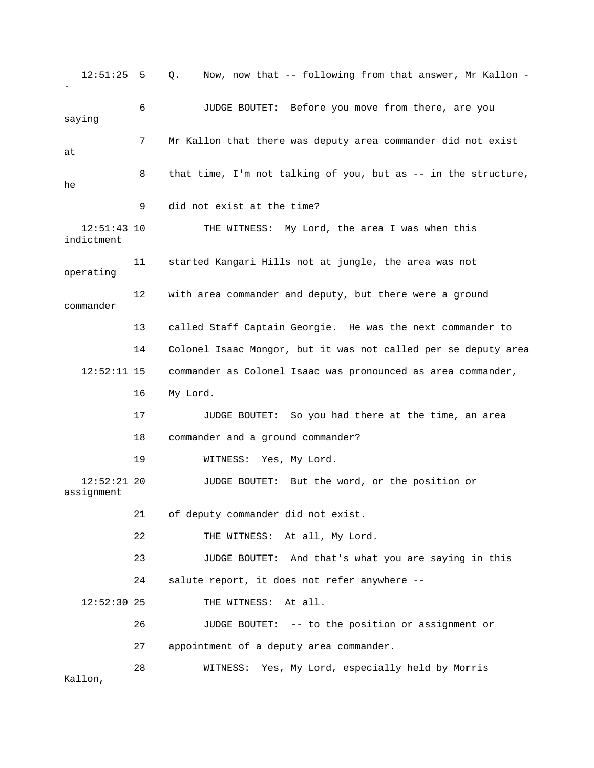12:51:25 5 Q. Now, now that -- following from that answer, Mr Kallon --

6 JUDGE BOUTET: Before you move from there, are you saying

7 Mr Kallon that there was deputy area commander did not exist at

8 that time, I'm not talking of you, but as -- in the structure, he

9 did not exist at the time?

12:51:43 10 THE WITNESS: My Lord, the area I was when this indictment

11 started Kangari Hills not at jungle, the area was not operating

12 with area commander and deputy, but there were a ground commander

13 called Staff Captain Georgie. He was the next commander to

14 Colonel Isaac Mongor, but it was not called per se deputy area

12:52:11 15 commander as Colonel Isaac was pronounced as area commander,

16 My Lord.

17 JUDGE BOUTET: So you had there at the time, an area

18 commander and a ground commander?

19 WITNESS: Yes, My Lord.

12:52:21 20 JUDGE BOUTET: But the word, or the position or assignment

21 of deputy commander did not exist.

22 THE WITNESS: At all, My Lord.

23 JUDGE BOUTET: And that's what you are saying in this

24 salute report, it does not refer anywhere --

12:52:30 25 THE WITNESS: At all.

26 JUDGE BOUTET: -- to the position or assignment or

27 appointment of a deputy area commander.

28 WITNESS: Yes, My Lord, especially held by Morris Kallon,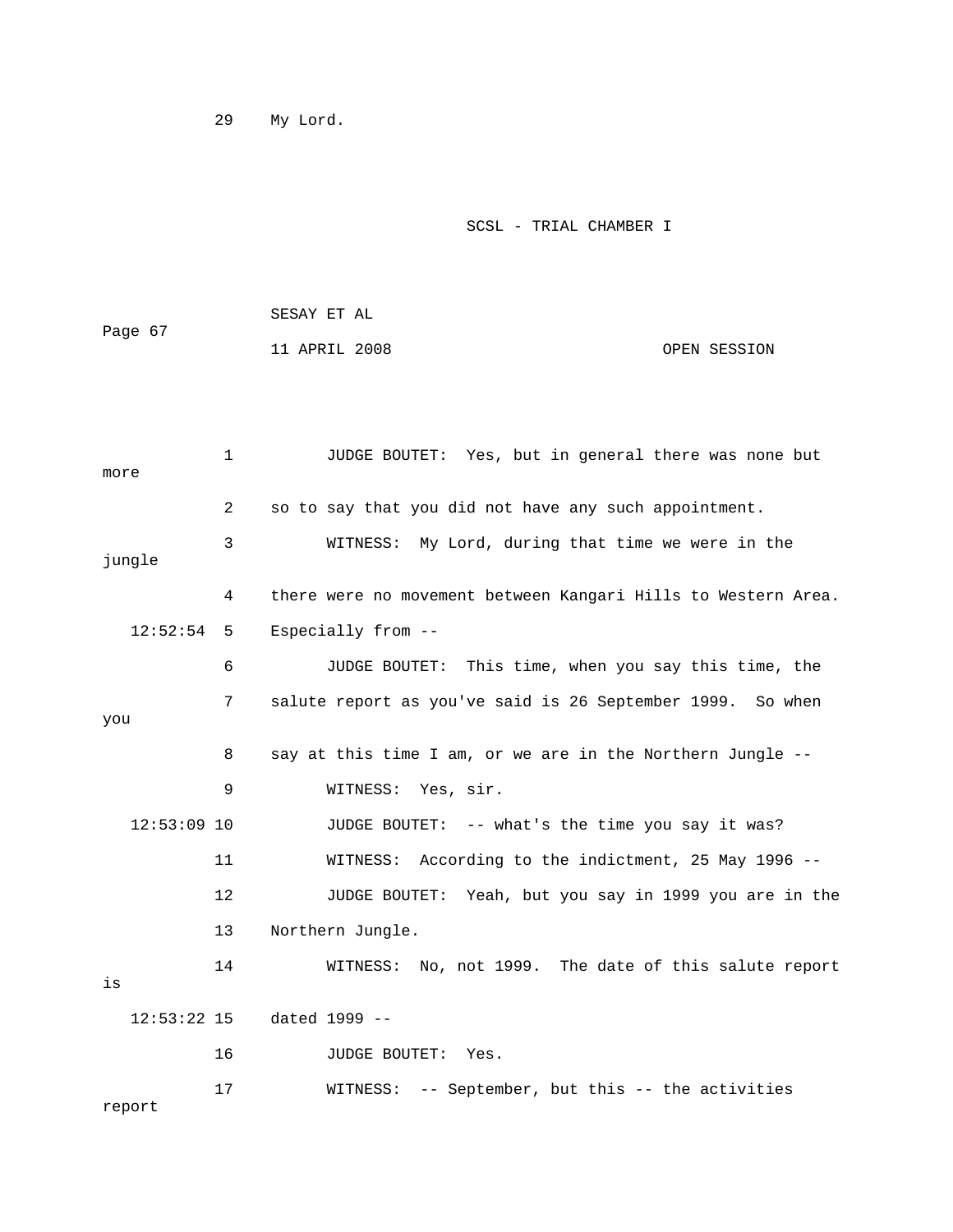29 My Lord.

1 JUDGE BOUTET: Yes, but in general there was none but more

2 so to say that you did not have any such appointment.

3 WITNESS: My Lord, during that time we were in the jungle

4 there were no movement between Kangari Hills to Western Area.

12:52:54 5 Especially from --

6 JUDGE BOUTET: This time, when you say this time, the

7 salute report as you've said is 26 September 1999. So when you

8 say at this time I am, or we are in the Northern Jungle --

9 WITNESS: Yes, sir.

12:53:09 10 JUDGE BOUTET: -- what's the time you say it was?

11 WITNESS: According to the indictment, 25 May 1996 --

12 JUDGE BOUTET: Yeah, but you say in 1999 you are in the

13 Northern Jungle.

14 WITNESS: No, not 1999. The date of this salute report is

12:53:22 15 dated 1999 --

16 JUDGE BOUTET: Yes.

17 WITNESS: -- September, but this -- the activities report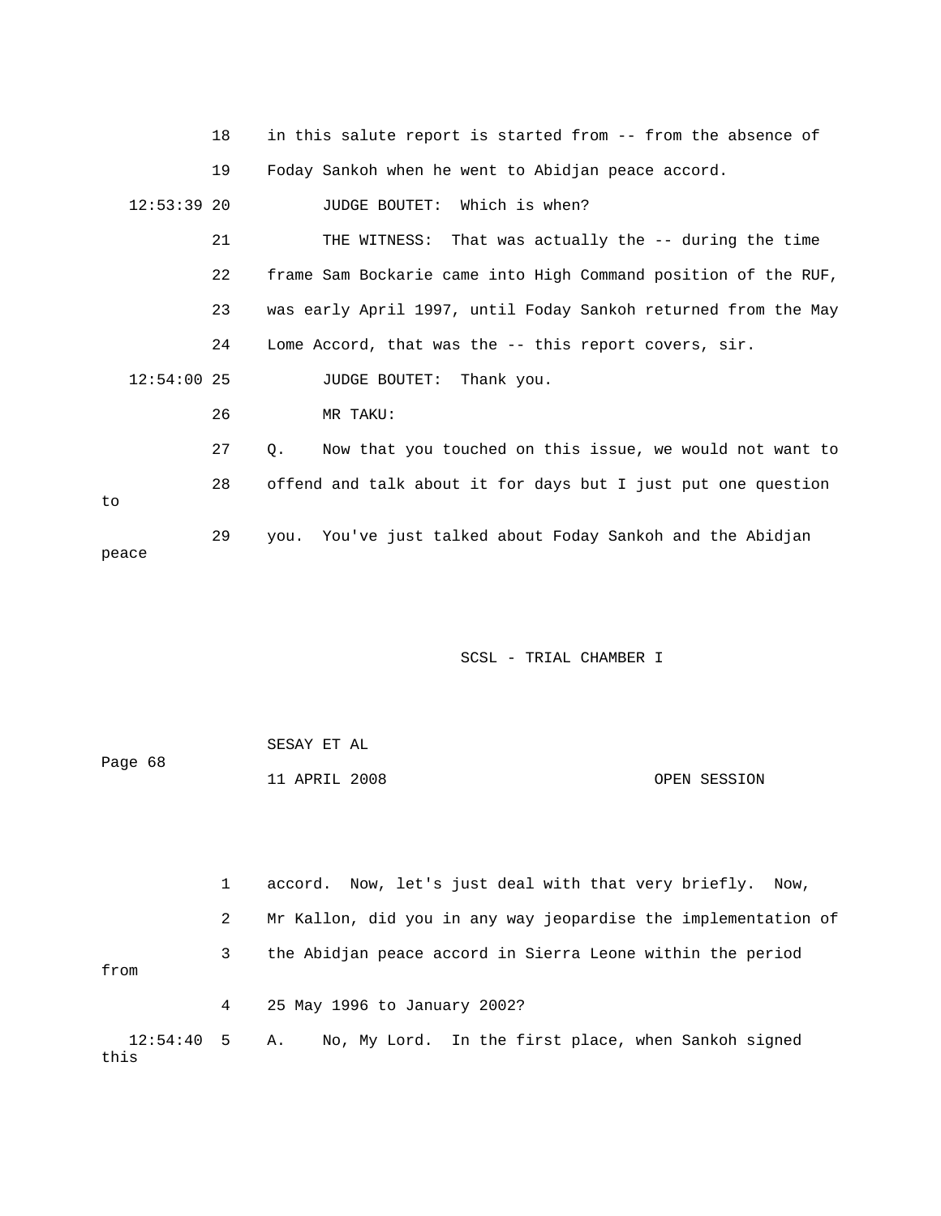18 in this salute report is started from -- from the absence of

19 Foday Sankoh when he went to Abidjan peace accord.

12:53:39 20 JUDGE BOUTET: Which is when?

21 THE WITNESS: That was actually the -- during the time

22 frame Sam Bockarie came into High Command position of the RUF,

23 was early April 1997, until Foday Sankoh returned from the May

24 Lome Accord, that was the -- this report covers, sir.

12:54:00 25 JUDGE BOUTET: Thank you.

26 MR TAKU:

27 Q. Now that you touched on this issue, we would not want to

28 offend and talk about it for days but I just put one question to

29 you. You've just talked about Foday Sankoh and the Abidjan peace

1 accord. Now, let's just deal with that very briefly. Now,

2 Mr Kallon, did you in any way jeopardise the implementation of

3 the Abidjan peace accord in Sierra Leone within the period from

4 25 May 1996 to January 2002?

12:54:40 5 A. No, My Lord. In the first place, when Sankoh signed this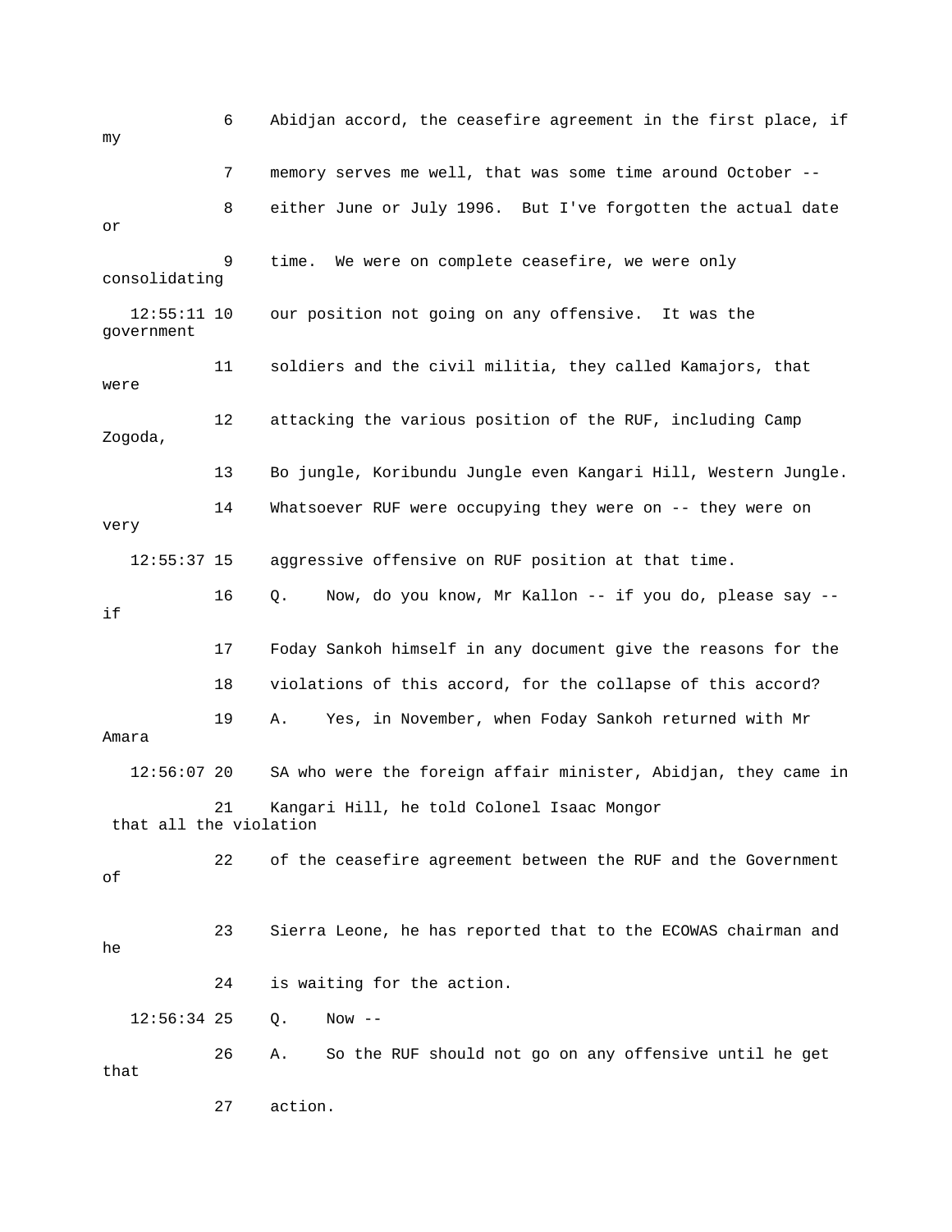6 Abidjan accord, the ceasefire agreement in the first place, if my

7 memory serves me well, that was some time around October --

8 either June or July 1996. But I've forgotten the actual date or

9 time. We were on complete ceasefire, we were only consolidating

12:55:11 10 our position not going on any offensive. It was the government

11 soldiers and the civil militia, they called Kamajors, that were

12 attacking the various position of the RUF, including Camp Zogoda,

13 Bo jungle, Koribundu Jungle even Kangari Hill, Western Jungle.

14 Whatsoever RUF were occupying they were on -- they were on very

12:55:37 15 aggressive offensive on RUF position at that time.

16 Q. Now, do you know, Mr Kallon -- if you do, please say -- if

17 Foday Sankoh himself in any document give the reasons for the

18 violations of this accord, for the collapse of this accord?

19 A. Yes, in November, when Foday Sankoh returned with Mr Amara

12:56:07 20 SA who were the foreign affair minister, Abidjan, they came in

21 Kangari Hill, he told Colonel Isaac Mongor that all the violation

22 of the ceasefire agreement between the RUF and the Government of

23 Sierra Leone, he has reported that to the ECOWAS chairman and he

24 is waiting for the action.

12:56:34 25 Q. Now --

26 A. So the RUF should not go on any offensive until he get that

27 action.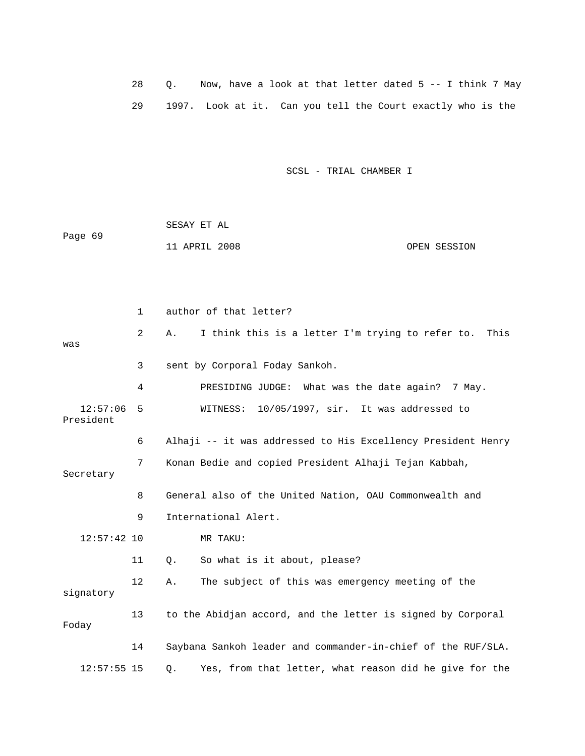28 Q. Now, have a look at that letter dated 5 -- I think 7 May

29 1997. Look at it. Can you tell the Court exactly who is the

1 author of that letter?

2 A. I think this is a letter I'm trying to refer to. This was

3 sent by Corporal Foday Sankoh.

4 PRESIDING JUDGE: What was the date again? 7 May.

12:57:06 5 WITNESS: 10/05/1997, sir. It was addressed to President

6 Alhaji -- it was addressed to His Excellency President Henry

7 Konan Bedie and copied President Alhaji Tejan Kabbah, Secretary

8 General also of the United Nation, OAU Commonwealth and

9 International Alert.

12:57:42 10 MR TAKU:

11 Q. So what is it about, please?

12 A. The subject of this was emergency meeting of the signatory

13 to the Abidjan accord, and the letter is signed by Corporal Foday

14 Saybana Sankoh leader and commander-in-chief of the RUF/SLA.

12:57:55 15 Q. Yes, from that letter, what reason did he give for the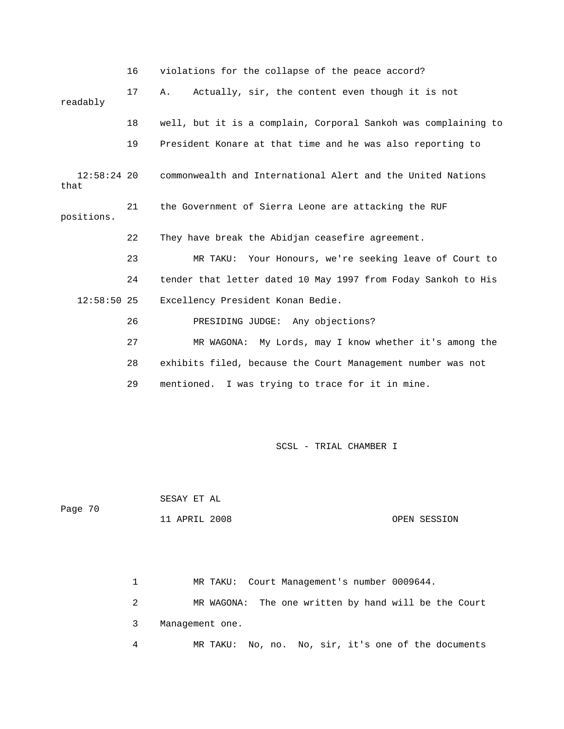16 violations for the collapse of the peace accord?

17 A. Actually, sir, the content even though it is not readably

18 well, but it is a complain, Corporal Sankoh was complaining to

19 President Konare at that time and he was also reporting to

12:58:24 20 commonwealth and International Alert and the United Nations that

21 the Government of Sierra Leone are attacking the RUF positions.

22 They have break the Abidjan ceasefire agreement.

23 MR TAKU: Your Honours, we're seeking leave of Court to

24 tender that letter dated 10 May 1997 from Foday Sankoh to His

12:58:50 25 Excellency President Konan Bedie.

26 PRESIDING JUDGE: Any objections?

27 MR WAGONA: My Lords, may I know whether it's among the

28 exhibits filed, because the Court Management number was not

29 mentioned. I was trying to trace for it in mine.

1 MR TAKU: Court Management's number 0009644.

2 MR WAGONA: The one written by hand will be the Court

3 Management one.

4 MR TAKU: No, no. No, sir, it's one of the documents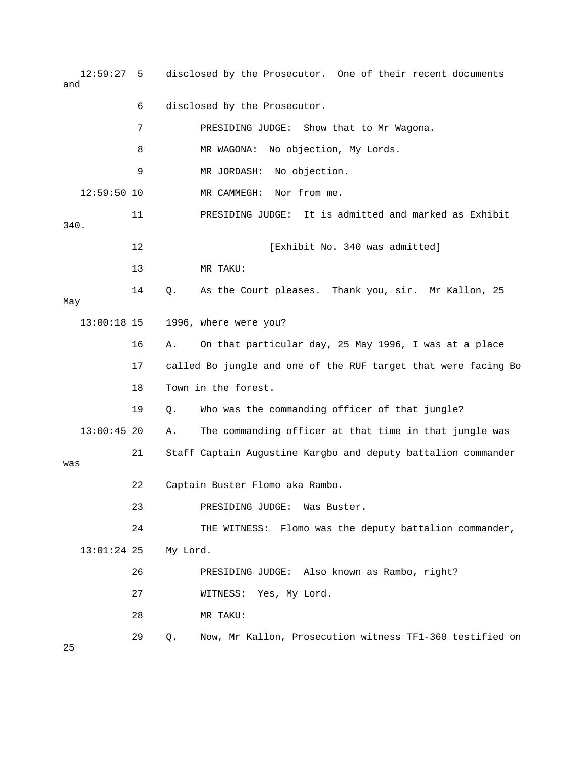12:59:27 5 disclosed by the Prosecutor. One of their recent documents and

6 disclosed by the Prosecutor.

7 PRESIDING JUDGE: Show that to Mr Wagona.

8 MR WAGONA: No objection, My Lords.

9 MR JORDASH: No objection.

12:59:50 10 MR CAMMEGH: Nor from me.

11 PRESIDING JUDGE: It is admitted and marked as Exhibit 340.

12 [Exhibit No. 340 was admitted]

13 MR TAKU:

14 Q. As the Court pleases. Thank you, sir. Mr Kallon, 25 May

13:00:18 15 1996, where were you?

16 A. On that particular day, 25 May 1996, I was at a place

17 called Bo jungle and one of the RUF target that were facing Bo

18 Town in the forest.

19 Q. Who was the commanding officer of that jungle?

13:00:45 20 A. The commanding officer at that time in that jungle was

21 Staff Captain Augustine Kargbo and deputy battalion commander was

22 Captain Buster Flomo aka Rambo.

23 PRESIDING JUDGE: Was Buster.

24 THE WITNESS: Flomo was the deputy battalion commander,

13:01:24 25 My Lord.

26 PRESIDING JUDGE: Also known as Rambo, right?

27 WITNESS: Yes, My Lord.

28 MR TAKU:

29 Q. Now, Mr Kallon, Prosecution witness TF1-360 testified on 25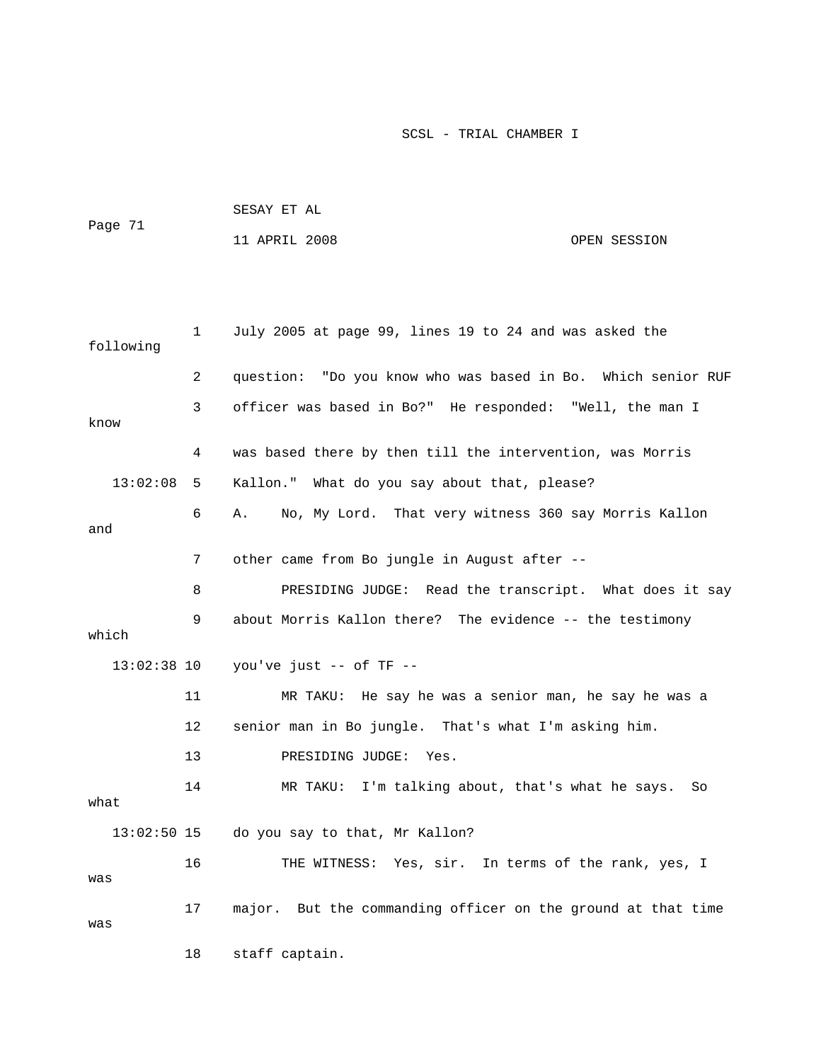July 2005 at page 99, lines 19 to 24 and was asked the following question: "Do you know who was based in Bo. Which senior RUF officer was based in Bo?" He responded: "Well, the man I know was based there by then till the intervention, was Morris Kallon." What do you say about that, please?

A. No, My Lord. That very witness 360 say Morris Kallon and other came from Bo jungle in August after --

PRESIDING JUDGE: Read the transcript. What does it say about Morris Kallon there? The evidence -- the testimony which you've just -- of TF --

MR TAKU: He say he was a senior man, he say he was a senior man in Bo jungle. That's what I'm asking him.

PRESIDING JUDGE: Yes.

MR TAKU: I'm talking about, that's what he says. So what do you say to that, Mr Kallon?

THE WITNESS: Yes, sir. In terms of the rank, yes, I was major. But the commanding officer on the ground at that time was staff captain.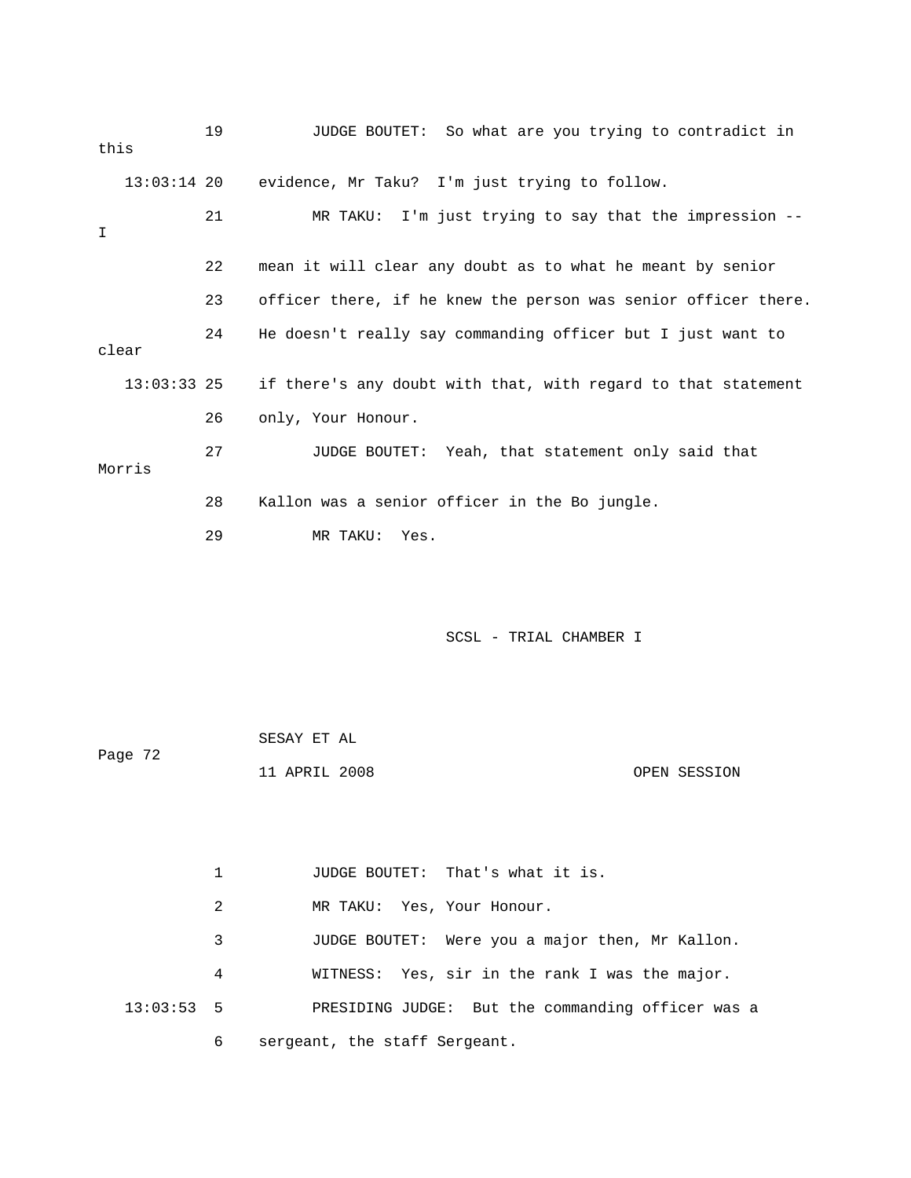19 JUDGE BOUTET: So what are you trying to contradict in this

13:03:14 20 evidence, Mr Taku? I'm just trying to follow.

21 MR TAKU: I'm just trying to say that the impression -- I

22 mean it will clear any doubt as to what he meant by senior

23 officer there, if he knew the person was senior officer there.

24 He doesn't really say commanding officer but I just want to clear

13:03:33 25 if there's any doubt with that, with regard to that statement

26 only, Your Honour.

27 JUDGE BOUTET: Yeah, that statement only said that Morris

28 Kallon was a senior officer in the Bo jungle.

29 MR TAKU: Yes.

1 JUDGE BOUTET: That's what it is.

2 MR TAKU: Yes, Your Honour.

3 JUDGE BOUTET: Were you a major then, Mr Kallon.

4 WITNESS: Yes, sir in the rank I was the major.

13:03:53 5 PRESIDING JUDGE: But the commanding officer was a

6 sergeant, the staff Sergeant.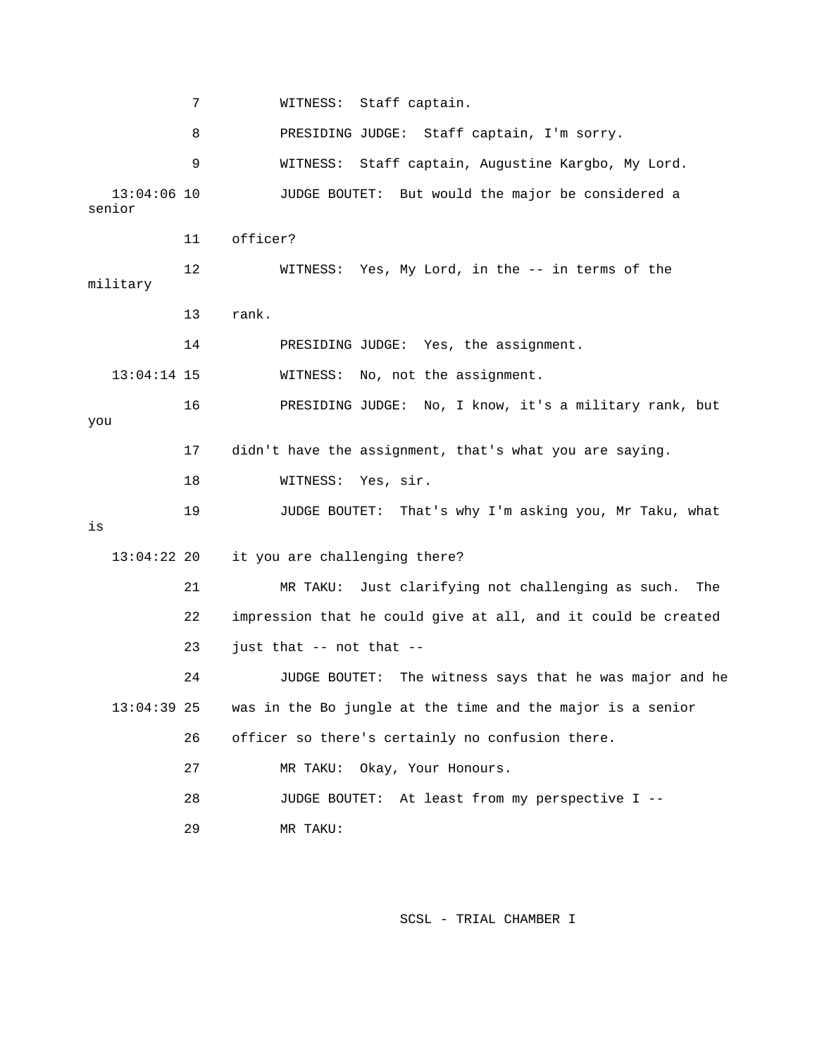7 WITNESS: Staff captain.

8 PRESIDING JUDGE: Staff captain, I'm sorry.

9 WITNESS: Staff captain, Augustine Kargbo, My Lord.

13:04:06 10 JUDGE BOUTET: But would the major be considered a senior

11 officer?

12 WITNESS: Yes, My Lord, in the -- in terms of the military

13 rank.

14 PRESIDING JUDGE: Yes, the assignment.

13:04:14 15 WITNESS: No, not the assignment.

16 PRESIDING JUDGE: No, I know, it's a military rank, but you

17 didn't have the assignment, that's what you are saying.

18 WITNESS: Yes, sir.

19 JUDGE BOUTET: That's why I'm asking you, Mr Taku, what is

13:04:22 20 it you are challenging there?

21 MR TAKU: Just clarifying not challenging as such. The

22 impression that he could give at all, and it could be created

23 just that -- not that --

24 JUDGE BOUTET: The witness says that he was major and he

13:04:39 25 was in the Bo jungle at the time and the major is a senior

26 officer so there's certainly no confusion there.

27 MR TAKU: Okay, Your Honours.

28 JUDGE BOUTET: At least from my perspective I --

29 MR TAKU: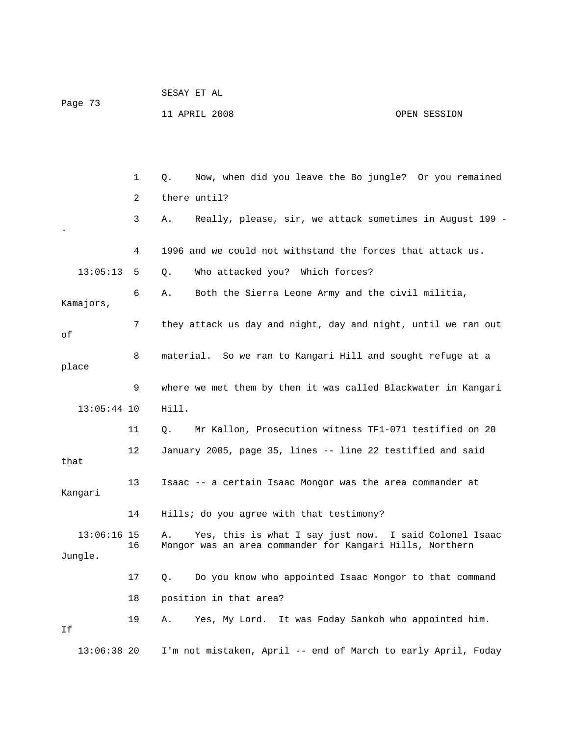1 Q. Now, when did you leave the Bo jungle? Or you remained

2 there until?

3 A. Really, please, sir, we attack sometimes in August 199 --

4 1996 and we could not withstand the forces that attack us.

13:05:13 5 Q. Who attacked you? Which forces?

6 A. Both the Sierra Leone Army and the civil militia, Kamajors,

7 they attack us day and night, day and night, until we ran out of

8 material. So we ran to Kangari Hill and sought refuge at a place

9 where we met them by then it was called Blackwater in Kangari

13:05:44 10 Hill.

11 Q. Mr Kallon, Prosecution witness TF1-071 testified on 20

12 January 2005, page 35, lines -- line 22 testified and said that

13 Isaac -- a certain Isaac Mongor was the area commander at Kangari

14 Hills; do you agree with that testimony?

13:06:16 15 A. Yes, this is what I say just now. I said Colonel Isaac

16 Mongor was an area commander for Kangari Hills, Northern Jungle.

17 Q. Do you know who appointed Isaac Mongor to that command

18 position in that area?

19 A. Yes, My Lord. It was Foday Sankoh who appointed him. If

13:06:38 20 I'm not mistaken, April -- end of March to early April, Foday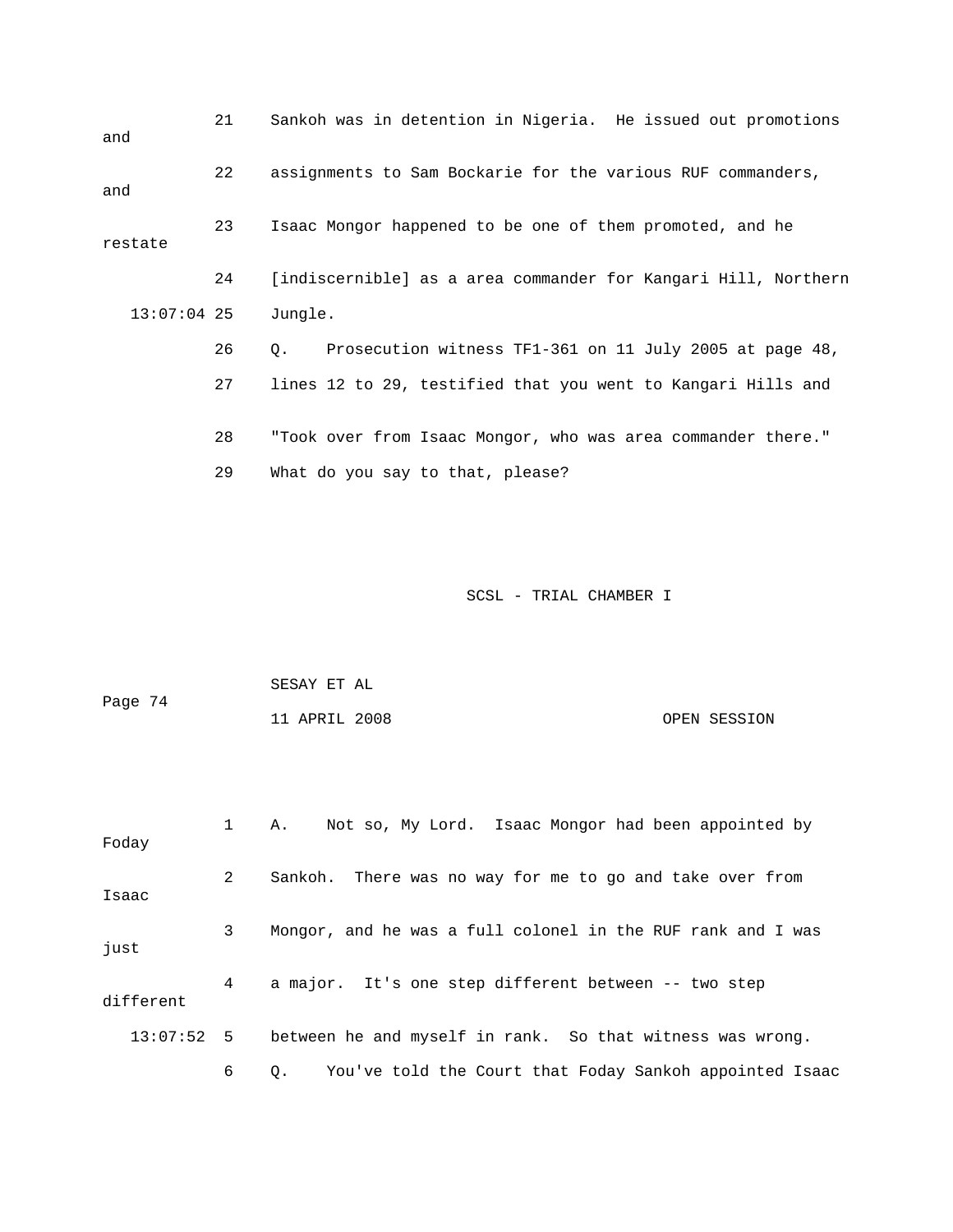Sankoh was in detention in Nigeria. He issued out promotions and assignments to Sam Bockarie for the various RUF commanders, and Isaac Mongor happened to be one of them promoted, and he restate [indiscernible] as a area commander for Kangari Hill, Northern Jungle.

Q. Prosecution witness TF1-361 on 11 July 2005 at page 48, lines 12 to 29, testified that you went to Kangari Hills and "Took over from Isaac Mongor, who was area commander there." What do you say to that, please?

A. Not so, My Lord. Isaac Mongor had been appointed by Foday Sankoh. There was no way for me to go and take over from Isaac Mongor, and he was a full colonel in the RUF rank and I was just a major. It's one step different between -- two step different between he and myself in rank. So that witness was wrong.

Q. You've told the Court that Foday Sankoh appointed Isaac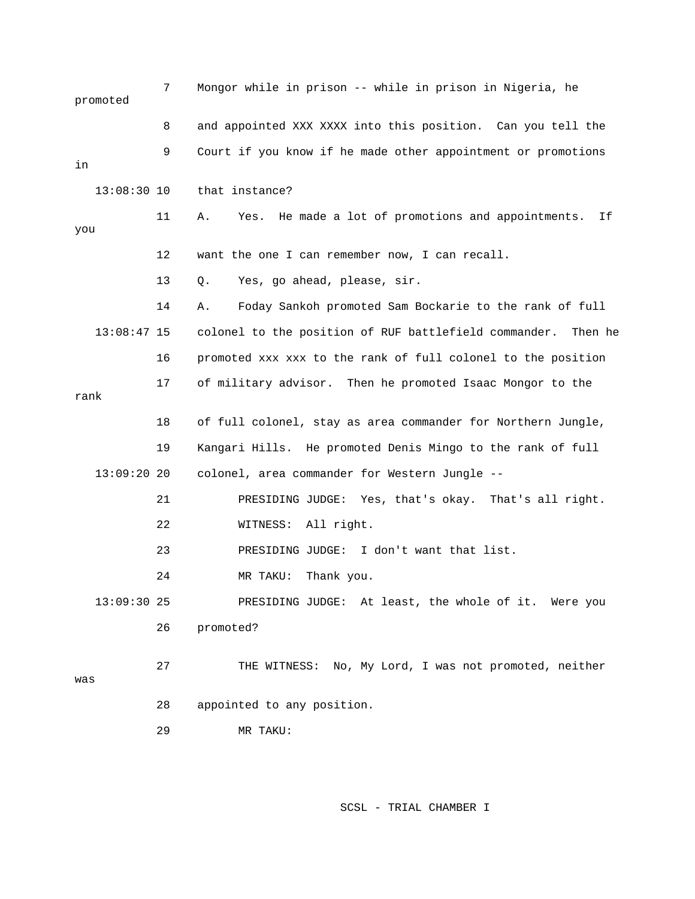7 Mongor while in prison -- while in prison in Nigeria, he promoted

8 and appointed XXX XXXX into this position. Can you tell the

9 Court if you know if he made other appointment or promotions in

13:08:30 10 that instance?

11 A. Yes. He made a lot of promotions and appointments. If you

12 want the one I can remember now, I can recall.

13 Q. Yes, go ahead, please, sir.

14 A. Foday Sankoh promoted Sam Bockarie to the rank of full

13:08:47 15 colonel to the position of RUF battlefield commander. Then he

16 promoted xxx xxx to the rank of full colonel to the position

17 of military advisor. Then he promoted Isaac Mongor to the rank

18 of full colonel, stay as area commander for Northern Jungle,

19 Kangari Hills. He promoted Denis Mingo to the rank of full

13:09:20 20 colonel, area commander for Western Jungle --

21 PRESIDING JUDGE: Yes, that's okay. That's all right.

22 WITNESS: All right.

23 PRESIDING JUDGE: I don't want that list.

24 MR TAKU: Thank you.

13:09:30 25 PRESIDING JUDGE: At least, the whole of it. Were you

26 promoted?

27 THE WITNESS: No, My Lord, I was not promoted, neither was

28 appointed to any position.

29 MR TAKU: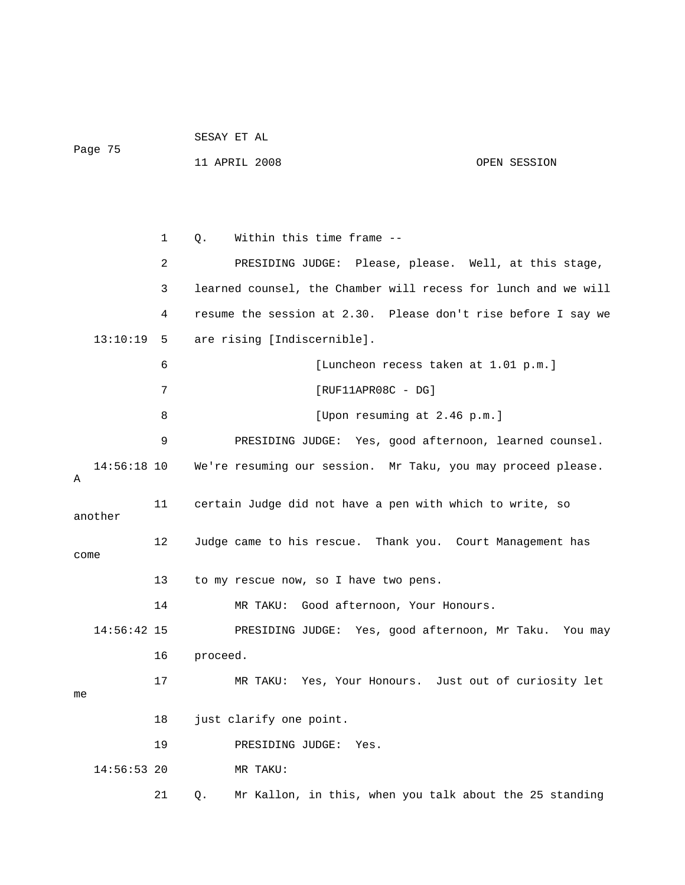1 Q. Within this time frame --

2 PRESIDING JUDGE: Please, please. Well, at this stage,

3 learned counsel, the Chamber will recess for lunch and we will

4 resume the session at 2.30. Please don't rise before I say we

13:10:19 5 are rising [Indiscernible].

6 [Luncheon recess taken at 1.01 p.m.]

7 [RUF11APR08C - DG]

8 [Upon resuming at 2.46 p.m.]

9 PRESIDING JUDGE: Yes, good afternoon, learned counsel.

14:56:18 10 We're resuming our session. Mr Taku, you may proceed please. A

11 certain Judge did not have a pen with which to write, so another

12 Judge came to his rescue. Thank you. Court Management has come

13 to my rescue now, so I have two pens.

14 MR TAKU: Good afternoon, Your Honours.

14:56:42 15 PRESIDING JUDGE: Yes, good afternoon, Mr Taku. You may

16 proceed.

17 MR TAKU: Yes, Your Honours. Just out of curiosity let me

18 just clarify one point.

19 PRESIDING JUDGE: Yes.

14:56:53 20 MR TAKU:

21 Q. Mr Kallon, in this, when you talk about the 25 standing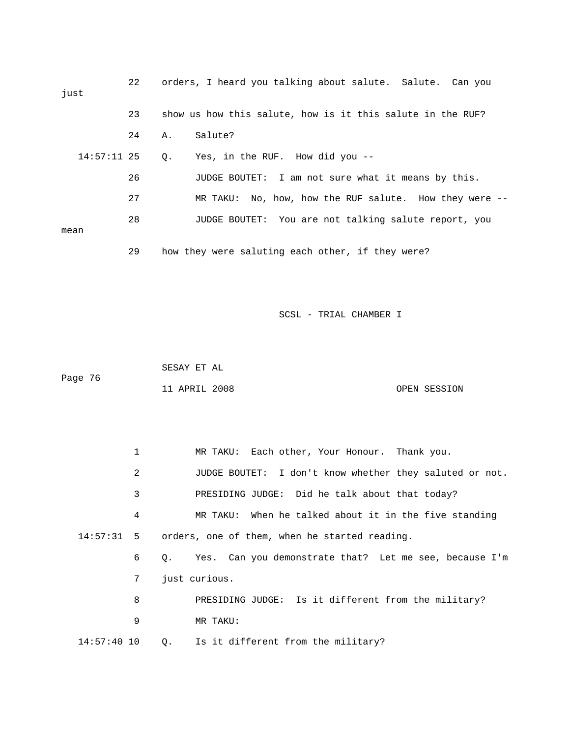22 orders, I heard you talking about salute. Salute. Can you just

23 show us how this salute, how is it this salute in the RUF?

24 A. Salute?

14:57:11 25 Q. Yes, in the RUF. How did you --

26 JUDGE BOUTET: I am not sure what it means by this.

27 MR TAKU: No, how, how the RUF salute. How they were --

28 JUDGE BOUTET: You are not talking salute report, you mean

29 how they were saluting each other, if they were?

1 MR TAKU: Each other, Your Honour. Thank you.

2 JUDGE BOUTET: I don't know whether they saluted or not.

3 PRESIDING JUDGE: Did he talk about that today?

4 MR TAKU: When he talked about it in the five standing

14:57:31 5 orders, one of them, when he started reading.

6 Q. Yes. Can you demonstrate that? Let me see, because I'm

7 just curious.

8 PRESIDING JUDGE: Is it different from the military?

9 MR TAKU:

14:57:40 10 Q. Is it different from the military?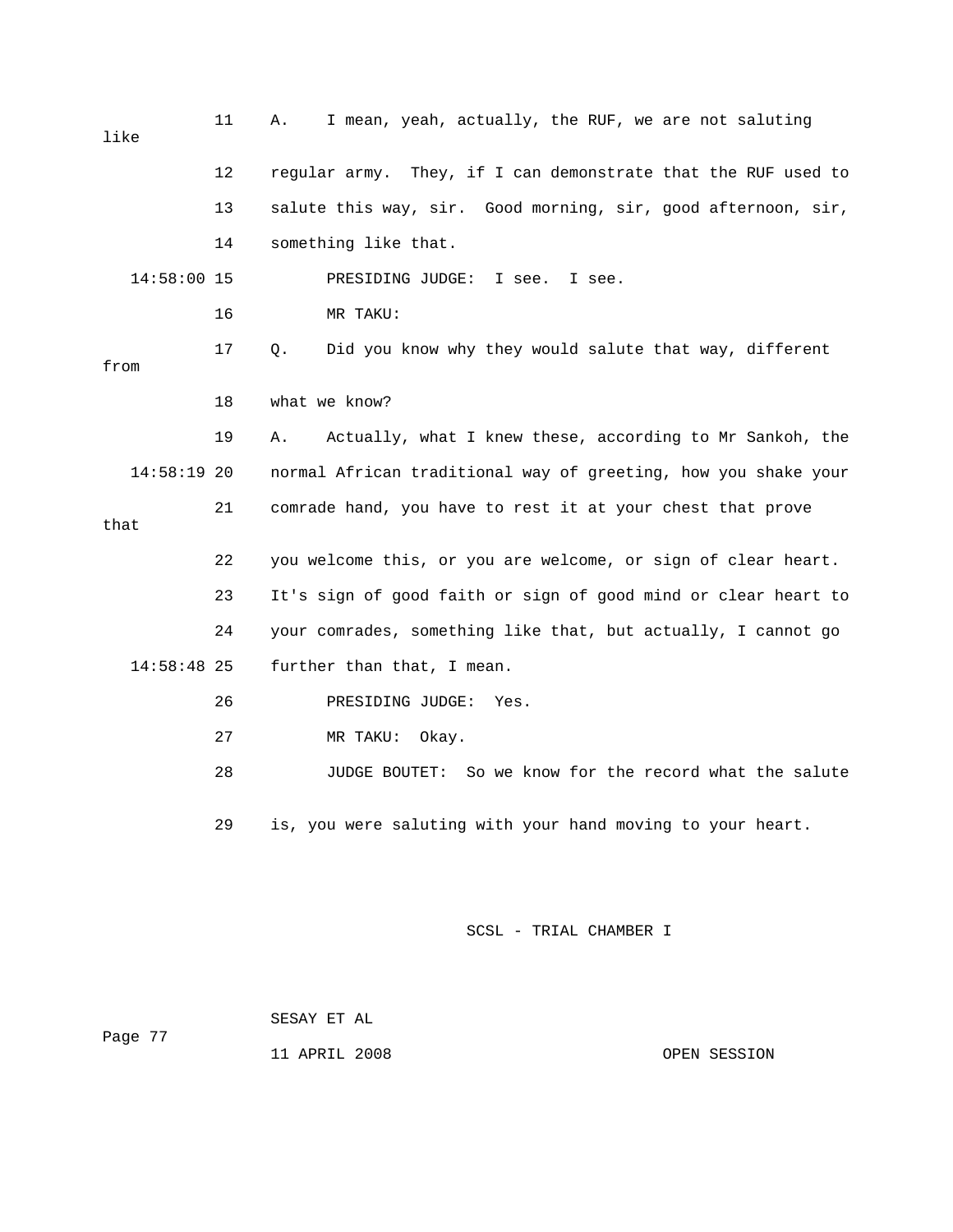A. I mean, yeah, actually, the RUF, we are not saluting like regular army. They, if I can demonstrate that the RUF used to salute this way, sir. Good morning, sir, good afternoon, sir, something like that.

PRESIDING JUDGE: I see. I see.

MR TAKU:

Q. Did you know why they would salute that way, different from what we know?

A. Actually, what I knew these, according to Mr Sankoh, the normal African traditional way of greeting, how you shake your comrade hand, you have to rest it at your chest that prove that you welcome this, or you are welcome, or sign of clear heart. It's sign of good faith or sign of good mind or clear heart to your comrades, something like that, but actually, I cannot go further than that, I mean.

PRESIDING JUDGE: Yes.

MR TAKU: Okay.

JUDGE BOUTET: So we know for the record what the salute is, you were saluting with your hand moving to your heart.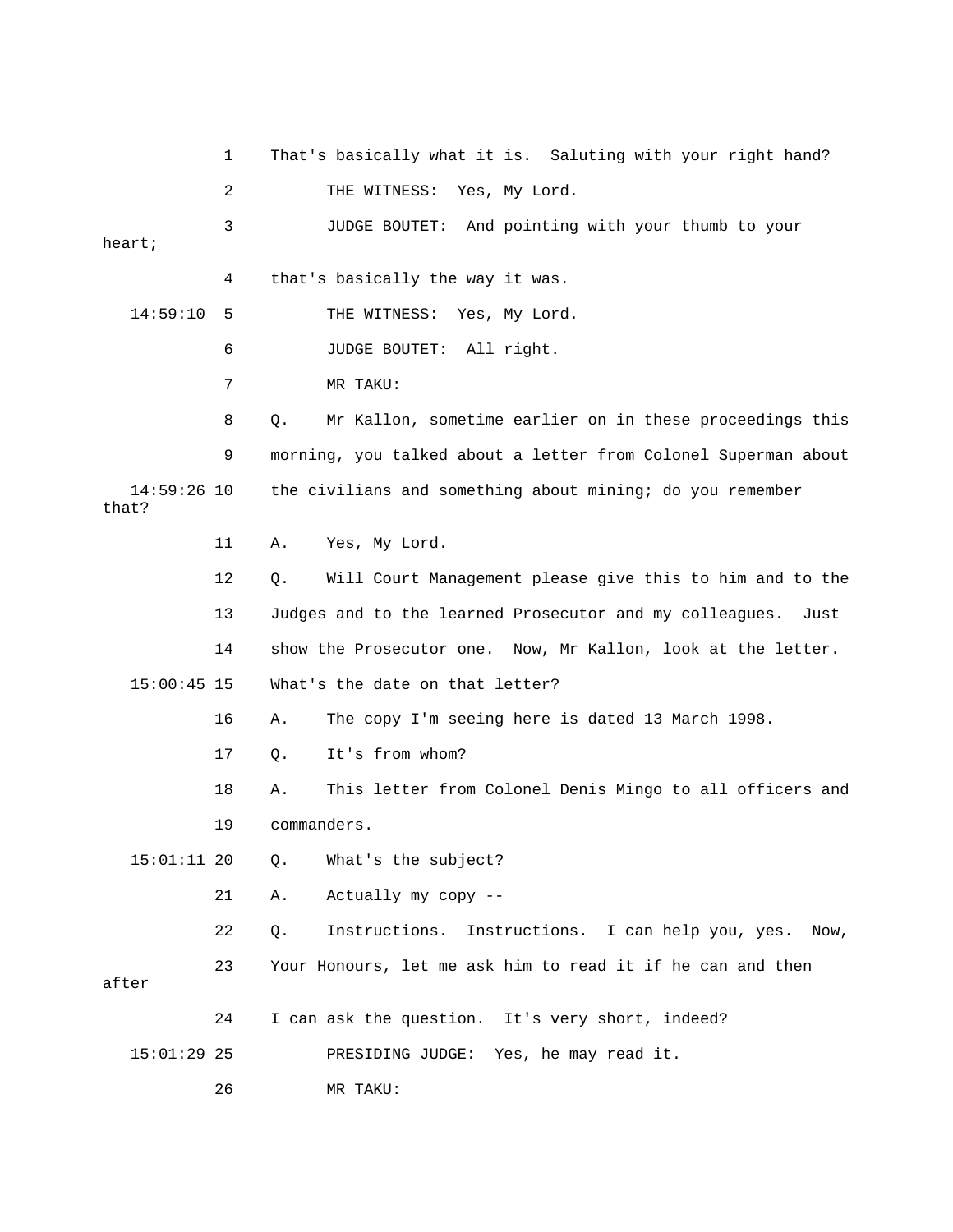1 That's basically what it is. Saluting with your right hand?

2 THE WITNESS: Yes, My Lord.

3 JUDGE BOUTET: And pointing with your thumb to your heart;

4 that's basically the way it was.

14:59:10 5 THE WITNESS: Yes, My Lord.

6 JUDGE BOUTET: All right.

7 MR TAKU:

8 Q. Mr Kallon, sometime earlier on in these proceedings this

9 morning, you talked about a letter from Colonel Superman about

14:59:26 10 the civilians and something about mining; do you remember that?

11 A. Yes, My Lord.

12 Q. Will Court Management please give this to him and to the

13 Judges and to the learned Prosecutor and my colleagues. Just

14 show the Prosecutor one. Now, Mr Kallon, look at the letter.

15:00:45 15 What's the date on that letter?

16 A. The copy I'm seeing here is dated 13 March 1998.

17 Q. It's from whom?

18 A. This letter from Colonel Denis Mingo to all officers and

19 commanders.

15:01:11 20 Q. What's the subject?

21 A. Actually my copy --

22 Q. Instructions. Instructions. I can help you, yes. Now,

23 Your Honours, let me ask him to read it if he can and then after

24 I can ask the question. It's very short, indeed?

15:01:29 25 PRESIDING JUDGE: Yes, he may read it.

26 MR TAKU: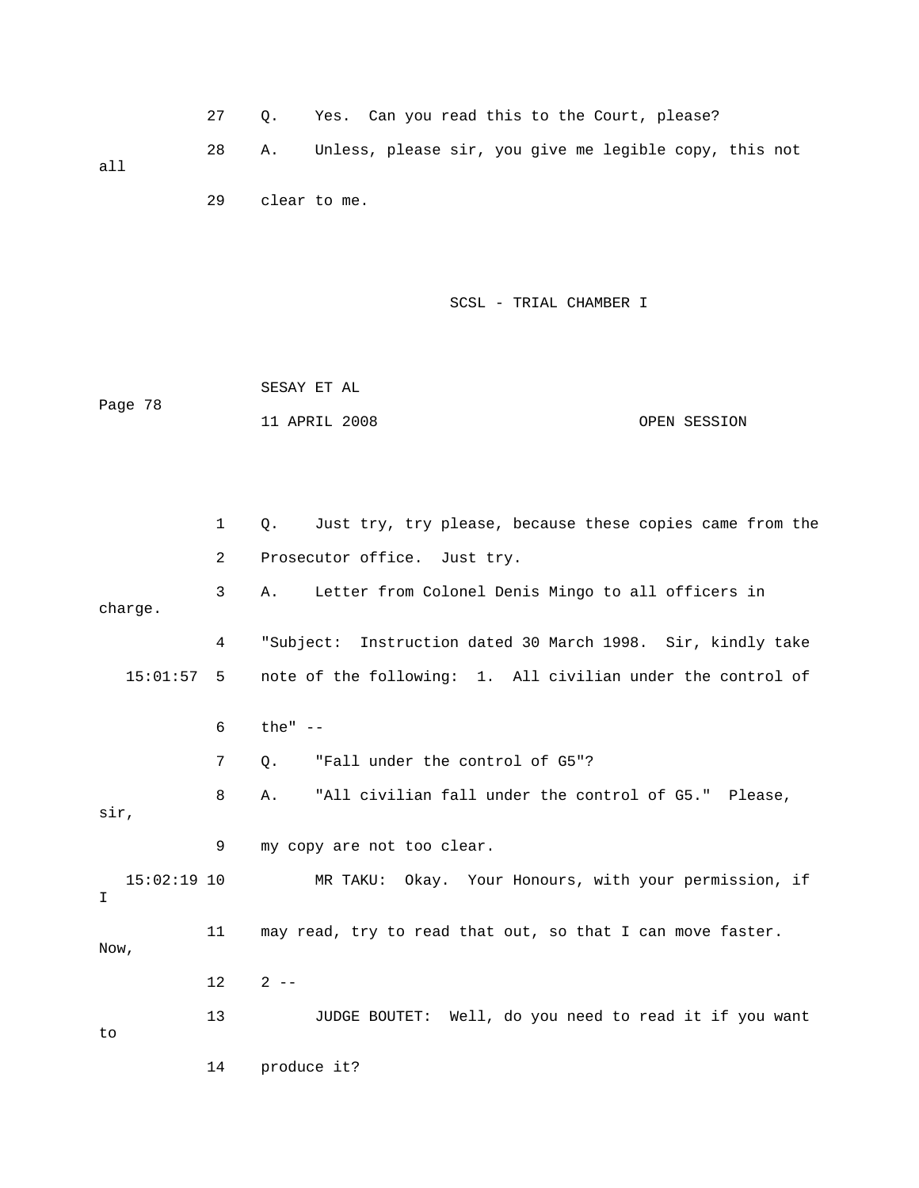27 Q. Yes. Can you read this to the Court, please?

28 A. Unless, please sir, you give me legible copy, this not all

29 clear to me.

1 Q. Just try, try please, because these copies came from the

2 Prosecutor office. Just try.

3 A. Letter from Colonel Denis Mingo to all officers in charge.

4 "Subject: Instruction dated 30 March 1998. Sir, kindly take

15:01:57 5 note of the following: 1. All civilian under the control of

6 the" --

7 Q. "Fall under the control of G5"?

8 A. "All civilian fall under the control of G5." Please, sir,

9 my copy are not too clear.

15:02:19 10 MR TAKU: Okay. Your Honours, with your permission, if I

11 may read, try to read that out, so that I can move faster. Now,

12 2 --

13 JUDGE BOUTET: Well, do you need to read it if you want to

14 produce it?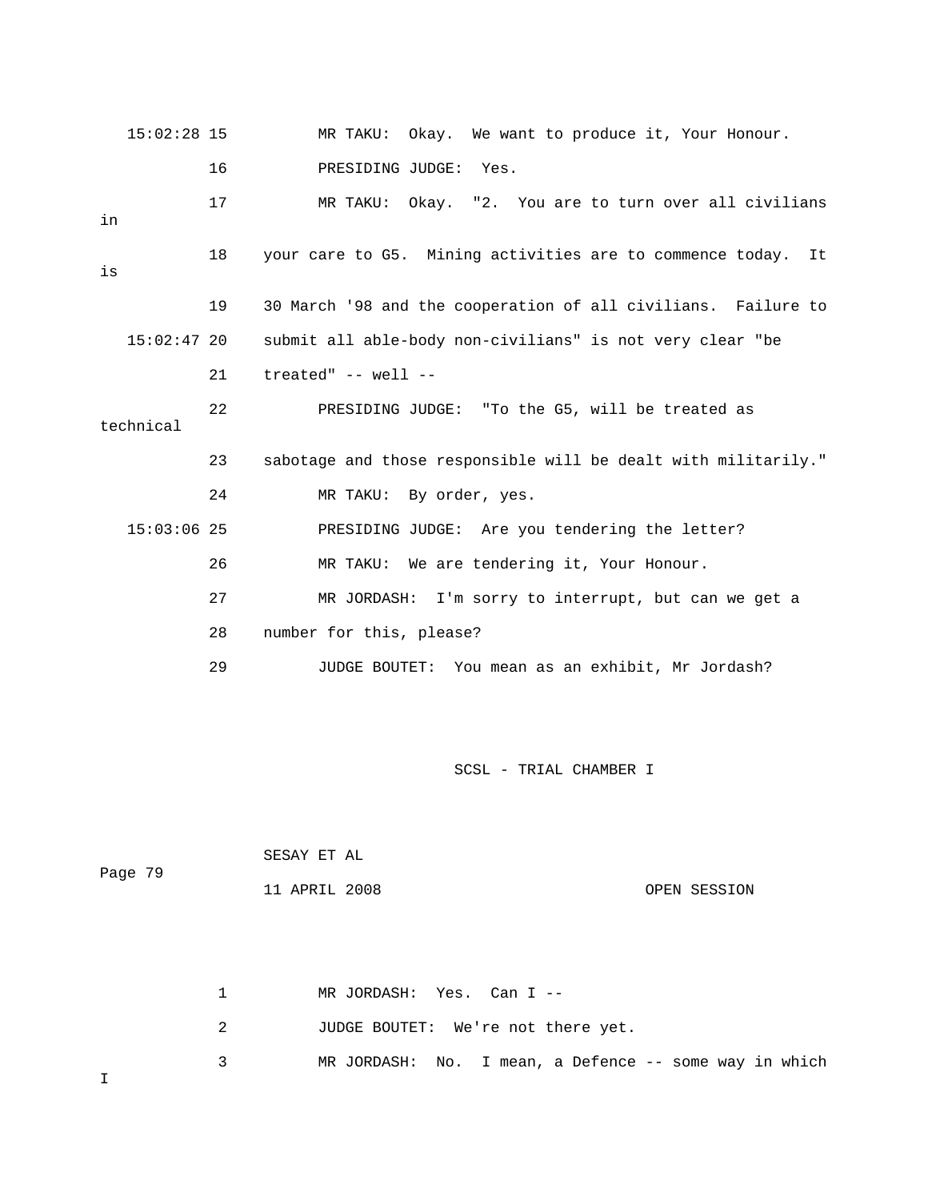15:02:28 15 MR TAKU: Okay. We want to produce it, Your Honour.

16 PRESIDING JUDGE: Yes.

17 MR TAKU: Okay. "2. You are to turn over all civilians in

18 your care to G5. Mining activities are to commence today. It is

19 30 March '98 and the cooperation of all civilians. Failure to

15:02:47 20 submit all able-body non-civilians" is not very clear "be

21 treated" -- well --

22 PRESIDING JUDGE: "To the G5, will be treated as technical

23 sabotage and those responsible will be dealt with militarily."

24 MR TAKU: By order, yes.

15:03:06 25 PRESIDING JUDGE: Are you tendering the letter?

26 MR TAKU: We are tendering it, Your Honour.

27 MR JORDASH: I'm sorry to interrupt, but can we get a

28 number for this, please?

29 JUDGE BOUTET: You mean as an exhibit, Mr Jordash?

SCSL - TRIAL CHAMBER I

SESAY ET AL

Page 79

11 APRIL 2008 OPEN SESSION

1 MR JORDASH: Yes. Can I --

2 JUDGE BOUTET: We're not there yet.

3 MR JORDASH: No. I mean, a Defence -- some way in which I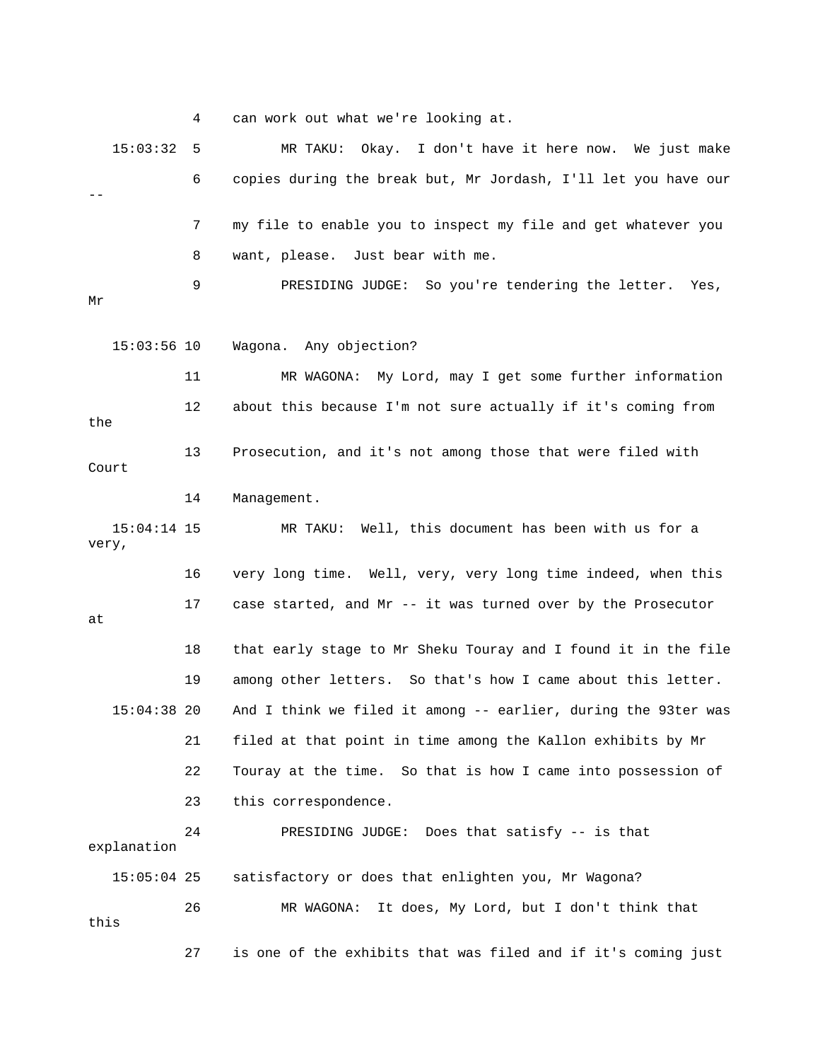4 can work out what we're looking at.

15:03:32 5 MR TAKU: Okay. I don't have it here now. We just make

6 copies during the break but, Mr Jordash, I'll let you have our --

7 my file to enable you to inspect my file and get whatever you

8 want, please. Just bear with me.

9 PRESIDING JUDGE: So you're tendering the letter. Yes, Mr

15:03:56 10 Wagona. Any objection?

11 MR WAGONA: My Lord, may I get some further information

12 about this because I'm not sure actually if it's coming from the

13 Prosecution, and it's not among those that were filed with Court

14 Management.

15:04:14 15 MR TAKU: Well, this document has been with us for a very,

16 very long time. Well, very, very long time indeed, when this

17 case started, and Mr -- it was turned over by the Prosecutor at

18 that early stage to Mr Sheku Touray and I found it in the file

19 among other letters. So that's how I came about this letter.

15:04:38 20 And I think we filed it among -- earlier, during the 93ter was

21 filed at that point in time among the Kallon exhibits by Mr

22 Touray at the time. So that is how I came into possession of

23 this correspondence.

24 PRESIDING JUDGE: Does that satisfy -- is that explanation

15:05:04 25 satisfactory or does that enlighten you, Mr Wagona?

26 MR WAGONA: It does, My Lord, but I don't think that this

27 is one of the exhibits that was filed and if it's coming just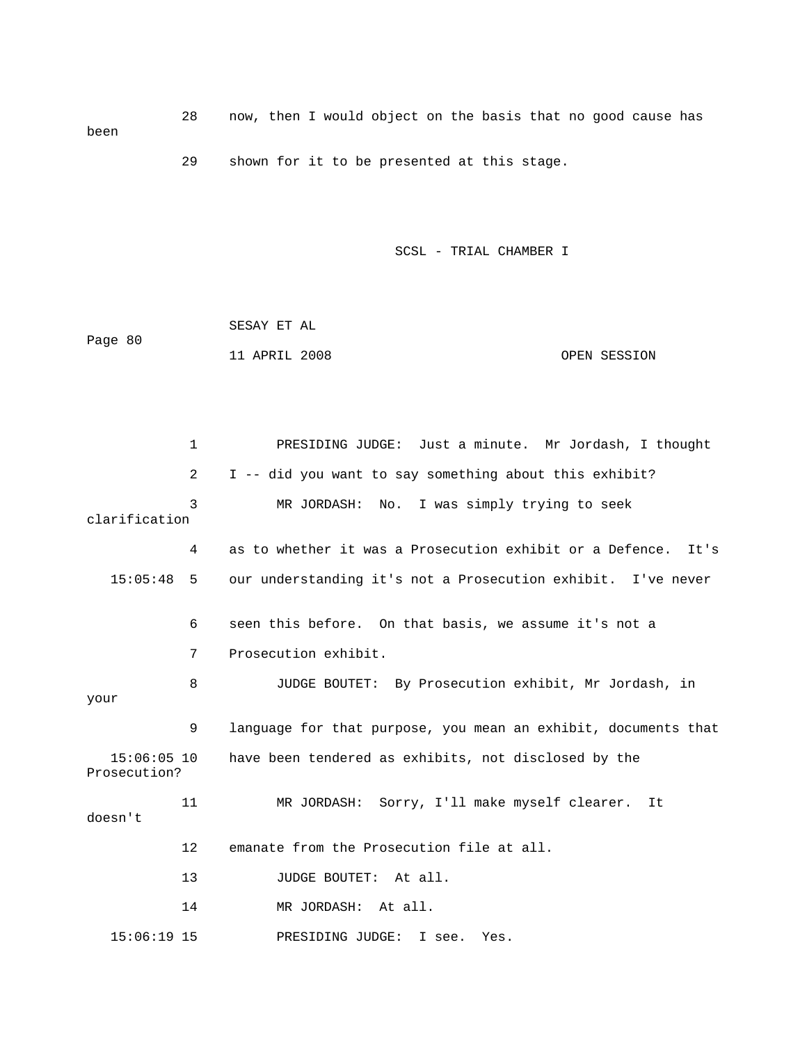28 now, then I would object on the basis that no good cause has been

29 shown for it to be presented at this stage.

1 PRESIDING JUDGE: Just a minute. Mr Jordash, I thought

2 I -- did you want to say something about this exhibit?

3 MR JORDASH: No. I was simply trying to seek clarification

4 as to whether it was a Prosecution exhibit or a Defence. It's

15:05:48 5 our understanding it's not a Prosecution exhibit. I've never

6 seen this before. On that basis, we assume it's not a

7 Prosecution exhibit.

8 JUDGE BOUTET: By Prosecution exhibit, Mr Jordash, in your

9 language for that purpose, you mean an exhibit, documents that

15:06:05 10 have been tendered as exhibits, not disclosed by the Prosecution?

11 MR JORDASH: Sorry, I'll make myself clearer. It doesn't

12 emanate from the Prosecution file at all.

13 JUDGE BOUTET: At all.

14 MR JORDASH: At all.

15:06:19 15 PRESIDING JUDGE: I see. Yes.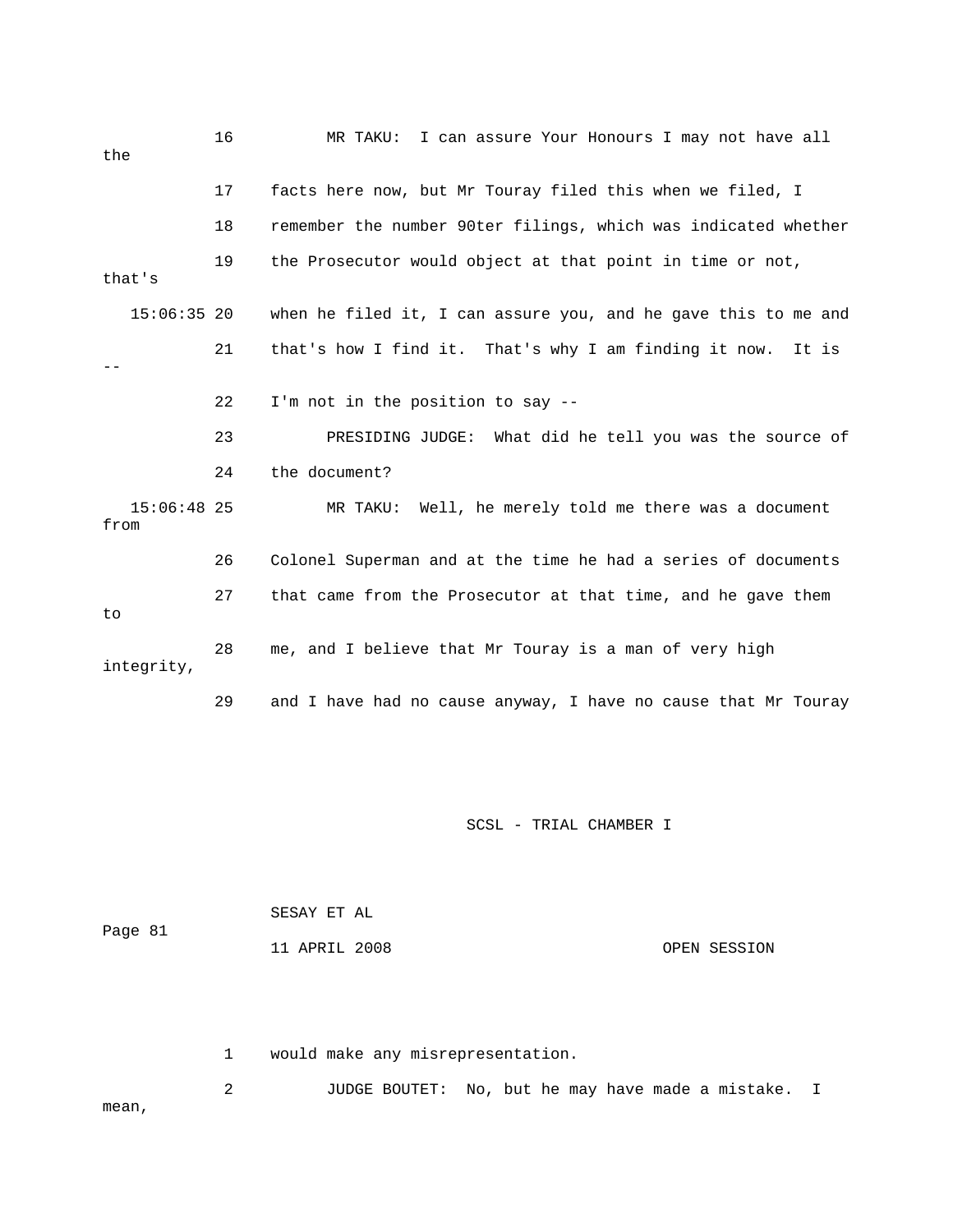16 MR TAKU: I can assure Your Honours I may not have all the

17 facts here now, but Mr Touray filed this when we filed, I

18 remember the number 90ter filings, which was indicated whether

19 the Prosecutor would object at that point in time or not, that's

15:06:35 20 when he filed it, I can assure you, and he gave this to me and

21 that's how I find it. That's why I am finding it now. It is --

22 I'm not in the position to say --

23 PRESIDING JUDGE: What did he tell you was the source of

24 the document?

15:06:48 25 MR TAKU: Well, he merely told me there was a document from

26 Colonel Superman and at the time he had a series of documents

27 that came from the Prosecutor at that time, and he gave them to

28 me, and I believe that Mr Touray is a man of very high integrity,

29 and I have had no cause anyway, I have no cause that Mr Touray

1 would make any misrepresentation.

2 JUDGE BOUTET: No, but he may have made a mistake. I mean,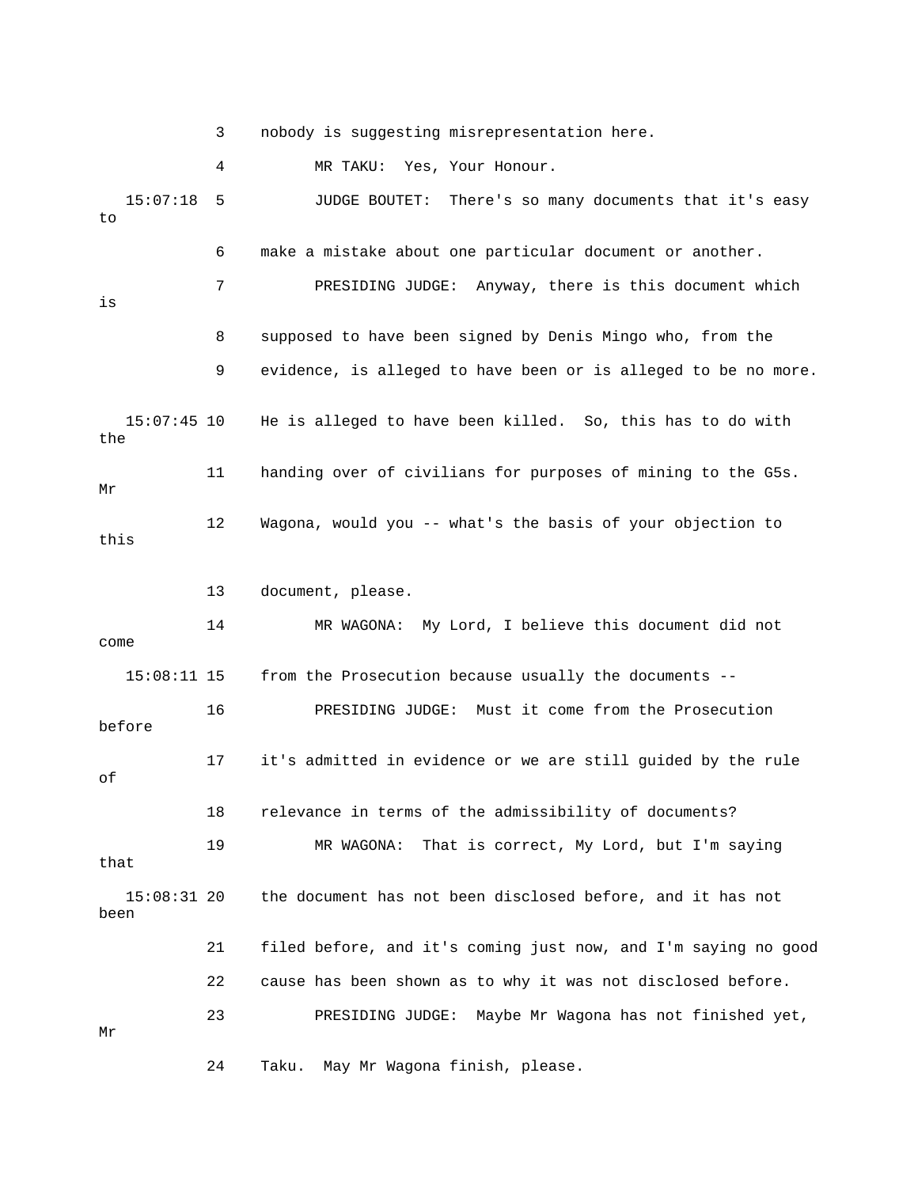3 nobody is suggesting misrepresentation here.

4 MR TAKU: Yes, Your Honour.

15:07:18 5 JUDGE BOUTET: There's so many documents that it's easy to

6 make a mistake about one particular document or another.

7 PRESIDING JUDGE: Anyway, there is this document which is

8 supposed to have been signed by Denis Mingo who, from the

9 evidence, is alleged to have been or is alleged to be no more.

15:07:45 10 He is alleged to have been killed. So, this has to do with the

11 handing over of civilians for purposes of mining to the G5s. Mr

12 Wagona, would you -- what's the basis of your objection to this

13 document, please.

14 MR WAGONA: My Lord, I believe this document did not come

15:08:11 15 from the Prosecution because usually the documents --

16 PRESIDING JUDGE: Must it come from the Prosecution before

17 it's admitted in evidence or we are still guided by the rule of

18 relevance in terms of the admissibility of documents?

19 MR WAGONA: That is correct, My Lord, but I'm saying that

15:08:31 20 the document has not been disclosed before, and it has not been

21 filed before, and it's coming just now, and I'm saying no good

22 cause has been shown as to why it was not disclosed before.

23 PRESIDING JUDGE: Maybe Mr Wagona has not finished yet, Mr

24 Taku. May Mr Wagona finish, please.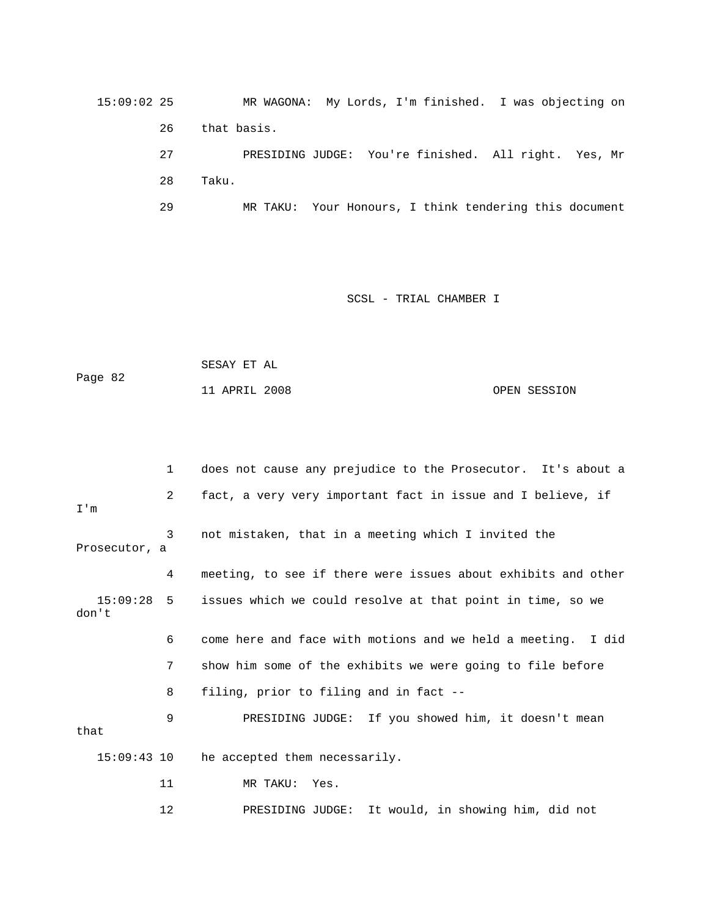MR WAGONA: My Lords, I'm finished. I was objecting on that basis.

PRESIDING JUDGE: You're finished. All right. Yes, Mr Taku.

MR TAKU: Your Honours, I think tendering this document does not cause any prejudice to the Prosecutor. It's about a fact, a very very important fact in issue and I believe, if I'm not mistaken, that in a meeting which I invited the Prosecutor, a meeting, to see if there were issues about exhibits and other issues which we could resolve at that point in time, so we don't come here and face with motions and we held a meeting. I did show him some of the exhibits we were going to file before filing, prior to filing and in fact --

PRESIDING JUDGE: If you showed him, it doesn't mean that he accepted them necessarily.

MR TAKU: Yes.

PRESIDING JUDGE: It would, in showing him, did not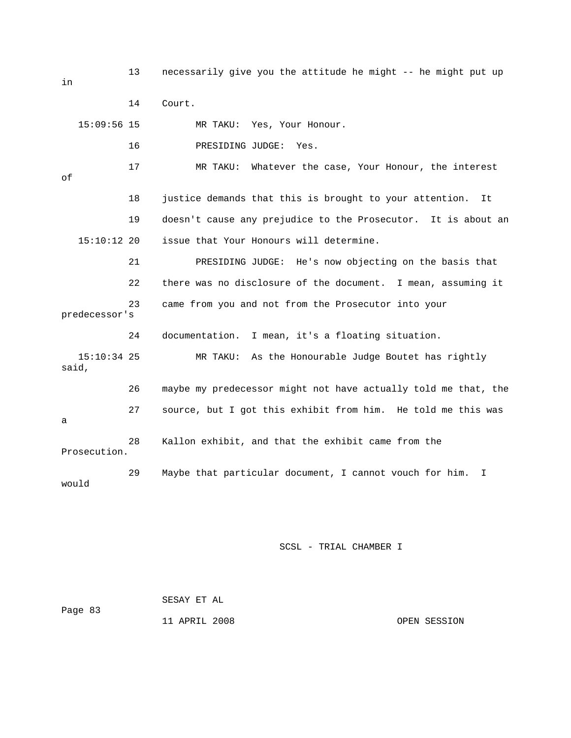13 necessarily give you the attitude he might -- he might put up in

14 Court.

15:09:56 15 MR TAKU: Yes, Your Honour.

16 PRESIDING JUDGE: Yes.

17 MR TAKU: Whatever the case, Your Honour, the interest of

18 justice demands that this is brought to your attention. It

19 doesn't cause any prejudice to the Prosecutor. It is about an

15:10:12 20 issue that Your Honours will determine.

21 PRESIDING JUDGE: He's now objecting on the basis that

22 there was no disclosure of the document. I mean, assuming it

23 came from you and not from the Prosecutor into your predecessor's

24 documentation. I mean, it's a floating situation.

15:10:34 25 MR TAKU: As the Honourable Judge Boutet has rightly said,

26 maybe my predecessor might not have actually told me that, the

27 source, but I got this exhibit from him. He told me this was a

28 Kallon exhibit, and that the exhibit came from the Prosecution.

29 Maybe that particular document, I cannot vouch for him. I would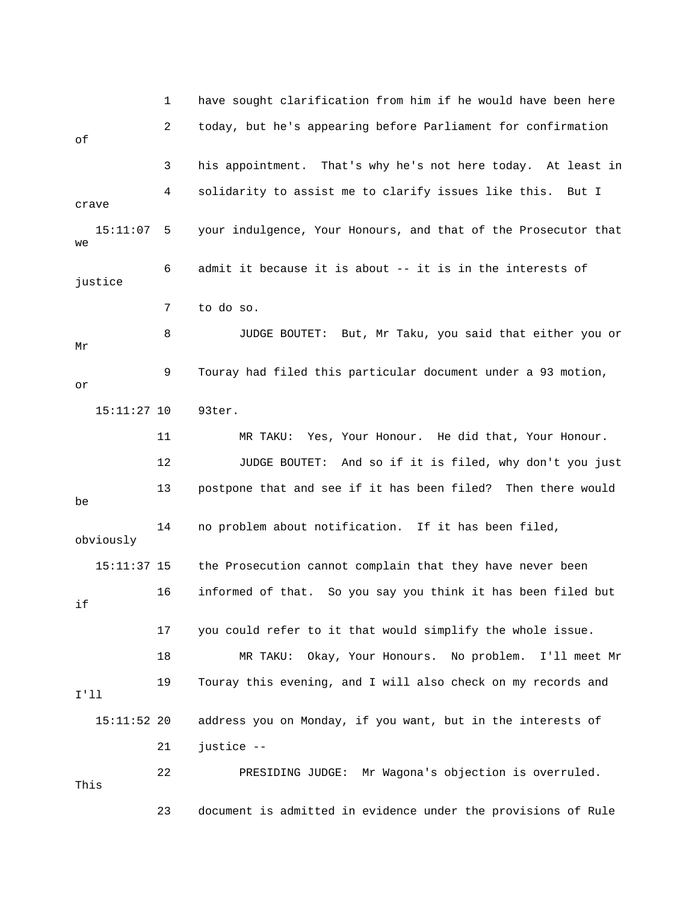1 have sought clarification from him if he would have been here

2 today, but he's appearing before Parliament for confirmation of

3 his appointment. That's why he's not here today. At least in

4 solidarity to assist me to clarify issues like this. But I crave

15:11:07 5 your indulgence, Your Honours, and that of the Prosecutor that we

6 admit it because it is about -- it is in the interests of justice

7 to do so.

8 JUDGE BOUTET: But, Mr Taku, you said that either you or Mr

9 Touray had filed this particular document under a 93 motion, or

15:11:27 10 93ter.

11 MR TAKU: Yes, Your Honour. He did that, Your Honour.

12 JUDGE BOUTET: And so if it is filed, why don't you just

13 postpone that and see if it has been filed? Then there would be

14 no problem about notification. If it has been filed, obviously

15:11:37 15 the Prosecution cannot complain that they have never been

16 informed of that. So you say you think it has been filed but if

17 you could refer to it that would simplify the whole issue.

18 MR TAKU: Okay, Your Honours. No problem. I'll meet Mr

19 Touray this evening, and I will also check on my records and I'll

15:11:52 20 address you on Monday, if you want, but in the interests of

21 justice --

22 PRESIDING JUDGE: Mr Wagona's objection is overruled. This

23 document is admitted in evidence under the provisions of Rule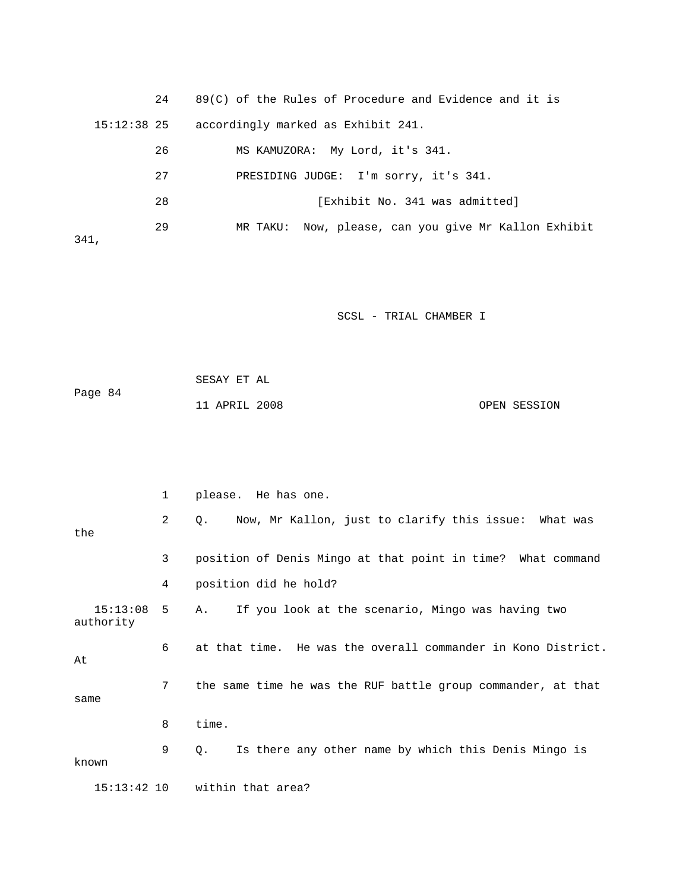24 89(C) of the Rules of Procedure and Evidence and it is

15:12:38 25 accordingly marked as Exhibit 241.

26 MS KAMUZORA: My Lord, it's 341.

27 PRESIDING JUDGE: I'm sorry, it's 341.

28 [Exhibit No. 341 was admitted]

29 MR TAKU: Now, please, can you give Mr Kallon Exhibit 341,

1 please. He has one.

2 Q. Now, Mr Kallon, just to clarify this issue: What was the

3 position of Denis Mingo at that point in time? What command

4 position did he hold?

15:13:08 5 A. If you look at the scenario, Mingo was having two authority

6 at that time. He was the overall commander in Kono District. At

7 the same time he was the RUF battle group commander, at that same

8 time.

9 Q. Is there any other name by which this Denis Mingo is known

15:13:42 10 within that area?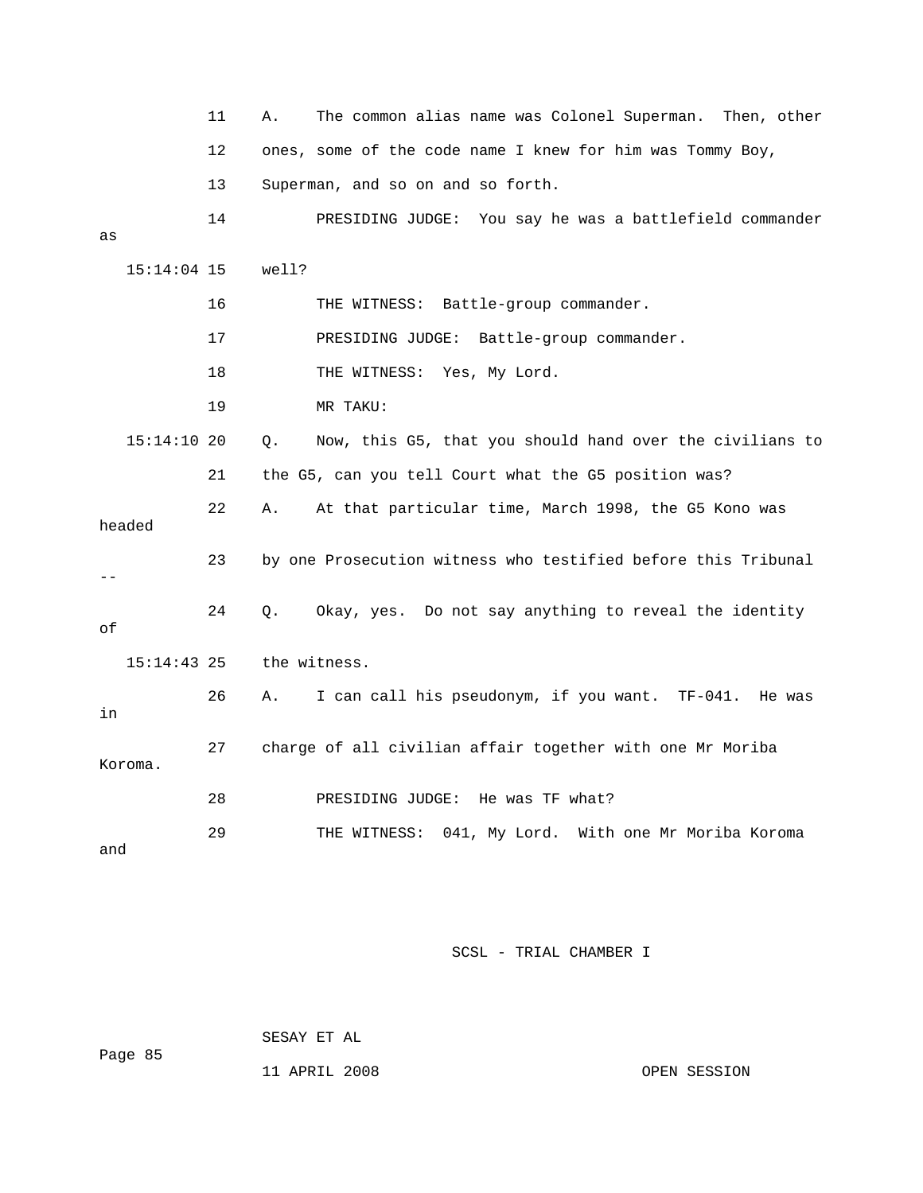11 A. The common alias name was Colonel Superman. Then, other

12 ones, some of the code name I knew for him was Tommy Boy,

13 Superman, and so on and so forth.

14 PRESIDING JUDGE: You say he was a battlefield commander as

15:14:04 15 well?

16 THE WITNESS: Battle-group commander.

17 PRESIDING JUDGE: Battle-group commander.

18 THE WITNESS: Yes, My Lord.

19 MR TAKU:

15:14:10 20 Q. Now, this G5, that you should hand over the civilians to

21 the G5, can you tell Court what the G5 position was?

22 A. At that particular time, March 1998, the G5 Kono was headed

23 by one Prosecution witness who testified before this Tribunal --

24 Q. Okay, yes. Do not say anything to reveal the identity of

15:14:43 25 the witness.

26 A. I can call his pseudonym, if you want. TF-041. He was in

27 charge of all civilian affair together with one Mr Moriba Koroma.

28 PRESIDING JUDGE: He was TF what?

29 THE WITNESS: 041, My Lord. With one Mr Moriba Koroma and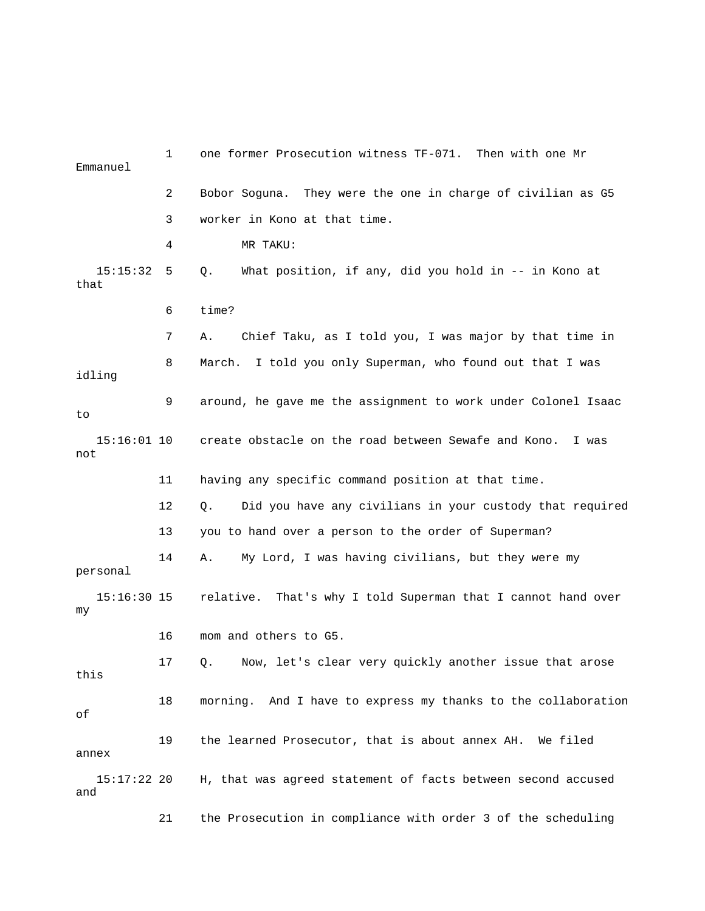1 one former Prosecution witness TF-071. Then with one Mr Emmanuel

2 Bobor Soguna. They were the one in charge of civilian as G5

3 worker in Kono at that time.

4 MR TAKU:

15:15:32 5 Q. What position, if any, did you hold in -- in Kono at that

6 time?

7 A. Chief Taku, as I told you, I was major by that time in

8 March. I told you only Superman, who found out that I was idling

9 around, he gave me the assignment to work under Colonel Isaac to

15:16:01 10 create obstacle on the road between Sewafe and Kono. I was not

11 having any specific command position at that time.

12 Q. Did you have any civilians in your custody that required

13 you to hand over a person to the order of Superman?

14 A. My Lord, I was having civilians, but they were my personal

15:16:30 15 relative. That's why I told Superman that I cannot hand over my

16 mom and others to G5.

17 Q. Now, let's clear very quickly another issue that arose this

18 morning. And I have to express my thanks to the collaboration of

19 the learned Prosecutor, that is about annex AH. We filed annex

15:17:22 20 H, that was agreed statement of facts between second accused and

21 the Prosecution in compliance with order 3 of the scheduling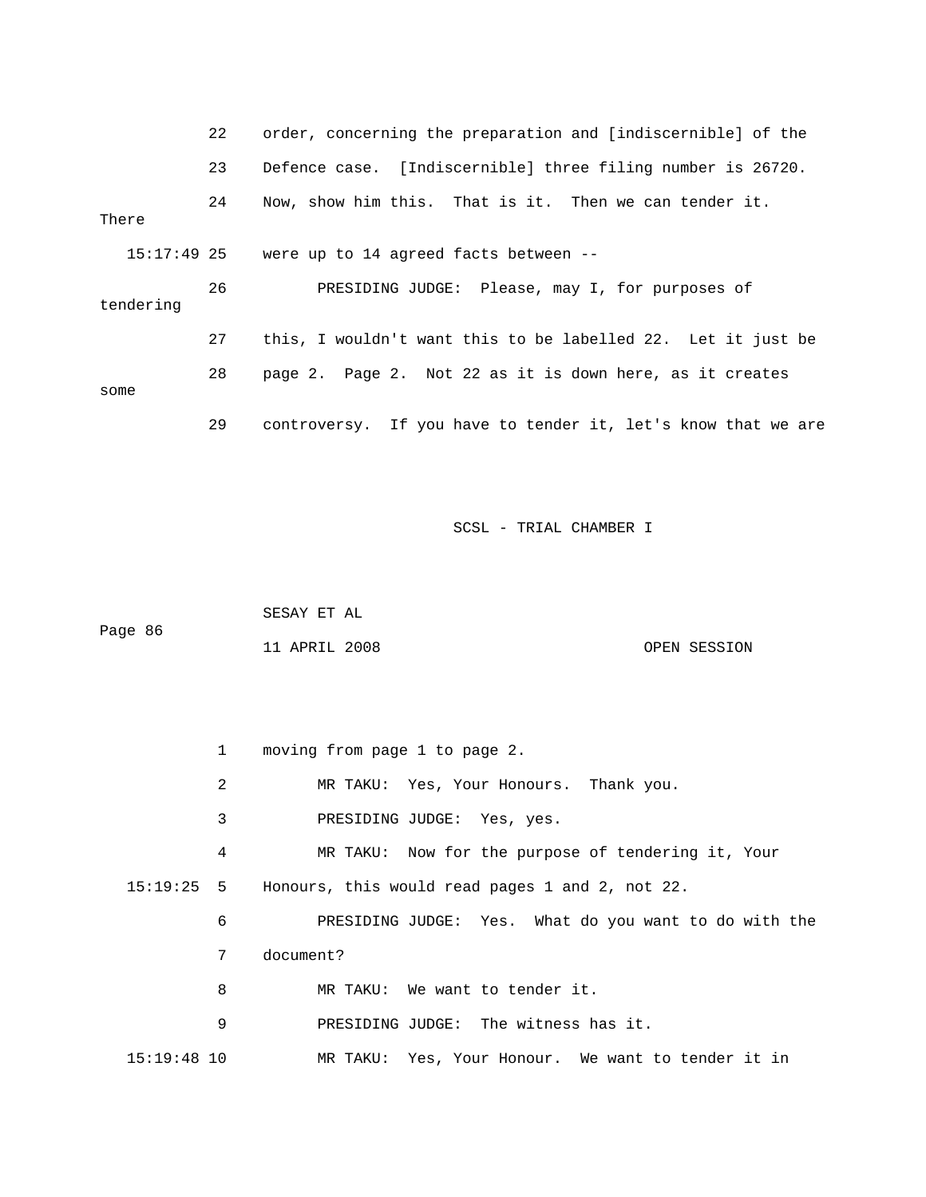22 order, concerning the preparation and [indiscernible] of the

23 Defence case. [Indiscernible] three filing number is 26720.

24 Now, show him this. That is it. Then we can tender it. There

15:17:49 25 were up to 14 agreed facts between --

26 PRESIDING JUDGE: Please, may I, for purposes of tendering

27 this, I wouldn't want this to be labelled 22. Let it just be

28 page 2. Page 2. Not 22 as it is down here, as it creates some

29 controversy. If you have to tender it, let's know that we are

SCSL - TRIAL CHAMBER I

SESAY ET AL

11 APRIL 2008 OPEN SESSION

1 moving from page 1 to page 2.

2 MR TAKU: Yes, Your Honours. Thank you.

3 PRESIDING JUDGE: Yes, yes.

4 MR TAKU: Now for the purpose of tendering it, Your

15:19:25 5 Honours, this would read pages 1 and 2, not 22.

6 PRESIDING JUDGE: Yes. What do you want to do with the

7 document?

8 MR TAKU: We want to tender it.

9 PRESIDING JUDGE: The witness has it.

15:19:48 10 MR TAKU: Yes, Your Honour. We want to tender it in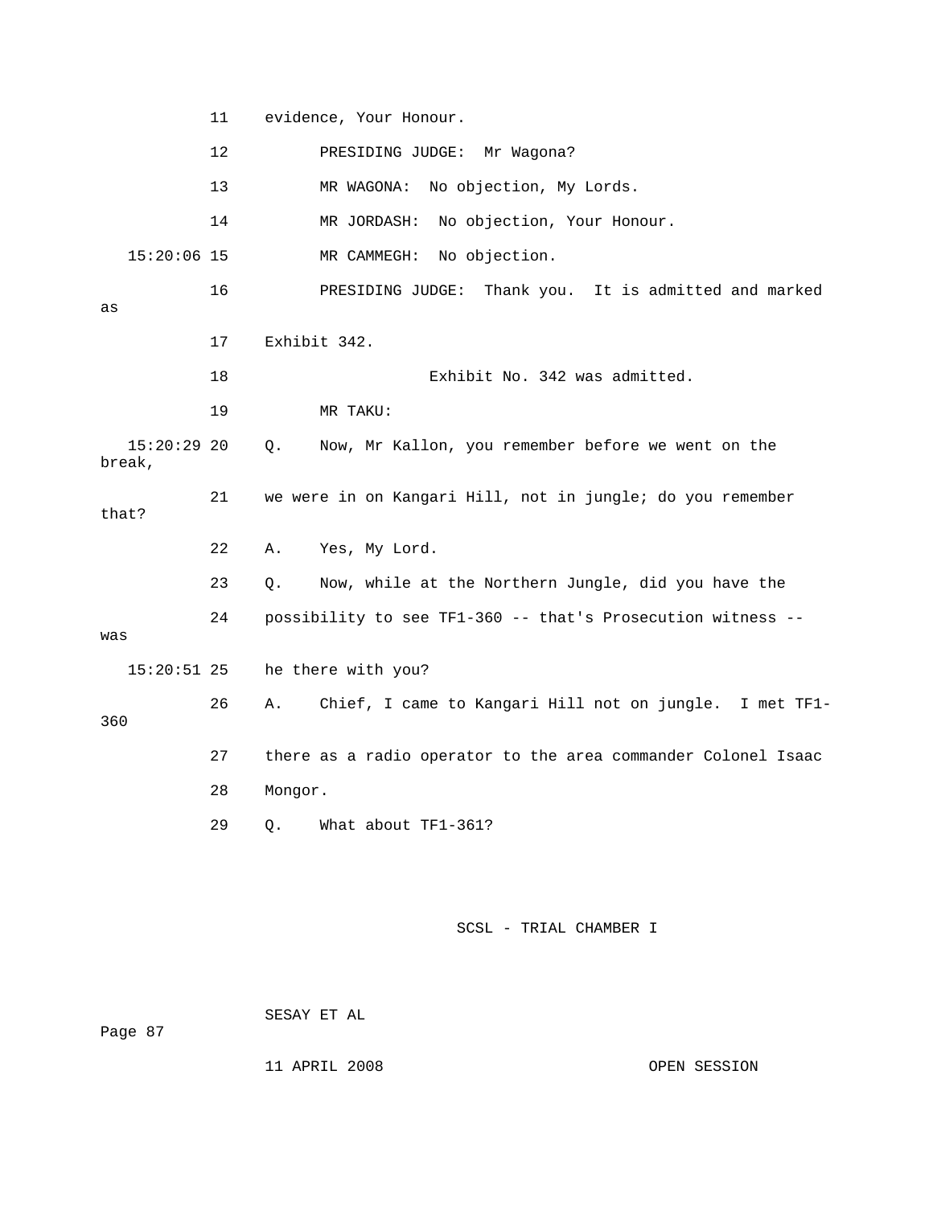11 evidence, Your Honour.

12 PRESIDING JUDGE: Mr Wagona?

13 MR WAGONA: No objection, My Lords.

14 MR JORDASH: No objection, Your Honour.

15:20:06 15 MR CAMMEGH: No objection.

16 PRESIDING JUDGE: Thank you. It is admitted and marked as

17 Exhibit 342.

18 Exhibit No. 342 was admitted.

19 MR TAKU:

15:20:29 20 Q. Now, Mr Kallon, you remember before we went on the break,

21 we were in on Kangari Hill, not in jungle; do you remember that?

22 A. Yes, My Lord.

23 Q. Now, while at the Northern Jungle, did you have the

24 possibility to see TF1-360 -- that's Prosecution witness -- was

15:20:51 25 he there with you?

26 A. Chief, I came to Kangari Hill not on jungle. I met TF1-360

27 there as a radio operator to the area commander Colonel Isaac

28 Mongor.

29 Q. What about TF1-361?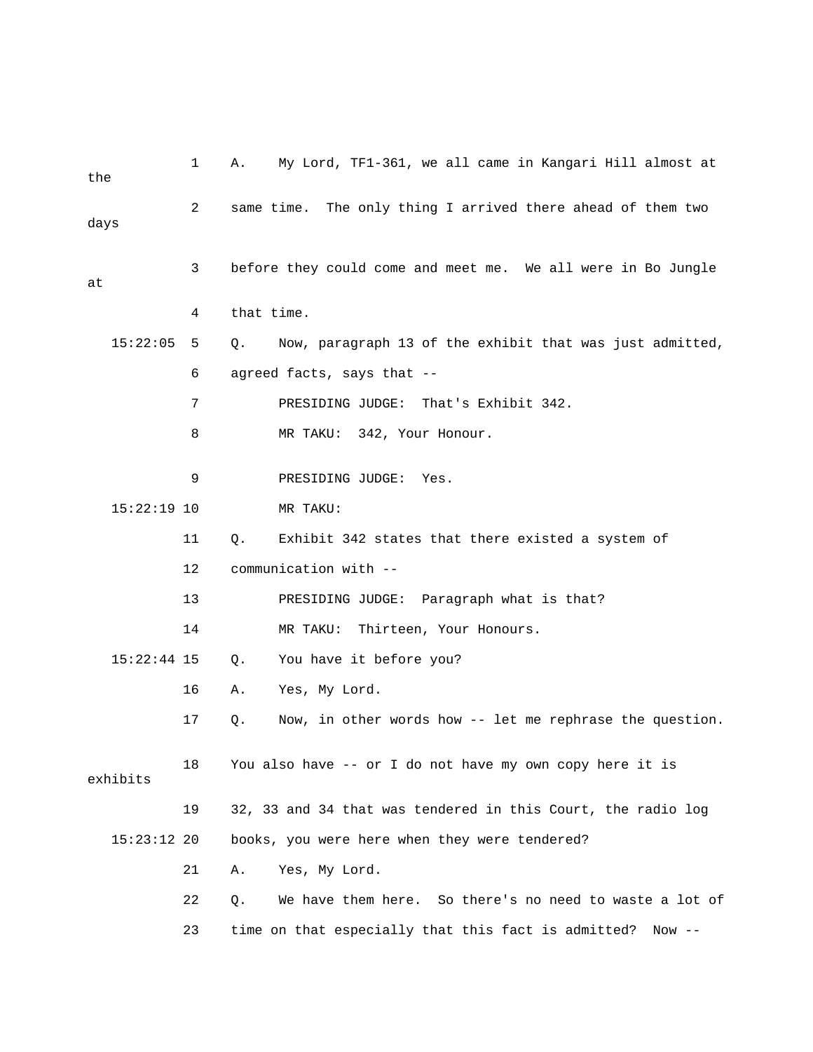1 A. My Lord, TF1-361, we all came in Kangari Hill almost at the

2 same time. The only thing I arrived there ahead of them two days

3 before they could come and meet me. We all were in Bo Jungle at

4 that time.

15:22:05 5 Q. Now, paragraph 13 of the exhibit that was just admitted,

6 agreed facts, says that --

7 PRESIDING JUDGE: That's Exhibit 342.

8 MR TAKU: 342, Your Honour.

9 PRESIDING JUDGE: Yes.

15:22:19 10 MR TAKU:

11 Q. Exhibit 342 states that there existed a system of

12 communication with --

13 PRESIDING JUDGE: Paragraph what is that?

14 MR TAKU: Thirteen, Your Honours.

15:22:44 15 Q. You have it before you?

16 A. Yes, My Lord.

17 Q. Now, in other words how -- let me rephrase the question.

18 You also have -- or I do not have my own copy here it is exhibits

19 32, 33 and 34 that was tendered in this Court, the radio log

15:23:12 20 books, you were here when they were tendered?

21 A. Yes, My Lord.

22 Q. We have them here. So there's no need to waste a lot of

23 time on that especially that this fact is admitted? Now --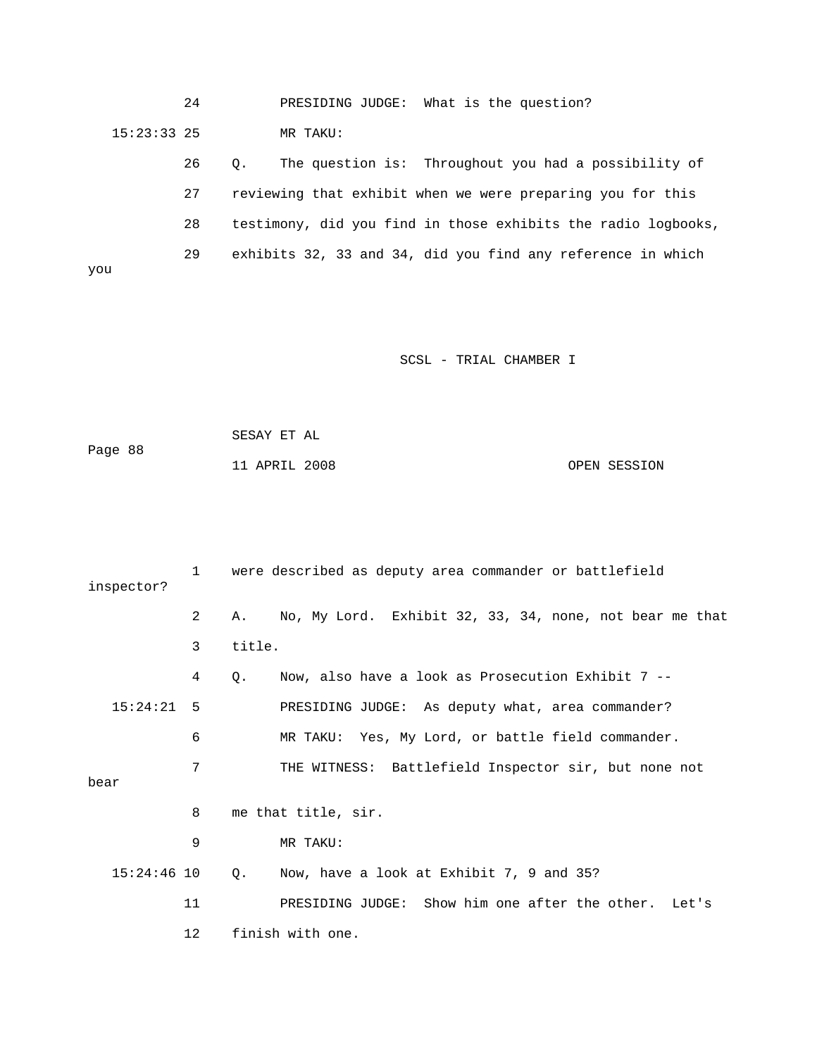24 PRESIDING JUDGE: What is the question?

15:23:33 25 MR TAKU:

26 Q. The question is: Throughout you had a possibility of

27 reviewing that exhibit when we were preparing you for this

28 testimony, did you find in those exhibits the radio logbooks,

29 exhibits 32, 33 and 34, did you find any reference in which you

1 were described as deputy area commander or battlefield inspector?

2 A. No, My Lord. Exhibit 32, 33, 34, none, not bear me that

3 title.

4 Q. Now, also have a look as Prosecution Exhibit 7 --

15:24:21 5 PRESIDING JUDGE: As deputy what, area commander?

6 MR TAKU: Yes, My Lord, or battle field commander.

7 THE WITNESS: Battlefield Inspector sir, but none not bear

8 me that title, sir.

9 MR TAKU:

15:24:46 10 Q. Now, have a look at Exhibit 7, 9 and 35?

11 PRESIDING JUDGE: Show him one after the other. Let's

12 finish with one.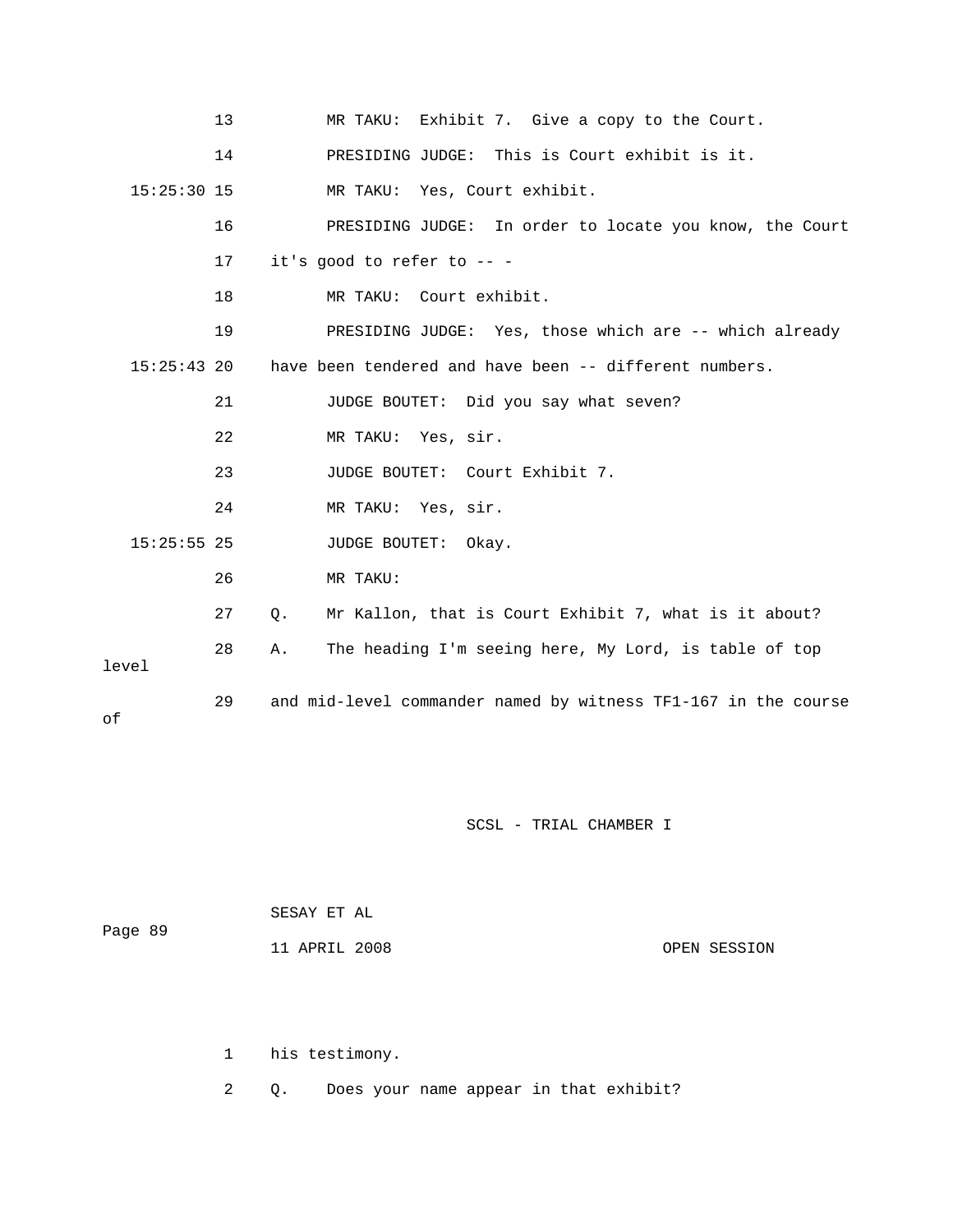13 MR TAKU: Exhibit 7. Give a copy to the Court.

14 PRESIDING JUDGE: This is Court exhibit is it.

15:25:30 15 MR TAKU: Yes, Court exhibit.

16 PRESIDING JUDGE: In order to locate you know, the Court

17 it's good to refer to -- -

18 MR TAKU: Court exhibit.

19 PRESIDING JUDGE: Yes, those which are -- which already

15:25:43 20 have been tendered and have been -- different numbers.

21 JUDGE BOUTET: Did you say what seven?

22 MR TAKU: Yes, sir.

23 JUDGE BOUTET: Court Exhibit 7.

24 MR TAKU: Yes, sir.

15:25:55 25 JUDGE BOUTET: Okay.

26 MR TAKU:

27 Q. Mr Kallon, that is Court Exhibit 7, what is it about?

28 A. The heading I'm seeing here, My Lord, is table of top level

29 and mid-level commander named by witness TF1-167 in the course of

1 his testimony.

2 Q. Does your name appear in that exhibit?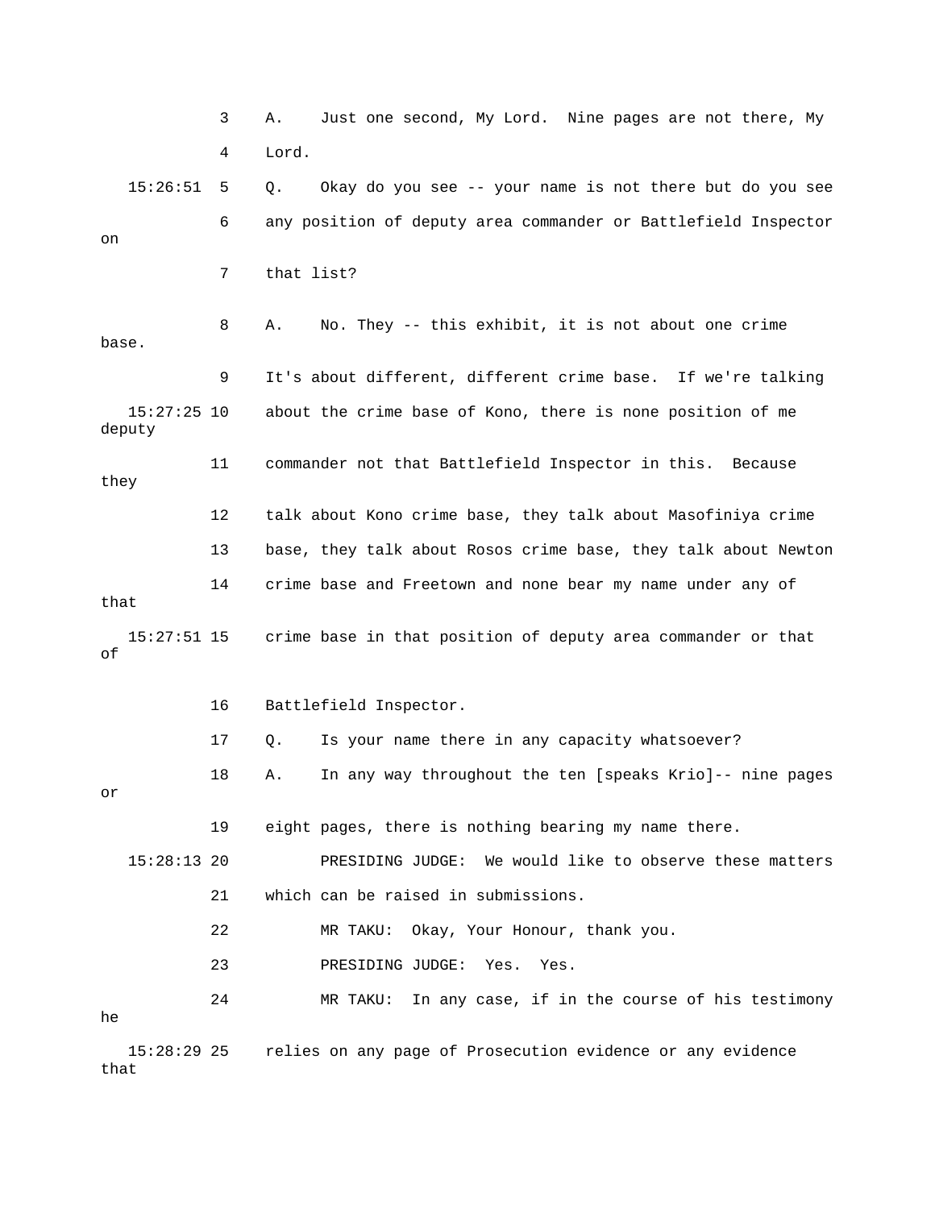3 A. Just one second, My Lord. Nine pages are not there, My

4 Lord.

15:26:51 5 Q. Okay do you see -- your name is not there but do you see

6 any position of deputy area commander or Battlefield Inspector on

7 that list?

8 A. No. They -- this exhibit, it is not about one crime base.

9 It's about different, different crime base. If we're talking

15:27:25 10 about the crime base of Kono, there is none position of me deputy

11 commander not that Battlefield Inspector in this. Because they

12 talk about Kono crime base, they talk about Masofiniya crime

13 base, they talk about Rosos crime base, they talk about Newton

14 crime base and Freetown and none bear my name under any of that

15:27:51 15 crime base in that position of deputy area commander or that of

16 Battlefield Inspector.

17 Q. Is your name there in any capacity whatsoever?

18 A. In any way throughout the ten [speaks Krio]-- nine pages or

19 eight pages, there is nothing bearing my name there.

15:28:13 20 PRESIDING JUDGE: We would like to observe these matters

21 which can be raised in submissions.

22 MR TAKU: Okay, Your Honour, thank you.

23 PRESIDING JUDGE: Yes. Yes.

24 MR TAKU: In any case, if in the course of his testimony he

15:28:29 25 relies on any page of Prosecution evidence or any evidence that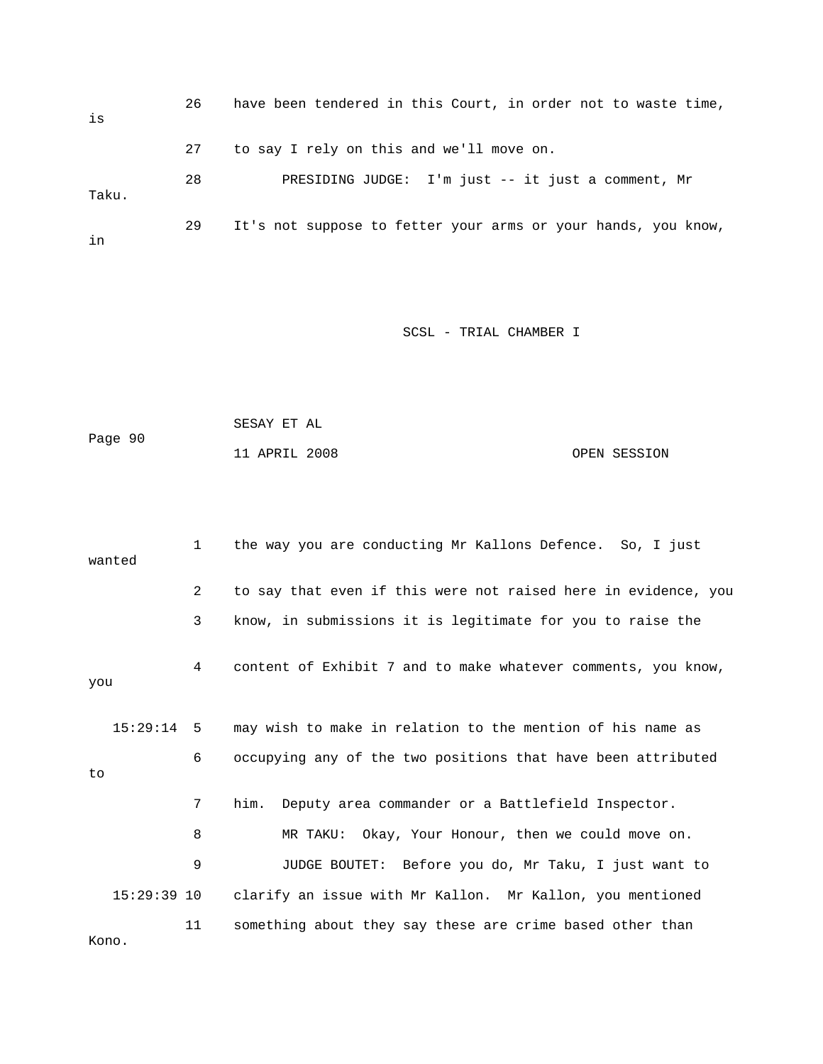26 have been tendered in this Court, in order not to waste time, is

27 to say I rely on this and we'll move on.

28 PRESIDING JUDGE: I'm just -- it just a comment, Mr Taku.

29 It's not suppose to fetter your arms or your hands, you know, in

1 the way you are conducting Mr Kallons Defence. So, I just wanted

2 to say that even if this were not raised here in evidence, you

3 know, in submissions it is legitimate for you to raise the

4 content of Exhibit 7 and to make whatever comments, you know, you

15:29:14 5 may wish to make in relation to the mention of his name as

6 occupying any of the two positions that have been attributed to

7 him. Deputy area commander or a Battlefield Inspector.

8 MR TAKU: Okay, Your Honour, then we could move on.

9 JUDGE BOUTET: Before you do, Mr Taku, I just want to

15:29:39 10 clarify an issue with Mr Kallon. Mr Kallon, you mentioned

11 something about they say these are crime based other than Kono.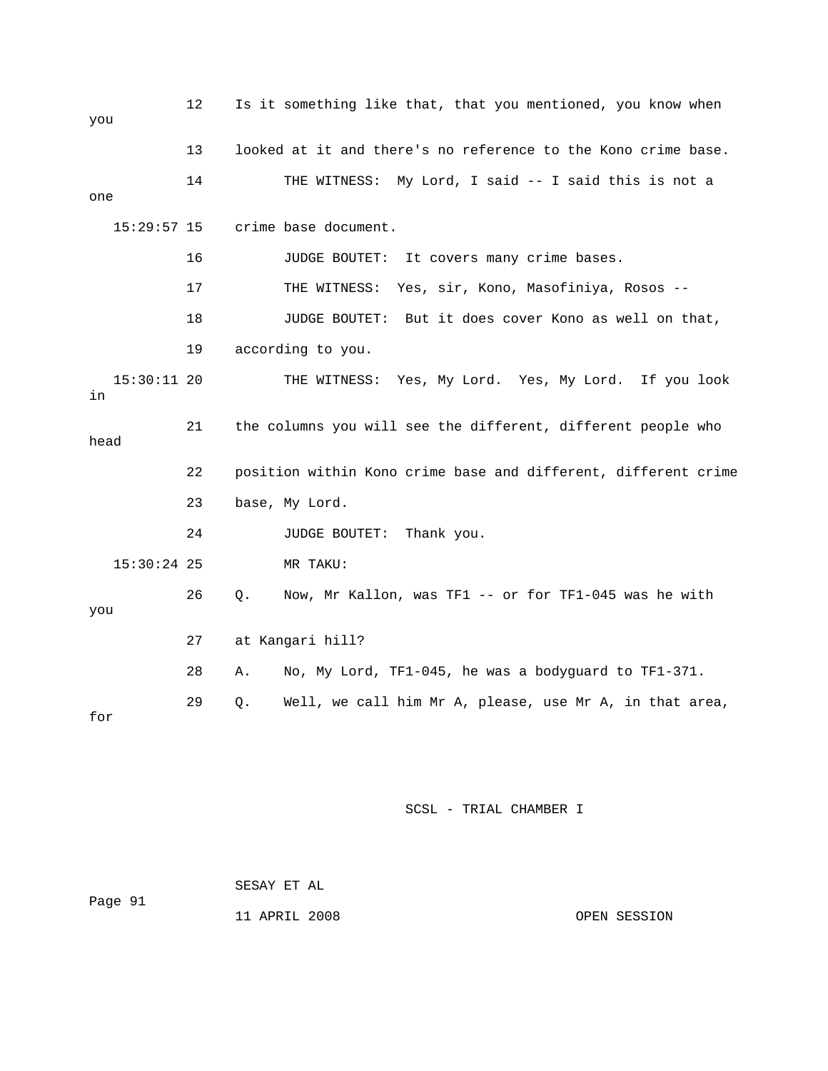12 Is it something like that, that you mentioned, you know when you

13 looked at it and there's no reference to the Kono crime base.

14 THE WITNESS: My Lord, I said -- I said this is not a one

15:29:57 15 crime base document.

16 JUDGE BOUTET: It covers many crime bases.

17 THE WITNESS: Yes, sir, Kono, Masofiniya, Rosos --

18 JUDGE BOUTET: But it does cover Kono as well on that,

19 according to you.

15:30:11 20 THE WITNESS: Yes, My Lord. Yes, My Lord. If you look in

21 the columns you will see the different, different people who head

22 position within Kono crime base and different, different crime

23 base, My Lord.

24 JUDGE BOUTET: Thank you.

15:30:24 25 MR TAKU:

26 Q. Now, Mr Kallon, was TF1 -- or for TF1-045 was he with you

27 at Kangari hill?

28 A. No, My Lord, TF1-045, he was a bodyguard to TF1-371.

29 Q. Well, we call him Mr A, please, use Mr A, in that area, for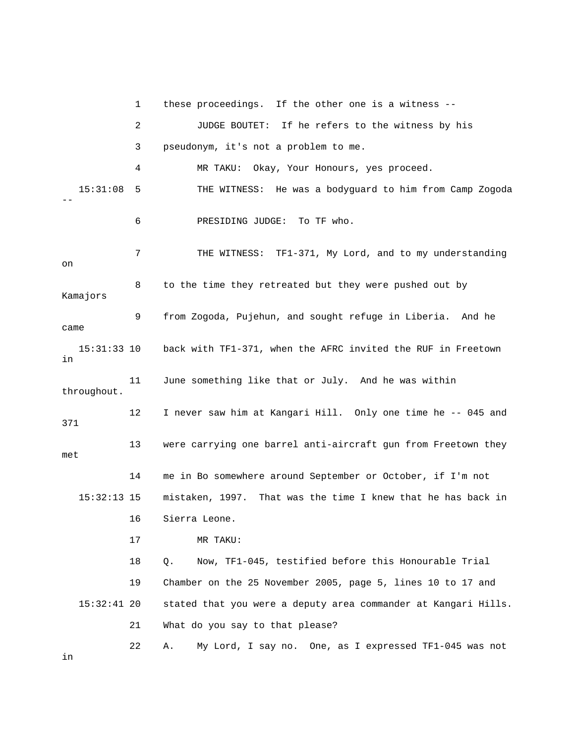1 these proceedings. If the other one is a witness --

2 JUDGE BOUTET: If he refers to the witness by his

3 pseudonym, it's not a problem to me.

4 MR TAKU: Okay, Your Honours, yes proceed.

15:31:08 5 THE WITNESS: He was a bodyguard to him from Camp Zogoda --

6 PRESIDING JUDGE: To TF who.

7 THE WITNESS: TF1-371, My Lord, and to my understanding on

8 to the time they retreated but they were pushed out by Kamajors

9 from Zogoda, Pujehun, and sought refuge in Liberia. And he came

15:31:33 10 back with TF1-371, when the AFRC invited the RUF in Freetown in

11 June something like that or July. And he was within throughout.

12 I never saw him at Kangari Hill. Only one time he -- 045 and 371

13 were carrying one barrel anti-aircraft gun from Freetown they met

14 me in Bo somewhere around September or October, if I'm not

15:32:13 15 mistaken, 1997. That was the time I knew that he has back in

16 Sierra Leone.

17 MR TAKU:

18 Q. Now, TF1-045, testified before this Honourable Trial

19 Chamber on the 25 November 2005, page 5, lines 10 to 17 and

15:32:41 20 stated that you were a deputy area commander at Kangari Hills.

21 What do you say to that please?

22 A. My Lord, I say no. One, as I expressed TF1-045 was not in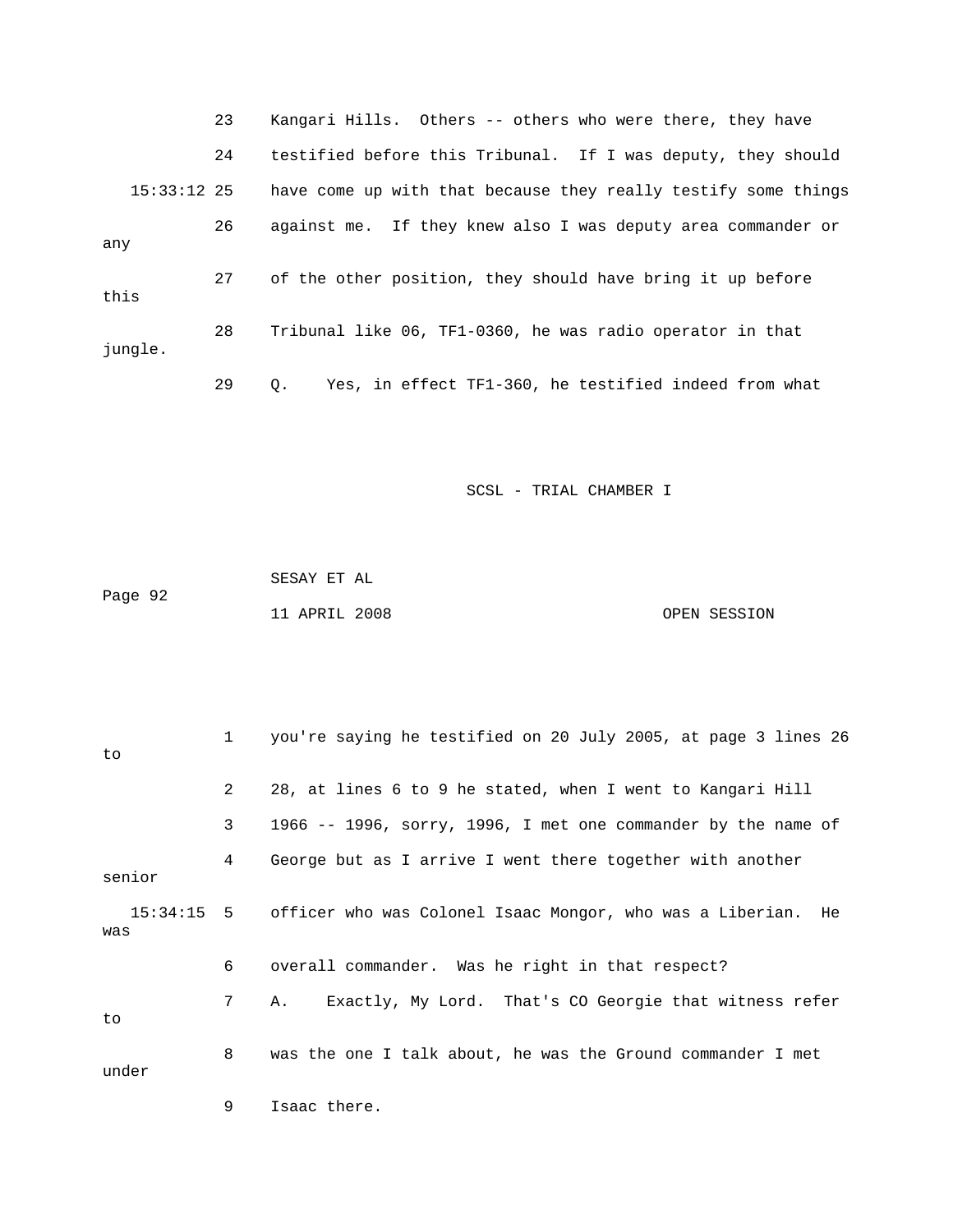23 Kangari Hills. Others -- others who were there, they have

24 testified before this Tribunal. If I was deputy, they should

15:33:12 25 have come up with that because they really testify some things

26 against me. If they knew also I was deputy area commander or any

27 of the other position, they should have bring it up before this

28 Tribunal like 06, TF1-0360, he was radio operator in that jungle.

29 Q. Yes, in effect TF1-360, he testified indeed from what

1 you're saying he testified on 20 July 2005, at page 3 lines 26 to

2 28, at lines 6 to 9 he stated, when I went to Kangari Hill

3 1966 -- 1996, sorry, 1996, I met one commander by the name of

4 George but as I arrive I went there together with another senior

15:34:15 5 officer who was Colonel Isaac Mongor, who was a Liberian. He was

6 overall commander. Was he right in that respect?

7 A. Exactly, My Lord. That's CO Georgie that witness refer to

8 was the one I talk about, he was the Ground commander I met under

9 Isaac there.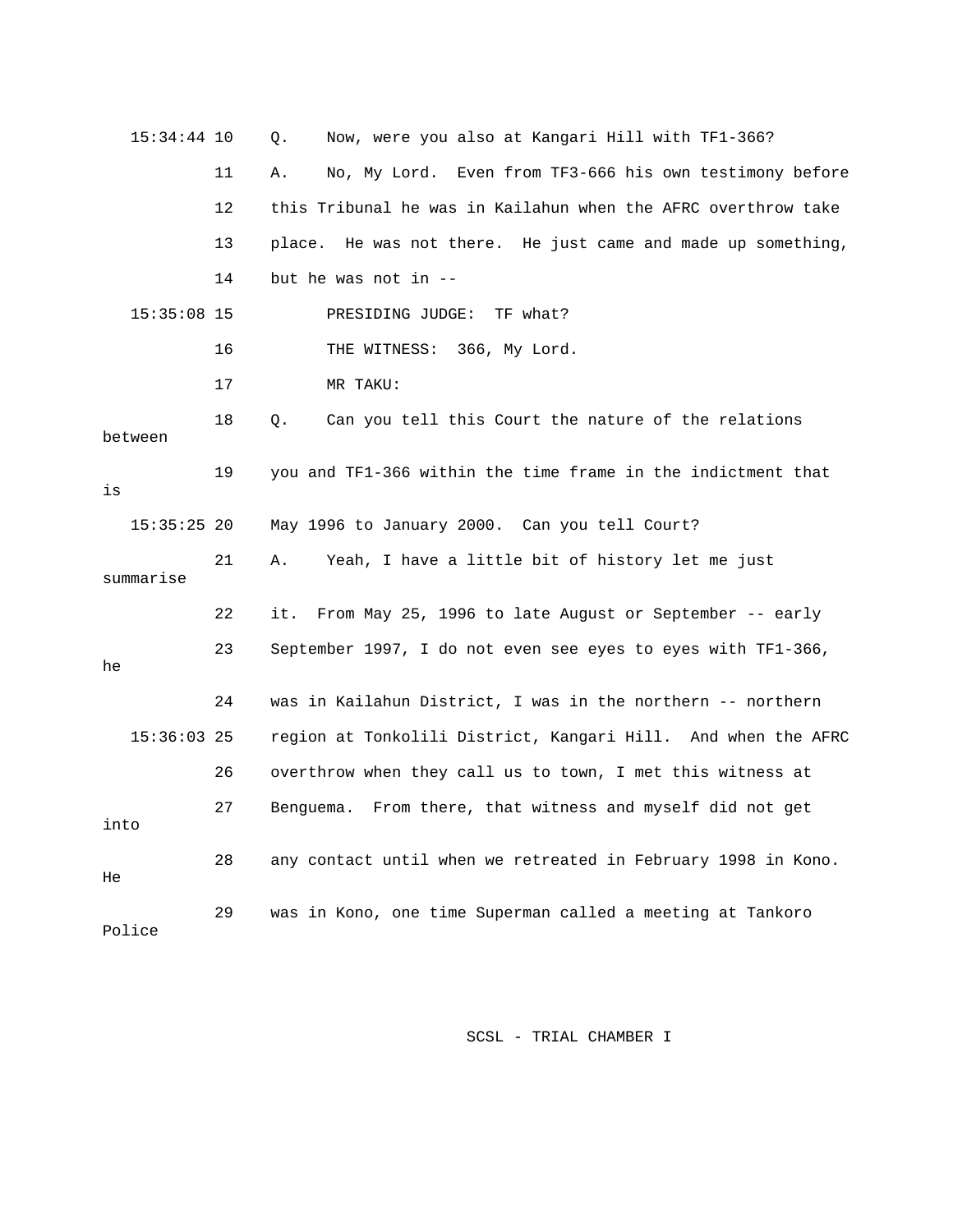15:34:44 10 Q. Now, were you also at Kangari Hill with TF1-366?

11 A. No, My Lord. Even from TF3-666 his own testimony before

12 this Tribunal he was in Kailahun when the AFRC overthrow take

13 place. He was not there. He just came and made up something,

14 but he was not in --

15:35:08 15 PRESIDING JUDGE: TF what?

16 THE WITNESS: 366, My Lord.

17 MR TAKU:

18 Q. Can you tell this Court the nature of the relations between

19 you and TF1-366 within the time frame in the indictment that is

15:35:25 20 May 1996 to January 2000. Can you tell Court?

21 A. Yeah, I have a little bit of history let me just summarise

22 it. From May 25, 1996 to late August or September -- early

23 September 1997, I do not even see eyes to eyes with TF1-366, he

24 was in Kailahun District, I was in the northern -- northern

15:36:03 25 region at Tonkolili District, Kangari Hill. And when the AFRC

26 overthrow when they call us to town, I met this witness at

27 Benguema. From there, that witness and myself did not get into

28 any contact until when we retreated in February 1998 in Kono. He

29 was in Kono, one time Superman called a meeting at Tankoro Police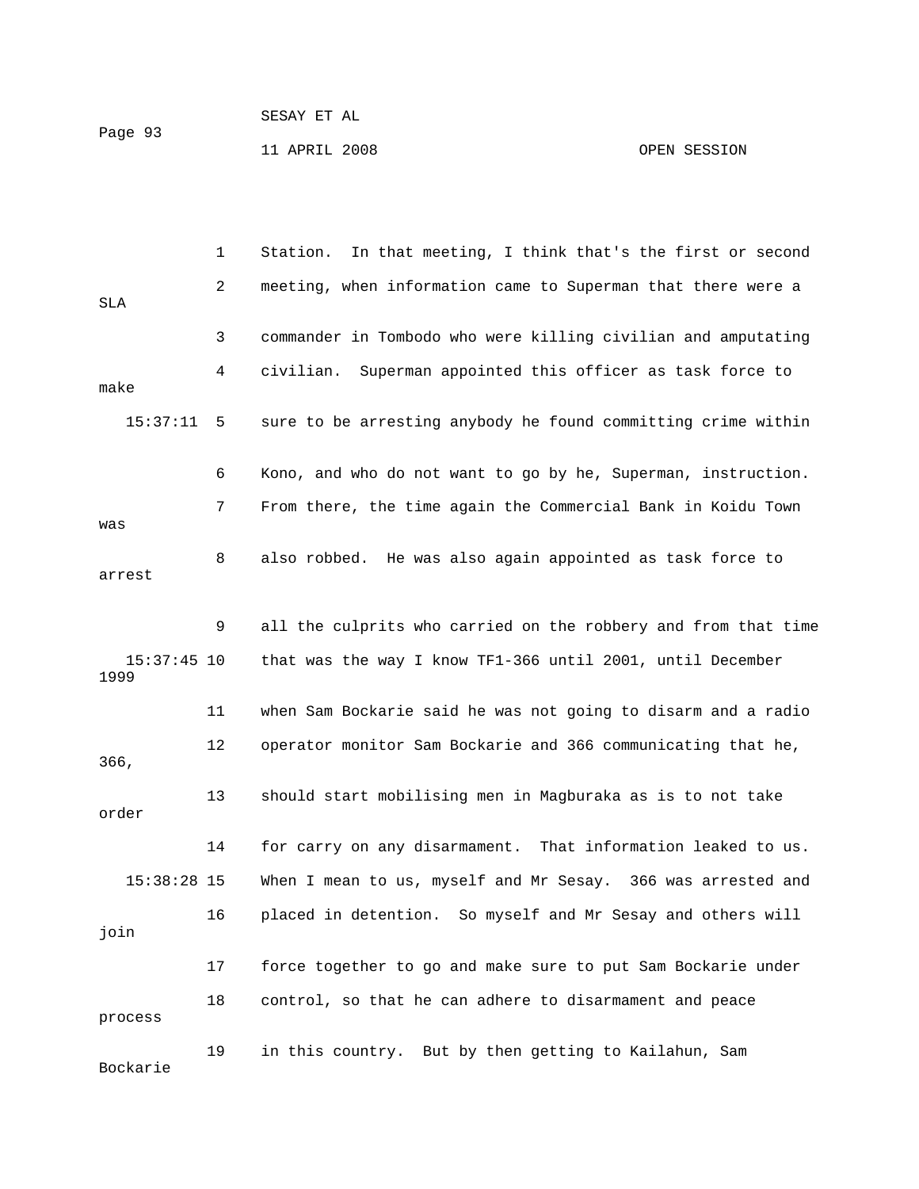Station. In that meeting, I think that's the first or second meeting, when information came to Superman that there were a SLA commander in Tombodo who were killing civilian and amputating civilian. Superman appointed this officer as task force to make sure to be arresting anybody he found committing crime within Kono, and who do not want to go by he, Superman, instruction. From there, the time again the Commercial Bank in Koidu Town was also robbed. He was also again appointed as task force to arrest all the culprits who carried on the robbery and from that time that was the way I know TF1-366 until 2001, until December 1999 when Sam Bockarie said he was not going to disarm and a radio operator monitor Sam Bockarie and 366 communicating that he, 366, should start mobilising men in Magburaka as is to not take order for carry on any disarmament. That information leaked to us. When I mean to us, myself and Mr Sesay. 366 was arrested and placed in detention. So myself and Mr Sesay and others will join force together to go and make sure to put Sam Bockarie under control, so that he can adhere to disarmament and peace process in this country. But by then getting to Kailahun, Sam Bockarie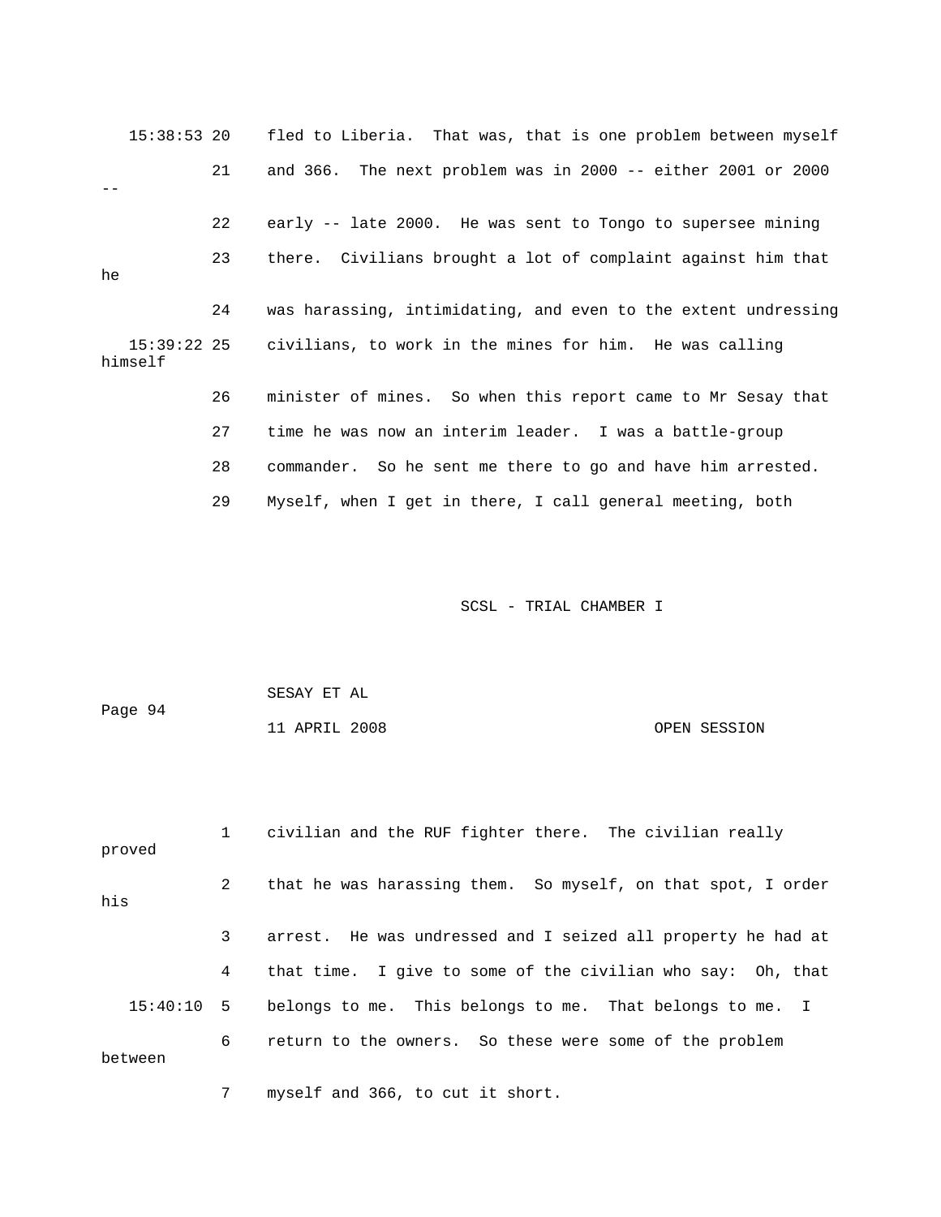15:38:53 20 fled to Liberia. That was, that is one problem between myself

21 and 366. The next problem was in 2000 -- either 2001 or 2000 --

22 early -- late 2000. He was sent to Tongo to supersee mining

23 there. Civilians brought a lot of complaint against him that he

24 was harassing, intimidating, and even to the extent undressing

15:39:22 25 civilians, to work in the mines for him. He was calling himself

26 minister of mines. So when this report came to Mr Sesay that

27 time he was now an interim leader. I was a battle-group

28 commander. So he sent me there to go and have him arrested.

29 Myself, when I get in there, I call general meeting, both

1 civilian and the RUF fighter there. The civilian really proved

2 that he was harassing them. So myself, on that spot, I order his

3 arrest. He was undressed and I seized all property he had at

4 that time. I give to some of the civilian who say: Oh, that

15:40:10 5 belongs to me. This belongs to me. That belongs to me. I

6 return to the owners. So these were some of the problem between

7 myself and 366, to cut it short.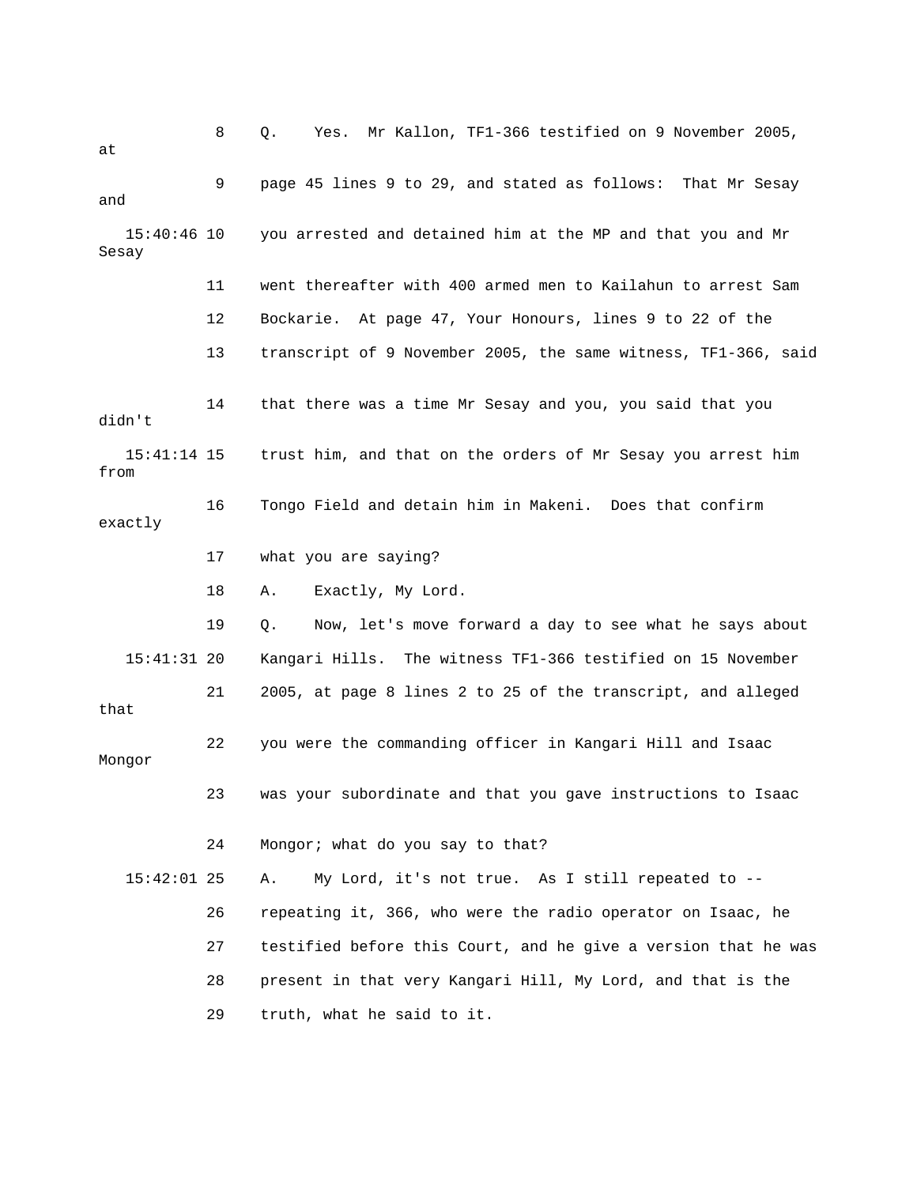8 Q. Yes. Mr Kallon, TF1-366 testified on 9 November 2005, at

9 page 45 lines 9 to 29, and stated as follows: That Mr Sesay and

15:40:46 10 you arrested and detained him at the MP and that you and Mr Sesay

11 went thereafter with 400 armed men to Kailahun to arrest Sam

12 Bockarie. At page 47, Your Honours, lines 9 to 22 of the

13 transcript of 9 November 2005, the same witness, TF1-366, said

14 that there was a time Mr Sesay and you, you said that you didn't

15:41:14 15 trust him, and that on the orders of Mr Sesay you arrest him from

16 Tongo Field and detain him in Makeni. Does that confirm exactly

17 what you are saying?

18 A. Exactly, My Lord.

19 Q. Now, let's move forward a day to see what he says about

15:41:31 20 Kangari Hills. The witness TF1-366 testified on 15 November

21 2005, at page 8 lines 2 to 25 of the transcript, and alleged that

22 you were the commanding officer in Kangari Hill and Isaac Mongor

23 was your subordinate and that you gave instructions to Isaac

24 Mongor; what do you say to that?

15:42:01 25 A. My Lord, it's not true. As I still repeated to --

26 repeating it, 366, who were the radio operator on Isaac, he

27 testified before this Court, and he give a version that he was

28 present in that very Kangari Hill, My Lord, and that is the

29 truth, what he said to it.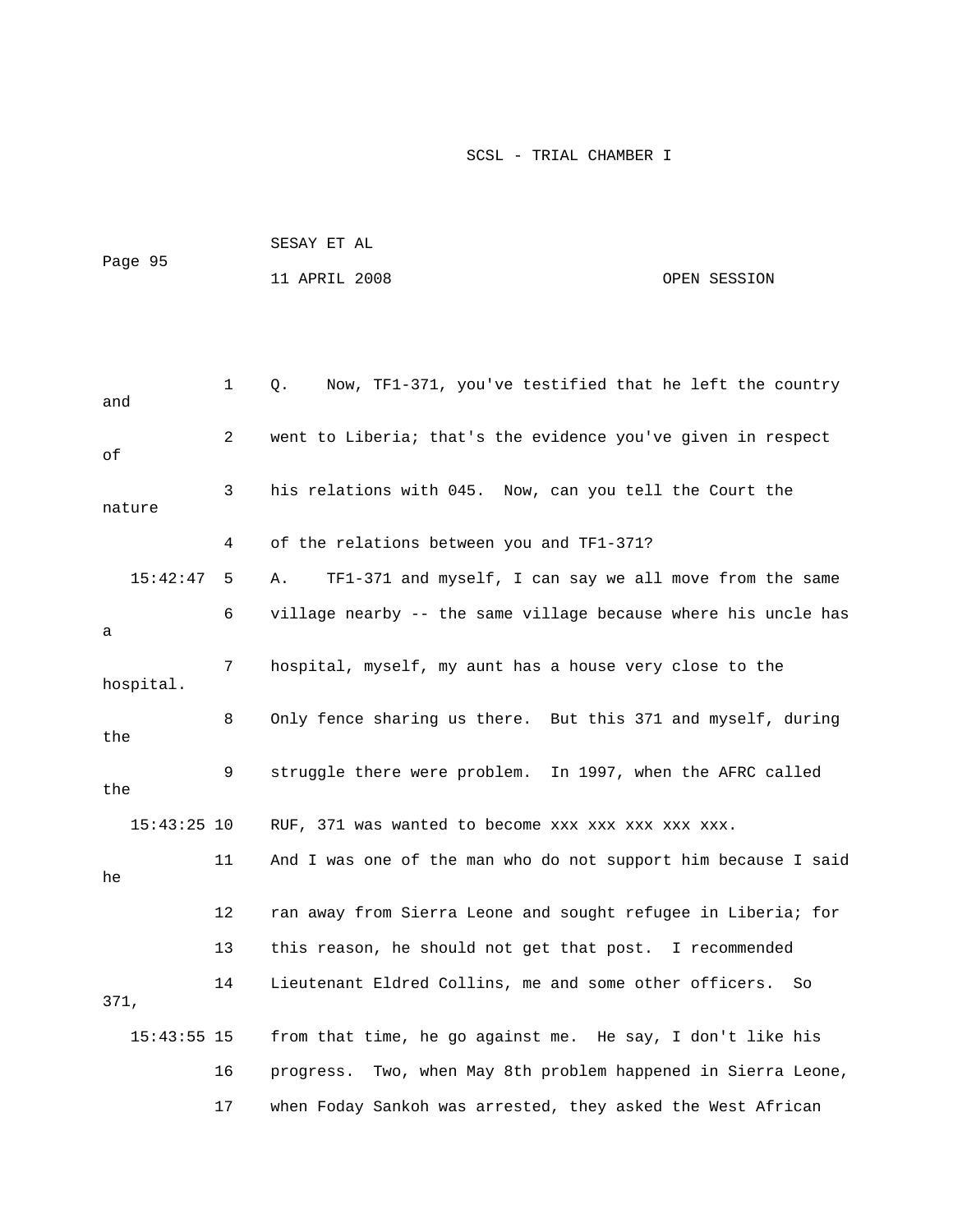1 Q. Now, TF1-371, you've testified that he left the country and

2 went to Liberia; that's the evidence you've given in respect of

3 his relations with 045. Now, can you tell the Court the nature

4 of the relations between you and TF1-371?

15:42:47 5 A. TF1-371 and myself, I can say we all move from the same

6 village nearby -- the same village because where his uncle has a

7 hospital, myself, my aunt has a house very close to the hospital.

8 Only fence sharing us there. But this 371 and myself, during the

9 struggle there were problem. In 1997, when the AFRC called the

15:43:25 10 RUF, 371 was wanted to become xxx xxx xxx xxx xxx.

11 And I was one of the man who do not support him because I said he

12 ran away from Sierra Leone and sought refugee in Liberia; for

13 this reason, he should not get that post. I recommended

14 Lieutenant Eldred Collins, me and some other officers. So 371,

15:43:55 15 from that time, he go against me. He say, I don't like his

16 progress. Two, when May 8th problem happened in Sierra Leone,

17 when Foday Sankoh was arrested, they asked the West African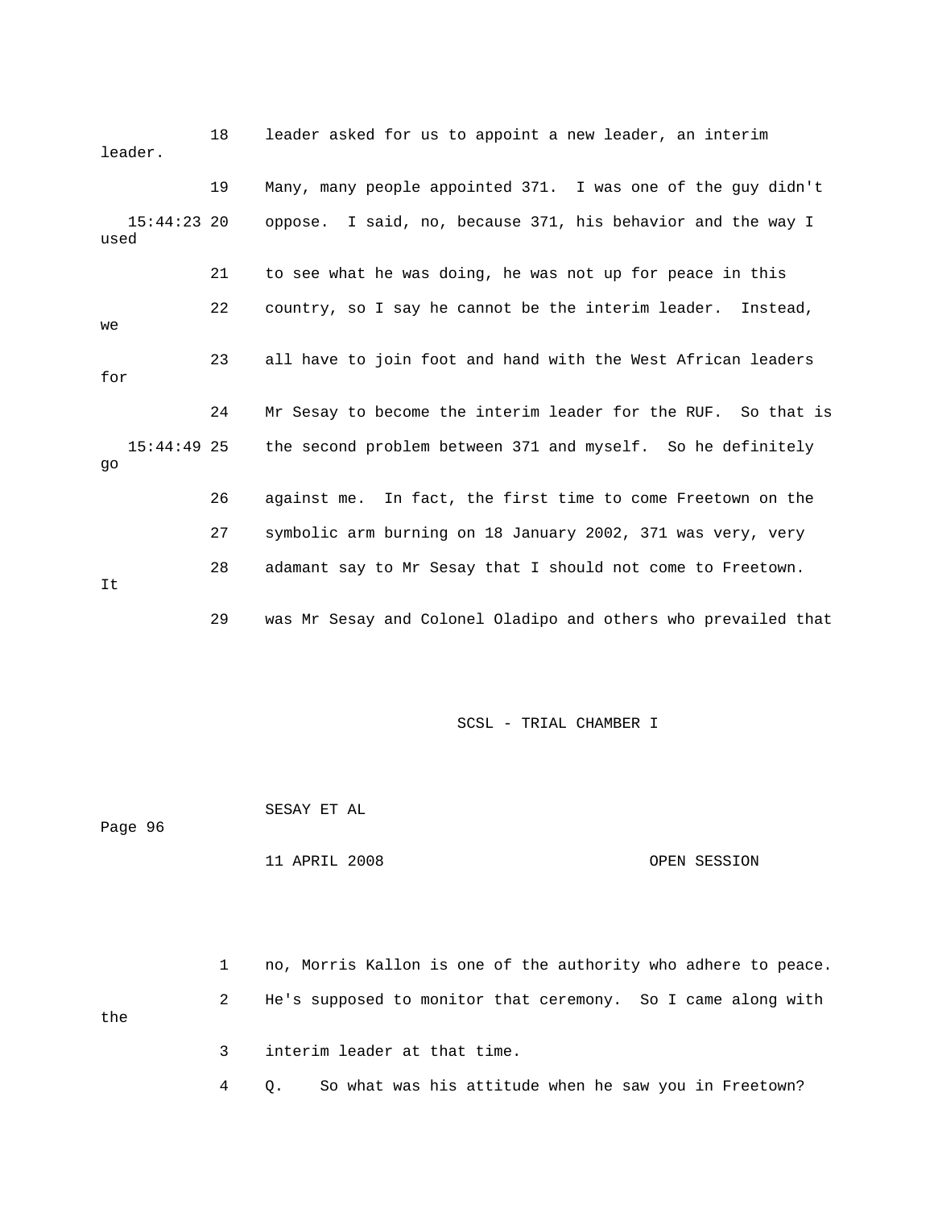18 leader asked for us to appoint a new leader, an interim leader.

19 Many, many people appointed 371. I was one of the guy didn't

15:44:23 20 oppose. I said, no, because 371, his behavior and the way I used

21 to see what he was doing, he was not up for peace in this

22 country, so I say he cannot be the interim leader. Instead, we

23 all have to join foot and hand with the West African leaders for

24 Mr Sesay to become the interim leader for the RUF. So that is

15:44:49 25 the second problem between 371 and myself. So he definitely go

26 against me. In fact, the first time to come Freetown on the

27 symbolic arm burning on 18 January 2002, 371 was very, very

28 adamant say to Mr Sesay that I should not come to Freetown. It

29 was Mr Sesay and Colonel Oladipo and others who prevailed that

1 no, Morris Kallon is one of the authority who adhere to peace.

2 He's supposed to monitor that ceremony. So I came along with the

3 interim leader at that time.

4 Q. So what was his attitude when he saw you in Freetown?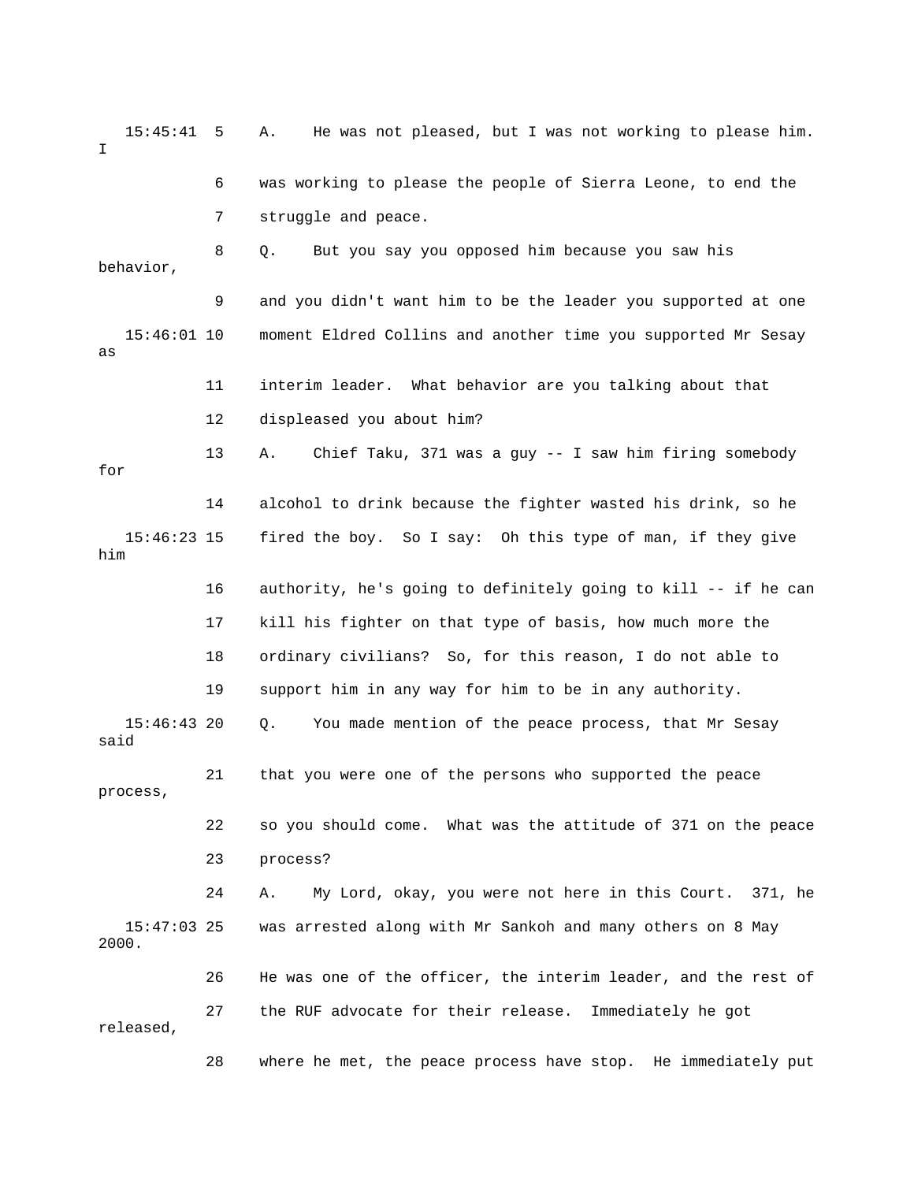15:45:41 5 A. He was not pleased, but I was not working to please him. I

6 was working to please the people of Sierra Leone, to end the

7 struggle and peace.

8 Q. But you say you opposed him because you saw his behavior,

9 and you didn't want him to be the leader you supported at one

15:46:01 10 moment Eldred Collins and another time you supported Mr Sesay as

11 interim leader. What behavior are you talking about that

12 displeased you about him?

13 A. Chief Taku, 371 was a guy -- I saw him firing somebody for

14 alcohol to drink because the fighter wasted his drink, so he

15:46:23 15 fired the boy. So I say: Oh this type of man, if they give him

16 authority, he's going to definitely going to kill -- if he can

17 kill his fighter on that type of basis, how much more the

18 ordinary civilians? So, for this reason, I do not able to

19 support him in any way for him to be in any authority.

15:46:43 20 Q. You made mention of the peace process, that Mr Sesay said

21 that you were one of the persons who supported the peace process,

22 so you should come. What was the attitude of 371 on the peace

23 process?

24 A. My Lord, okay, you were not here in this Court. 371, he

15:47:03 25 was arrested along with Mr Sankoh and many others on 8 May 2000.

26 He was one of the officer, the interim leader, and the rest of

27 the RUF advocate for their release. Immediately he got released,

28 where he met, the peace process have stop. He immediately put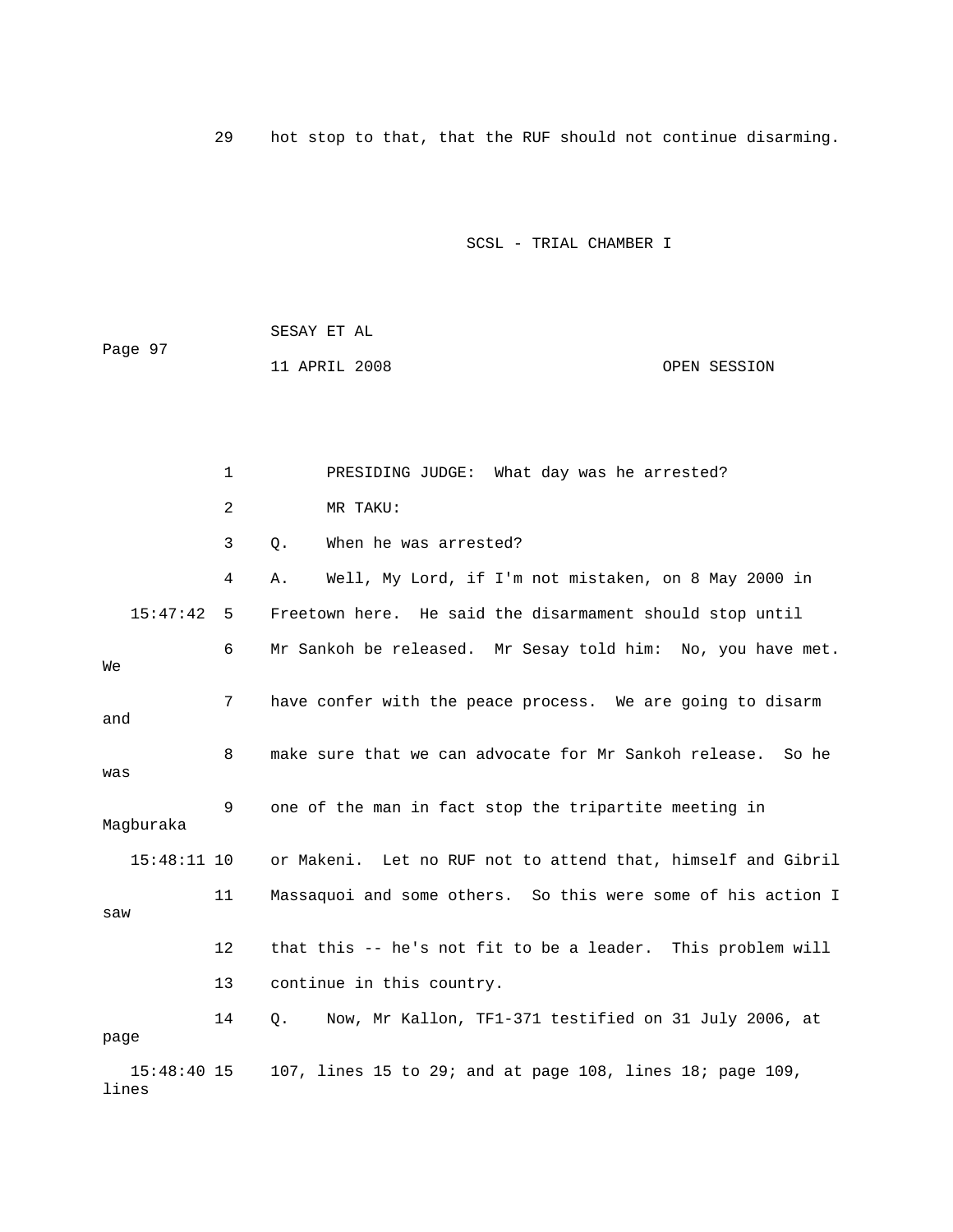29 hot stop to that, that the RUF should not continue disarming.

1 PRESIDING JUDGE: What day was he arrested?

2 MR TAKU:

3 Q. When he was arrested?

4 A. Well, My Lord, if I'm not mistaken, on 8 May 2000 in

15:47:42 5 Freetown here. He said the disarmament should stop until

6 Mr Sankoh be released. Mr Sesay told him: No, you have met. We

7 have confer with the peace process. We are going to disarm and

8 make sure that we can advocate for Mr Sankoh release. So he was

9 one of the man in fact stop the tripartite meeting in Magburaka

15:48:11 10 or Makeni. Let no RUF not to attend that, himself and Gibril

11 Massaquoi and some others. So this were some of his action I saw

12 that this -- he's not fit to be a leader. This problem will

13 continue in this country.

14 Q. Now, Mr Kallon, TF1-371 testified on 31 July 2006, at page

15:48:40 15 107, lines 15 to 29; and at page 108, lines 18; page 109, lines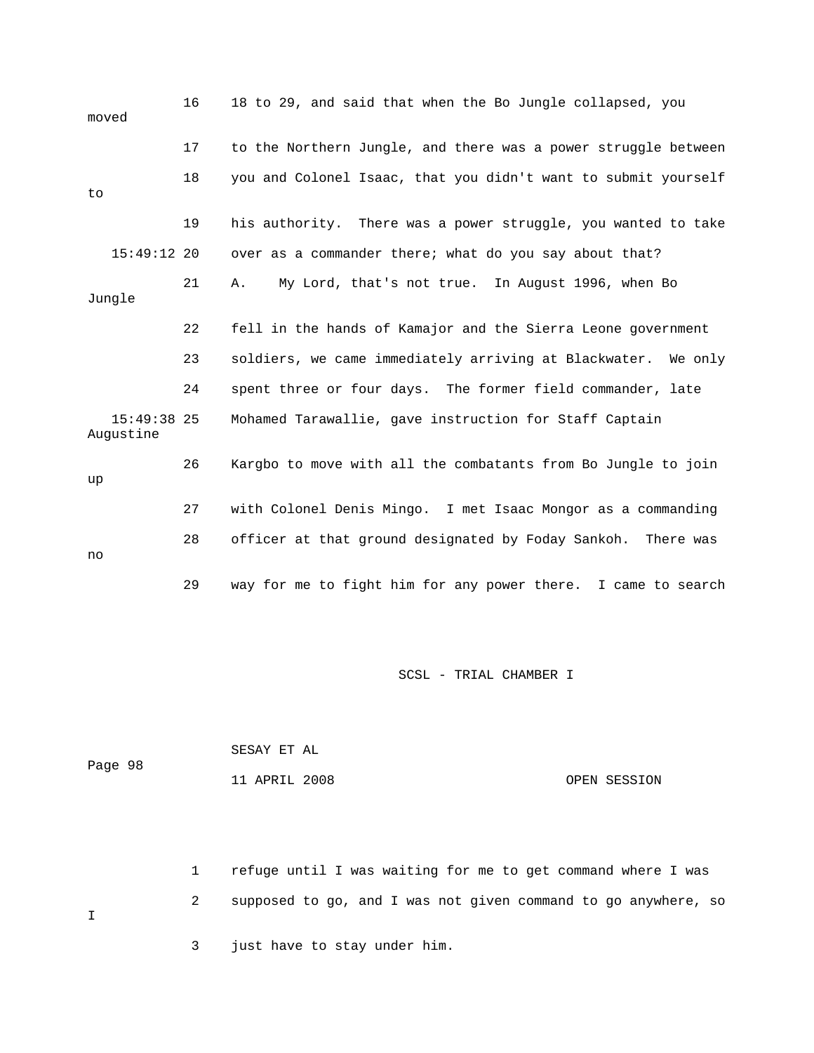16 18 to 29, and said that when the Bo Jungle collapsed, you moved

17 to the Northern Jungle, and there was a power struggle between

18 you and Colonel Isaac, that you didn't want to submit yourself to

19 his authority. There was a power struggle, you wanted to take

15:49:12 20 over as a commander there; what do you say about that?

21 A. My Lord, that's not true. In August 1996, when Bo Jungle

22 fell in the hands of Kamajor and the Sierra Leone government

23 soldiers, we came immediately arriving at Blackwater. We only

24 spent three or four days. The former field commander, late

15:49:38 25 Mohamed Tarawallie, gave instruction for Staff Captain Augustine

26 Kargbo to move with all the combatants from Bo Jungle to join up

27 with Colonel Denis Mingo. I met Isaac Mongor as a commanding

28 officer at that ground designated by Foday Sankoh. There was no

29 way for me to fight him for any power there. I came to search

SCSL - TRIAL CHAMBER I

SESAY ET AL

Page 98

11 APRIL 2008 OPEN SESSION

1 refuge until I was waiting for me to get command where I was

2 supposed to go, and I was not given command to go anywhere, so I

3 just have to stay under him.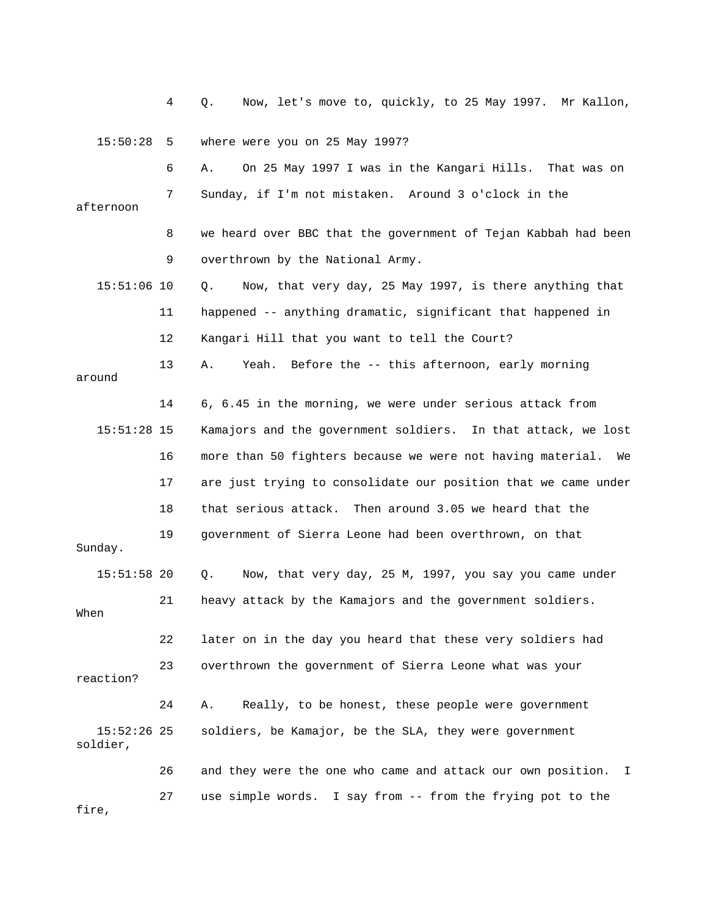4 Q. Now, let's move to, quickly, to 25 May 1997. Mr Kallon,

15:50:28 5 where were you on 25 May 1997?

6 A. On 25 May 1997 I was in the Kangari Hills. That was on

7 Sunday, if I'm not mistaken. Around 3 o'clock in the afternoon

8 we heard over BBC that the government of Tejan Kabbah had been

9 overthrown by the National Army.

15:51:06 10 Q. Now, that very day, 25 May 1997, is there anything that

11 happened -- anything dramatic, significant that happened in

12 Kangari Hill that you want to tell the Court?

13 A. Yeah. Before the -- this afternoon, early morning around

14 6, 6.45 in the morning, we were under serious attack from

15:51:28 15 Kamajors and the government soldiers. In that attack, we lost

16 more than 50 fighters because we were not having material. We

17 are just trying to consolidate our position that we came under

18 that serious attack. Then around 3.05 we heard that the

19 government of Sierra Leone had been overthrown, on that Sunday.

15:51:58 20 Q. Now, that very day, 25 M, 1997, you say you came under

21 heavy attack by the Kamajors and the government soldiers. When

22 later on in the day you heard that these very soldiers had

23 overthrown the government of Sierra Leone what was your reaction?

24 A. Really, to be honest, these people were government

15:52:26 25 soldiers, be Kamajor, be the SLA, they were government soldier,

26 and they were the one who came and attack our own position. I

27 use simple words. I say from -- from the frying pot to the fire,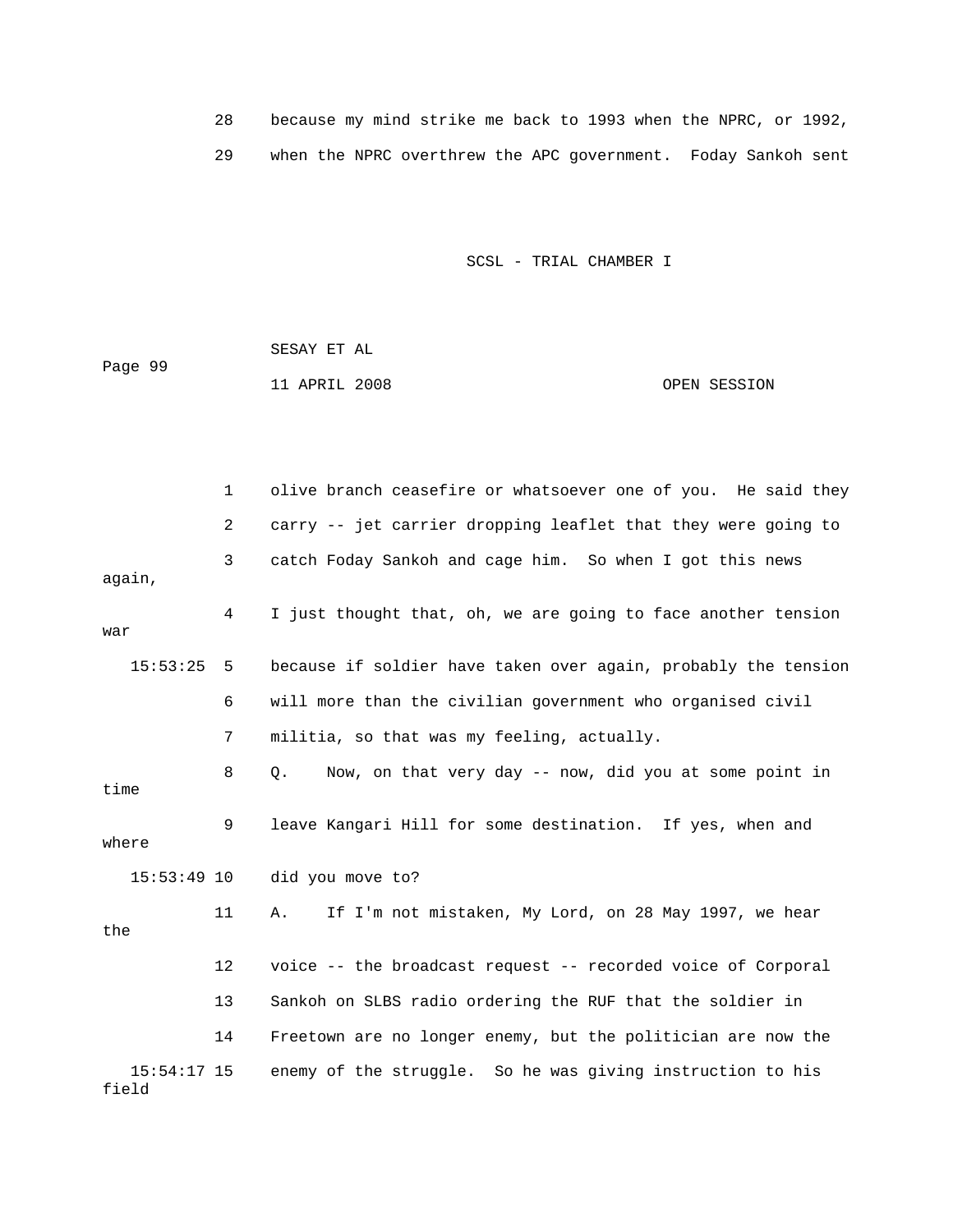28 because my mind strike me back to 1993 when the NPRC, or 1992,

29 when the NPRC overthrew the APC government. Foday Sankoh sent

1 olive branch ceasefire or whatsoever one of you. He said they

2 carry -- jet carrier dropping leaflet that they were going to

3 catch Foday Sankoh and cage him. So when I got this news again,

4 I just thought that, oh, we are going to face another tension war

15:53:25 5 because if soldier have taken over again, probably the tension

6 will more than the civilian government who organised civil

7 militia, so that was my feeling, actually.

8 Q. Now, on that very day -- now, did you at some point in time

9 leave Kangari Hill for some destination. If yes, when and where

15:53:49 10 did you move to?

11 A. If I'm not mistaken, My Lord, on 28 May 1997, we hear the

12 voice -- the broadcast request -- recorded voice of Corporal

13 Sankoh on SLBS radio ordering the RUF that the soldier in

14 Freetown are no longer enemy, but the politician are now the

15:54:17 15 enemy of the struggle. So he was giving instruction to his field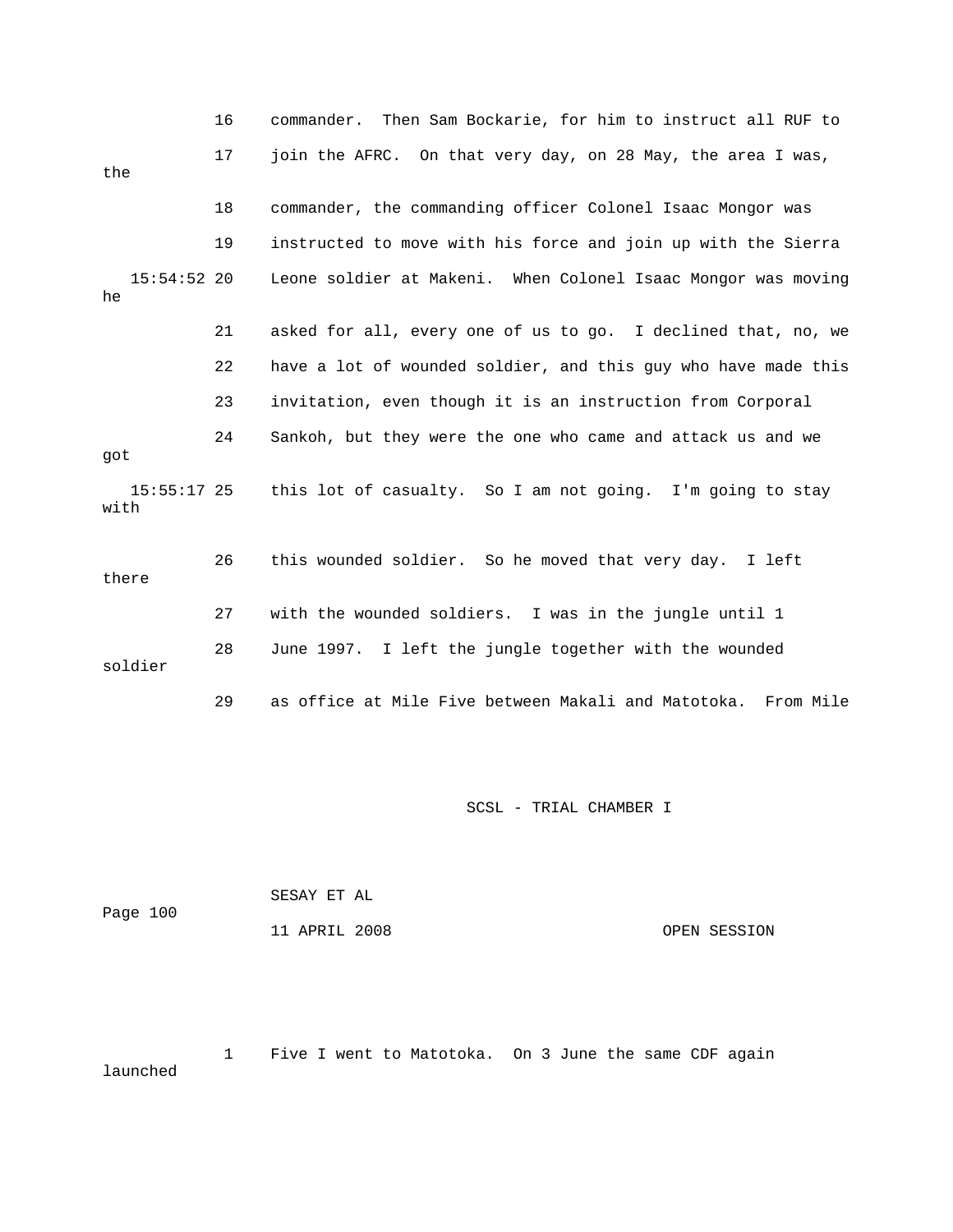16 commander. Then Sam Bockarie, for him to instruct all RUF to

17 join the AFRC. On that very day, on 28 May, the area I was, the

18 commander, the commanding officer Colonel Isaac Mongor was

19 instructed to move with his force and join up with the Sierra

15:54:52 20 Leone soldier at Makeni. When Colonel Isaac Mongor was moving he

21 asked for all, every one of us to go. I declined that, no, we

22 have a lot of wounded soldier, and this guy who have made this

23 invitation, even though it is an instruction from Corporal

24 Sankoh, but they were the one who came and attack us and we got

15:55:17 25 this lot of casualty. So I am not going. I'm going to stay with

26 this wounded soldier. So he moved that very day. I left there

27 with the wounded soldiers. I was in the jungle until 1

28 June 1997. I left the jungle together with the wounded soldier

29 as office at Mile Five between Makali and Matotoka. From Mile

1 Five I went to Matotoka. On 3 June the same CDF again launched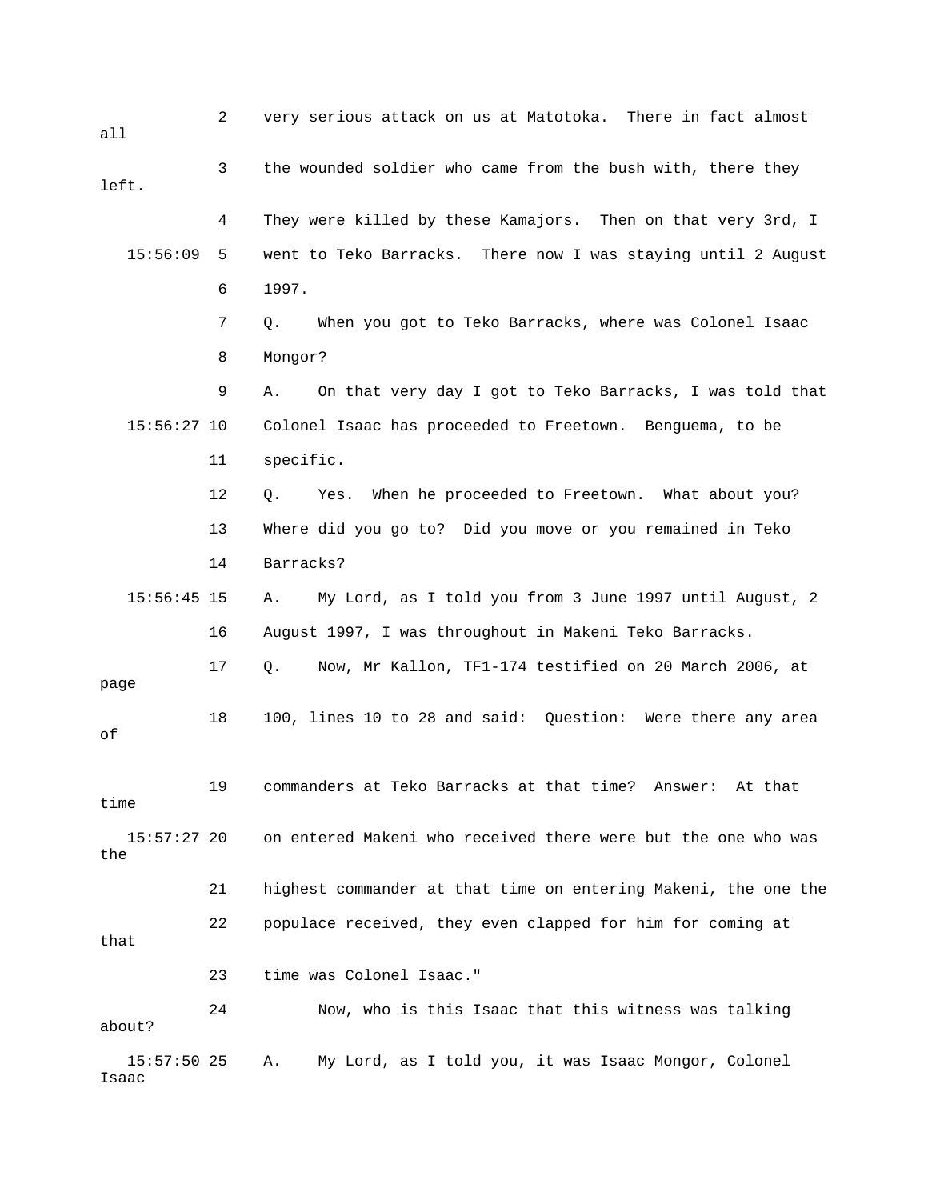2 very serious attack on us at Matotoka. There in fact almost all

3 the wounded soldier who came from the bush with, there they left.

4 They were killed by these Kamajors. Then on that very 3rd, I

15:56:09 5 went to Teko Barracks. There now I was staying until 2 August

6 1997.

7 Q. When you got to Teko Barracks, where was Colonel Isaac

8 Mongor?

9 A. On that very day I got to Teko Barracks, I was told that

15:56:27 10 Colonel Isaac has proceeded to Freetown. Benguema, to be

11 specific.

12 Q. Yes. When he proceeded to Freetown. What about you?

13 Where did you go to? Did you move or you remained in Teko

14 Barracks?

15:56:45 15 A. My Lord, as I told you from 3 June 1997 until August, 2

16 August 1997, I was throughout in Makeni Teko Barracks.

17 Q. Now, Mr Kallon, TF1-174 testified on 20 March 2006, at page

18 100, lines 10 to 28 and said: Question: Were there any area of

19 commanders at Teko Barracks at that time? Answer: At that time

15:57:27 20 on entered Makeni who received there were but the one who was the

21 highest commander at that time on entering Makeni, the one the

22 populace received, they even clapped for him for coming at that

23 time was Colonel Isaac."

24 Now, who is this Isaac that this witness was talking about?

15:57:50 25 A. My Lord, as I told you, it was Isaac Mongor, Colonel Isaac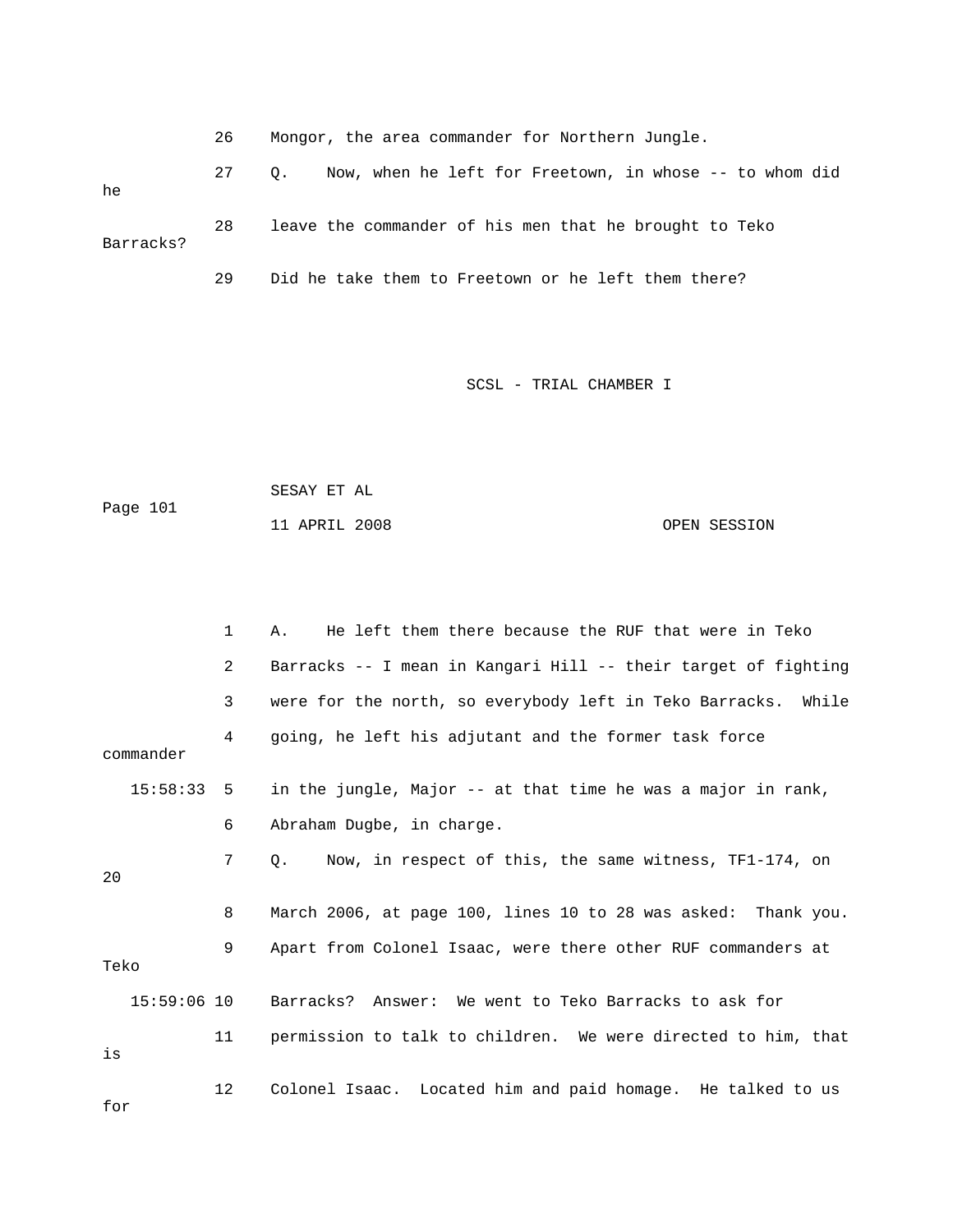26 Mongor, the area commander for Northern Jungle.

27 Q. Now, when he left for Freetown, in whose -- to whom did he

28 leave the commander of his men that he brought to Teko Barracks?

29 Did he take them to Freetown or he left them there?

1 A. He left them there because the RUF that were in Teko

2 Barracks -- I mean in Kangari Hill -- their target of fighting

3 were for the north, so everybody left in Teko Barracks. While

4 going, he left his adjutant and the former task force commander

15:58:33 5 in the jungle, Major -- at that time he was a major in rank,

6 Abraham Dugbe, in charge.

7 Q. Now, in respect of this, the same witness, TF1-174, on 20

8 March 2006, at page 100, lines 10 to 28 was asked: Thank you.

9 Apart from Colonel Isaac, were there other RUF commanders at Teko

15:59:06 10 Barracks? Answer: We went to Teko Barracks to ask for

11 permission to talk to children. We were directed to him, that is

12 Colonel Isaac. Located him and paid homage. He talked to us for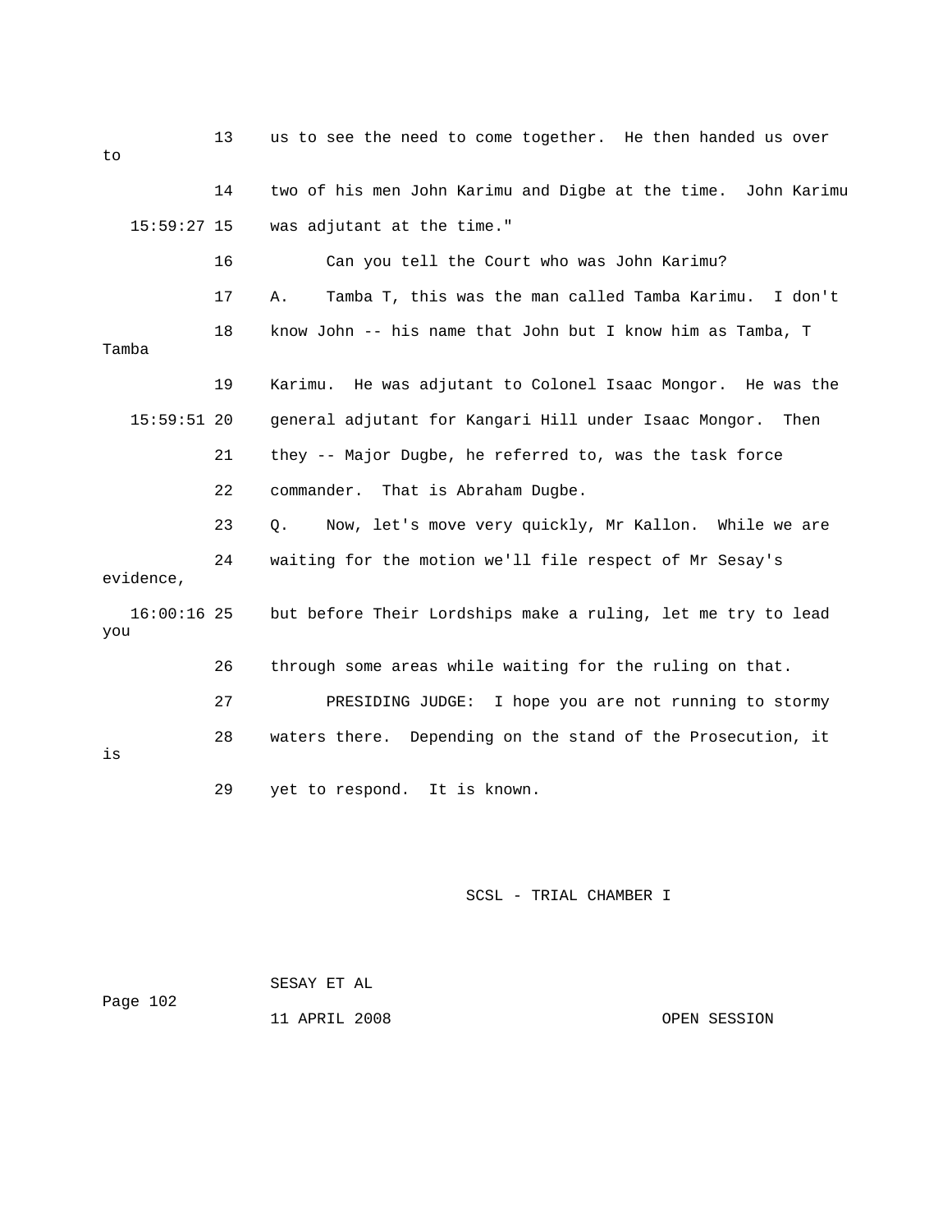13 us to see the need to come together. He then handed us over to

14 two of his men John Karimu and Digbe at the time. John Karimu

15:59:27 15 was adjutant at the time."

16 Can you tell the Court who was John Karimu?

17 A. Tamba T, this was the man called Tamba Karimu. I don't

18 know John -- his name that John but I know him as Tamba, T Tamba

19 Karimu. He was adjutant to Colonel Isaac Mongor. He was the

15:59:51 20 general adjutant for Kangari Hill under Isaac Mongor. Then

21 they -- Major Dugbe, he referred to, was the task force

22 commander. That is Abraham Dugbe.

23 Q. Now, let's move very quickly, Mr Kallon. While we are

24 waiting for the motion we'll file respect of Mr Sesay's evidence,

16:00:16 25 but before Their Lordships make a ruling, let me try to lead you

26 through some areas while waiting for the ruling on that.

27 PRESIDING JUDGE: I hope you are not running to stormy

28 waters there. Depending on the stand of the Prosecution, it is

29 yet to respond. It is known.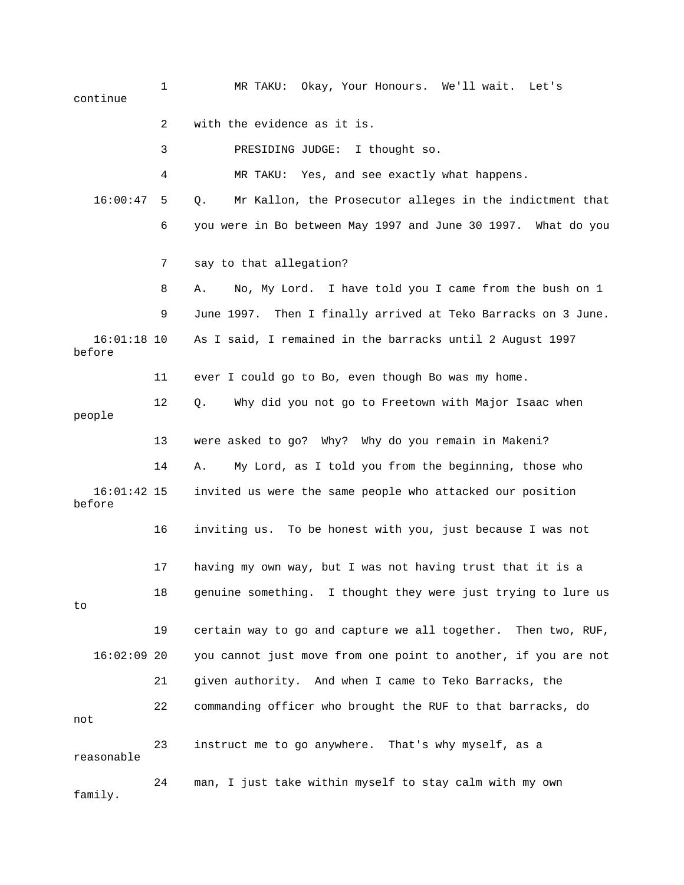1 MR TAKU: Okay, Your Honours. We'll wait. Let's continue

2 with the evidence as it is.

3 PRESIDING JUDGE: I thought so.

4 MR TAKU: Yes, and see exactly what happens.

16:00:47 5 Q. Mr Kallon, the Prosecutor alleges in the indictment that

6 you were in Bo between May 1997 and June 30 1997. What do you

7 say to that allegation?

8 A. No, My Lord. I have told you I came from the bush on 1

9 June 1997. Then I finally arrived at Teko Barracks on 3 June.

16:01:18 10 As I said, I remained in the barracks until 2 August 1997 before

11 ever I could go to Bo, even though Bo was my home.

12 Q. Why did you not go to Freetown with Major Isaac when people

13 were asked to go? Why? Why do you remain in Makeni?

14 A. My Lord, as I told you from the beginning, those who

16:01:42 15 invited us were the same people who attacked our position before

16 inviting us. To be honest with you, just because I was not

17 having my own way, but I was not having trust that it is a

18 genuine something. I thought they were just trying to lure us to

19 certain way to go and capture we all together. Then two, RUF,

16:02:09 20 you cannot just move from one point to another, if you are not

21 given authority. And when I came to Teko Barracks, the

22 commanding officer who brought the RUF to that barracks, do not

23 instruct me to go anywhere. That's why myself, as a reasonable

24 man, I just take within myself to stay calm with my own family.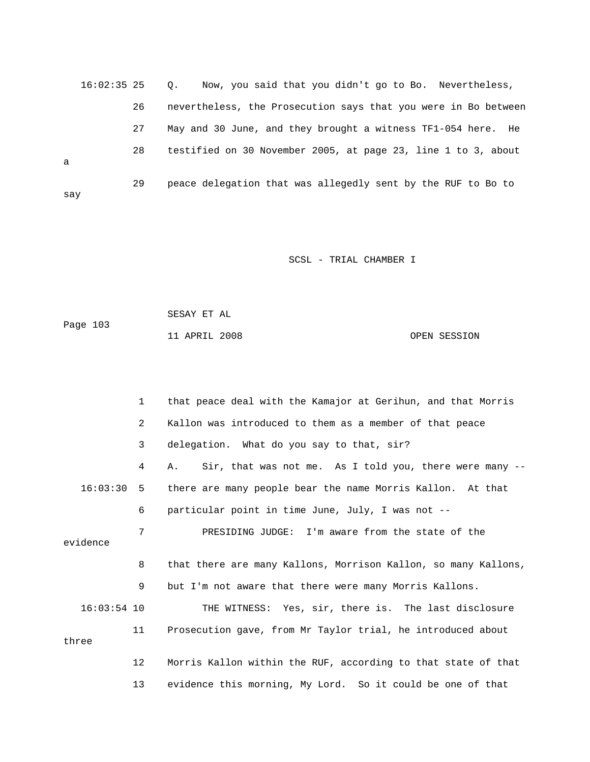16:02:35 25   Q.   Now, you said that you didn't go to Bo.  Nevertheless,

26   nevertheless, the Prosecution says that you were in Bo between

27   May and 30 June, and they brought a witness TF1-054 here.  He

28   testified on 30 November 2005, at page 23, line 1 to 3, about a

29   peace delegation that was allegedly sent by the RUF to Bo to say

1   that peace deal with the Kamajor at Gerihun, and that Morris

2   Kallon was introduced to them as a member of that peace

3   delegation.  What do you say to that, sir?

4   A.   Sir, that was not me.  As I told you, there were many --

16:03:30  5   there are many people bear the name Morris Kallon.  At that

6   particular point in time June, July, I was not --

7        PRESIDING JUDGE:  I'm aware from the state of the evidence

8   that there are many Kallons, Morrison Kallon, so many Kallons,

9   but I'm not aware that there were many Morris Kallons.

16:03:54 10        THE WITNESS:  Yes, sir, there is.  The last disclosure

11   Prosecution gave, from Mr Taylor trial, he introduced about three

12   Morris Kallon within the RUF, according to that state of that

13   evidence this morning, My Lord.  So it could be one of that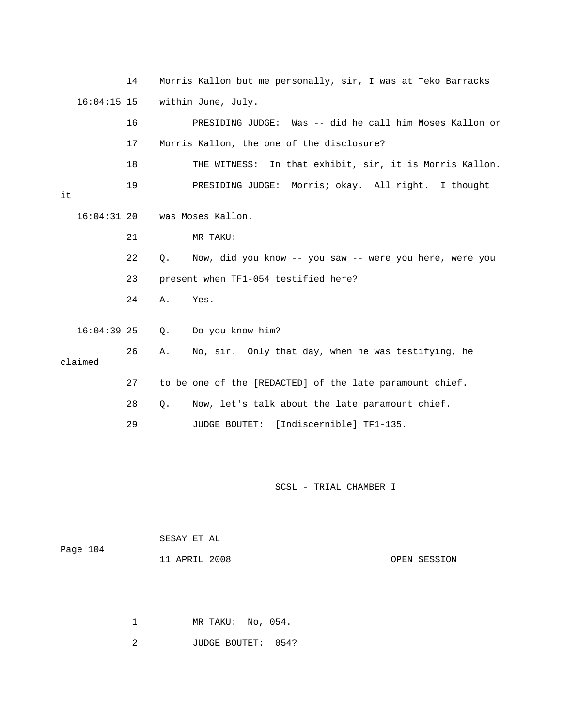14 Morris Kallon but me personally, sir, I was at Teko Barracks

16:04:15 15 within June, July.

16 PRESIDING JUDGE: Was -- did he call him Moses Kallon or

17 Morris Kallon, the one of the disclosure?

18 THE WITNESS: In that exhibit, sir, it is Morris Kallon.

19 PRESIDING JUDGE: Morris; okay. All right. I thought it

16:04:31 20 was Moses Kallon.

21 MR TAKU:

22 Q. Now, did you know -- you saw -- were you here, were you

23 present when TF1-054 testified here?

24 A. Yes.

16:04:39 25 Q. Do you know him?

26 A. No, sir. Only that day, when he was testifying, he claimed

27 to be one of the [REDACTED] of the late paramount chief.

28 Q. Now, let's talk about the late paramount chief.

29 JUDGE BOUTET: [Indiscernible] TF1-135.

1 MR TAKU: No, 054.

2 JUDGE BOUTET: 054?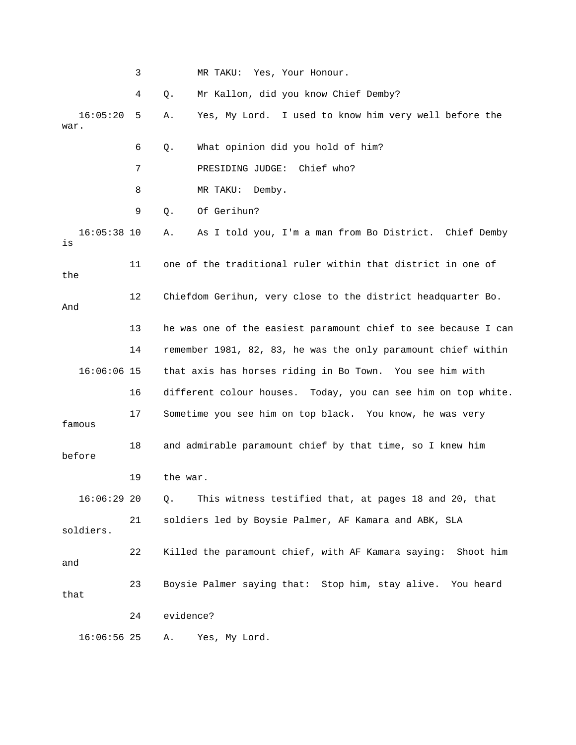3 MR TAKU: Yes, Your Honour.

4 Q. Mr Kallon, did you know Chief Demby?

16:05:20 5 A. Yes, My Lord. I used to know him very well before the war.

6 Q. What opinion did you hold of him?

7 PRESIDING JUDGE: Chief who?

8 MR TAKU: Demby.

9 Q. Of Gerihun?

16:05:38 10 A. As I told you, I'm a man from Bo District. Chief Demby is

11 one of the traditional ruler within that district in one of the

12 Chiefdom Gerihun, very close to the district headquarter Bo. And

13 he was one of the easiest paramount chief to see because I can

14 remember 1981, 82, 83, he was the only paramount chief within

16:06:06 15 that axis has horses riding in Bo Town. You see him with

16 different colour houses. Today, you can see him on top white.

17 Sometime you see him on top black. You know, he was very famous

18 and admirable paramount chief by that time, so I knew him before

19 the war.

16:06:29 20 Q. This witness testified that, at pages 18 and 20, that

21 soldiers led by Boysie Palmer, AF Kamara and ABK, SLA soldiers.

22 Killed the paramount chief, with AF Kamara saying: Shoot him and

23 Boysie Palmer saying that: Stop him, stay alive. You heard that

24 evidence?

16:06:56 25 A. Yes, My Lord.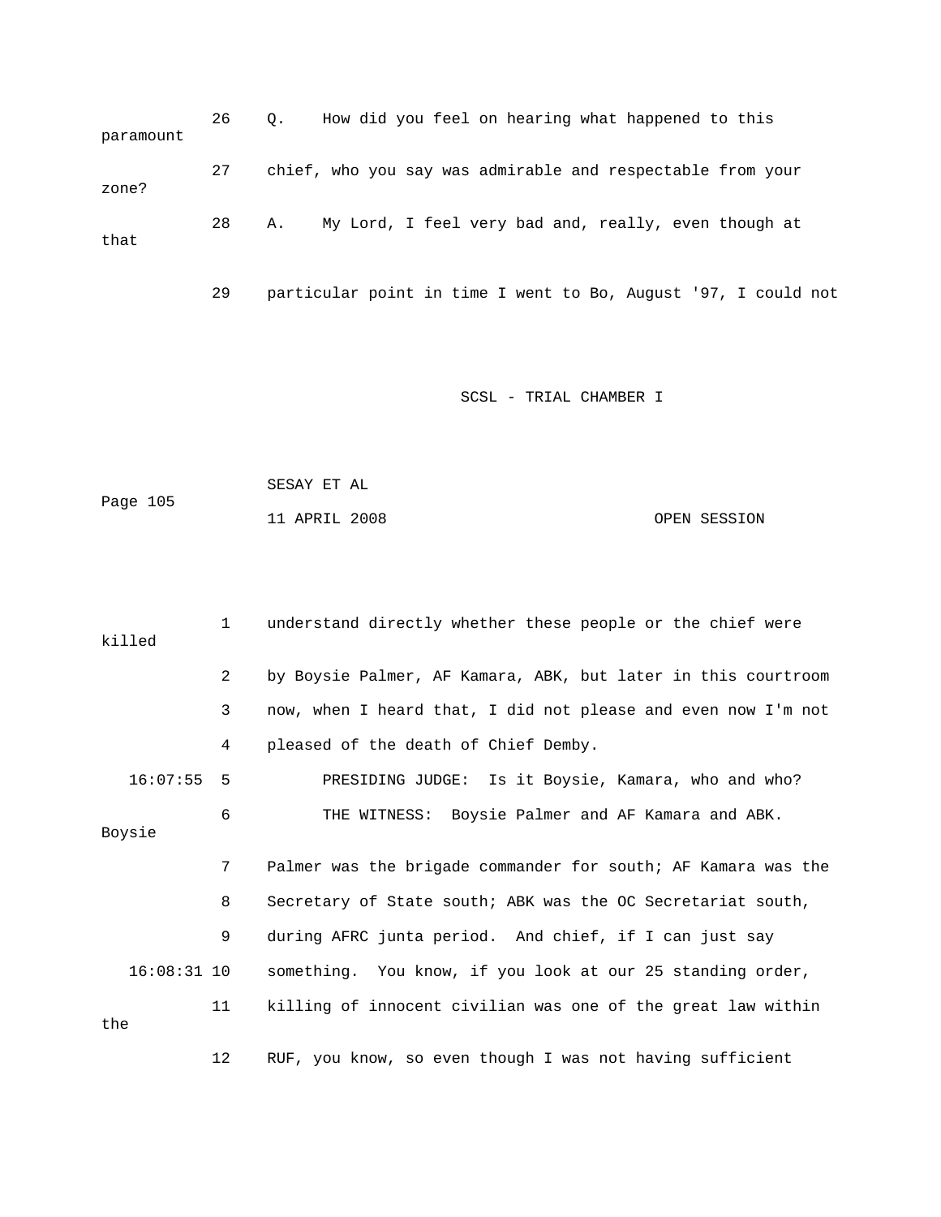26 Q. How did you feel on hearing what happened to this paramount

27 chief, who you say was admirable and respectable from your zone?

28 A. My Lord, I feel very bad and, really, even though at that

29 particular point in time I went to Bo, August '97, I could not

1 understand directly whether these people or the chief were killed

2 by Boysie Palmer, AF Kamara, ABK, but later in this courtroom

3 now, when I heard that, I did not please and even now I'm not

4 pleased of the death of Chief Demby.

16:07:55 5 PRESIDING JUDGE: Is it Boysie, Kamara, who and who?

6 THE WITNESS: Boysie Palmer and AF Kamara and ABK. Boysie

7 Palmer was the brigade commander for south; AF Kamara was the

8 Secretary of State south; ABK was the OC Secretariat south,

9 during AFRC junta period. And chief, if I can just say

16:08:31 10 something. You know, if you look at our 25 standing order,

11 killing of innocent civilian was one of the great law within the

12 RUF, you know, so even though I was not having sufficient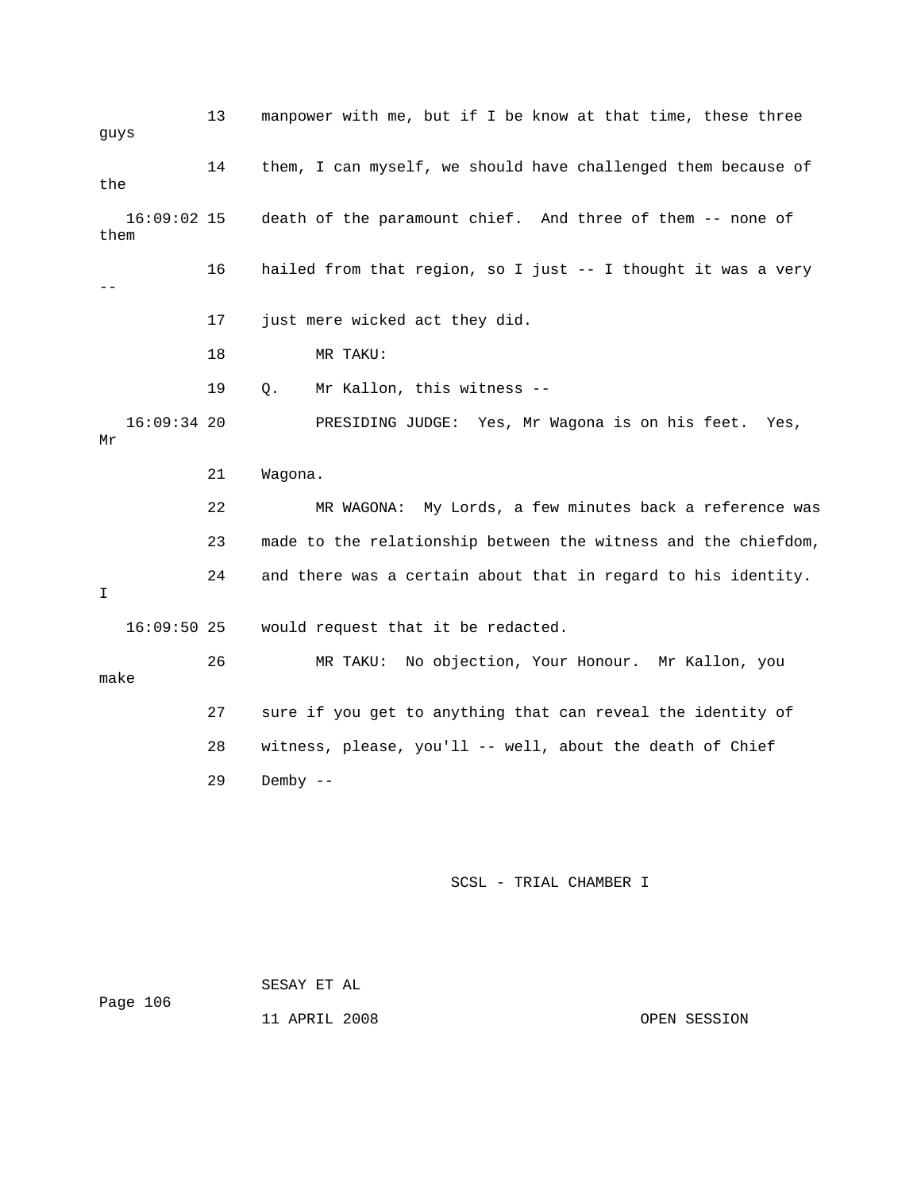13 manpower with me, but if I be know at that time, these three guys

14 them, I can myself, we should have challenged them because of the

16:09:02 15 death of the paramount chief. And three of them -- none of them

16 hailed from that region, so I just -- I thought it was a very --

17 just mere wicked act they did.

18 MR TAKU:

19 Q. Mr Kallon, this witness --

16:09:34 20 PRESIDING JUDGE: Yes, Mr Wagona is on his feet. Yes, Mr

21 Wagona.

22 MR WAGONA: My Lords, a few minutes back a reference was

23 made to the relationship between the witness and the chiefdom,

24 and there was a certain about that in regard to his identity. I

16:09:50 25 would request that it be redacted.

26 MR TAKU: No objection, Your Honour. Mr Kallon, you make

27 sure if you get to anything that can reveal the identity of

28 witness, please, you'll -- well, about the death of Chief

29 Demby --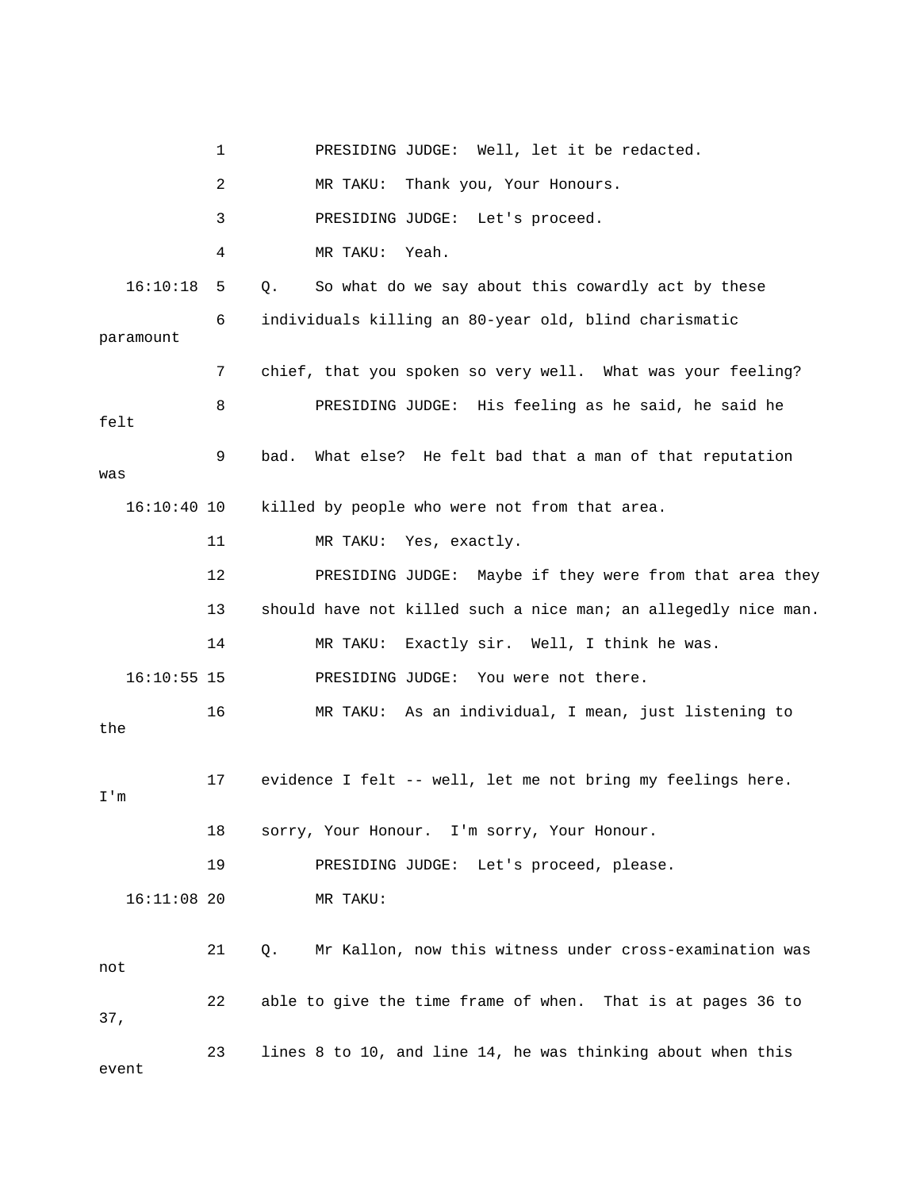1 PRESIDING JUDGE: Well, let it be redacted.

2 MR TAKU: Thank you, Your Honours.

3 PRESIDING JUDGE: Let's proceed.

4 MR TAKU: Yeah.

16:10:18 5 Q. So what do we say about this cowardly act by these

6 individuals killing an 80-year old, blind charismatic paramount

7 chief, that you spoken so very well. What was your feeling?

8 PRESIDING JUDGE: His feeling as he said, he said he felt

9 bad. What else? He felt bad that a man of that reputation was

16:10:40 10 killed by people who were not from that area.

11 MR TAKU: Yes, exactly.

12 PRESIDING JUDGE: Maybe if they were from that area they

13 should have not killed such a nice man; an allegedly nice man.

14 MR TAKU: Exactly sir. Well, I think he was.

16:10:55 15 PRESIDING JUDGE: You were not there.

16 MR TAKU: As an individual, I mean, just listening to the

17 evidence I felt -- well, let me not bring my feelings here. I'm

18 sorry, Your Honour. I'm sorry, Your Honour.

19 PRESIDING JUDGE: Let's proceed, please.

16:11:08 20 MR TAKU:

21 Q. Mr Kallon, now this witness under cross-examination was not

22 able to give the time frame of when. That is at pages 36 to 37,

23 lines 8 to 10, and line 14, he was thinking about when this event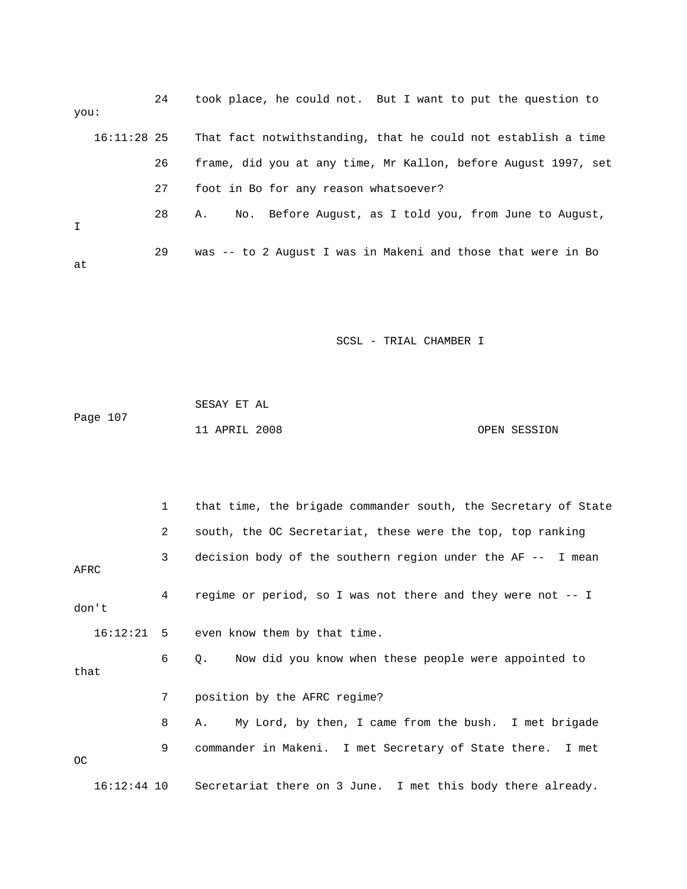24 took place, he could not. But I want to put the question to you:

16:11:28 25 That fact notwithstanding, that he could not establish a time

26 frame, did you at any time, Mr Kallon, before August 1997, set

27 foot in Bo for any reason whatsoever?

28 A. No. Before August, as I told you, from June to August, I

29 was -- to 2 August I was in Makeni and those that were in Bo at

1 that time, the brigade commander south, the Secretary of State

2 south, the OC Secretariat, these were the top, top ranking

3 decision body of the southern region under the AF -- I mean AFRC

4 regime or period, so I was not there and they were not -- I don't

16:12:21 5 even know them by that time.

6 Q. Now did you know when these people were appointed to that

7 position by the AFRC regime?

8 A. My Lord, by then, I came from the bush. I met brigade

9 commander in Makeni. I met Secretary of State there. I met OC

16:12:44 10 Secretariat there on 3 June. I met this body there already.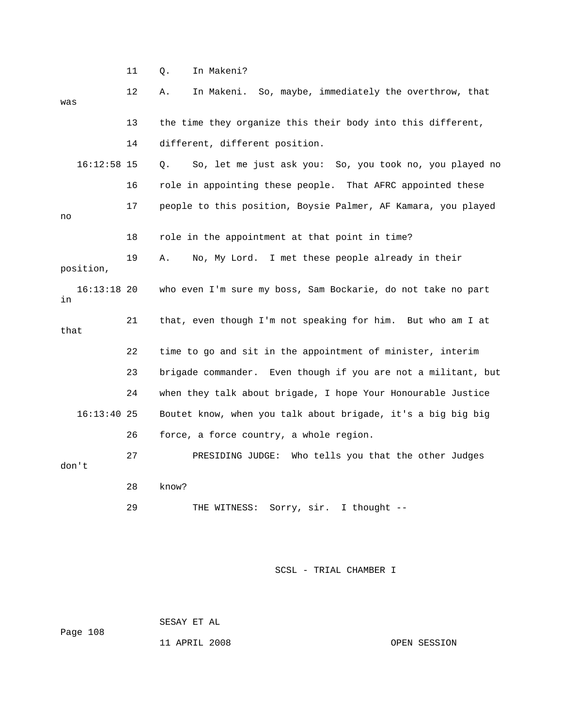11 Q. In Makeni?

12 A. In Makeni. So, maybe, immediately the overthrow, that was

13 the time they organize this their body into this different,

14 different, different position.

16:12:58 15 Q. So, let me just ask you: So, you took no, you played no

16 role in appointing these people. That AFRC appointed these

17 people to this position, Boysie Palmer, AF Kamara, you played no

18 role in the appointment at that point in time?

19 A. No, My Lord. I met these people already in their position,

16:13:18 20 who even I'm sure my boss, Sam Bockarie, do not take no part in

21 that, even though I'm not speaking for him. But who am I at that

22 time to go and sit in the appointment of minister, interim

23 brigade commander. Even though if you are not a militant, but

24 when they talk about brigade, I hope Your Honourable Justice

16:13:40 25 Boutet know, when you talk about brigade, it's a big big big

26 force, a force country, a whole region.

27 PRESIDING JUDGE: Who tells you that the other Judges don't

28 know?

29 THE WITNESS: Sorry, sir. I thought --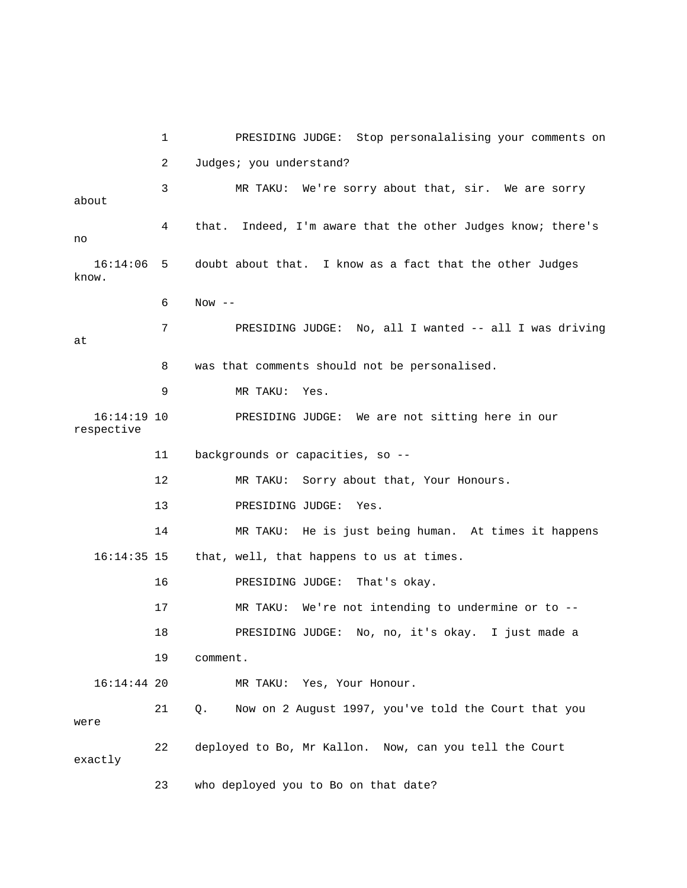1 PRESIDING JUDGE: Stop personalalising your comments on

2 Judges; you understand?

3 MR TAKU: We're sorry about that, sir. We are sorry about

4 that. Indeed, I'm aware that the other Judges know; there's no

16:14:06 5 doubt about that. I know as a fact that the other Judges know.

6 Now --

7 PRESIDING JUDGE: No, all I wanted -- all I was driving at

8 was that comments should not be personalised.

9 MR TAKU: Yes.

16:14:19 10 PRESIDING JUDGE: We are not sitting here in our respective

11 backgrounds or capacities, so --

12 MR TAKU: Sorry about that, Your Honours.

13 PRESIDING JUDGE: Yes.

14 MR TAKU: He is just being human. At times it happens

16:14:35 15 that, well, that happens to us at times.

16 PRESIDING JUDGE: That's okay.

17 MR TAKU: We're not intending to undermine or to --

18 PRESIDING JUDGE: No, no, it's okay. I just made a

19 comment.

16:14:44 20 MR TAKU: Yes, Your Honour.

21 Q. Now on 2 August 1997, you've told the Court that you were

22 deployed to Bo, Mr Kallon. Now, can you tell the Court exactly

23 who deployed you to Bo on that date?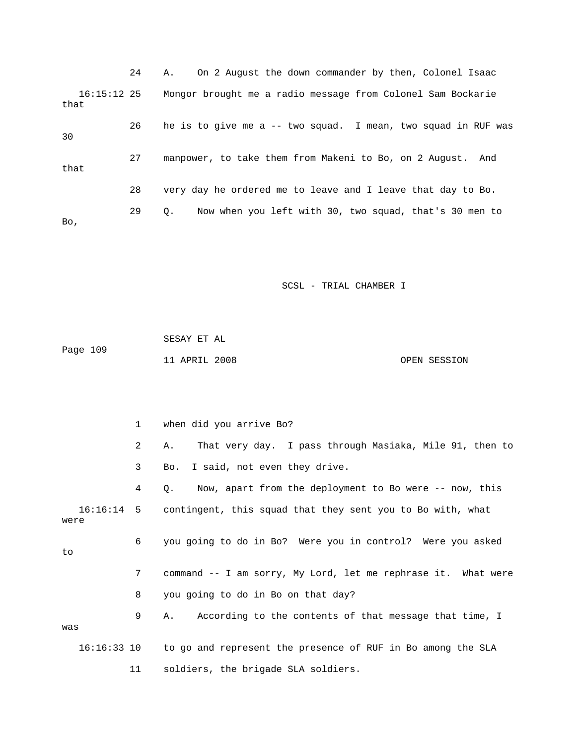24 A. On 2 August the down commander by then, Colonel Isaac

16:15:12 25 Mongor brought me a radio message from Colonel Sam Bockarie that

26 he is to give me a -- two squad. I mean, two squad in RUF was 30

27 manpower, to take them from Makeni to Bo, on 2 August. And that

28 very day he ordered me to leave and I leave that day to Bo.

29 Q. Now when you left with 30, two squad, that's 30 men to Bo,

1 when did you arrive Bo?

2 A. That very day. I pass through Masiaka, Mile 91, then to

3 Bo. I said, not even they drive.

4 Q. Now, apart from the deployment to Bo were -- now, this

16:16:14 5 contingent, this squad that they sent you to Bo with, what were

6 you going to do in Bo? Were you in control? Were you asked to

7 command -- I am sorry, My Lord, let me rephrase it. What were

8 you going to do in Bo on that day?

9 A. According to the contents of that message that time, I was

16:16:33 10 to go and represent the presence of RUF in Bo among the SLA

11 soldiers, the brigade SLA soldiers.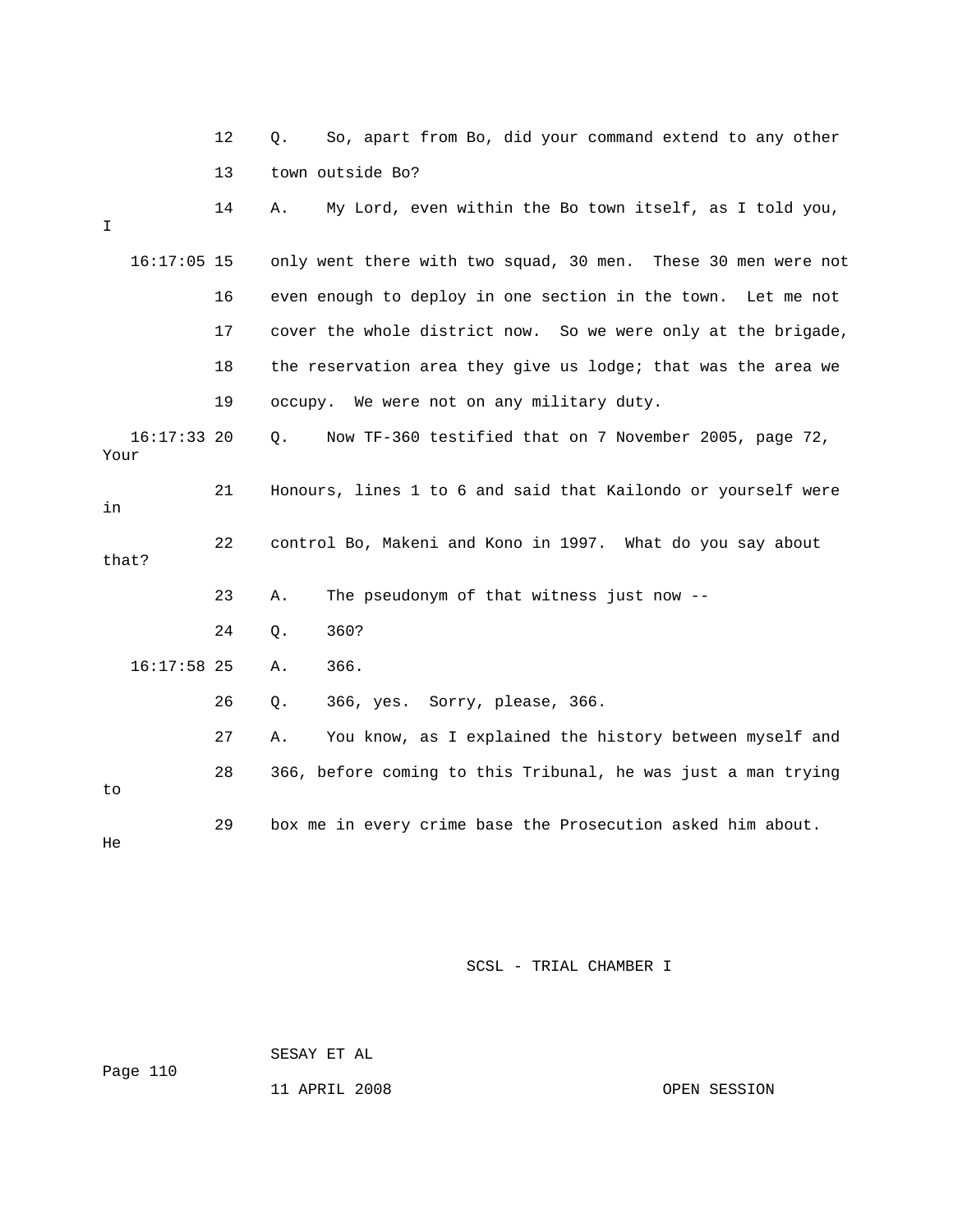12 Q. So, apart from Bo, did your command extend to any other

13 town outside Bo?

14 A. My Lord, even within the Bo town itself, as I told you, I

16:17:05 15 only went there with two squad, 30 men. These 30 men were not

16 even enough to deploy in one section in the town. Let me not

17 cover the whole district now. So we were only at the brigade,

18 the reservation area they give us lodge; that was the area we

19 occupy. We were not on any military duty.

16:17:33 20 Q. Now TF-360 testified that on 7 November 2005, page 72, Your

21 Honours, lines 1 to 6 and said that Kailondo or yourself were in

22 control Bo, Makeni and Kono in 1997. What do you say about that?

23 A. The pseudonym of that witness just now --

24 Q. 360?

16:17:58 25 A. 366.

26 Q. 366, yes. Sorry, please, 366.

27 A. You know, as I explained the history between myself and

28 366, before coming to this Tribunal, he was just a man trying to

29 box me in every crime base the Prosecution asked him about. He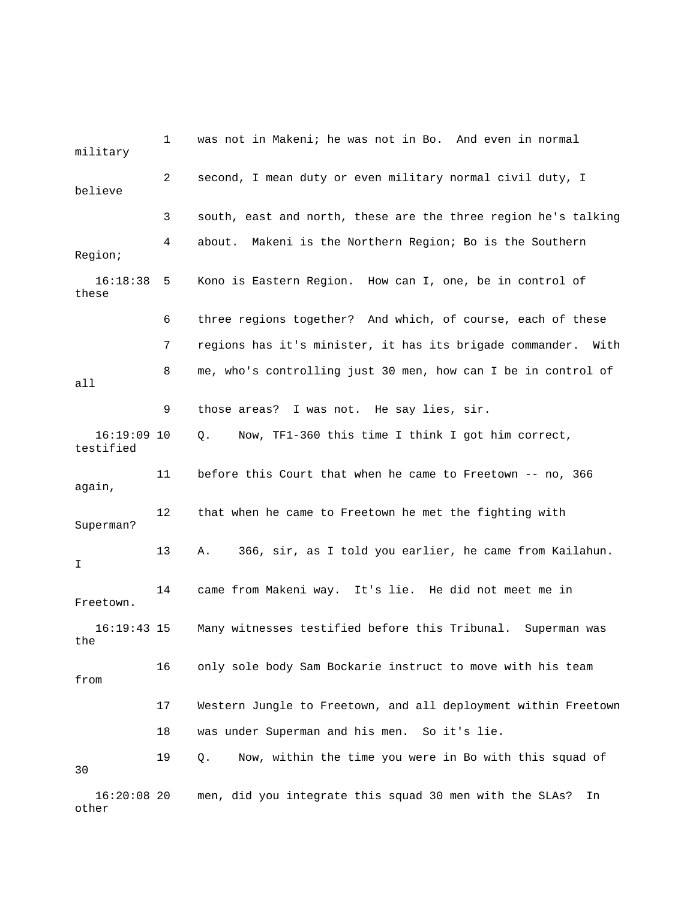1 was not in Makeni; he was not in Bo. And even in normal military

2 second, I mean duty or even military normal civil duty, I believe

3 south, east and north, these are the three region he's talking

4 about. Makeni is the Northern Region; Bo is the Southern Region;

16:18:38 5 Kono is Eastern Region. How can I, one, be in control of these

6 three regions together? And which, of course, each of these

7 regions has it's minister, it has its brigade commander. With

8 me, who's controlling just 30 men, how can I be in control of all

9 those areas? I was not. He say lies, sir.

16:19:09 10 Q. Now, TF1-360 this time I think I got him correct, testified

11 before this Court that when he came to Freetown -- no, 366 again,

12 that when he came to Freetown he met the fighting with Superman?

13 A. 366, sir, as I told you earlier, he came from Kailahun. I

14 came from Makeni way. It's lie. He did not meet me in Freetown.

16:19:43 15 Many witnesses testified before this Tribunal. Superman was the

16 only sole body Sam Bockarie instruct to move with his team from

17 Western Jungle to Freetown, and all deployment within Freetown

18 was under Superman and his men. So it's lie.

19 Q. Now, within the time you were in Bo with this squad of 30

16:20:08 20 men, did you integrate this squad 30 men with the SLAs? In other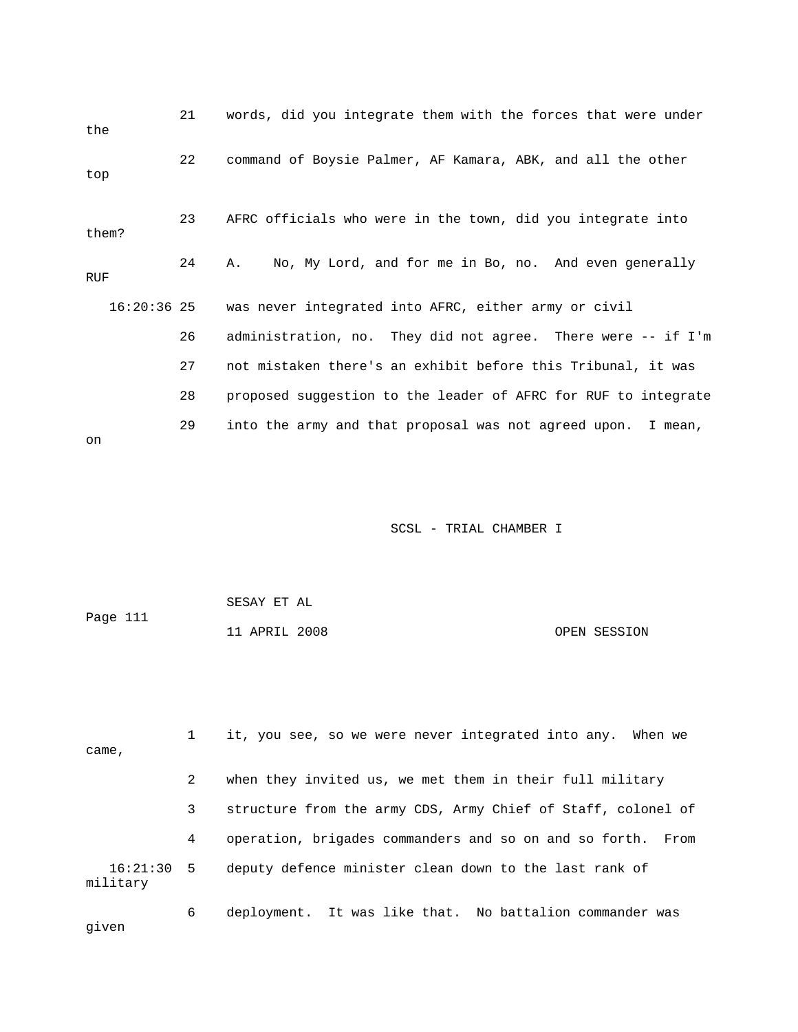21 words, did you integrate them with the forces that were under the

22 command of Boysie Palmer, AF Kamara, ABK, and all the other top

23 AFRC officials who were in the town, did you integrate into them?

24 A. No, My Lord, and for me in Bo, no. And even generally RUF

16:20:36 25 was never integrated into AFRC, either army or civil

26 administration, no. They did not agree. There were -- if I'm

27 not mistaken there's an exhibit before this Tribunal, it was

28 proposed suggestion to the leader of AFRC for RUF to integrate

29 into the army and that proposal was not agreed upon. I mean, on

1 it, you see, so we were never integrated into any. When we came,

2 when they invited us, we met them in their full military

3 structure from the army CDS, Army Chief of Staff, colonel of

4 operation, brigades commanders and so on and so forth. From

16:21:30 5 deputy defence minister clean down to the last rank of military

6 deployment. It was like that. No battalion commander was given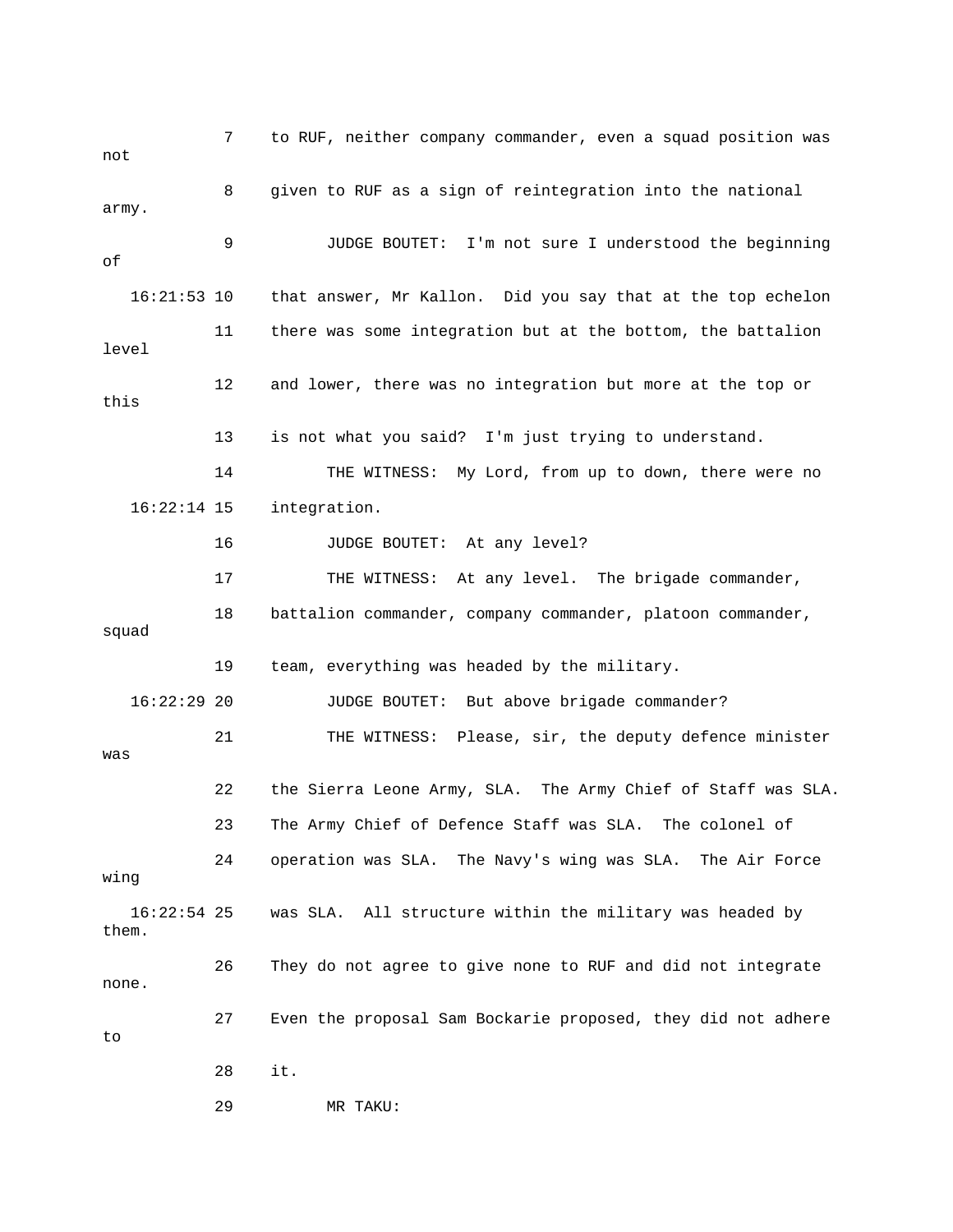7 to RUF, neither company commander, even a squad position was not

8 given to RUF as a sign of reintegration into the national army.

9 JUDGE BOUTET: I'm not sure I understood the beginning of

16:21:53 10 that answer, Mr Kallon. Did you say that at the top echelon

11 there was some integration but at the bottom, the battalion level

12 and lower, there was no integration but more at the top or this

13 is not what you said? I'm just trying to understand.

14 THE WITNESS: My Lord, from up to down, there were no

16:22:14 15 integration.

16 JUDGE BOUTET: At any level?

17 THE WITNESS: At any level. The brigade commander,

18 battalion commander, company commander, platoon commander, squad

19 team, everything was headed by the military.

16:22:29 20 JUDGE BOUTET: But above brigade commander?

21 THE WITNESS: Please, sir, the deputy defence minister was

22 the Sierra Leone Army, SLA. The Army Chief of Staff was SLA.

23 The Army Chief of Defence Staff was SLA. The colonel of

24 operation was SLA. The Navy's wing was SLA. The Air Force wing

16:22:54 25 was SLA. All structure within the military was headed by them.

26 They do not agree to give none to RUF and did not integrate none.

27 Even the proposal Sam Bockarie proposed, they did not adhere to

28 it.

29 MR TAKU: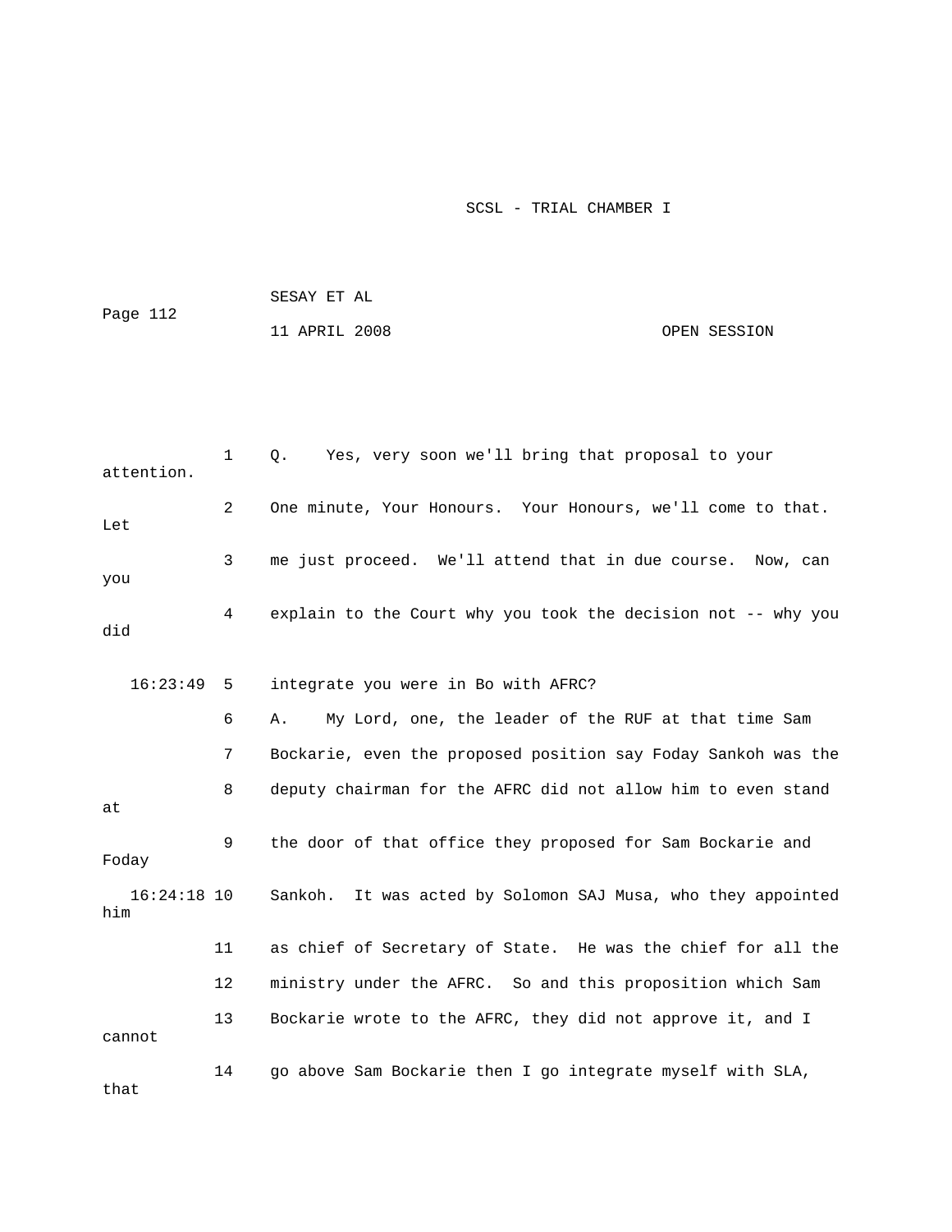1 Q. Yes, very soon we'll bring that proposal to your attention.

2 One minute, Your Honours. Your Honours, we'll come to that. Let

3 me just proceed. We'll attend that in due course. Now, can you

4 explain to the Court why you took the decision not -- why you did

16:23:49 5 integrate you were in Bo with AFRC?

6 A. My Lord, one, the leader of the RUF at that time Sam

7 Bockarie, even the proposed position say Foday Sankoh was the

8 deputy chairman for the AFRC did not allow him to even stand at

9 the door of that office they proposed for Sam Bockarie and Foday

16:24:18 10 Sankoh. It was acted by Solomon SAJ Musa, who they appointed him

11 as chief of Secretary of State. He was the chief for all the

12 ministry under the AFRC. So and this proposition which Sam

13 Bockarie wrote to the AFRC, they did not approve it, and I cannot

14 go above Sam Bockarie then I go integrate myself with SLA, that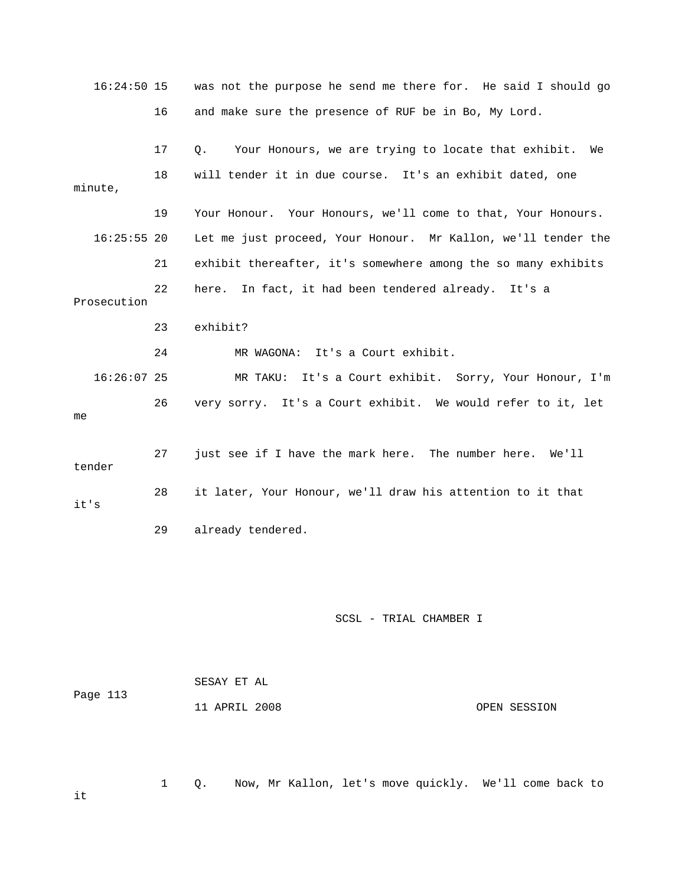16:24:50 15 was not the purpose he send me there for. He said I should go

16 and make sure the presence of RUF be in Bo, My Lord.

17 Q. Your Honours, we are trying to locate that exhibit. We

18 will tender it in due course. It's an exhibit dated, one minute,

19 Your Honour. Your Honours, we'll come to that, Your Honours.

16:25:55 20 Let me just proceed, Your Honour. Mr Kallon, we'll tender the

21 exhibit thereafter, it's somewhere among the so many exhibits

22 here. In fact, it had been tendered already. It's a Prosecution

23 exhibit?

24 MR WAGONA: It's a Court exhibit.

16:26:07 25 MR TAKU: It's a Court exhibit. Sorry, Your Honour, I'm

26 very sorry. It's a Court exhibit. We would refer to it, let me

27 just see if I have the mark here. The number here. We'll tender

28 it later, Your Honour, we'll draw his attention to it that it's

29 already tendered.

SCSL - TRIAL CHAMBER I

SESAY ET AL

Page 113

11 APRIL 2008 OPEN SESSION

1 Q. Now, Mr Kallon, let's move quickly. We'll come back to it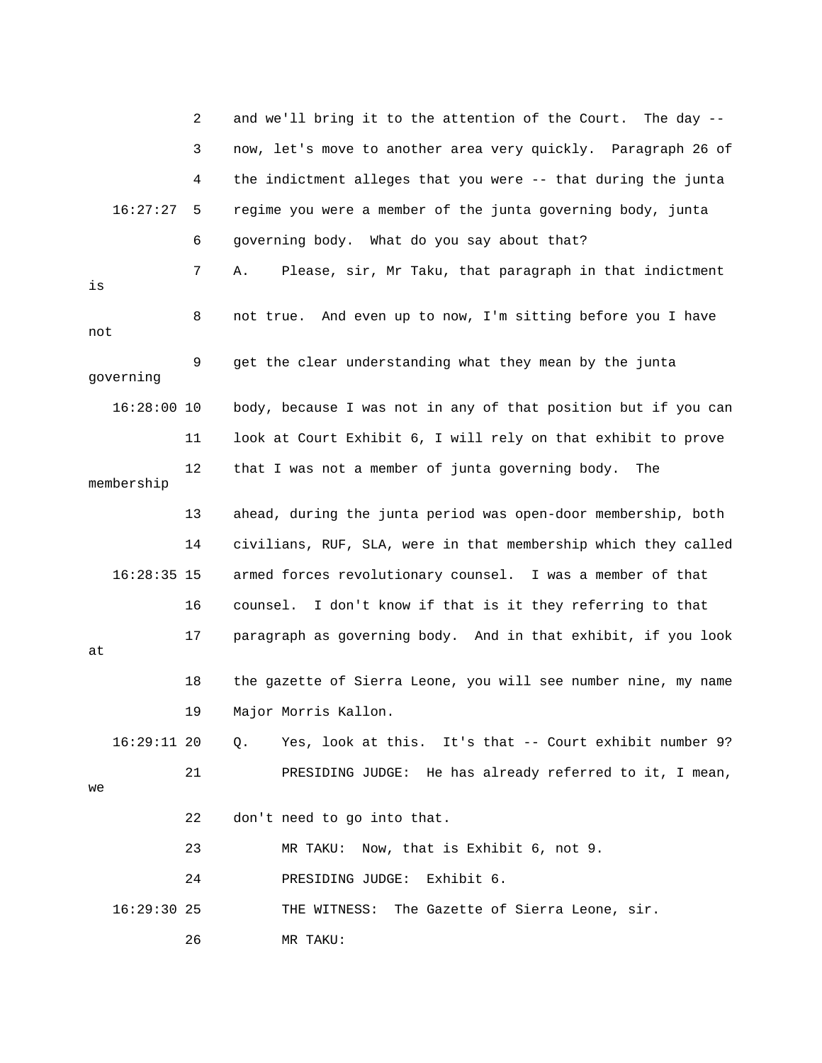2 and we'll bring it to the attention of the Court. The day --

3 now, let's move to another area very quickly. Paragraph 26 of

4 the indictment alleges that you were -- that during the junta

16:27:27 5 regime you were a member of the junta governing body, junta

6 governing body. What do you say about that?

7 A. Please, sir, Mr Taku, that paragraph in that indictment is

8 not true. And even up to now, I'm sitting before you I have not

9 get the clear understanding what they mean by the junta governing

16:28:00 10 body, because I was not in any of that position but if you can

11 look at Court Exhibit 6, I will rely on that exhibit to prove

12 that I was not a member of junta governing body. The membership

13 ahead, during the junta period was open-door membership, both

14 civilians, RUF, SLA, were in that membership which they called

16:28:35 15 armed forces revolutionary counsel. I was a member of that

16 counsel. I don't know if that is it they referring to that

17 paragraph as governing body. And in that exhibit, if you look at

18 the gazette of Sierra Leone, you will see number nine, my name

19 Major Morris Kallon.

16:29:11 20 Q. Yes, look at this. It's that -- Court exhibit number 9?

21 PRESIDING JUDGE: He has already referred to it, I mean, we

22 don't need to go into that.

23 MR TAKU: Now, that is Exhibit 6, not 9.

24 PRESIDING JUDGE: Exhibit 6.

16:29:30 25 THE WITNESS: The Gazette of Sierra Leone, sir.

26 MR TAKU: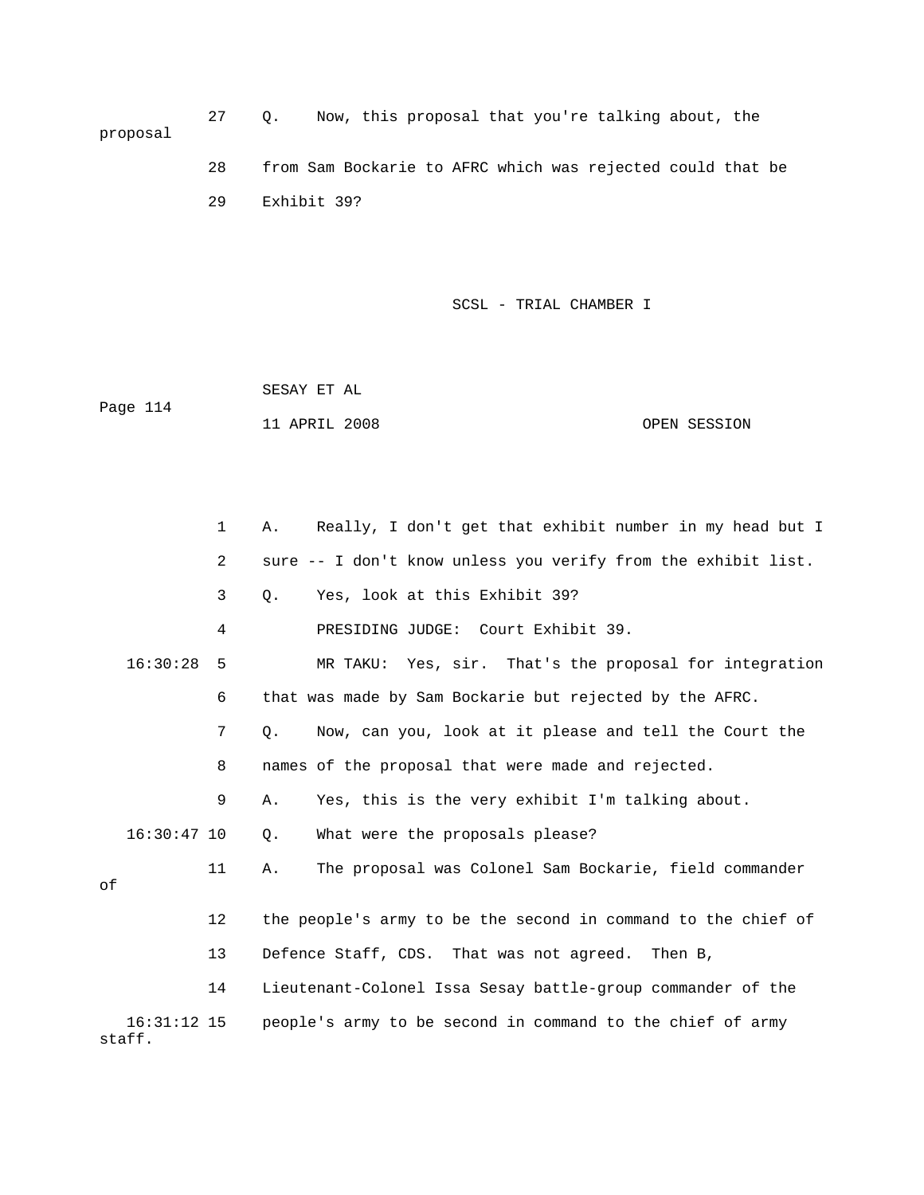27 Q. Now, this proposal that you're talking about, the proposal

28 from Sam Bockarie to AFRC which was rejected could that be

29 Exhibit 39?

1 A. Really, I don't get that exhibit number in my head but I

2 sure -- I don't know unless you verify from the exhibit list.

3 Q. Yes, look at this Exhibit 39?

4 PRESIDING JUDGE: Court Exhibit 39.

16:30:28 5 MR TAKU: Yes, sir. That's the proposal for integration

6 that was made by Sam Bockarie but rejected by the AFRC.

7 Q. Now, can you, look at it please and tell the Court the

8 names of the proposal that were made and rejected.

9 A. Yes, this is the very exhibit I'm talking about.

16:30:47 10 Q. What were the proposals please?

11 A. The proposal was Colonel Sam Bockarie, field commander of

12 the people's army to be the second in command to the chief of

13 Defence Staff, CDS. That was not agreed. Then B,

14 Lieutenant-Colonel Issa Sesay battle-group commander of the

16:31:12 15 people's army to be second in command to the chief of army staff.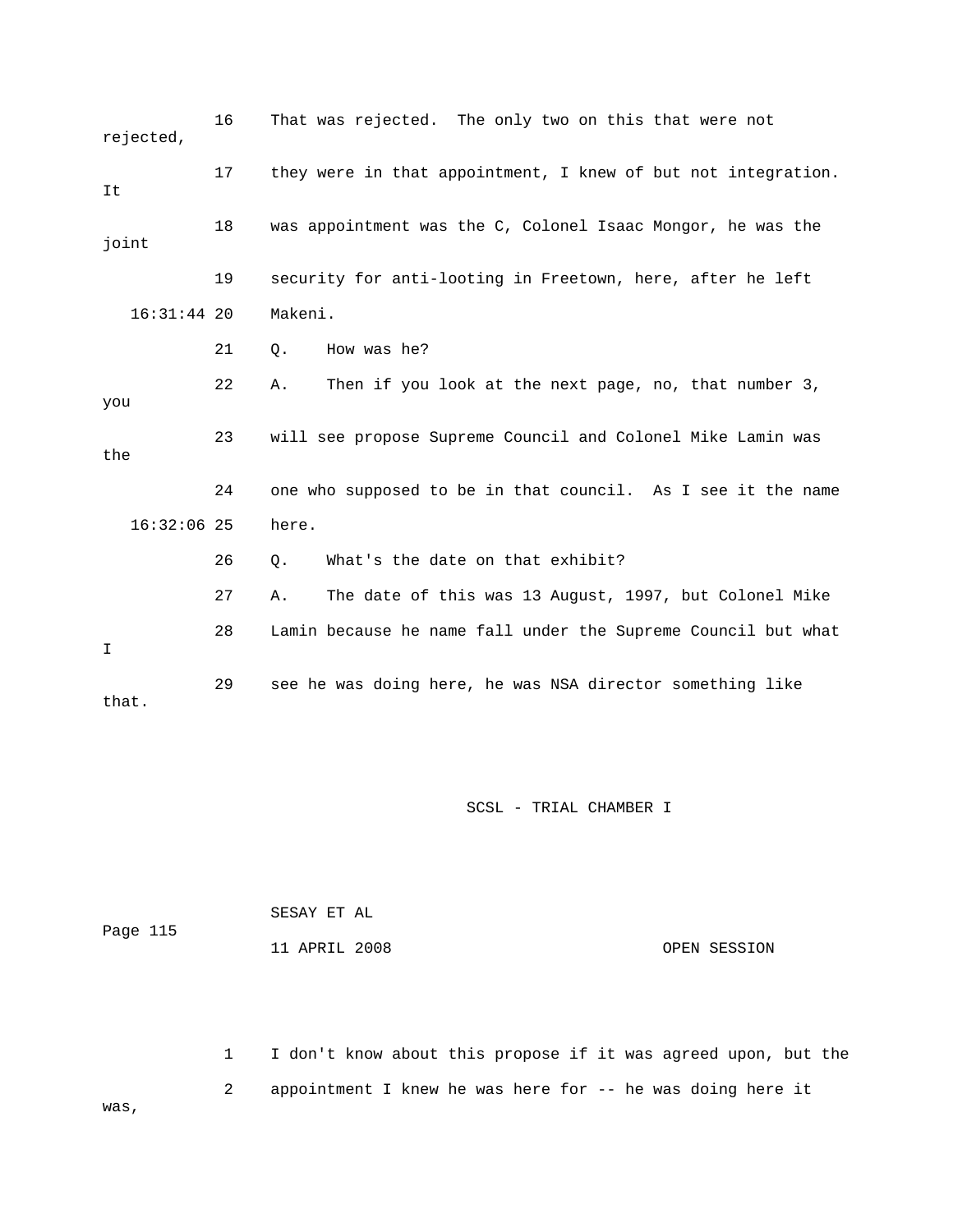16 That was rejected. The only two on this that were not rejected,

17 they were in that appointment, I knew of but not integration. It

18 was appointment was the C, Colonel Isaac Mongor, he was the joint

19 security for anti-looting in Freetown, here, after he left

16:31:44 20 Makeni.

21 Q. How was he?

22 A. Then if you look at the next page, no, that number 3, you

23 will see propose Supreme Council and Colonel Mike Lamin was the

24 one who supposed to be in that council. As I see it the name

16:32:06 25 here.

26 Q. What's the date on that exhibit?

27 A. The date of this was 13 August, 1997, but Colonel Mike

28 Lamin because he name fall under the Supreme Council but what I

29 see he was doing here, he was NSA director something like that.

SCSL - TRIAL CHAMBER I

SESAY ET AL

Page 115

11 APRIL 2008 OPEN SESSION

1 I don't know about this propose if it was agreed upon, but the

2 appointment I knew he was here for -- he was doing here it was,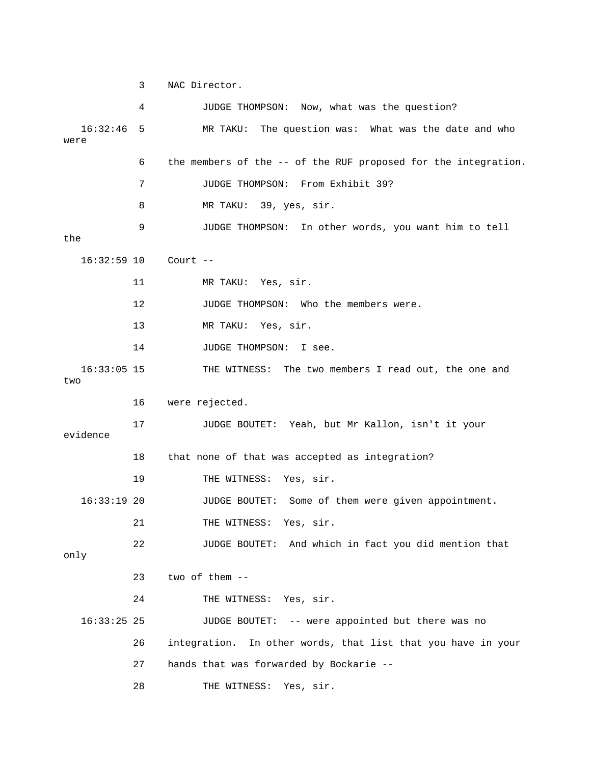3 NAC Director.

4 JUDGE THOMPSON: Now, what was the question?

16:32:46 5 MR TAKU: The question was: What was the date and who were

6 the members of the -- of the RUF proposed for the integration.

7 JUDGE THOMPSON: From Exhibit 39?

8 MR TAKU: 39, yes, sir.

9 JUDGE THOMPSON: In other words, you want him to tell the

16:32:59 10 Court --

11 MR TAKU: Yes, sir.

12 JUDGE THOMPSON: Who the members were.

13 MR TAKU: Yes, sir.

14 JUDGE THOMPSON: I see.

16:33:05 15 THE WITNESS: The two members I read out, the one and two

16 were rejected.

17 JUDGE BOUTET: Yeah, but Mr Kallon, isn't it your evidence

18 that none of that was accepted as integration?

19 THE WITNESS: Yes, sir.

16:33:19 20 JUDGE BOUTET: Some of them were given appointment.

21 THE WITNESS: Yes, sir.

22 JUDGE BOUTET: And which in fact you did mention that only

23 two of them --

24 THE WITNESS: Yes, sir.

16:33:25 25 JUDGE BOUTET: -- were appointed but there was no

26 integration. In other words, that list that you have in your

27 hands that was forwarded by Bockarie --

28 THE WITNESS: Yes, sir.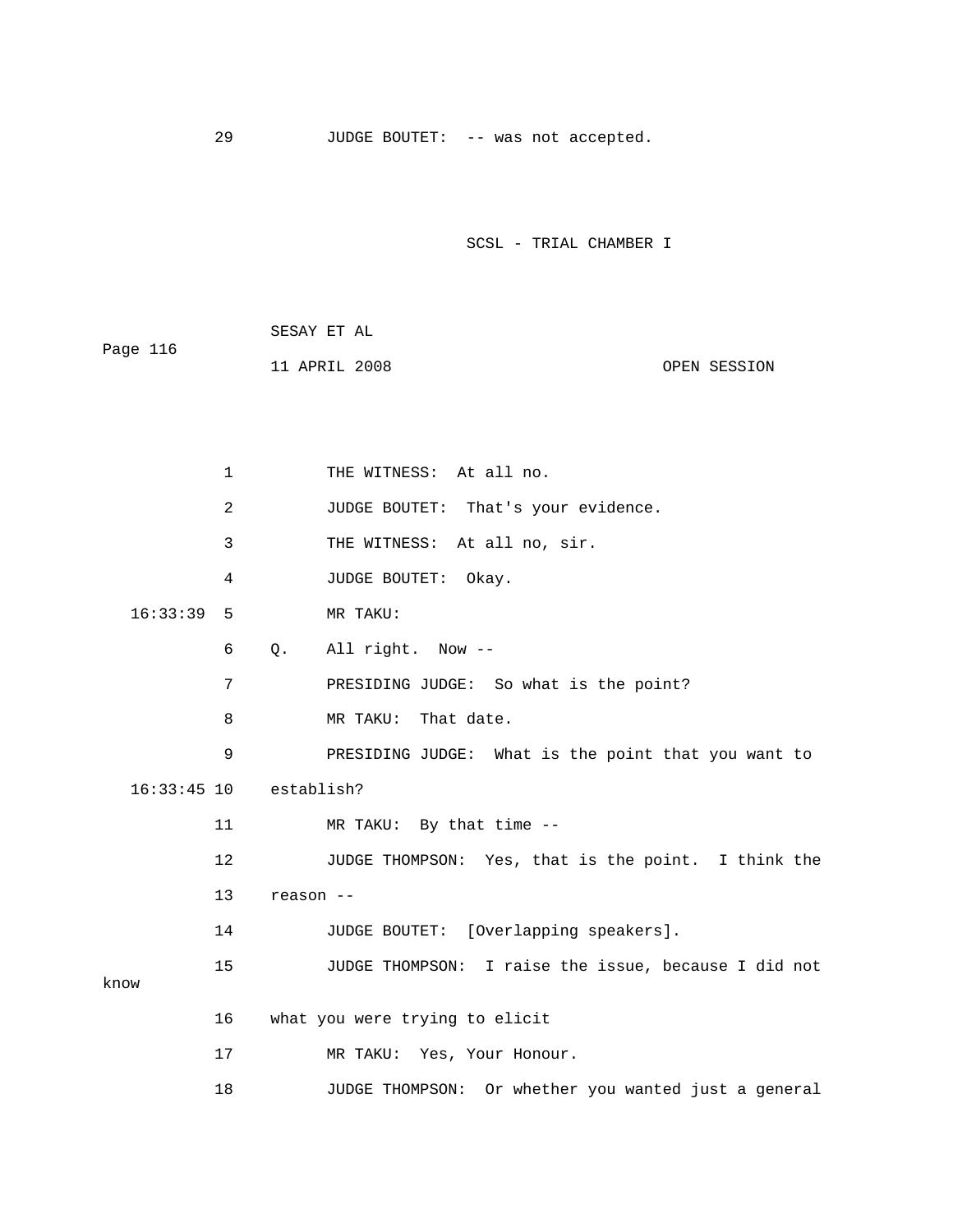29 JUDGE BOUTET: -- was not accepted.

1 THE WITNESS: At all no.

2 JUDGE BOUTET: That's your evidence.

3 THE WITNESS: At all no, sir.

4 JUDGE BOUTET: Okay.

16:33:39 5 MR TAKU:

6 Q. All right. Now --

7 PRESIDING JUDGE: So what is the point?

8 MR TAKU: That date.

9 PRESIDING JUDGE: What is the point that you want to

16:33:45 10 establish?

11 MR TAKU: By that time --

12 JUDGE THOMPSON: Yes, that is the point. I think the

13 reason --

14 JUDGE BOUTET: [Overlapping speakers].

15 JUDGE THOMPSON: I raise the issue, because I did not know

16 what you were trying to elicit

17 MR TAKU: Yes, Your Honour.

18 JUDGE THOMPSON: Or whether you wanted just a general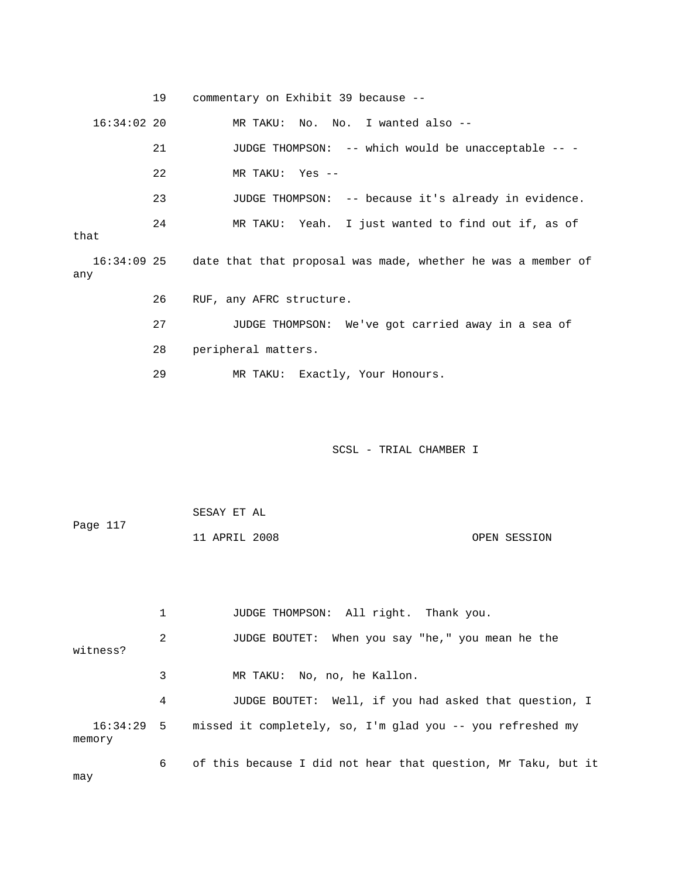19 commentary on Exhibit 39 because --

16:34:02 20 MR TAKU: No. No. I wanted also --

21 JUDGE THOMPSON: -- which would be unacceptable -- -

22 MR TAKU: Yes --

23 JUDGE THOMPSON: -- because it's already in evidence.

24 MR TAKU: Yeah. I just wanted to find out if, as of that

16:34:09 25 date that that proposal was made, whether he was a member of any

26 RUF, any AFRC structure.

27 JUDGE THOMPSON: We've got carried away in a sea of

28 peripheral matters.

29 MR TAKU: Exactly, Your Honours.

SCSL - TRIAL CHAMBER I

SESAY ET AL

Page 117

11 APRIL 2008 OPEN SESSION

1 JUDGE THOMPSON: All right. Thank you.

2 JUDGE BOUTET: When you say "he," you mean he the witness?

3 MR TAKU: No, no, he Kallon.

4 JUDGE BOUTET: Well, if you had asked that question, I

16:34:29 5 missed it completely, so, I'm glad you -- you refreshed my memory

6 of this because I did not hear that question, Mr Taku, but it may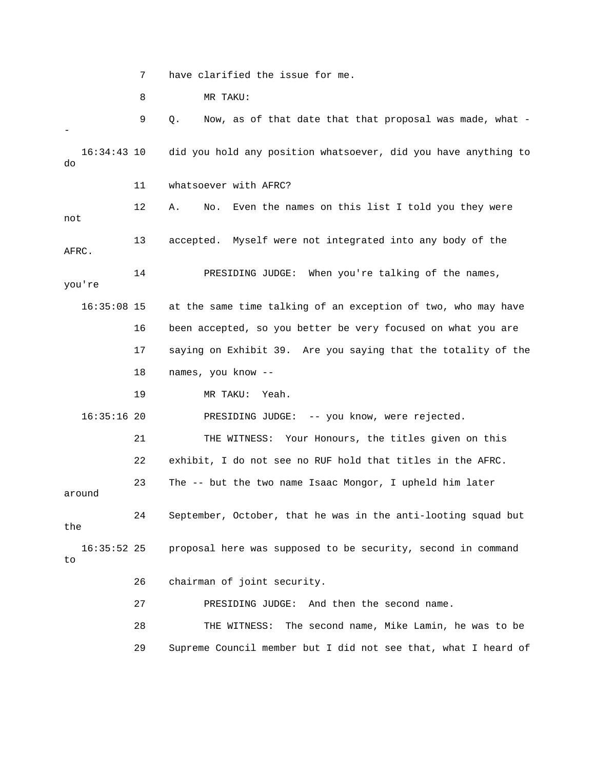7 have clarified the issue for me.

8 MR TAKU:

9 Q. Now, as of that date that that proposal was made, what --

16:34:43 10 did you hold any position whatsoever, did you have anything to do

11 whatsoever with AFRC?

12 A. No. Even the names on this list I told you they were not

13 accepted. Myself were not integrated into any body of the AFRC.

14 PRESIDING JUDGE: When you're talking of the names, you're

16:35:08 15 at the same time talking of an exception of two, who may have

16 been accepted, so you better be very focused on what you are

17 saying on Exhibit 39. Are you saying that the totality of the

18 names, you know --

19 MR TAKU: Yeah.

16:35:16 20 PRESIDING JUDGE: -- you know, were rejected.

21 THE WITNESS: Your Honours, the titles given on this

22 exhibit, I do not see no RUF hold that titles in the AFRC.

23 The -- but the two name Isaac Mongor, I upheld him later around

24 September, October, that he was in the anti-looting squad but the

16:35:52 25 proposal here was supposed to be security, second in command to

26 chairman of joint security.

27 PRESIDING JUDGE: And then the second name.

28 THE WITNESS: The second name, Mike Lamin, he was to be

29 Supreme Council member but I did not see that, what I heard of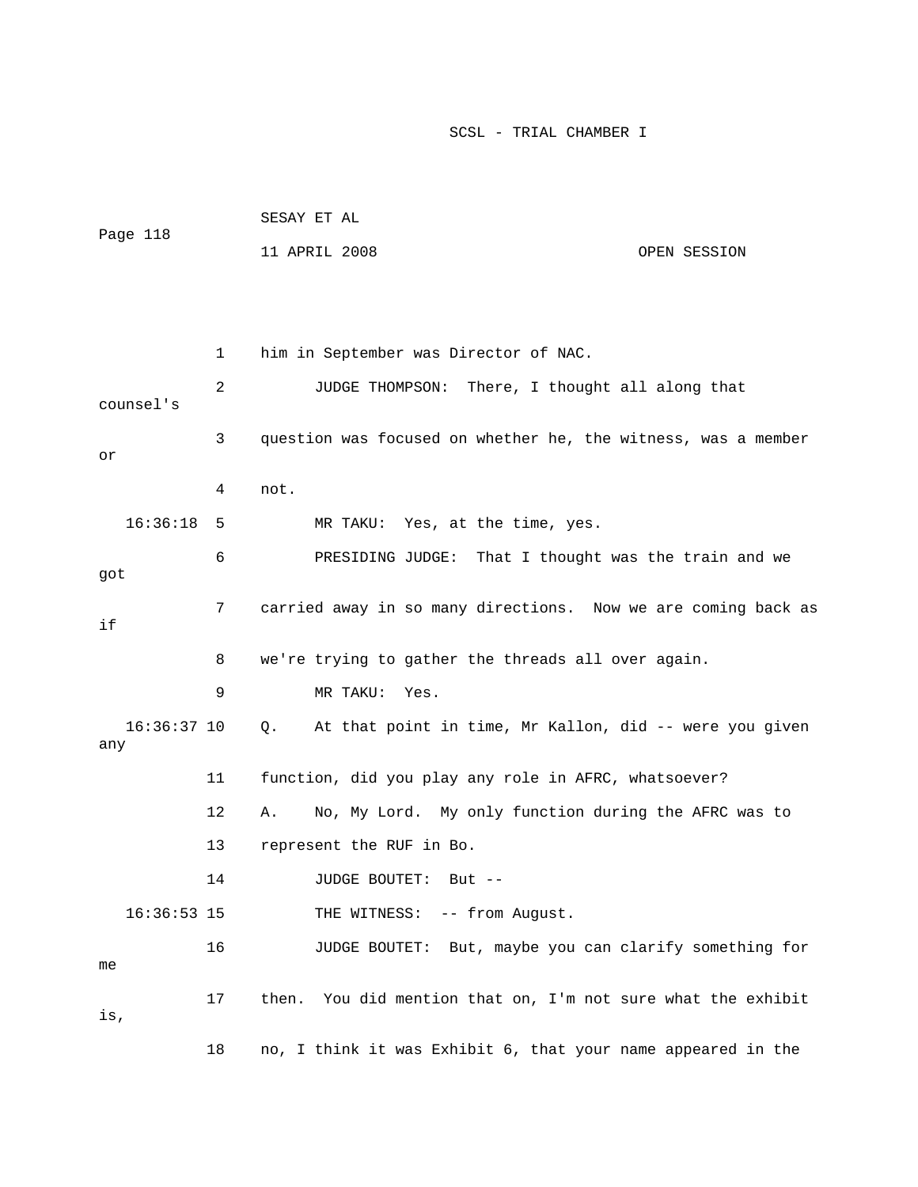1 him in September was Director of NAC.

2 JUDGE THOMPSON: There, I thought all along that counsel's

3 question was focused on whether he, the witness, was a member or

4 not.

16:36:18 5 MR TAKU: Yes, at the time, yes.

6 PRESIDING JUDGE: That I thought was the train and we got

7 carried away in so many directions. Now we are coming back as if

8 we're trying to gather the threads all over again.

9 MR TAKU: Yes.

16:36:37 10 Q. At that point in time, Mr Kallon, did -- were you given any

11 function, did you play any role in AFRC, whatsoever?

12 A. No, My Lord. My only function during the AFRC was to

13 represent the RUF in Bo.

14 JUDGE BOUTET: But --

16:36:53 15 THE WITNESS: -- from August.

16 JUDGE BOUTET: But, maybe you can clarify something for me

17 then. You did mention that on, I'm not sure what the exhibit is,

18 no, I think it was Exhibit 6, that your name appeared in the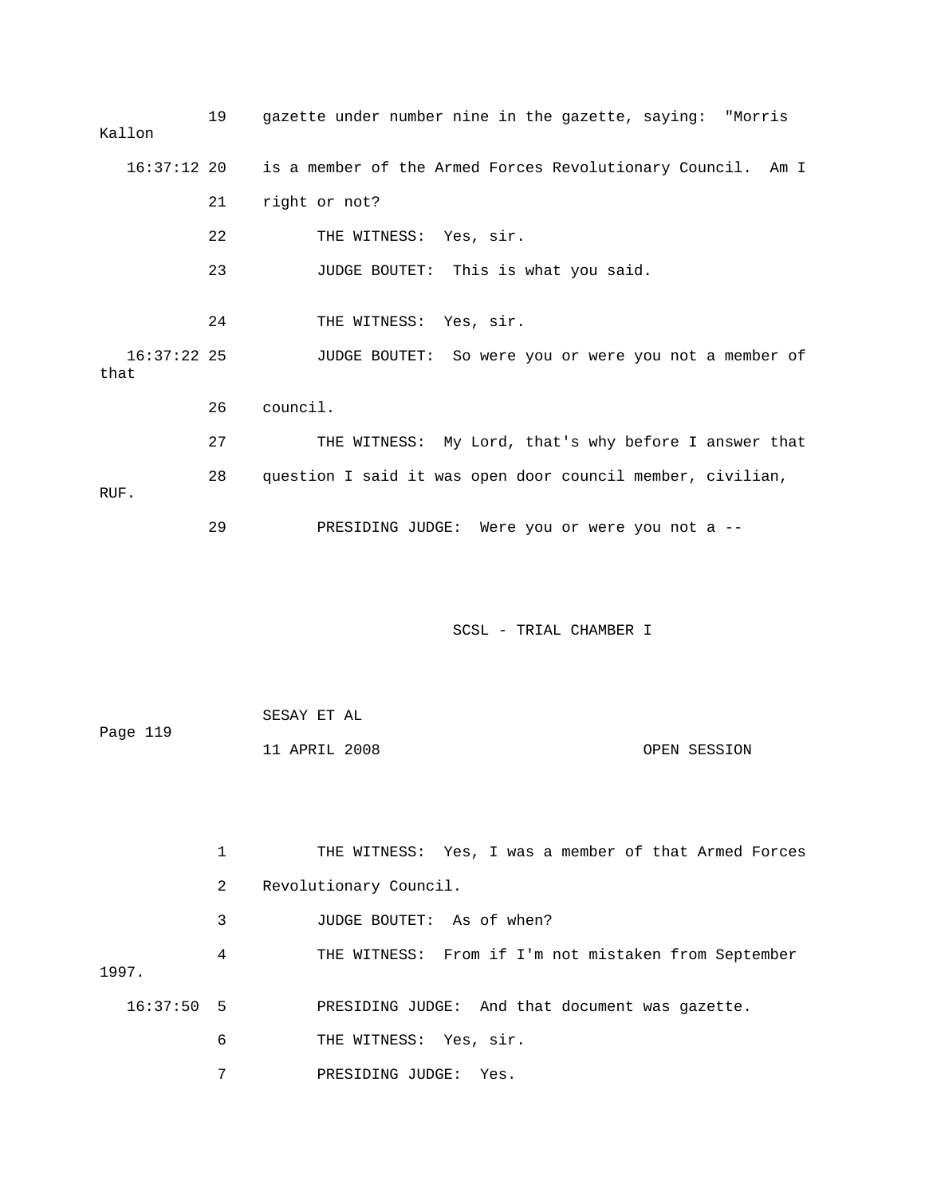19 gazette under number nine in the gazette, saying: "Morris Kallon

16:37:12 20 is a member of the Armed Forces Revolutionary Council. Am I

21 right or not?

22 THE WITNESS: Yes, sir.

23 JUDGE BOUTET: This is what you said.

24 THE WITNESS: Yes, sir.

16:37:22 25 JUDGE BOUTET: So were you or were you not a member of that

26 council.

27 THE WITNESS: My Lord, that's why before I answer that

28 question I said it was open door council member, civilian, RUF.

29 PRESIDING JUDGE: Were you or were you not a --

1 THE WITNESS: Yes, I was a member of that Armed Forces

2 Revolutionary Council.

3 JUDGE BOUTET: As of when?

4 THE WITNESS: From if I'm not mistaken from September 1997.

16:37:50 5 PRESIDING JUDGE: And that document was gazette.

6 THE WITNESS: Yes, sir.

7 PRESIDING JUDGE: Yes.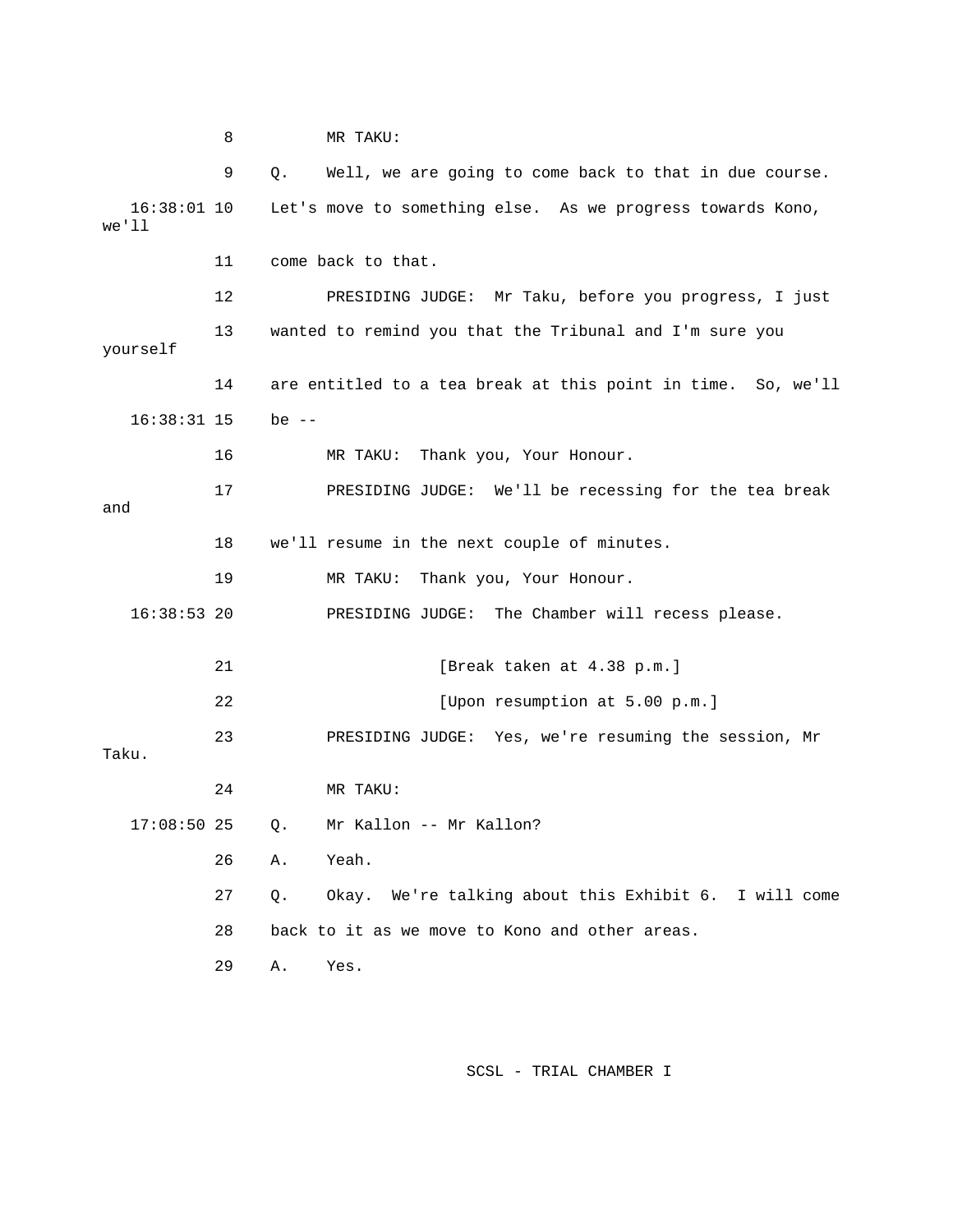8 MR TAKU:

9 Q. Well, we are going to come back to that in due course.

16:38:01 10 Let's move to something else. As we progress towards Kono, we'll

11 come back to that.

12 PRESIDING JUDGE: Mr Taku, before you progress, I just

13 wanted to remind you that the Tribunal and I'm sure you yourself

14 are entitled to a tea break at this point in time. So, we'll

16:38:31 15 be --

16 MR TAKU: Thank you, Your Honour.

17 PRESIDING JUDGE: We'll be recessing for the tea break and

18 we'll resume in the next couple of minutes.

19 MR TAKU: Thank you, Your Honour.

16:38:53 20 PRESIDING JUDGE: The Chamber will recess please.

21 [Break taken at 4.38 p.m.]

22 [Upon resumption at 5.00 p.m.]

23 PRESIDING JUDGE: Yes, we're resuming the session, Mr Taku.

24 MR TAKU:

17:08:50 25 Q. Mr Kallon -- Mr Kallon?

26 A. Yeah.

27 Q. Okay. We're talking about this Exhibit 6. I will come

28 back to it as we move to Kono and other areas.

29 A. Yes.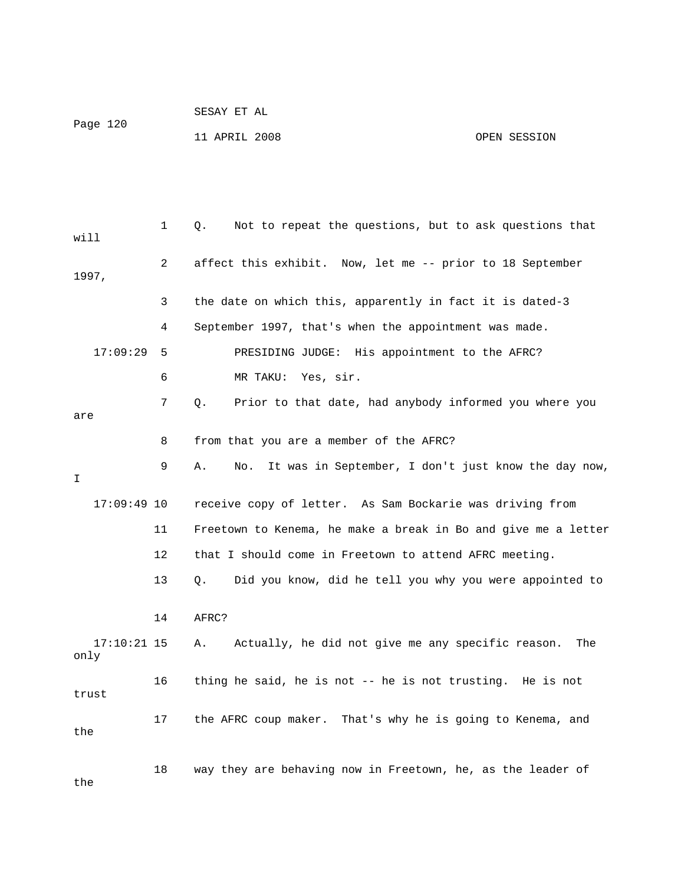1 Q. Not to repeat the questions, but to ask questions that will

2 affect this exhibit. Now, let me -- prior to 18 September 1997,

3 the date on which this, apparently in fact it is dated-3

4 September 1997, that's when the appointment was made.

17:09:29 5 PRESIDING JUDGE: His appointment to the AFRC?

6 MR TAKU: Yes, sir.

7 Q. Prior to that date, had anybody informed you where you are

8 from that you are a member of the AFRC?

9 A. No. It was in September, I don't just know the day now, I

17:09:49 10 receive copy of letter. As Sam Bockarie was driving from

11 Freetown to Kenema, he make a break in Bo and give me a letter

12 that I should come in Freetown to attend AFRC meeting.

13 Q. Did you know, did he tell you why you were appointed to

14 AFRC?

17:10:21 15 A. Actually, he did not give me any specific reason. The only

16 thing he said, he is not -- he is not trusting. He is not trust

17 the AFRC coup maker. That's why he is going to Kenema, and the

18 way they are behaving now in Freetown, he, as the leader of the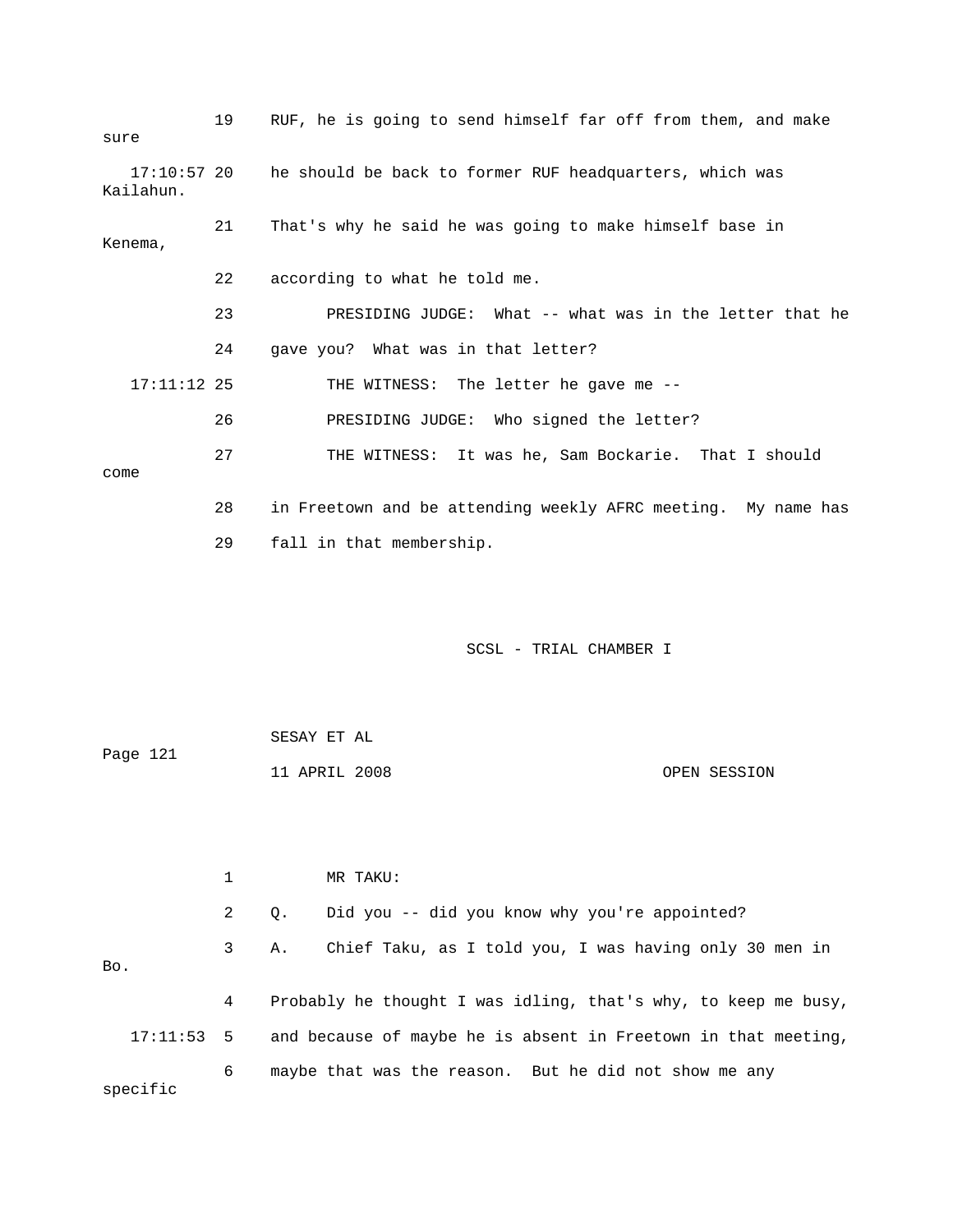19 RUF, he is going to send himself far off from them, and make sure

17:10:57 20 he should be back to former RUF headquarters, which was Kailahun.

21 That's why he said he was going to make himself base in Kenema,

22 according to what he told me.

23 PRESIDING JUDGE: What -- what was in the letter that he

24 gave you? What was in that letter?

17:11:12 25 THE WITNESS: The letter he gave me --

26 PRESIDING JUDGE: Who signed the letter?

27 THE WITNESS: It was he, Sam Bockarie. That I should come

28 in Freetown and be attending weekly AFRC meeting. My name has

29 fall in that membership.

SCSL - TRIAL CHAMBER I

SESAY ET AL

Page 121

11 APRIL 2008 OPEN SESSION

1 MR TAKU:

2 Q. Did you -- did you know why you're appointed?

3 A. Chief Taku, as I told you, I was having only 30 men in Bo.

4 Probably he thought I was idling, that's why, to keep me busy,

17:11:53 5 and because of maybe he is absent in Freetown in that meeting,

6 maybe that was the reason. But he did not show me any specific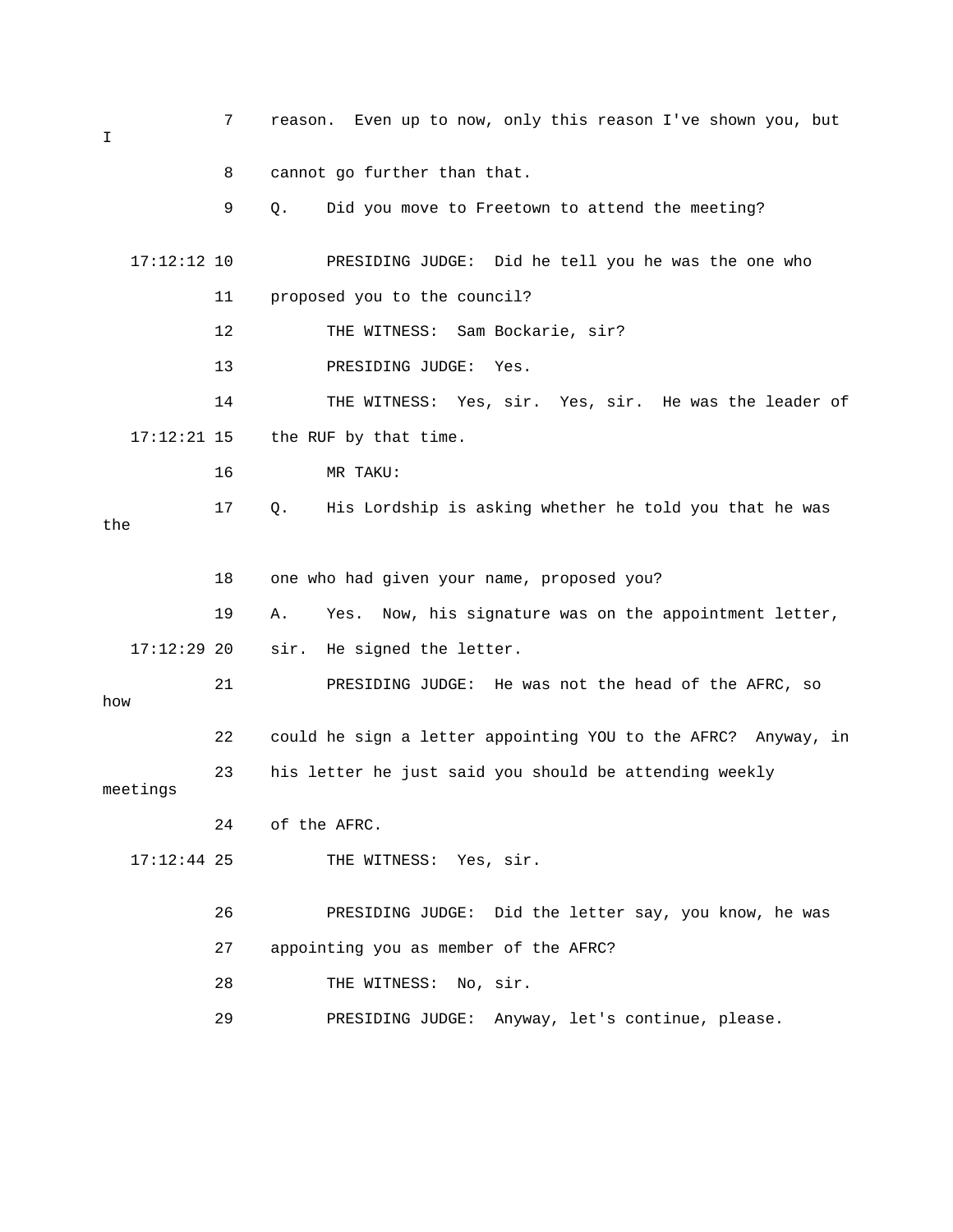7 reason. Even up to now, only this reason I've shown you, but I

8 cannot go further than that.

9 Q. Did you move to Freetown to attend the meeting?

17:12:12 10 PRESIDING JUDGE: Did he tell you he was the one who

11 proposed you to the council?

12 THE WITNESS: Sam Bockarie, sir?

13 PRESIDING JUDGE: Yes.

14 THE WITNESS: Yes, sir. Yes, sir. He was the leader of

17:12:21 15 the RUF by that time.

16 MR TAKU:

17 Q. His Lordship is asking whether he told you that he was the

18 one who had given your name, proposed you?

19 A. Yes. Now, his signature was on the appointment letter,

17:12:29 20 sir. He signed the letter.

21 PRESIDING JUDGE: He was not the head of the AFRC, so how

22 could he sign a letter appointing YOU to the AFRC? Anyway, in

23 his letter he just said you should be attending weekly meetings

24 of the AFRC.

17:12:44 25 THE WITNESS: Yes, sir.

26 PRESIDING JUDGE: Did the letter say, you know, he was

27 appointing you as member of the AFRC?

28 THE WITNESS: No, sir.

29 PRESIDING JUDGE: Anyway, let's continue, please.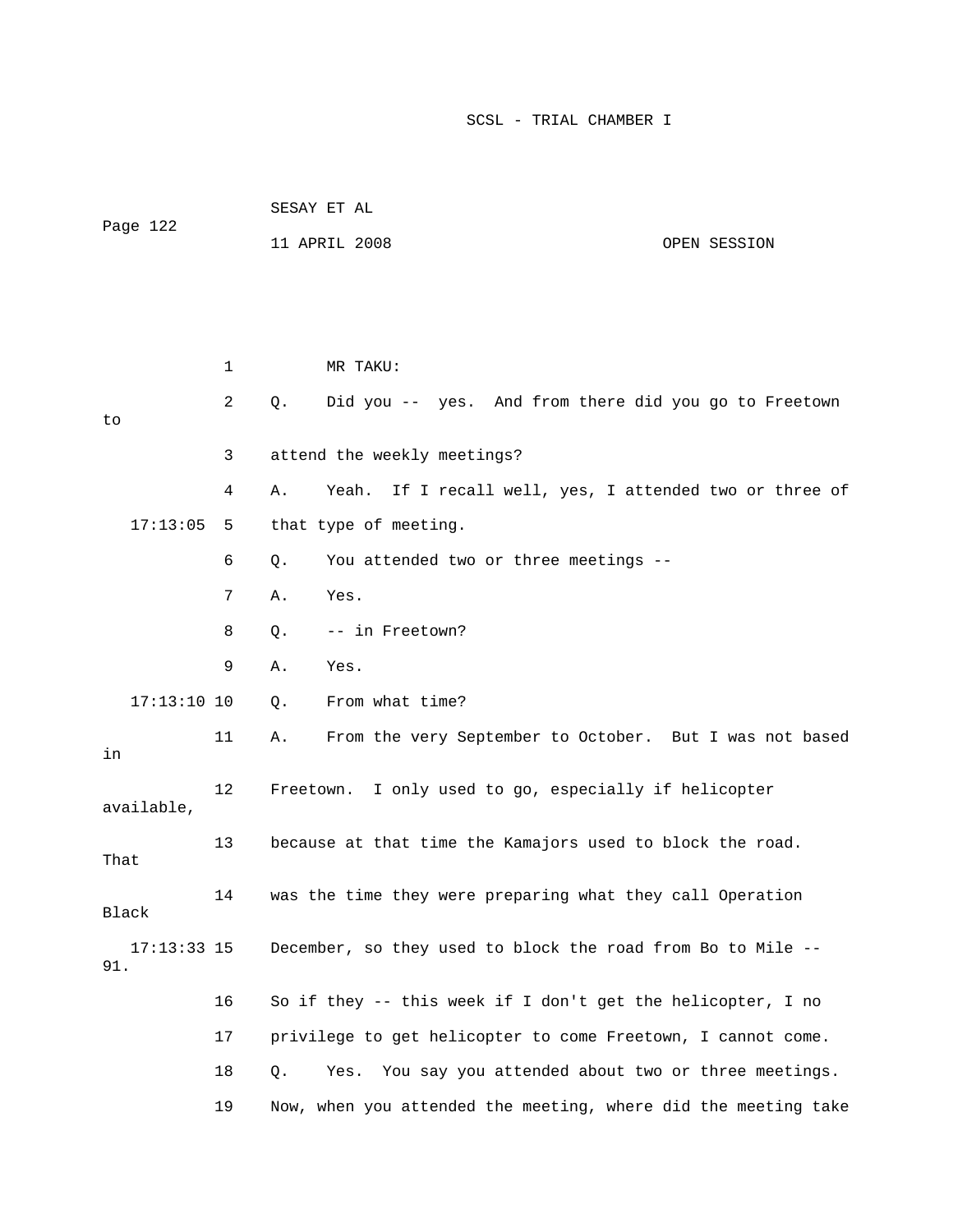MR TAKU:

Q. Did you -- yes. And from there did you go to Freetown to attend the weekly meetings?

A. Yeah. If I recall well, yes, I attended two or three of that type of meeting.

Q. You attended two or three meetings --

A. Yes.

Q. -- in Freetown?

A. Yes.

Q. From what time?

A. From the very September to October. But I was not based in Freetown. I only used to go, especially if helicopter available, because at that time the Kamajors used to block the road. That was the time they were preparing what they call Operation Black December, so they used to block the road from Bo to Mile -- 91. So if they -- this week if I don't get the helicopter, I no privilege to get helicopter to come Freetown, I cannot come.

Q. Yes. You say you attended about two or three meetings. Now, when you attended the meeting, where did the meeting take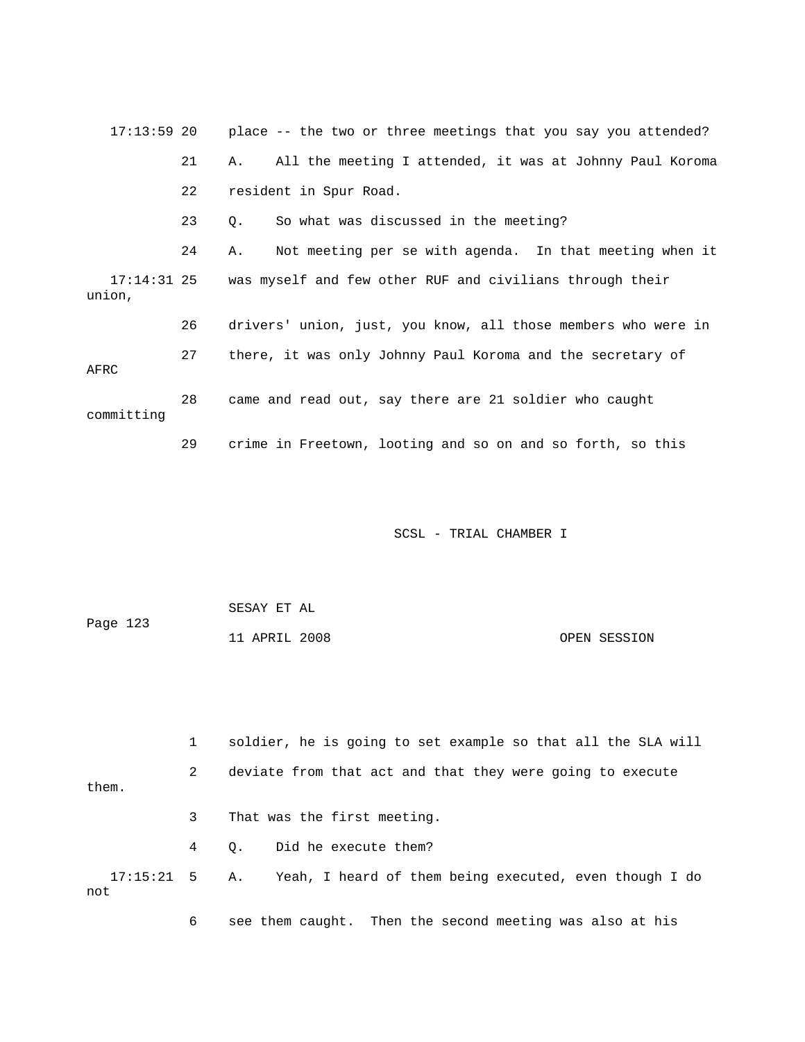17:13:59 20 place -- the two or three meetings that you say you attended?

21 A. All the meeting I attended, it was at Johnny Paul Koroma

22 resident in Spur Road.

23 Q. So what was discussed in the meeting?

24 A. Not meeting per se with agenda. In that meeting when it

17:14:31 25 was myself and few other RUF and civilians through their union,

26 drivers' union, just, you know, all those members who were in

27 there, it was only Johnny Paul Koroma and the secretary of AFRC

28 came and read out, say there are 21 soldier who caught committing

29 crime in Freetown, looting and so on and so forth, so this

1 soldier, he is going to set example so that all the SLA will

2 deviate from that act and that they were going to execute them.

3 That was the first meeting.

4 Q. Did he execute them?

17:15:21 5 A. Yeah, I heard of them being executed, even though I do not

6 see them caught. Then the second meeting was also at his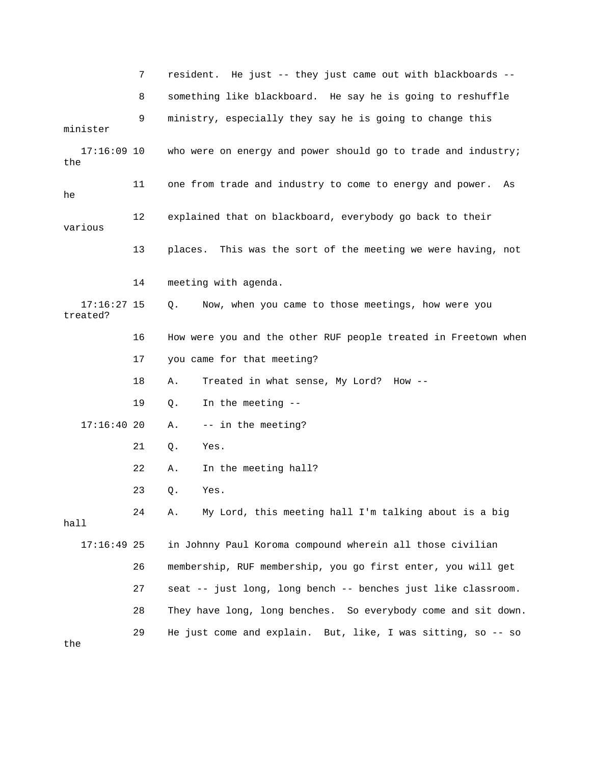7 resident. He just -- they just came out with blackboards --

8 something like blackboard. He say he is going to reshuffle

9 ministry, especially they say he is going to change this minister

17:16:09 10 who were on energy and power should go to trade and industry; the

11 one from trade and industry to come to energy and power. As he

12 explained that on blackboard, everybody go back to their various

13 places. This was the sort of the meeting we were having, not

14 meeting with agenda.

17:16:27 15 Q. Now, when you came to those meetings, how were you treated?

16 How were you and the other RUF people treated in Freetown when

17 you came for that meeting?

18 A. Treated in what sense, My Lord? How --

19 Q. In the meeting --

17:16:40 20 A. -- in the meeting?

21 Q. Yes.

22 A. In the meeting hall?

23 Q. Yes.

24 A. My Lord, this meeting hall I'm talking about is a big hall

17:16:49 25 in Johnny Paul Koroma compound wherein all those civilian

26 membership, RUF membership, you go first enter, you will get

27 seat -- just long, long bench -- benches just like classroom.

28 They have long, long benches. So everybody come and sit down.

29 He just come and explain. But, like, I was sitting, so -- so the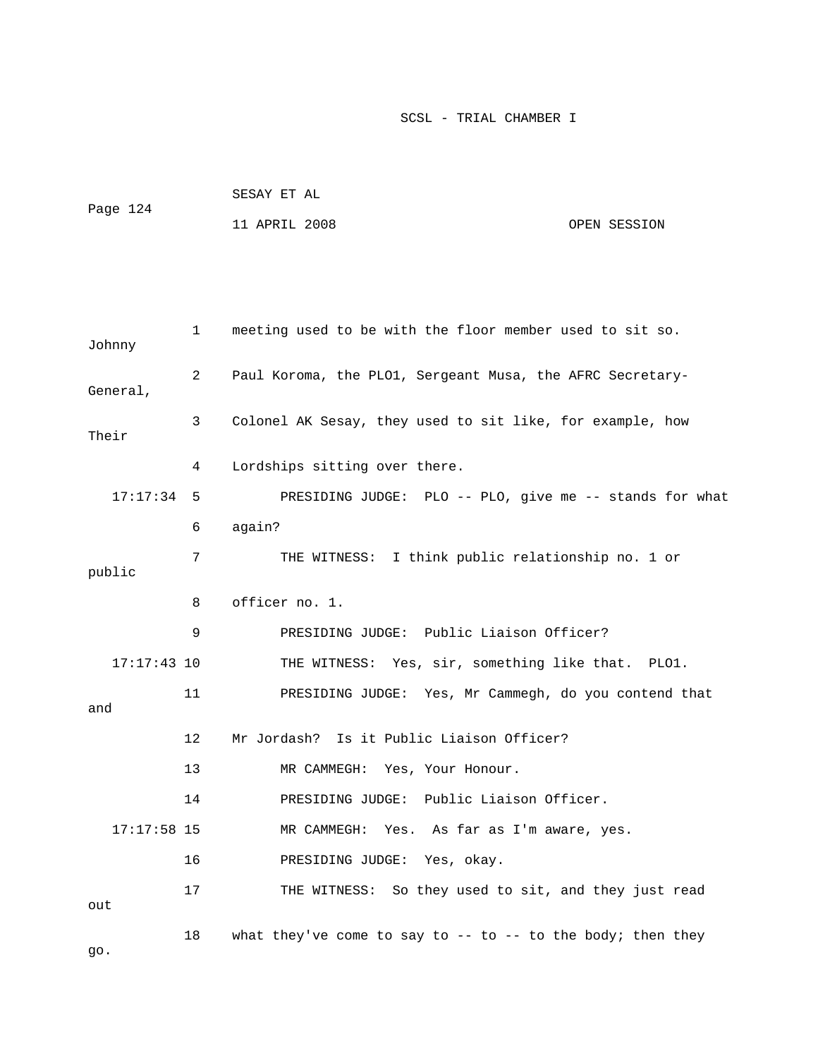meeting used to be with the floor member used to sit so. Johnny Paul Koroma, the PLO1, Sergeant Musa, the AFRC Secretary-General, Colonel AK Sesay, they used to sit like, for example, how Their Lordships sitting over there.

PRESIDING JUDGE: PLO -- PLO, give me -- stands for what again?

THE WITNESS: I think public relationship no. 1 or public officer no. 1.

PRESIDING JUDGE: Public Liaison Officer?

THE WITNESS: Yes, sir, something like that. PLO1.

PRESIDING JUDGE: Yes, Mr Cammegh, do you contend that and Mr Jordash? Is it Public Liaison Officer?

MR CAMMEGH: Yes, Your Honour.

PRESIDING JUDGE: Public Liaison Officer.

MR CAMMEGH: Yes. As far as I'm aware, yes.

PRESIDING JUDGE: Yes, okay.

THE WITNESS: So they used to sit, and they just read out what they've come to say to -- to -- to the body; then they go.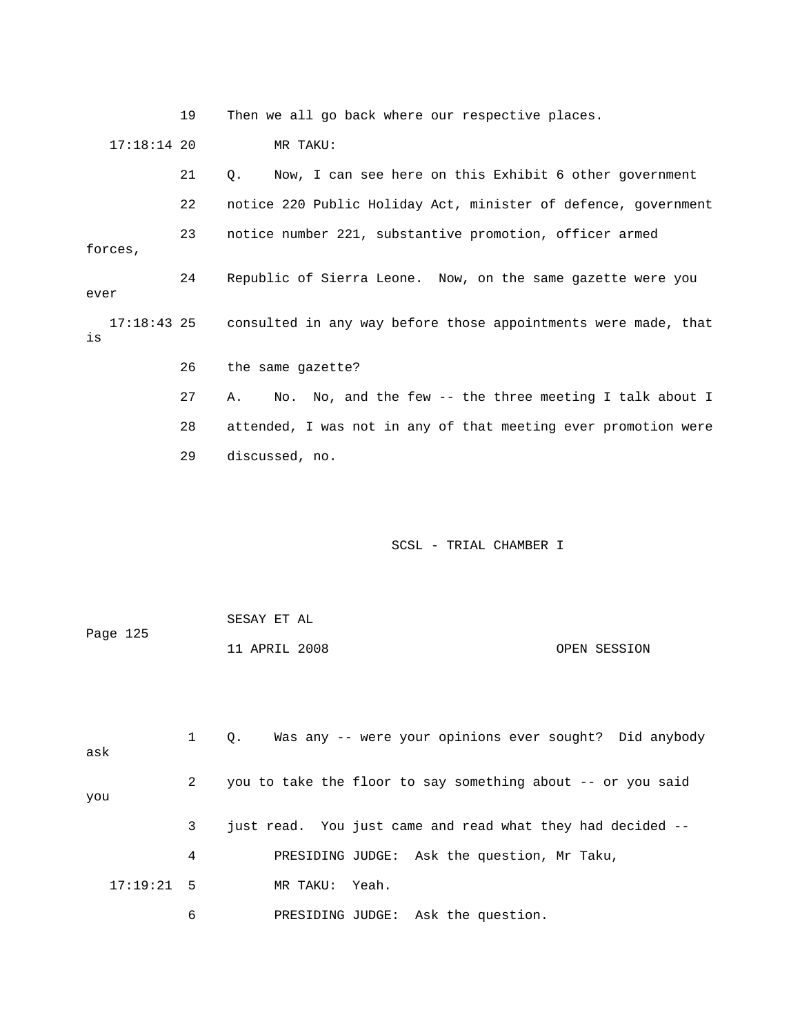19 Then we all go back where our respective places.

17:18:14 20 MR TAKU:

21 Q. Now, I can see here on this Exhibit 6 other government

22 notice 220 Public Holiday Act, minister of defence, government

23 notice number 221, substantive promotion, officer armed forces,

24 Republic of Sierra Leone. Now, on the same gazette were you ever

17:18:43 25 consulted in any way before those appointments were made, that is

26 the same gazette?

27 A. No. No, and the few -- the three meeting I talk about I

28 attended, I was not in any of that meeting ever promotion were

29 discussed, no.

1 Q. Was any -- were your opinions ever sought? Did anybody ask

2 you to take the floor to say something about -- or you said you

3 just read. You just came and read what they had decided --

4 PRESIDING JUDGE: Ask the question, Mr Taku,

17:19:21 5 MR TAKU: Yeah.

6 PRESIDING JUDGE: Ask the question.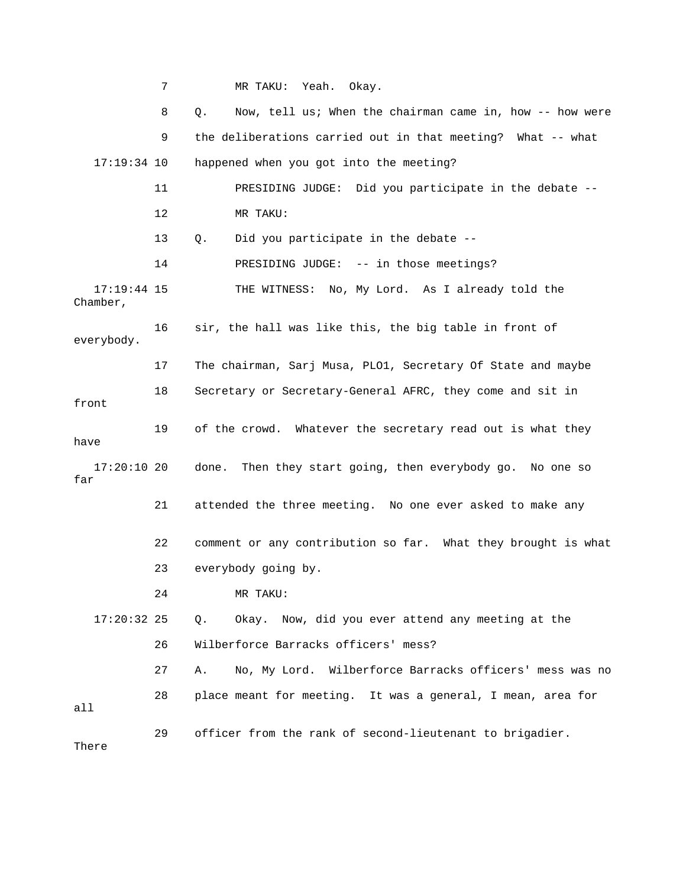7 MR TAKU: Yeah. Okay.

8 Q. Now, tell us; When the chairman came in, how -- how were

9 the deliberations carried out in that meeting? What -- what

17:19:34 10 happened when you got into the meeting?

11 PRESIDING JUDGE: Did you participate in the debate --

12 MR TAKU:

13 Q. Did you participate in the debate --

14 PRESIDING JUDGE: -- in those meetings?

17:19:44 15 THE WITNESS: No, My Lord. As I already told the Chamber,

16 sir, the hall was like this, the big table in front of everybody.

17 The chairman, Sarj Musa, PLO1, Secretary Of State and maybe

18 Secretary or Secretary-General AFRC, they come and sit in front

19 of the crowd. Whatever the secretary read out is what they have

17:20:10 20 done. Then they start going, then everybody go. No one so far

21 attended the three meeting. No one ever asked to make any

22 comment or any contribution so far. What they brought is what

23 everybody going by.

24 MR TAKU:

17:20:32 25 Q. Okay. Now, did you ever attend any meeting at the

26 Wilberforce Barracks officers' mess?

27 A. No, My Lord. Wilberforce Barracks officers' mess was no

28 place meant for meeting. It was a general, I mean, area for all

29 officer from the rank of second-lieutenant to brigadier. There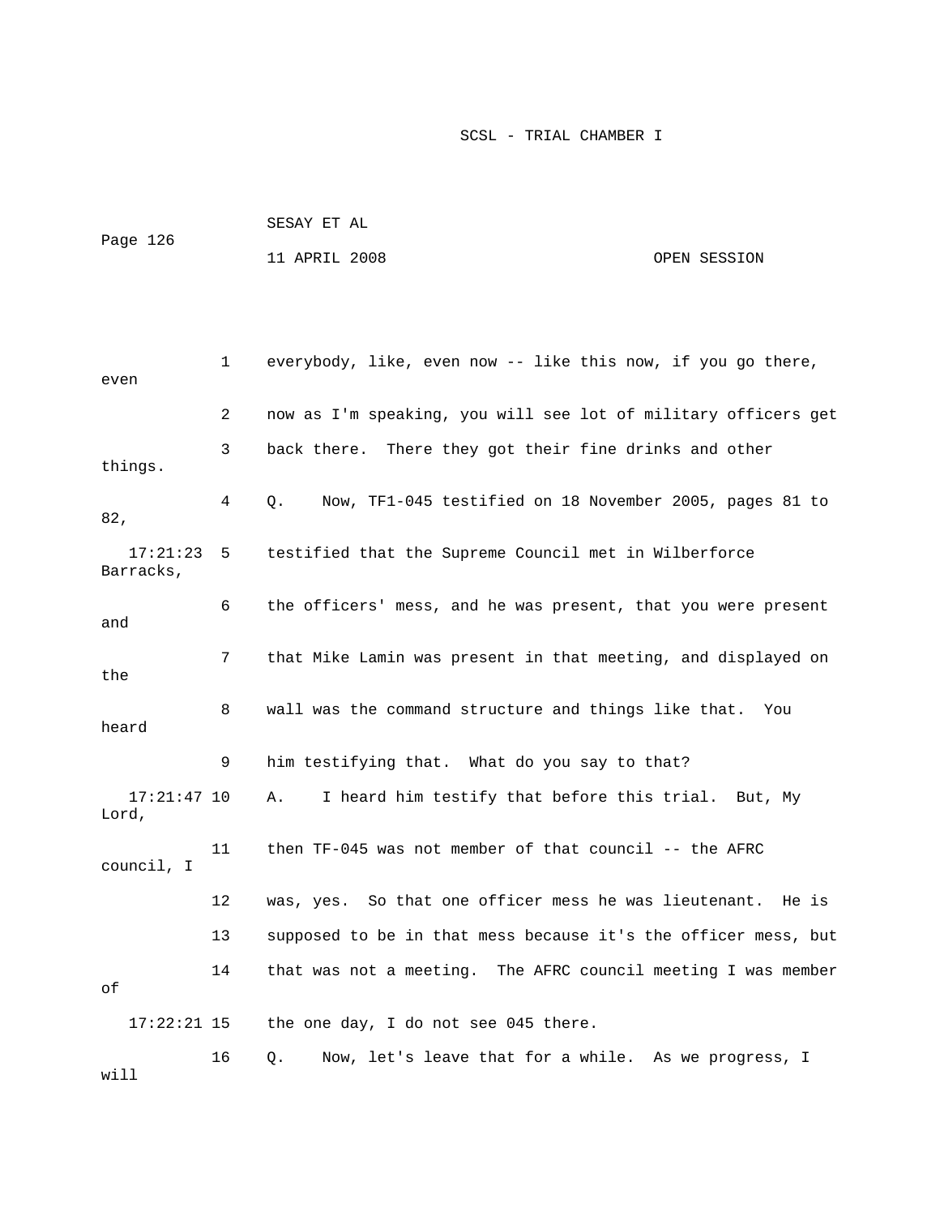1 everybody, like, even now -- like this now, if you go there, even

2 now as I'm speaking, you will see lot of military officers get

3 back there. There they got their fine drinks and other things.

4 Q. Now, TF1-045 testified on 18 November 2005, pages 81 to 82,

17:21:23 5 testified that the Supreme Council met in Wilberforce Barracks,

6 the officers' mess, and he was present, that you were present and

7 that Mike Lamin was present in that meeting, and displayed on the

8 wall was the command structure and things like that. You heard

9 him testifying that. What do you say to that?

17:21:47 10 A. I heard him testify that before this trial. But, My Lord,

11 then TF-045 was not member of that council -- the AFRC council, I

12 was, yes. So that one officer mess he was lieutenant. He is

13 supposed to be in that mess because it's the officer mess, but

14 that was not a meeting. The AFRC council meeting I was member of

17:22:21 15 the one day, I do not see 045 there.

16 Q. Now, let's leave that for a while. As we progress, I will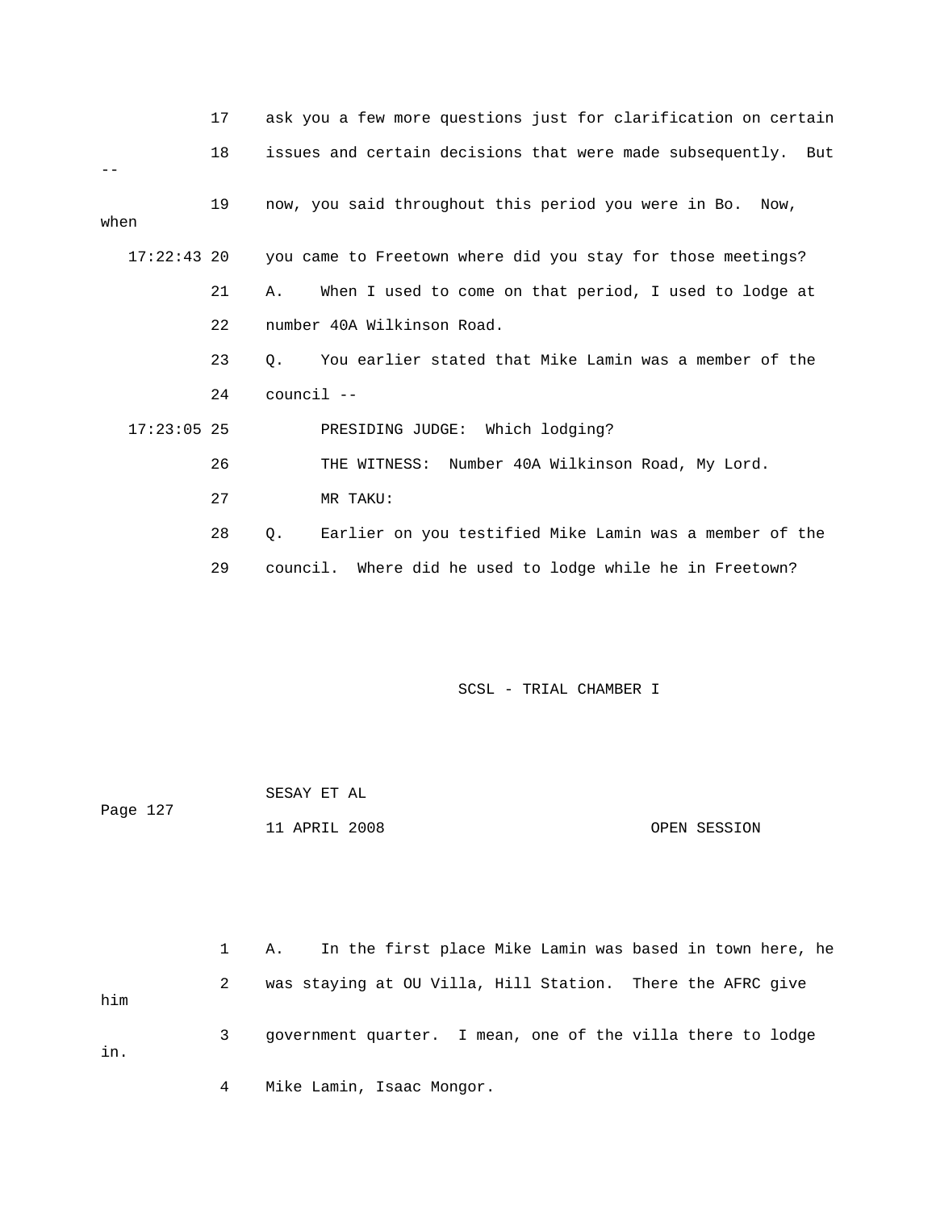17 ask you a few more questions just for clarification on certain

18 issues and certain decisions that were made subsequently. But --

19 now, you said throughout this period you were in Bo. Now, when

17:22:43 20 you came to Freetown where did you stay for those meetings?

21 A. When I used to come on that period, I used to lodge at

22 number 40A Wilkinson Road.

23 Q. You earlier stated that Mike Lamin was a member of the

24 council --

17:23:05 25 PRESIDING JUDGE: Which lodging?

26 THE WITNESS: Number 40A Wilkinson Road, My Lord.

27 MR TAKU:

28 Q. Earlier on you testified Mike Lamin was a member of the

29 council. Where did he used to lodge while he in Freetown?

1 A. In the first place Mike Lamin was based in town here, he

2 was staying at OU Villa, Hill Station. There the AFRC give him

3 government quarter. I mean, one of the villa there to lodge in.

4 Mike Lamin, Isaac Mongor.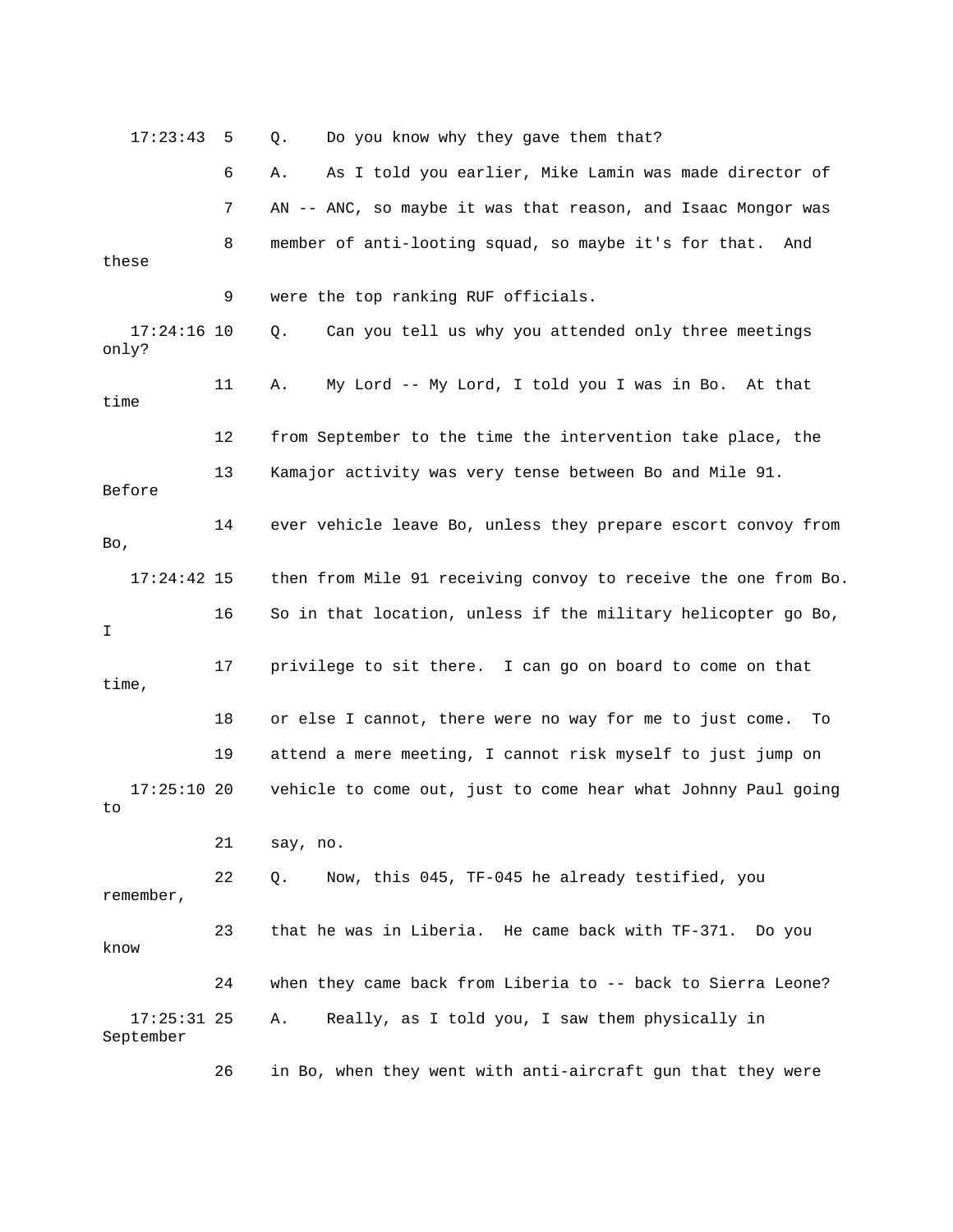17:23:43 5 Q. Do you know why they gave them that?

6 A. As I told you earlier, Mike Lamin was made director of

7 AN -- ANC, so maybe it was that reason, and Isaac Mongor was

8 member of anti-looting squad, so maybe it's for that. And these

9 were the top ranking RUF officials.

17:24:16 10 Q. Can you tell us why you attended only three meetings only?

11 A. My Lord -- My Lord, I told you I was in Bo. At that time

12 from September to the time the intervention take place, the

13 Kamajor activity was very tense between Bo and Mile 91. Before

14 ever vehicle leave Bo, unless they prepare escort convoy from Bo,

17:24:42 15 then from Mile 91 receiving convoy to receive the one from Bo.

16 So in that location, unless if the military helicopter go Bo, I

17 privilege to sit there. I can go on board to come on that time,

18 or else I cannot, there were no way for me to just come. To

19 attend a mere meeting, I cannot risk myself to just jump on

17:25:10 20 vehicle to come out, just to come hear what Johnny Paul going to

21 say, no.

22 Q. Now, this 045, TF-045 he already testified, you remember,

23 that he was in Liberia. He came back with TF-371. Do you know

24 when they came back from Liberia to -- back to Sierra Leone?

17:25:31 25 A. Really, as I told you, I saw them physically in September

26 in Bo, when they went with anti-aircraft gun that they were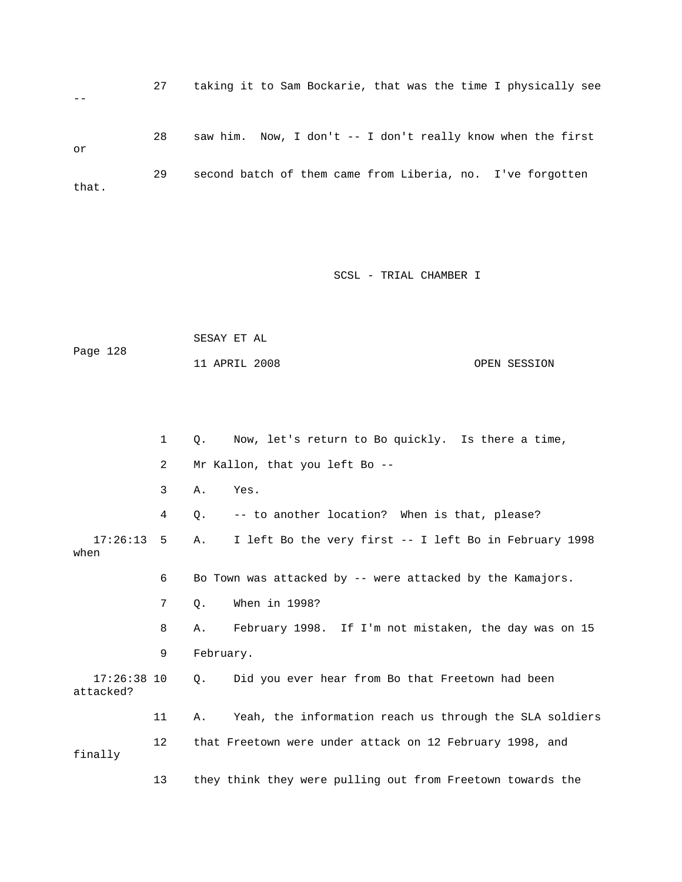27 taking it to Sam Bockarie, that was the time I physically see --

28 saw him. Now, I don't -- I don't really know when the first or

29 second batch of them came from Liberia, no. I've forgotten that.

SCSL - TRIAL CHAMBER I

SESAY ET AL

Page 128

11 APRIL 2008 OPEN SESSION

1 Q. Now, let's return to Bo quickly. Is there a time,

2 Mr Kallon, that you left Bo --

3 A. Yes.

4 Q. -- to another location? When is that, please?

17:26:13 5 A. I left Bo the very first -- I left Bo in February 1998 when

6 Bo Town was attacked by -- were attacked by the Kamajors.

7 Q. When in 1998?

8 A. February 1998. If I'm not mistaken, the day was on 15

9 February.

17:26:38 10 Q. Did you ever hear from Bo that Freetown had been attacked?

11 A. Yeah, the information reach us through the SLA soldiers

12 that Freetown were under attack on 12 February 1998, and finally

13 they think they were pulling out from Freetown towards the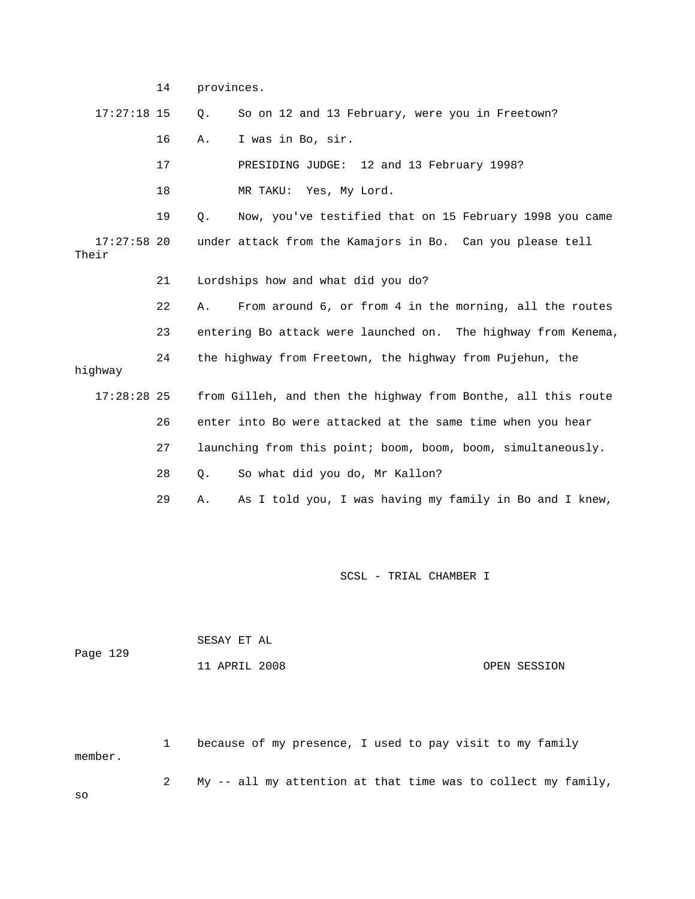14 provinces.

17:27:18 15 Q. So on 12 and 13 February, were you in Freetown?

16 A. I was in Bo, sir.

17 PRESIDING JUDGE: 12 and 13 February 1998?

18 MR TAKU: Yes, My Lord.

19 Q. Now, you've testified that on 15 February 1998 you came

17:27:58 20 under attack from the Kamajors in Bo. Can you please tell Their

21 Lordships how and what did you do?

22 A. From around 6, or from 4 in the morning, all the routes

23 entering Bo attack were launched on. The highway from Kenema,

24 the highway from Freetown, the highway from Pujehun, the highway

17:28:28 25 from Gilleh, and then the highway from Bonthe, all this route

26 enter into Bo were attacked at the same time when you hear

27 launching from this point; boom, boom, boom, simultaneously.

28 Q. So what did you do, Mr Kallon?

29 A. As I told you, I was having my family in Bo and I knew,

1 because of my presence, I used to pay visit to my family member.

2 My -- all my attention at that time was to collect my family, so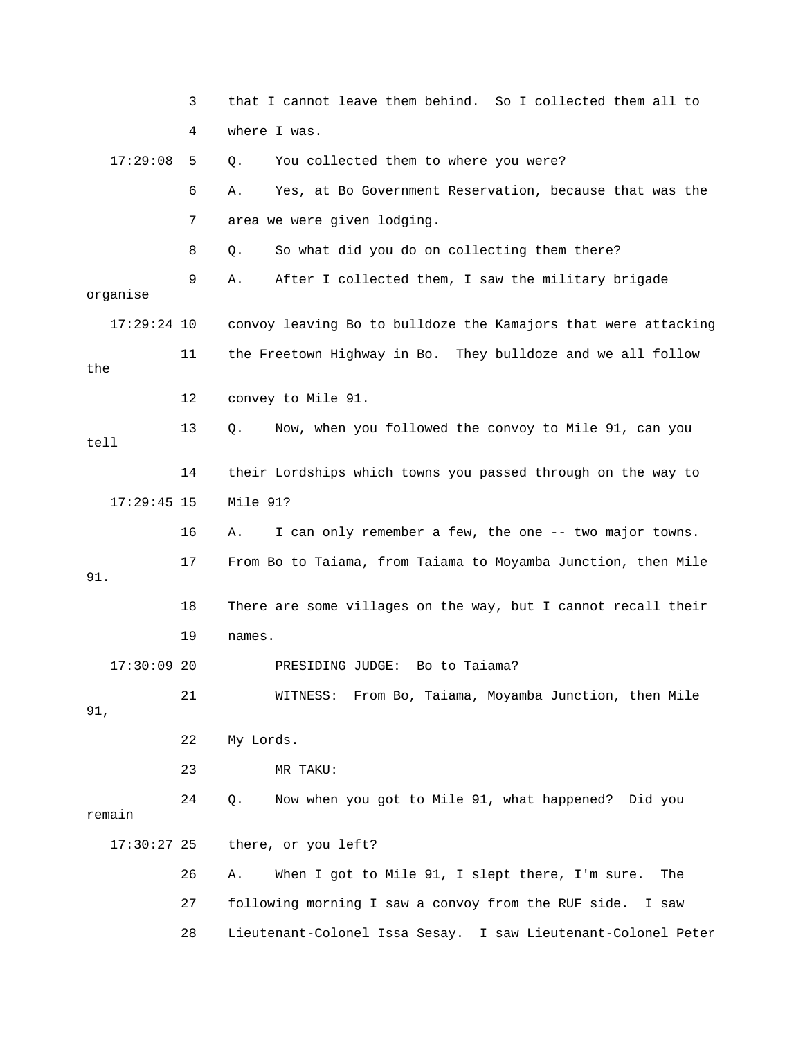3 that I cannot leave them behind. So I collected them all to

4 where I was.

17:29:08 5 Q. You collected them to where you were?

6 A. Yes, at Bo Government Reservation, because that was the

7 area we were given lodging.

8 Q. So what did you do on collecting them there?

9 A. After I collected them, I saw the military brigade organise

17:29:24 10 convoy leaving Bo to bulldoze the Kamajors that were attacking

11 the Freetown Highway in Bo. They bulldoze and we all follow the

12 convey to Mile 91.

13 Q. Now, when you followed the convoy to Mile 91, can you tell

14 their Lordships which towns you passed through on the way to

17:29:45 15 Mile 91?

16 A. I can only remember a few, the one -- two major towns.

17 From Bo to Taiama, from Taiama to Moyamba Junction, then Mile 91.

18 There are some villages on the way, but I cannot recall their

19 names.

17:30:09 20 PRESIDING JUDGE: Bo to Taiama?

21 WITNESS: From Bo, Taiama, Moyamba Junction, then Mile 91,

22 My Lords.

23 MR TAKU:

24 Q. Now when you got to Mile 91, what happened? Did you remain

17:30:27 25 there, or you left?

26 A. When I got to Mile 91, I slept there, I'm sure. The

27 following morning I saw a convoy from the RUF side. I saw

28 Lieutenant-Colonel Issa Sesay. I saw Lieutenant-Colonel Peter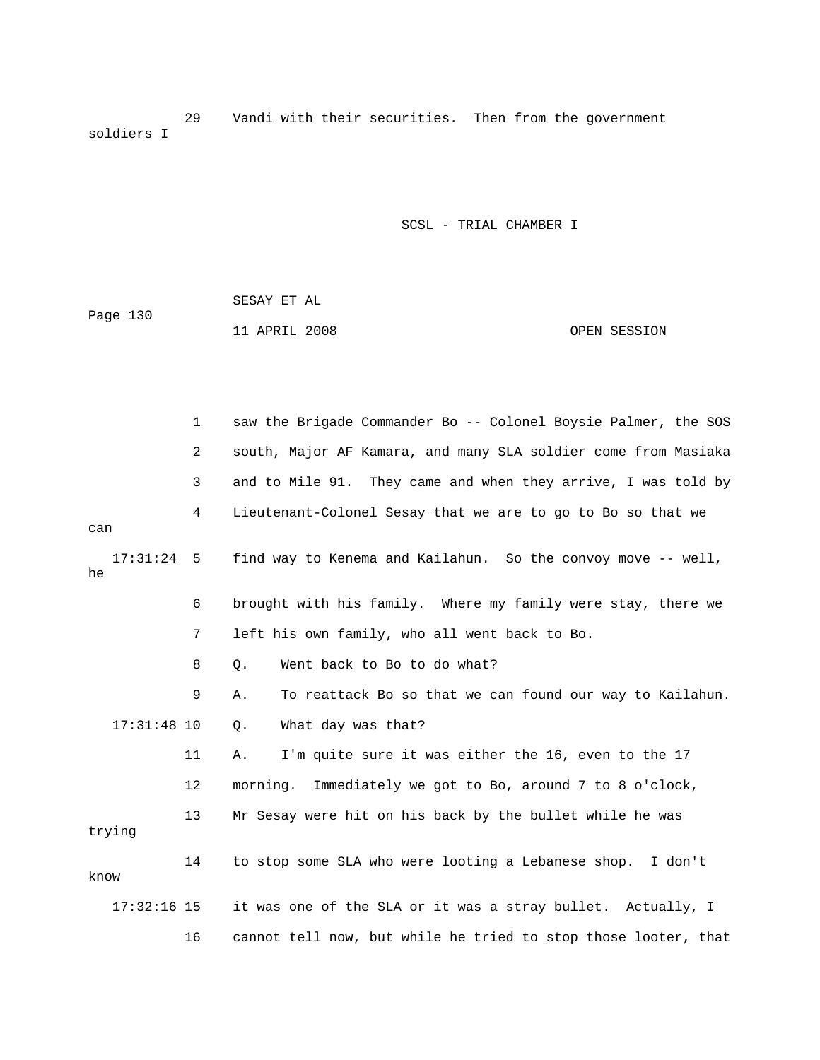29 Vandi with their securities. Then from the government soldiers I

1 saw the Brigade Commander Bo -- Colonel Boysie Palmer, the SOS
2 south, Major AF Kamara, and many SLA soldier come from Masiaka
3 and to Mile 91. They came and when they arrive, I was told by
4 Lieutenant-Colonel Sesay that we are to go to Bo so that we can
17:31:24 5 find way to Kenema and Kailahun. So the convoy move -- well, he
6 brought with his family. Where my family were stay, there we
7 left his own family, who all went back to Bo.
8 Q. Went back to Bo to do what?
9 A. To reattack Bo so that we can found our way to Kailahun.
17:31:48 10 Q. What day was that?
11 A. I'm quite sure it was either the 16, even to the 17
12 morning. Immediately we got to Bo, around 7 to 8 o'clock,
13 Mr Sesay were hit on his back by the bullet while he was trying
14 to stop some SLA who were looting a Lebanese shop. I don't know
17:32:16 15 it was one of the SLA or it was a stray bullet. Actually, I
16 cannot tell now, but while he tried to stop those looter, that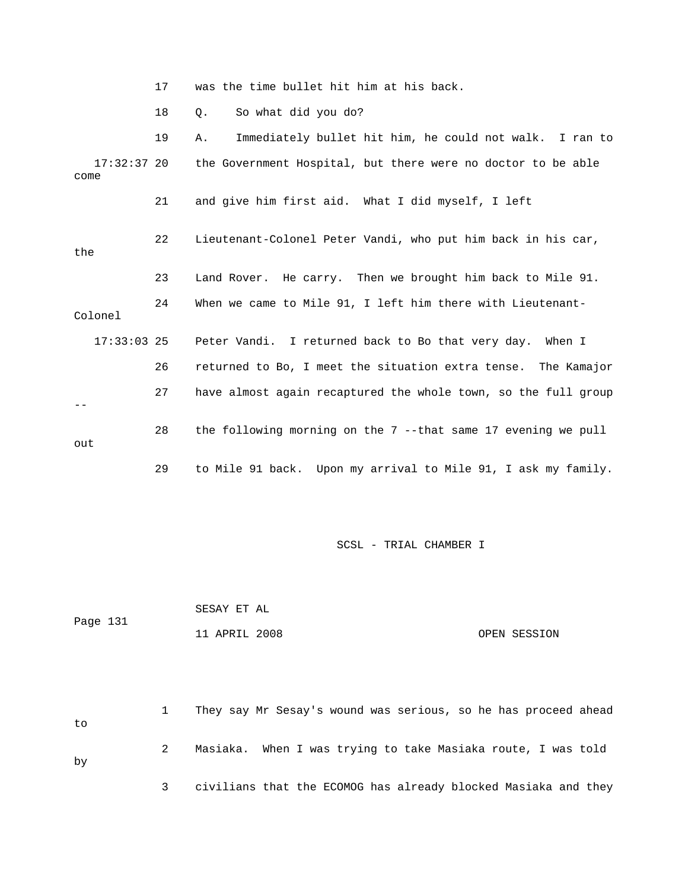17 was the time bullet hit him at his back.

18 Q. So what did you do?

19 A. Immediately bullet hit him, he could not walk. I ran to

17:32:37 20 the Government Hospital, but there were no doctor to be able come

21 and give him first aid. What I did myself, I left

22 Lieutenant-Colonel Peter Vandi, who put him back in his car, the

23 Land Rover. He carry. Then we brought him back to Mile 91.

24 When we came to Mile 91, I left him there with Lieutenant-Colonel

17:33:03 25 Peter Vandi. I returned back to Bo that very day. When I

26 returned to Bo, I meet the situation extra tense. The Kamajor

27 have almost again recaptured the whole town, so the full group --

28 the following morning on the 7 --that same 17 evening we pull out

29 to Mile 91 back. Upon my arrival to Mile 91, I ask my family.

1 They say Mr Sesay's wound was serious, so he has proceed ahead to

2 Masiaka. When I was trying to take Masiaka route, I was told by

3 civilians that the ECOMOG has already blocked Masiaka and they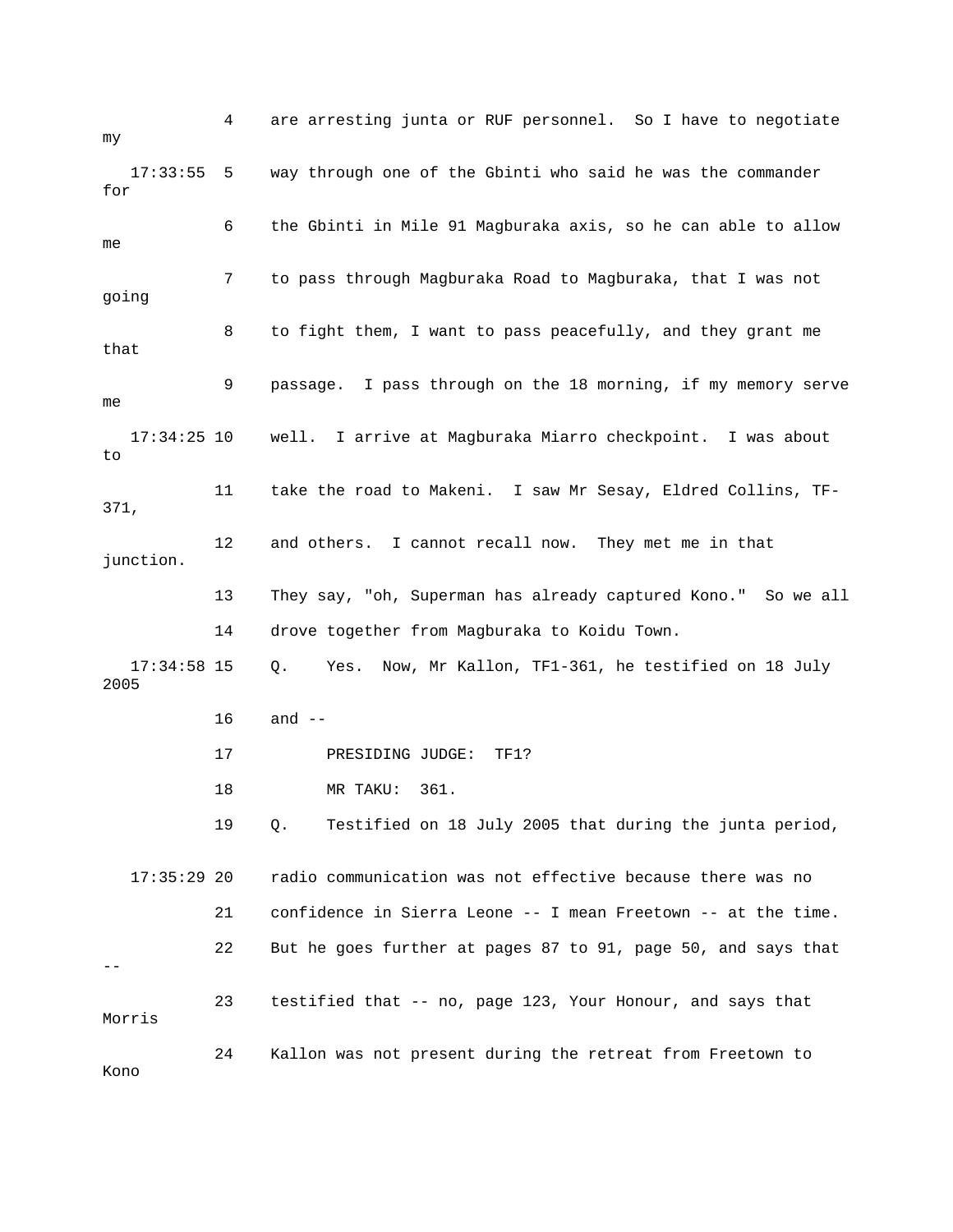4 are arresting junta or RUF personnel. So I have to negotiate my

17:33:55 5 way through one of the Gbinti who said he was the commander for

6 the Gbinti in Mile 91 Magburaka axis, so he can able to allow me

7 to pass through Magburaka Road to Magburaka, that I was not going

8 to fight them, I want to pass peacefully, and they grant me that

9 passage. I pass through on the 18 morning, if my memory serve me

17:34:25 10 well. I arrive at Magburaka Miarro checkpoint. I was about to

11 take the road to Makeni. I saw Mr Sesay, Eldred Collins, TF-371,

12 and others. I cannot recall now. They met me in that junction.

13 They say, "oh, Superman has already captured Kono." So we all

14 drove together from Magburaka to Koidu Town.

17:34:58 15 Q. Yes. Now, Mr Kallon, TF1-361, he testified on 18 July 2005

16 and --

17 PRESIDING JUDGE: TF1?

18 MR TAKU: 361.

19 Q. Testified on 18 July 2005 that during the junta period,

17:35:29 20 radio communication was not effective because there was no

21 confidence in Sierra Leone -- I mean Freetown -- at the time.

22 But he goes further at pages 87 to 91, page 50, and says that --

23 testified that -- no, page 123, Your Honour, and says that Morris

24 Kallon was not present during the retreat from Freetown to Kono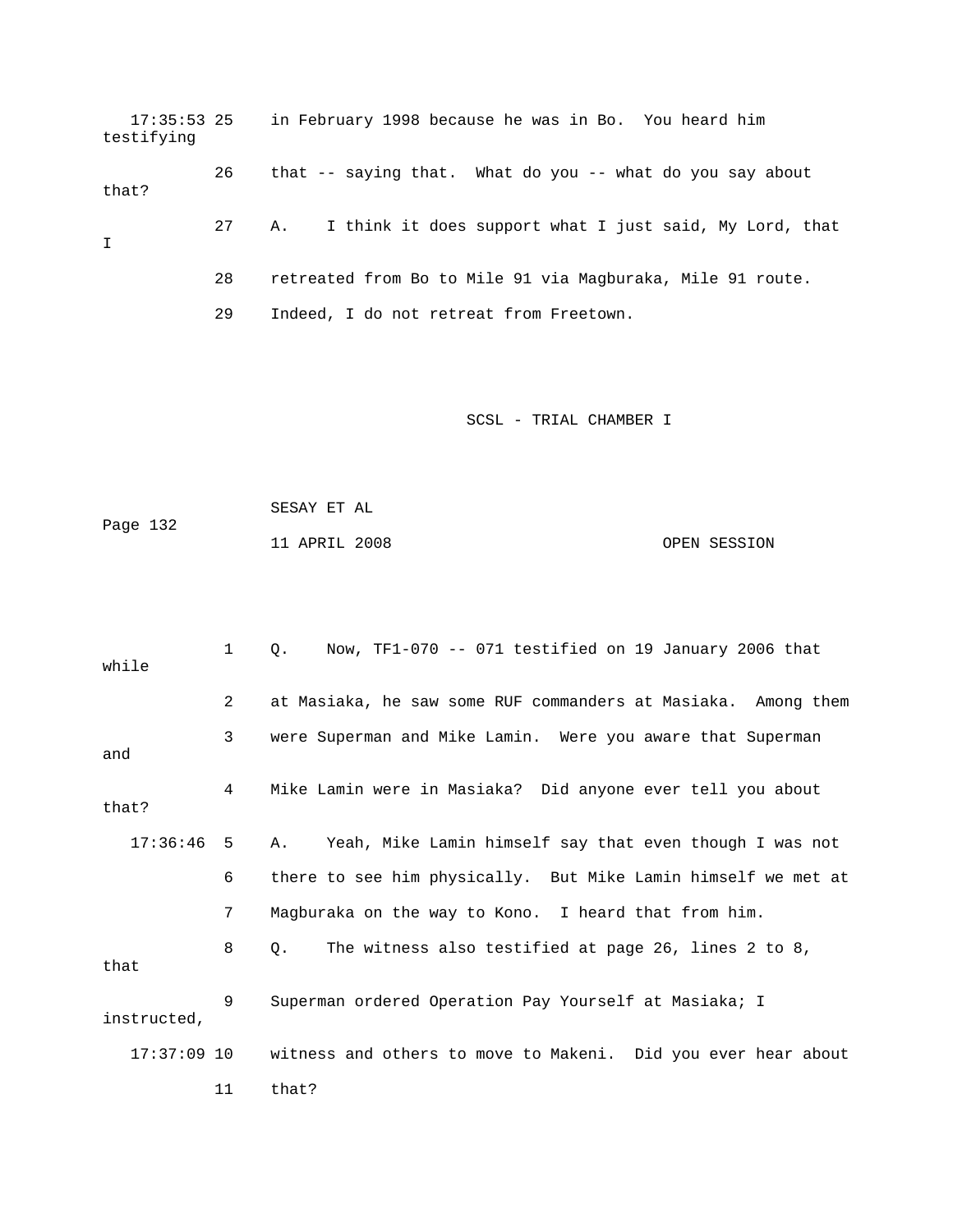17:35:53 25 in February 1998 because he was in Bo. You heard him testifying

26 that -- saying that. What do you -- what do you say about that?

27 A. I think it does support what I just said, My Lord, that I

28 retreated from Bo to Mile 91 via Magburaka, Mile 91 route.

29 Indeed, I do not retreat from Freetown.

1 Q. Now, TF1-070 -- 071 testified on 19 January 2006 that while

2 at Masiaka, he saw some RUF commanders at Masiaka. Among them

3 were Superman and Mike Lamin. Were you aware that Superman and

4 Mike Lamin were in Masiaka? Did anyone ever tell you about that?

17:36:46 5 A. Yeah, Mike Lamin himself say that even though I was not

6 there to see him physically. But Mike Lamin himself we met at

7 Magburaka on the way to Kono. I heard that from him.

8 Q. The witness also testified at page 26, lines 2 to 8, that

9 Superman ordered Operation Pay Yourself at Masiaka; I instructed,

17:37:09 10 witness and others to move to Makeni. Did you ever hear about

11 that?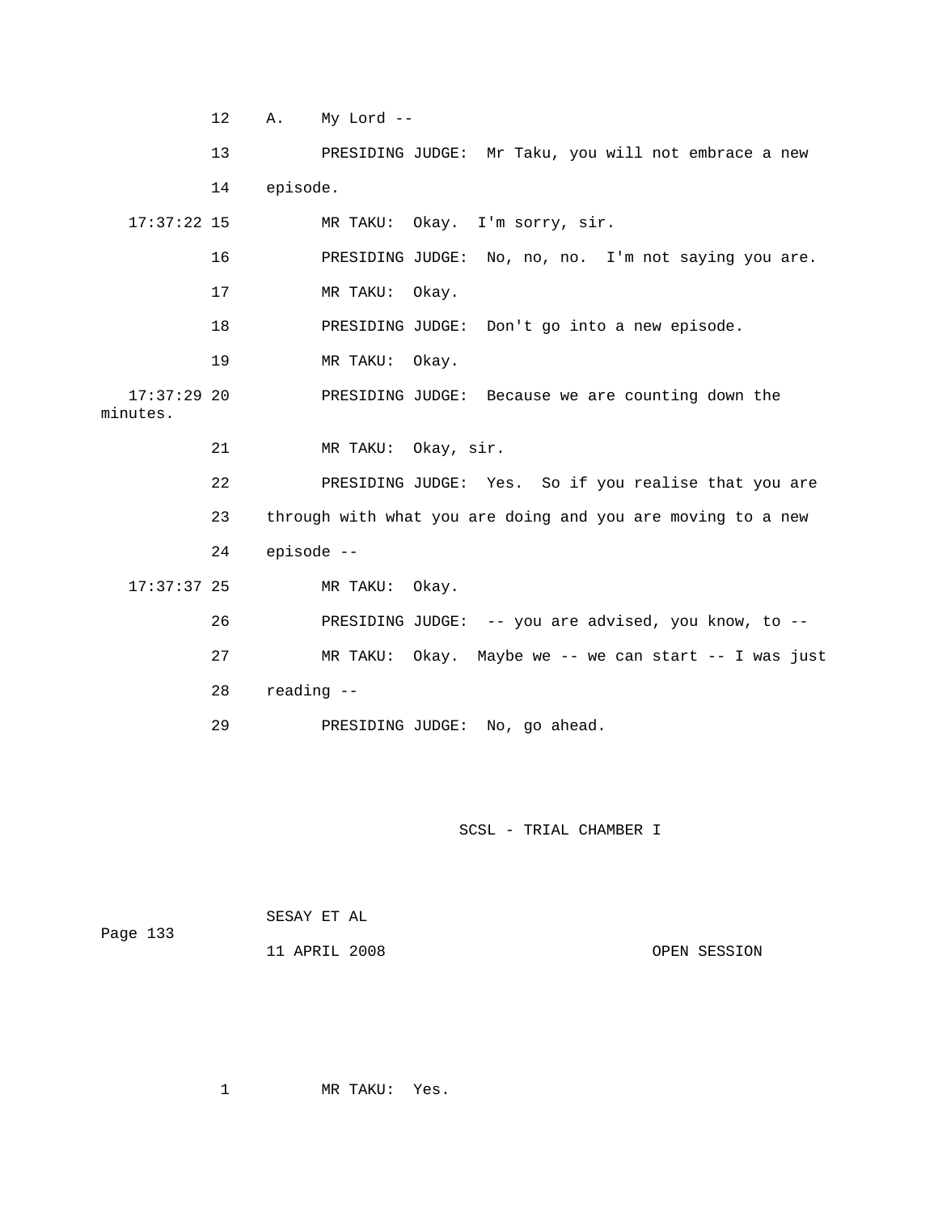12 A. My Lord --

13 PRESIDING JUDGE: Mr Taku, you will not embrace a new

14 episode.

17:37:22 15 MR TAKU: Okay. I'm sorry, sir.

16 PRESIDING JUDGE: No, no, no. I'm not saying you are.

17 MR TAKU: Okay.

18 PRESIDING JUDGE: Don't go into a new episode.

19 MR TAKU: Okay.

17:37:29 20 PRESIDING JUDGE: Because we are counting down the minutes.

21 MR TAKU: Okay, sir.

22 PRESIDING JUDGE: Yes. So if you realise that you are

23 through with what you are doing and you are moving to a new

24 episode --

17:37:37 25 MR TAKU: Okay.

26 PRESIDING JUDGE: -- you are advised, you know, to --

27 MR TAKU: Okay. Maybe we -- we can start -- I was just

28 reading --

29 PRESIDING JUDGE: No, go ahead.

1 MR TAKU: Yes.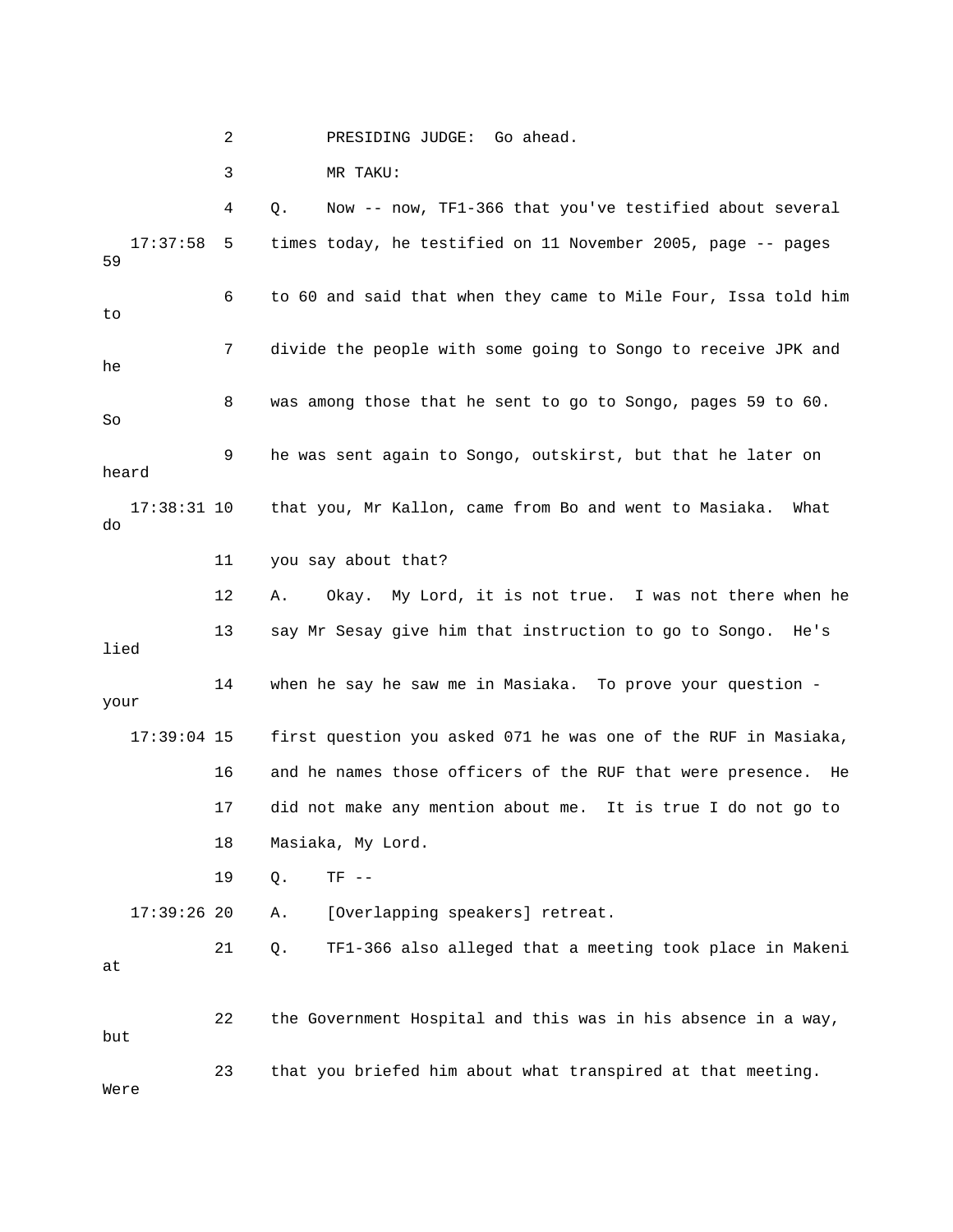2 PRESIDING JUDGE: Go ahead.

3 MR TAKU:

4 Q. Now -- now, TF1-366 that you've testified about several

17:37:58 5 times today, he testified on 11 November 2005, page -- pages 59

6 to 60 and said that when they came to Mile Four, Issa told him to

7 divide the people with some going to Songo to receive JPK and he

8 was among those that he sent to go to Songo, pages 59 to 60. So

9 he was sent again to Songo, outskirst, but that he later on heard

17:38:31 10 that you, Mr Kallon, came from Bo and went to Masiaka. What do

11 you say about that?

12 A. Okay. My Lord, it is not true. I was not there when he

13 say Mr Sesay give him that instruction to go to Songo. He's lied

14 when he say he saw me in Masiaka. To prove your question - your

17:39:04 15 first question you asked 071 he was one of the RUF in Masiaka,

16 and he names those officers of the RUF that were presence. He

17 did not make any mention about me. It is true I do not go to

18 Masiaka, My Lord.

19 Q. TF --

17:39:26 20 A. [Overlapping speakers] retreat.

21 Q. TF1-366 also alleged that a meeting took place in Makeni at

22 the Government Hospital and this was in his absence in a way, but

23 that you briefed him about what transpired at that meeting. Were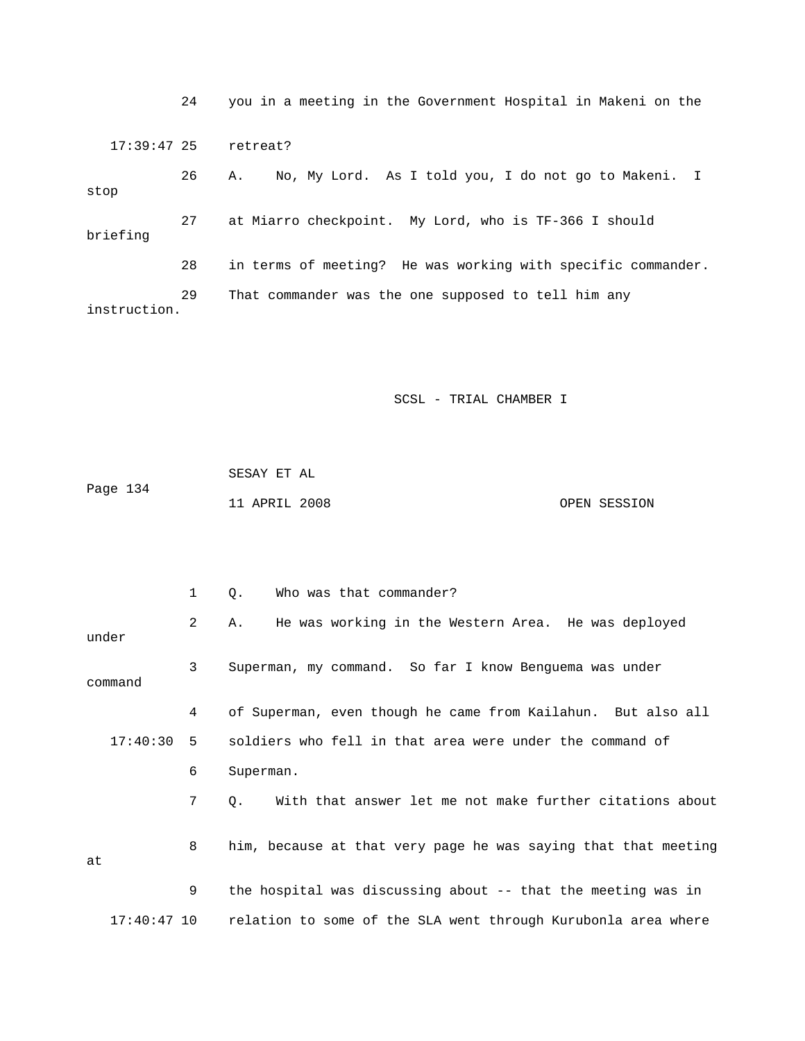24 you in a meeting in the Government Hospital in Makeni on the

17:39:47 25 retreat?

26 A. No, My Lord. As I told you, I do not go to Makeni. I stop

27 at Miarro checkpoint. My Lord, who is TF-366 I should briefing

28 in terms of meeting? He was working with specific commander.

29 That commander was the one supposed to tell him any instruction.

1 Q. Who was that commander?

2 A. He was working in the Western Area. He was deployed under

3 Superman, my command. So far I know Benguema was under command

4 of Superman, even though he came from Kailahun. But also all

17:40:30 5 soldiers who fell in that area were under the command of

6 Superman.

7 Q. With that answer let me not make further citations about

8 him, because at that very page he was saying that that meeting at

9 the hospital was discussing about -- that the meeting was in

17:40:47 10 relation to some of the SLA went through Kurubonla area where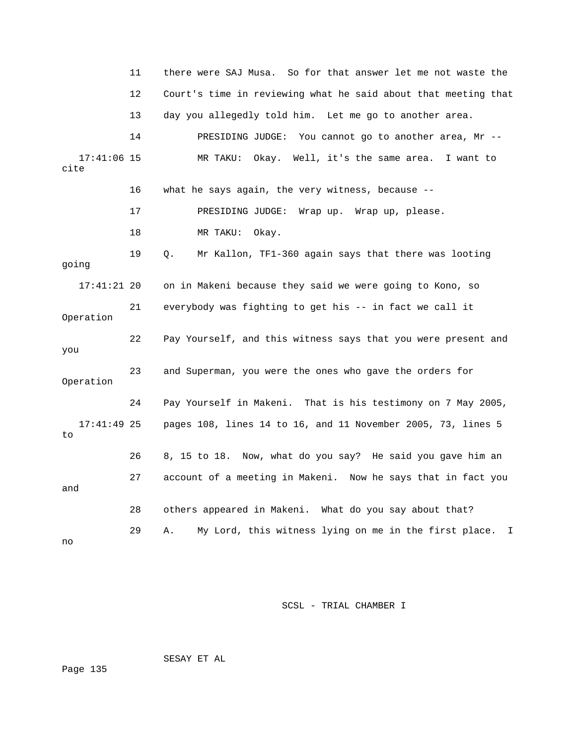11 there were SAJ Musa. So for that answer let me not waste the

12 Court's time in reviewing what he said about that meeting that

13 day you allegedly told him. Let me go to another area.

14 PRESIDING JUDGE: You cannot go to another area, Mr --

17:41:06 15 MR TAKU: Okay. Well, it's the same area. I want to cite

16 what he says again, the very witness, because --

17 PRESIDING JUDGE: Wrap up. Wrap up, please.

18 MR TAKU: Okay.

19 Q. Mr Kallon, TF1-360 again says that there was looting going

17:41:21 20 on in Makeni because they said we were going to Kono, so

21 everybody was fighting to get his -- in fact we call it Operation

22 Pay Yourself, and this witness says that you were present and you

23 and Superman, you were the ones who gave the orders for Operation

24 Pay Yourself in Makeni. That is his testimony on 7 May 2005,

17:41:49 25 pages 108, lines 14 to 16, and 11 November 2005, 73, lines 5 to

26 8, 15 to 18. Now, what do you say? He said you gave him an

27 account of a meeting in Makeni. Now he says that in fact you and

28 others appeared in Makeni. What do you say about that?

29 A. My Lord, this witness lying on me in the first place. I no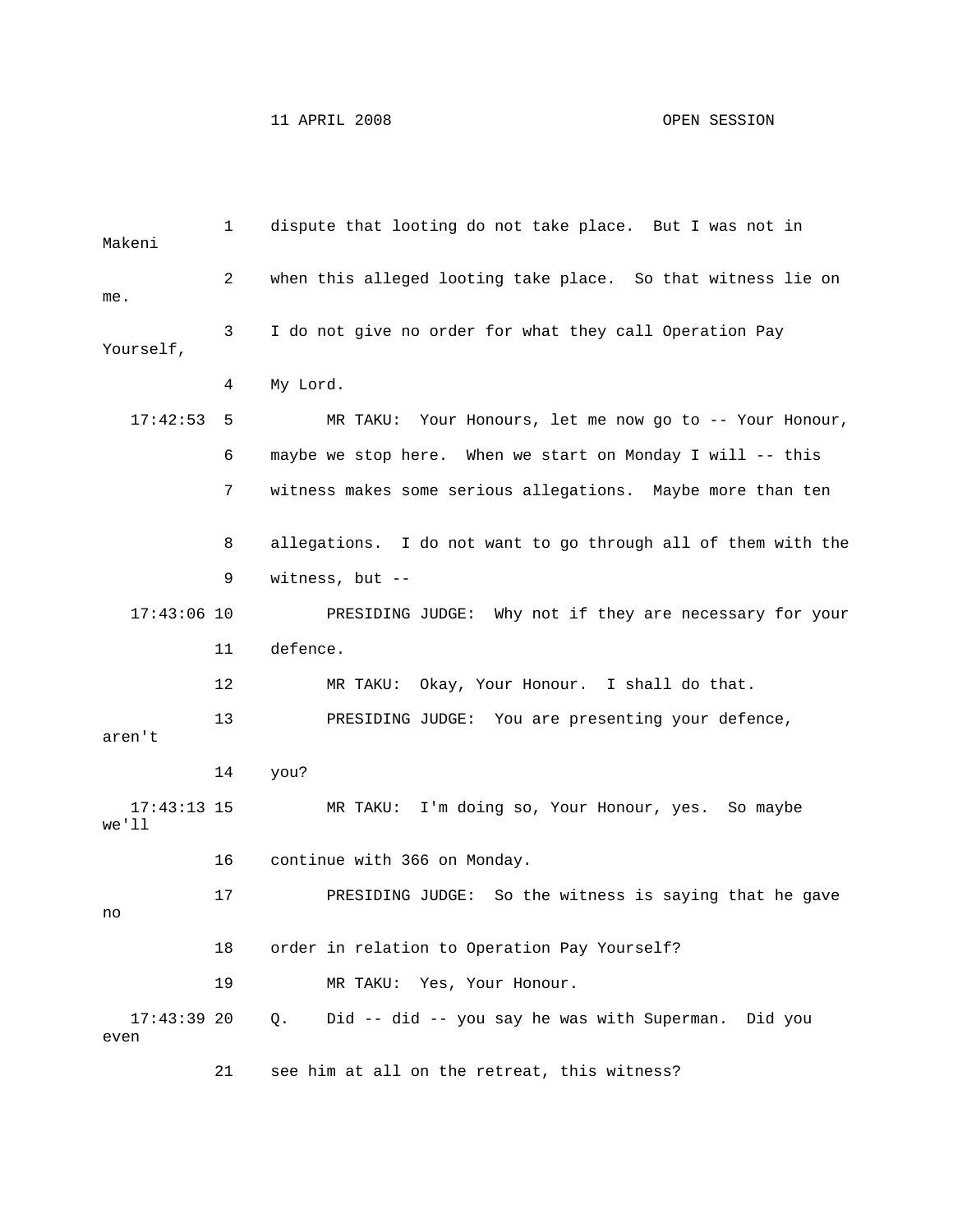1 dispute that looting do not take place. But I was not in Makeni

2 when this alleged looting take place. So that witness lie on me.

3 I do not give no order for what they call Operation Pay Yourself,

4 My Lord.

17:42:53 5 MR TAKU: Your Honours, let me now go to -- Your Honour,

6 maybe we stop here. When we start on Monday I will -- this

7 witness makes some serious allegations. Maybe more than ten

8 allegations. I do not want to go through all of them with the

9 witness, but --

17:43:06 10 PRESIDING JUDGE: Why not if they are necessary for your

11 defence.

12 MR TAKU: Okay, Your Honour. I shall do that.

13 PRESIDING JUDGE: You are presenting your defence, aren't

14 you?

17:43:13 15 MR TAKU: I'm doing so, Your Honour, yes. So maybe we'll

16 continue with 366 on Monday.

17 PRESIDING JUDGE: So the witness is saying that he gave no

18 order in relation to Operation Pay Yourself?

19 MR TAKU: Yes, Your Honour.

17:43:39 20 Q. Did -- did -- you say he was with Superman. Did you even

21 see him at all on the retreat, this witness?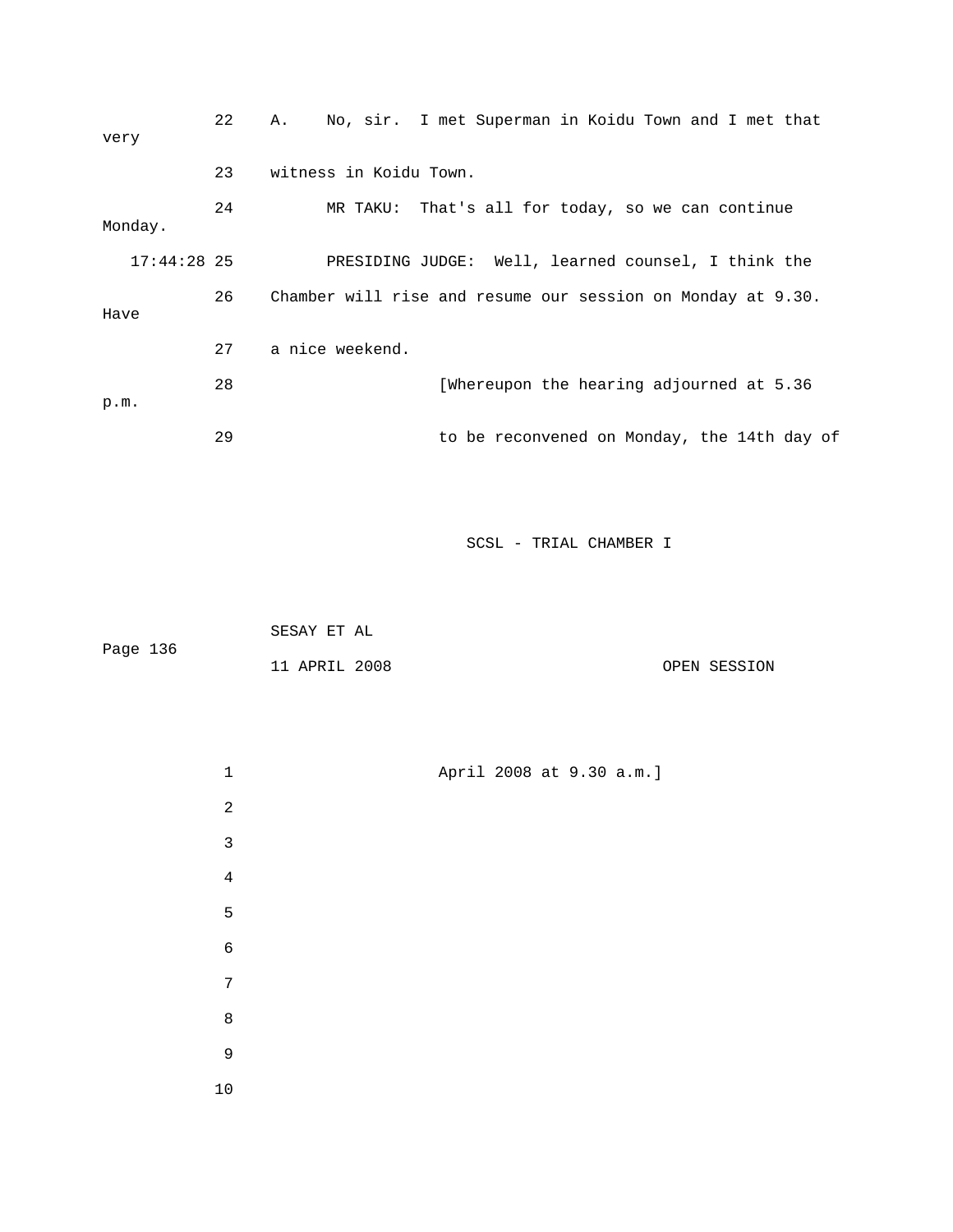22 A. No, sir. I met Superman in Koidu Town and I met that very

23 witness in Koidu Town.

24 MR TAKU: That's all for today, so we can continue Monday.

17:44:28 25 PRESIDING JUDGE: Well, learned counsel, I think the

26 Chamber will rise and resume our session on Monday at 9.30. Have

27 a nice weekend.

28 [Whereupon the hearing adjourned at 5.36 p.m.

29 to be reconvened on Monday, the 14th day of

1 April 2008 at 9.30 a.m.]

2

3

4

5

6

7

8

9

10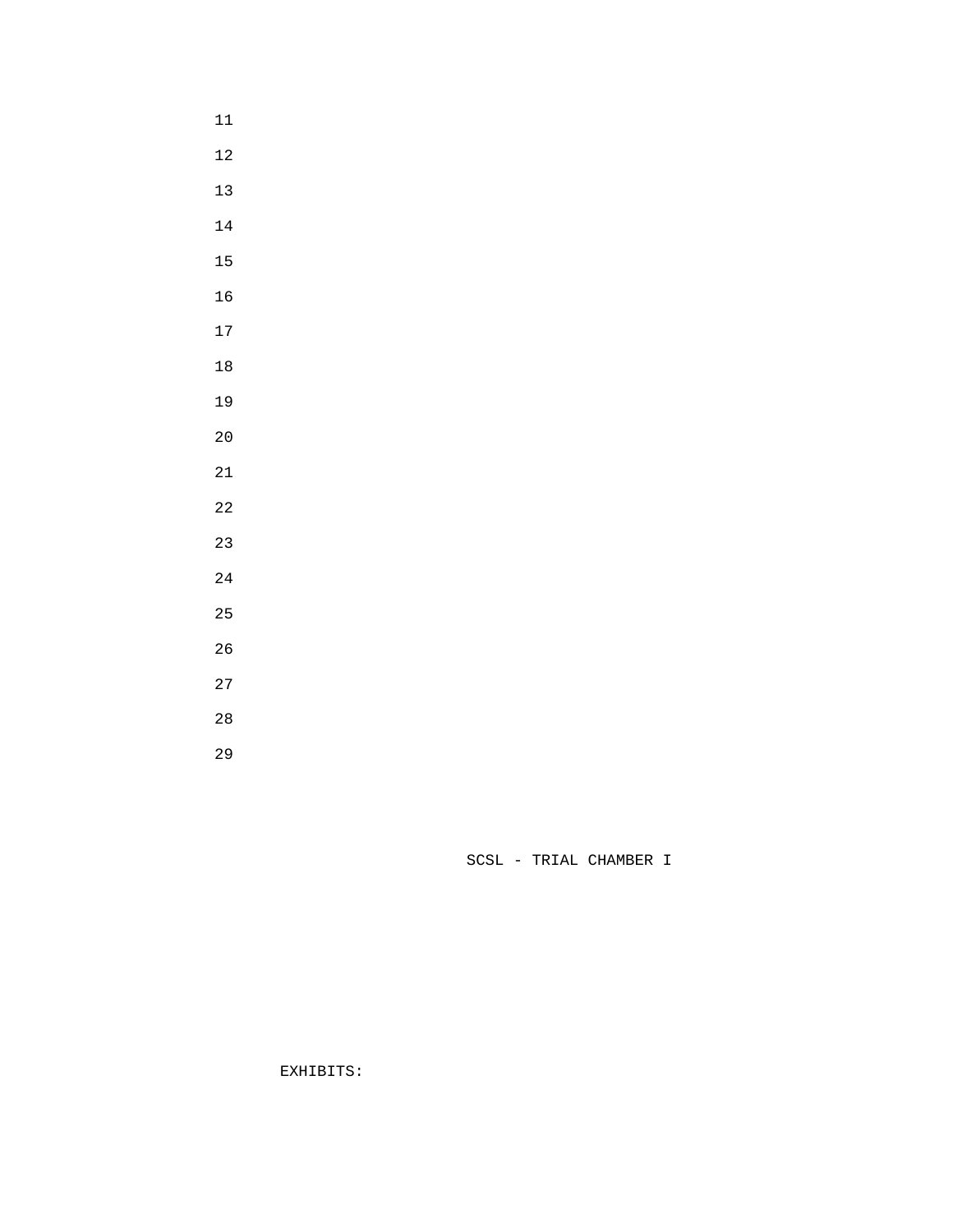EXHIBITS: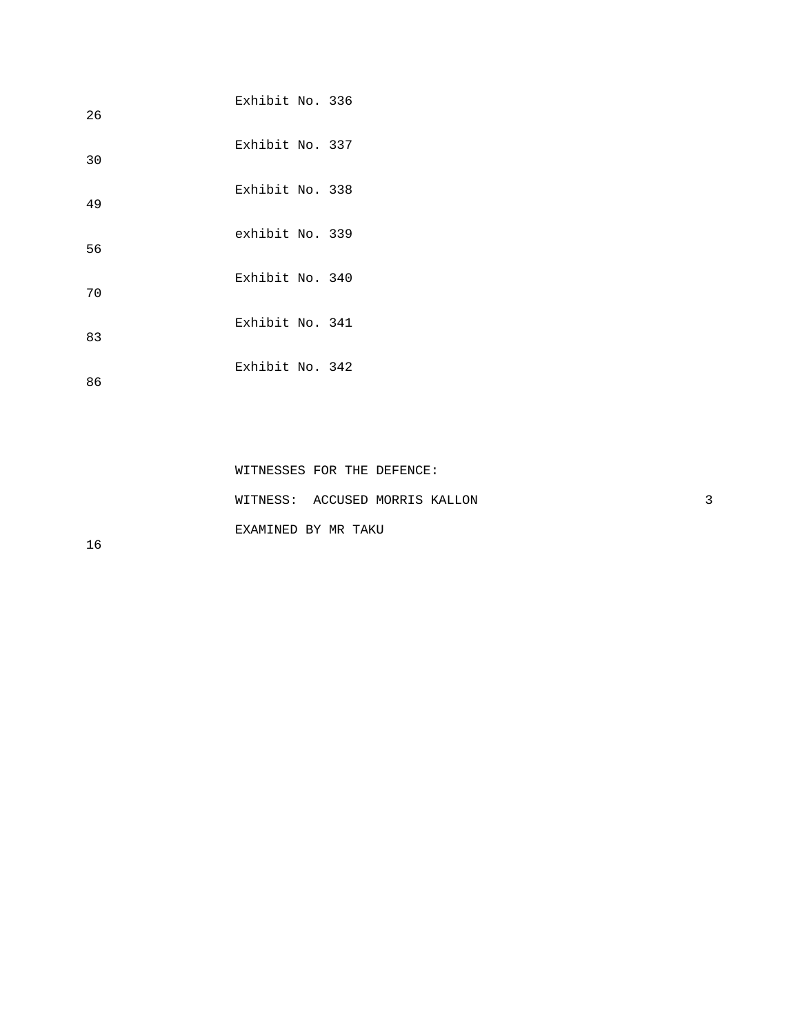Exhibit No. 336 26

Exhibit No. 337 30

Exhibit No. 338 49

exhibit No. 339 56

Exhibit No. 340 70

Exhibit No. 341 83

Exhibit No. 342 86

WITNESSES FOR THE DEFENCE:

WITNESS: ACCUSED MORRIS KALLON 3

EXAMINED BY MR TAKU 16